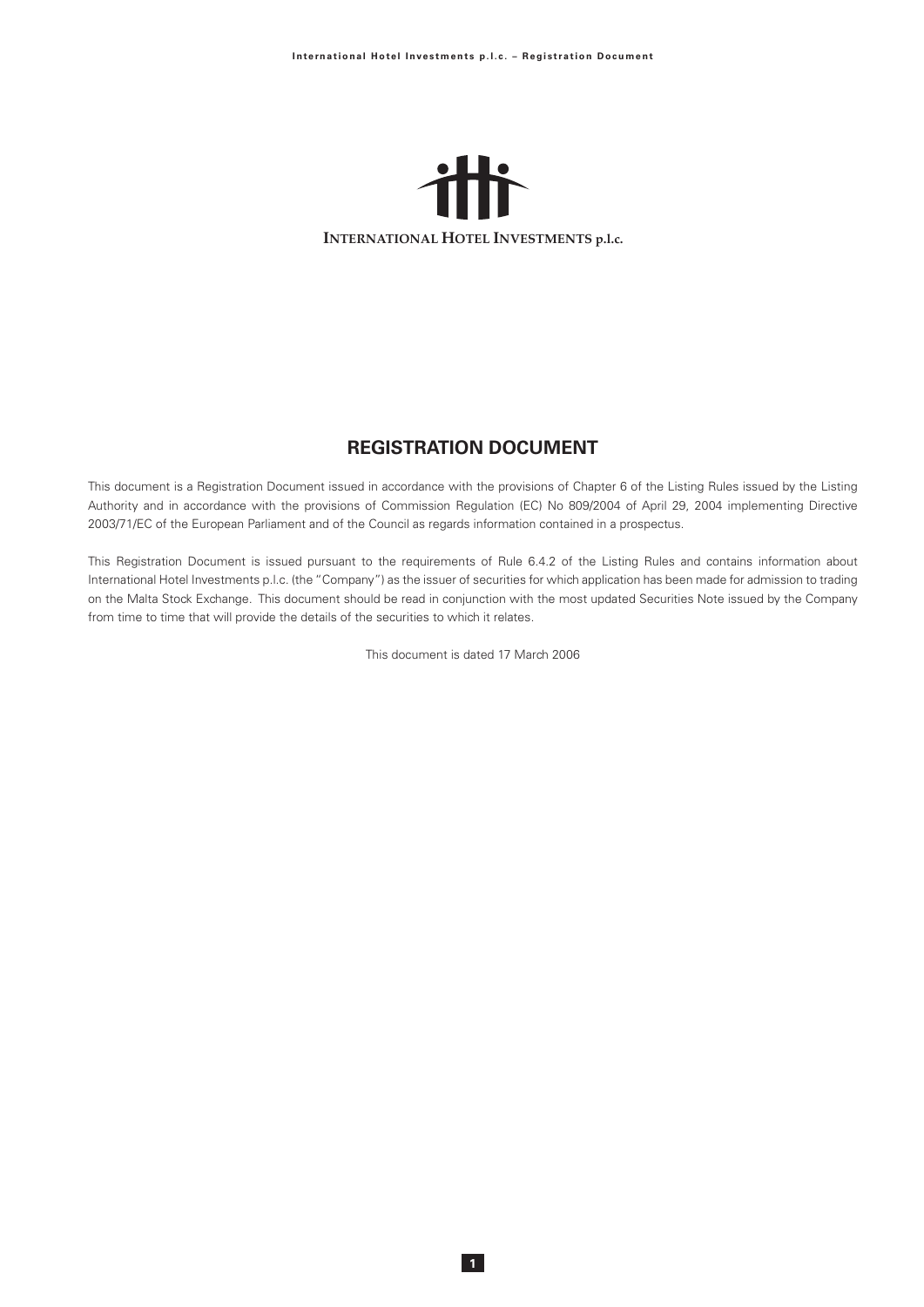**INTERNATIONAL HOTEL INVESTMENTS p.l.c.**

# REGISTRATION DOCUMENT

This document is a Registration Document issued in accordance with the provisions of Chapter 6 of the Listing Rules issued by the Listing Authority and in accordance with the provisions of Commission Regulation (EC) No 809/2004 of April 29, 2004 implementing Directive 2003/71/EC of the European Parliament and of the Council as regards information contained in a prospectus.

This Registration Document is issued pursuant to the requirements of Rule 6.4.2 of the Listing Rules and contains information about International Hotel Investments p.l.c. (the "Company") as the issuer of securities for which application has been made for admission to trading on the Malta Stock Exchange. This document should be read in conjunction with the most updated Securities Note issued by the Company from time to time that will provide the details of the securities to which it relates.

This document is dated 17 March 2006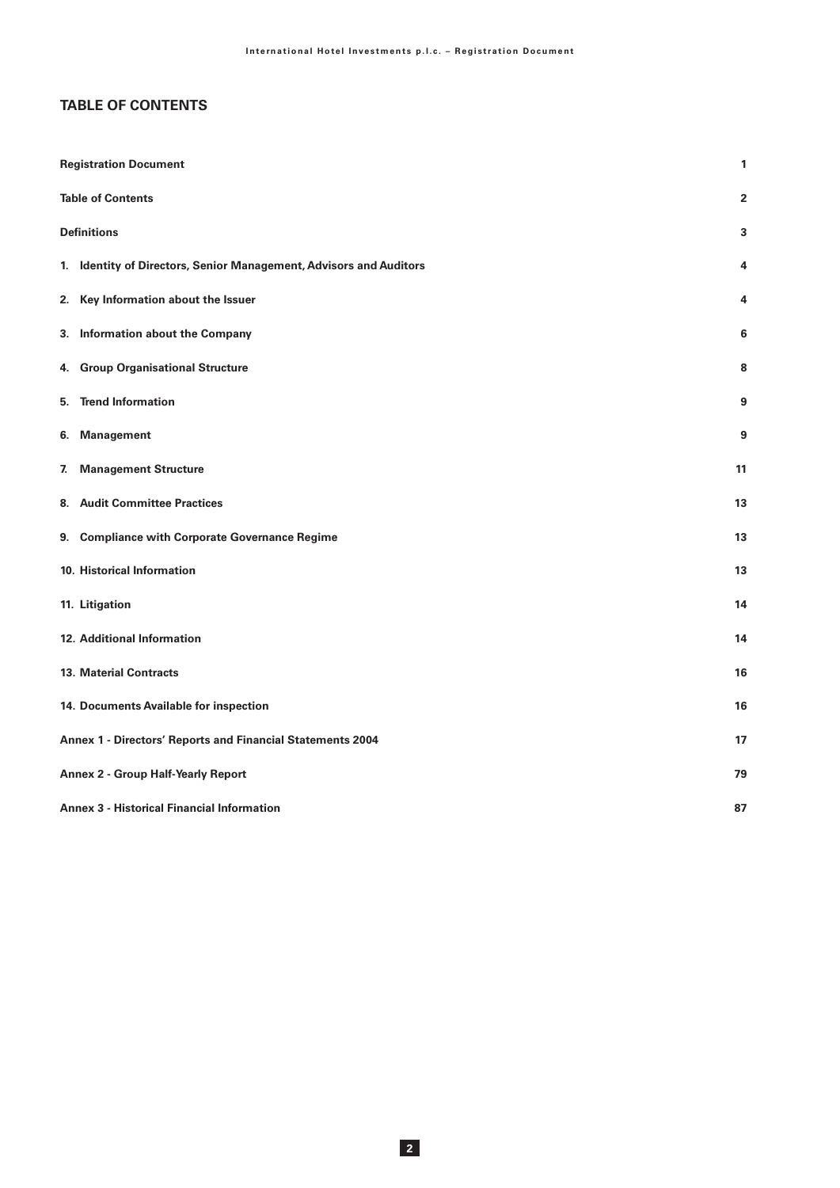## TABLE OF CONTENTS

| | |
|---|---|
| **Registration Document** | **1** |
| **Table of Contents** | **2** |
| **Definitions** | **3** |
| **1. Identity of Directors, Senior Management, Advisors and Auditors** | **4** |
| **2. Key Information about the Issuer** | **4** |
| **3. Information about the Company** | **6** |
| **4. Group Organisational Structure** | **8** |
| **5. Trend Information** | **9** |
| **6. Management** | **9** |
| **7. Management Structure** | **11** |
| **8. Audit Committee Practices** | **13** |
| **9. Compliance with Corporate Governance Regime** | **13** |
| **10. Historical Information** | **13** |
| **11. Litigation** | **14** |
| **12. Additional Information** | **14** |
| **13. Material Contracts** | **16** |
| **14. Documents Available for inspection** | **16** |
| **Annex 1 - Directors' Reports and Financial Statements 2004** | **17** |
| **Annex 2 - Group Half-Yearly Report** | **79** |
| **Annex 3 - Historical Financial Information** | **87** |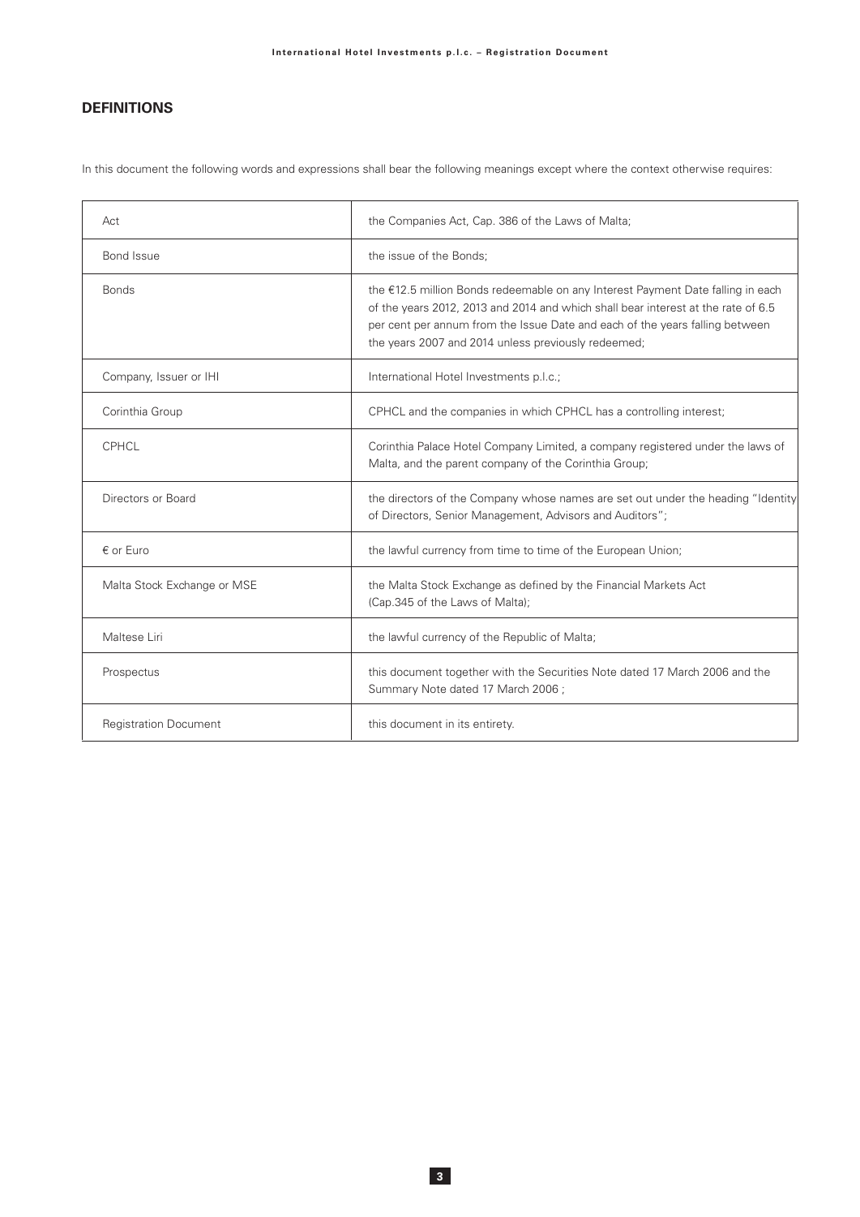## DEFINITIONS

In this document the following words and expressions shall bear the following meanings except where the context otherwise requires:

| | |
|---|---|
| Act | the Companies Act, Cap. 386 of the Laws of Malta; |
| Bond Issue | the issue of the Bonds; |
| Bonds | the €12.5 million Bonds redeemable on any Interest Payment Date falling in each of the years 2012, 2013 and 2014 and which shall bear interest at the rate of 6.5 per cent per annum from the Issue Date and each of the years falling between the years 2007 and 2014 unless previously redeemed; |
| Company, Issuer or IHI | International Hotel Investments p.l.c.; |
| Corinthia Group | CPHCL and the companies in which CPHCL has a controlling interest; |
| CPHCL | Corinthia Palace Hotel Company Limited, a company registered under the laws of Malta, and the parent company of the Corinthia Group; |
| Directors or Board | the directors of the Company whose names are set out under the heading "Identity of Directors, Senior Management, Advisors and Auditors"; |
| € or Euro | the lawful currency from time to time of the European Union; |
| Malta Stock Exchange or MSE | the Malta Stock Exchange as defined by the Financial Markets Act (Cap.345 of the Laws of Malta); |
| Maltese Liri | the lawful currency of the Republic of Malta; |
| Prospectus | this document together with the Securities Note dated 17 March 2006 and the Summary Note dated 17 March 2006 ; |
| Registration Document | this document in its entirety. |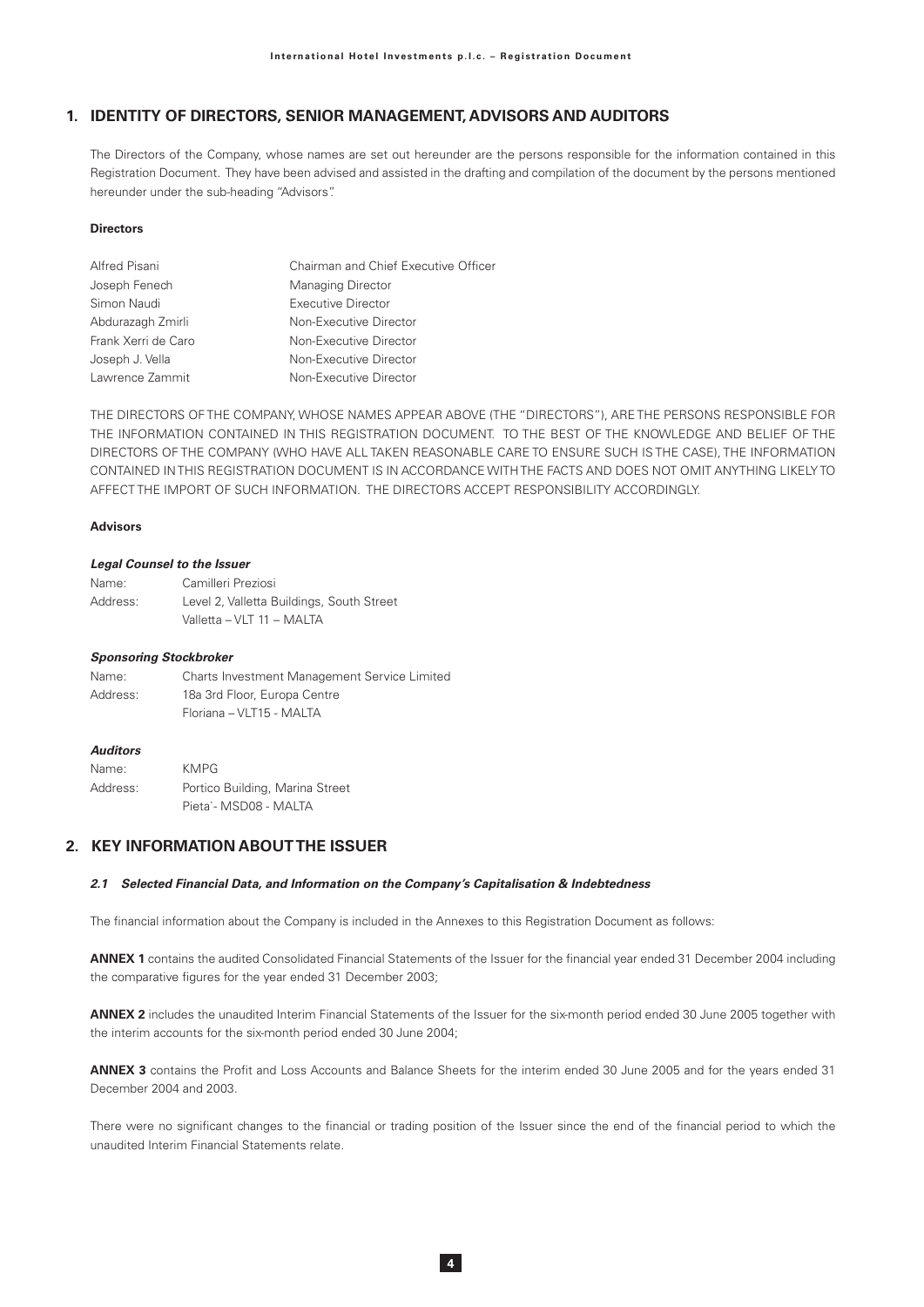## 1. IDENTITY OF DIRECTORS, SENIOR MANAGEMENT, ADVISORS AND AUDITORS

The Directors of the Company, whose names are set out hereunder are the persons responsible for the information contained in this Registration Document. They have been advised and assisted in the drafting and compilation of the document by the persons mentioned hereunder under the sub-heading "Advisors".

**Directors**

| | |
|---|---|
| Alfred Pisani | Chairman and Chief Executive Officer |
| Joseph Fenech | Managing Director |
| Simon Naudi | Executive Director |
| Abdurazagh Zmirli | Non-Executive Director |
| Frank Xerri de Caro | Non-Executive Director |
| Joseph J. Vella | Non-Executive Director |
| Lawrence Zammit | Non-Executive Director |

THE DIRECTORS OF THE COMPANY, WHOSE NAMES APPEAR ABOVE (THE "DIRECTORS"), ARE THE PERSONS RESPONSIBLE FOR THE INFORMATION CONTAINED IN THIS REGISTRATION DOCUMENT. TO THE BEST OF THE KNOWLEDGE AND BELIEF OF THE DIRECTORS OF THE COMPANY (WHO HAVE ALL TAKEN REASONABLE CARE TO ENSURE SUCH IS THE CASE), THE INFORMATION CONTAINED IN THIS REGISTRATION DOCUMENT IS IN ACCORDANCE WITH THE FACTS AND DOES NOT OMIT ANYTHING LIKELY TO AFFECT THE IMPORT OF SUCH INFORMATION. THE DIRECTORS ACCEPT RESPONSIBILITY ACCORDINGLY.

**Advisors**

***Legal Counsel to the Issuer***

Name: Camilleri Preziosi
Address: Level 2, Valletta Buildings, South Street
Valletta – VLT 11 – MALTA

***Sponsoring Stockbroker***

Name: Charts Investment Management Service Limited
Address: 18a 3rd Floor, Europa Centre
Floriana – VLT15 - MALTA

***Auditors***

Name: KMPG
Address: Portico Building, Marina Street
Pieta`- MSD08 - MALTA

## 2. KEY INFORMATION ABOUT THE ISSUER

#### *2.1 Selected Financial Data, and Information on the Company's Capitalisation & Indebtedness*

The financial information about the Company is included in the Annexes to this Registration Document as follows:

**ANNEX 1** contains the audited Consolidated Financial Statements of the Issuer for the financial year ended 31 December 2004 including the comparative figures for the year ended 31 December 2003;

**ANNEX 2** includes the unaudited Interim Financial Statements of the Issuer for the six-month period ended 30 June 2005 together with the interim accounts for the six-month period ended 30 June 2004;

**ANNEX 3** contains the Profit and Loss Accounts and Balance Sheets for the interim ended 30 June 2005 and for the years ended 31 December 2004 and 2003.

There were no significant changes to the financial or trading position of the Issuer since the end of the financial period to which the unaudited Interim Financial Statements relate.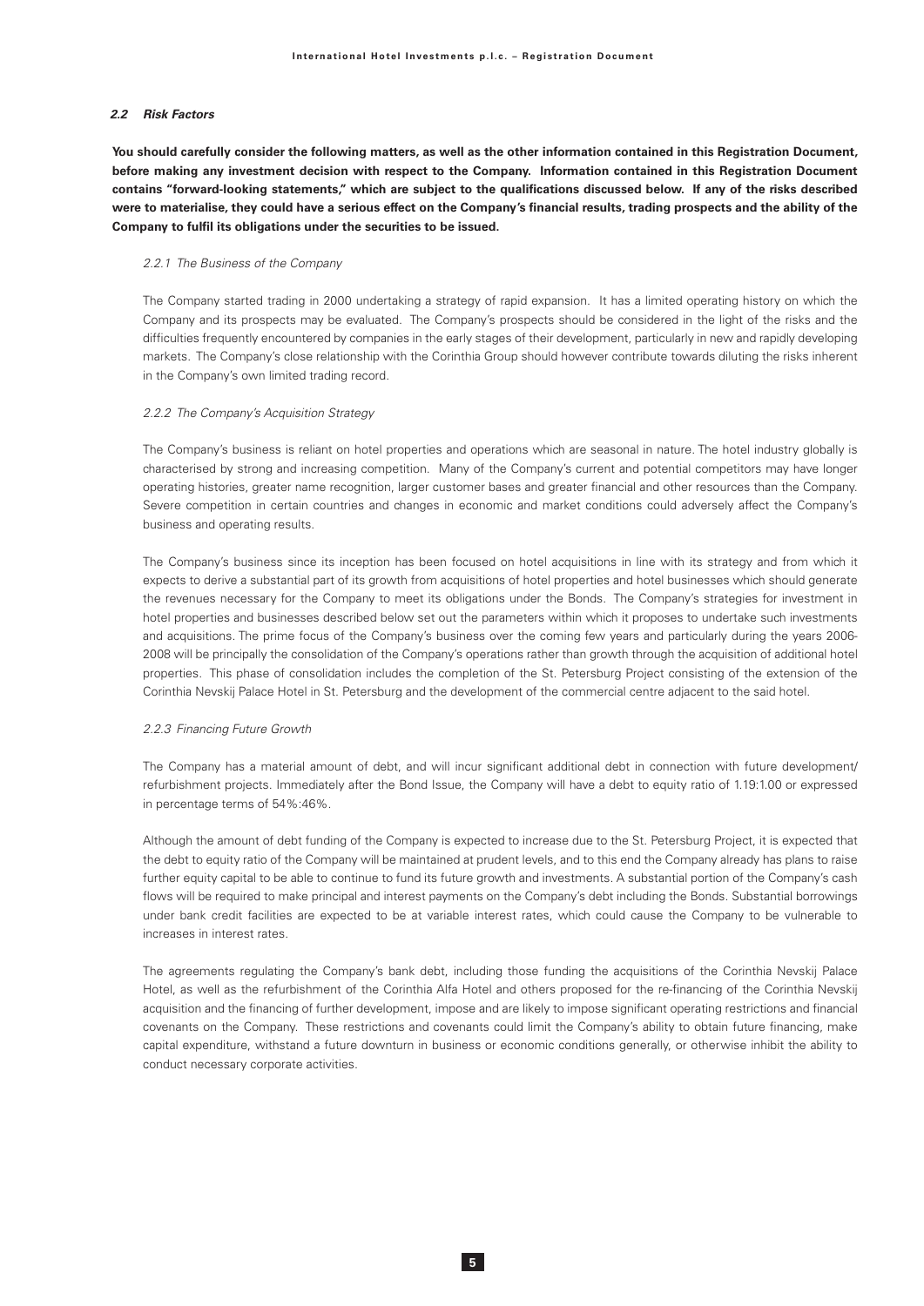### *2.2 Risk Factors*

**You should carefully consider the following matters, as well as the other information contained in this Registration Document, before making any investment decision with respect to the Company. Information contained in this Registration Document contains "forward-looking statements," which are subject to the qualifications discussed below. If any of the risks described were to materialise, they could have a serious effect on the Company's financial results, trading prospects and the ability of the Company to fulfil its obligations under the securities to be issued.**

#### *2.2.1 The Business of the Company*

The Company started trading in 2000 undertaking a strategy of rapid expansion. It has a limited operating history on which the Company and its prospects may be evaluated. The Company's prospects should be considered in the light of the risks and the difficulties frequently encountered by companies in the early stages of their development, particularly in new and rapidly developing markets. The Company's close relationship with the Corinthia Group should however contribute towards diluting the risks inherent in the Company's own limited trading record.

#### *2.2.2 The Company's Acquisition Strategy*

The Company's business is reliant on hotel properties and operations which are seasonal in nature. The hotel industry globally is characterised by strong and increasing competition. Many of the Company's current and potential competitors may have longer operating histories, greater name recognition, larger customer bases and greater financial and other resources than the Company. Severe competition in certain countries and changes in economic and market conditions could adversely affect the Company's business and operating results.

The Company's business since its inception has been focused on hotel acquisitions in line with its strategy and from which it expects to derive a substantial part of its growth from acquisitions of hotel properties and hotel businesses which should generate the revenues necessary for the Company to meet its obligations under the Bonds. The Company's strategies for investment in hotel properties and businesses described below set out the parameters within which it proposes to undertake such investments and acquisitions. The prime focus of the Company's business over the coming few years and particularly during the years 2006-2008 will be principally the consolidation of the Company's operations rather than growth through the acquisition of additional hotel properties. This phase of consolidation includes the completion of the St. Petersburg Project consisting of the extension of the Corinthia Nevskij Palace Hotel in St. Petersburg and the development of the commercial centre adjacent to the said hotel.

#### *2.2.3 Financing Future Growth*

The Company has a material amount of debt, and will incur significant additional debt in connection with future development/ refurbishment projects. Immediately after the Bond Issue, the Company will have a debt to equity ratio of 1.19:1.00 or expressed in percentage terms of 54%:46%.

Although the amount of debt funding of the Company is expected to increase due to the St. Petersburg Project, it is expected that the debt to equity ratio of the Company will be maintained at prudent levels, and to this end the Company already has plans to raise further equity capital to be able to continue to fund its future growth and investments. A substantial portion of the Company's cash flows will be required to make principal and interest payments on the Company's debt including the Bonds. Substantial borrowings under bank credit facilities are expected to be at variable interest rates, which could cause the Company to be vulnerable to increases in interest rates.

The agreements regulating the Company's bank debt, including those funding the acquisitions of the Corinthia Nevskij Palace Hotel, as well as the refurbishment of the Corinthia Alfa Hotel and others proposed for the re-financing of the Corinthia Nevskij acquisition and the financing of further development, impose and are likely to impose significant operating restrictions and financial covenants on the Company. These restrictions and covenants could limit the Company's ability to obtain future financing, make capital expenditure, withstand a future downturn in business or economic conditions generally, or otherwise inhibit the ability to conduct necessary corporate activities.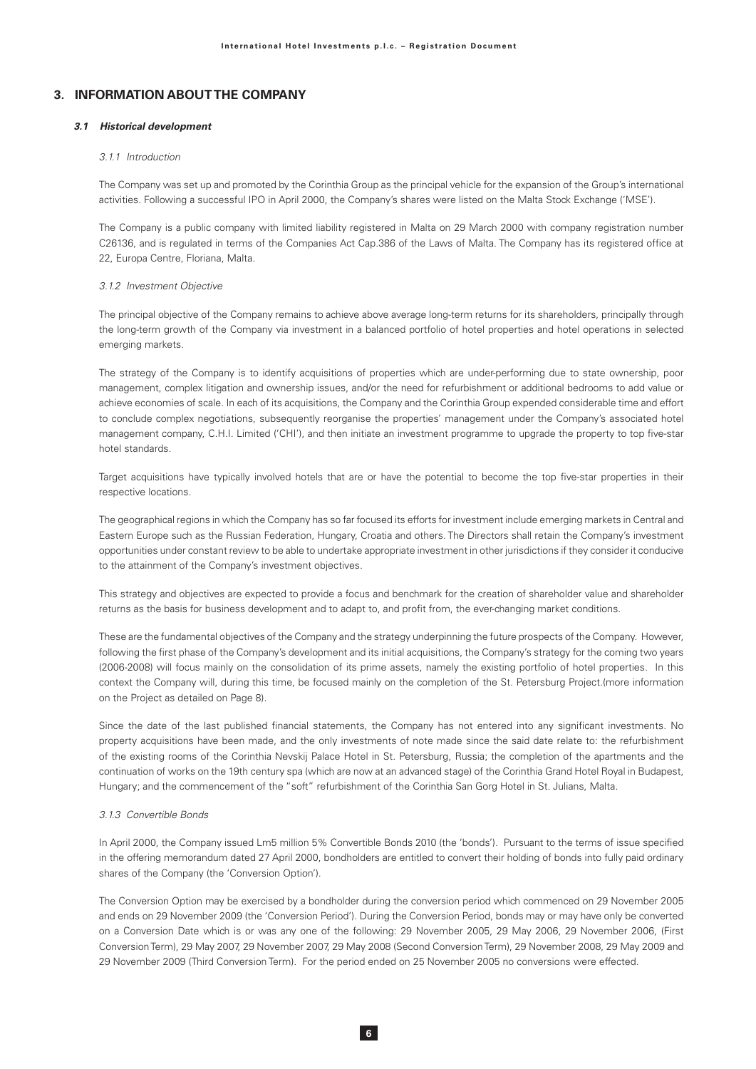## 3. INFORMATION ABOUT THE COMPANY

### *3.1 Historical development*

*3.1.1 Introduction*

The Company was set up and promoted by the Corinthia Group as the principal vehicle for the expansion of the Group's international activities. Following a successful IPO in April 2000, the Company's shares were listed on the Malta Stock Exchange ('MSE').

The Company is a public company with limited liability registered in Malta on 29 March 2000 with company registration number C26136, and is regulated in terms of the Companies Act Cap.386 of the Laws of Malta. The Company has its registered office at 22, Europa Centre, Floriana, Malta.

*3.1.2 Investment Objective*

The principal objective of the Company remains to achieve above average long-term returns for its shareholders, principally through the long-term growth of the Company via investment in a balanced portfolio of hotel properties and hotel operations in selected emerging markets.

The strategy of the Company is to identify acquisitions of properties which are under-performing due to state ownership, poor management, complex litigation and ownership issues, and/or the need for refurbishment or additional bedrooms to add value or achieve economies of scale. In each of its acquisitions, the Company and the Corinthia Group expended considerable time and effort to conclude complex negotiations, subsequently reorganise the properties' management under the Company's associated hotel management company, C.H.I. Limited ('CHI'), and then initiate an investment programme to upgrade the property to top five-star hotel standards.

Target acquisitions have typically involved hotels that are or have the potential to become the top five-star properties in their respective locations.

The geographical regions in which the Company has so far focused its efforts for investment include emerging markets in Central and Eastern Europe such as the Russian Federation, Hungary, Croatia and others. The Directors shall retain the Company's investment opportunities under constant review to be able to undertake appropriate investment in other jurisdictions if they consider it conducive to the attainment of the Company's investment objectives.

This strategy and objectives are expected to provide a focus and benchmark for the creation of shareholder value and shareholder returns as the basis for business development and to adapt to, and profit from, the ever-changing market conditions.

These are the fundamental objectives of the Company and the strategy underpinning the future prospects of the Company. However, following the first phase of the Company's development and its initial acquisitions, the Company's strategy for the coming two years (2006-2008) will focus mainly on the consolidation of its prime assets, namely the existing portfolio of hotel properties. In this context the Company will, during this time, be focused mainly on the completion of the St. Petersburg Project.(more information on the Project as detailed on Page 8).

Since the date of the last published financial statements, the Company has not entered into any significant investments. No property acquisitions have been made, and the only investments of note made since the said date relate to: the refurbishment of the existing rooms of the Corinthia Nevskij Palace Hotel in St. Petersburg, Russia; the completion of the apartments and the continuation of works on the 19th century spa (which are now at an advanced stage) of the Corinthia Grand Hotel Royal in Budapest, Hungary; and the commencement of the "soft" refurbishment of the Corinthia San Gorg Hotel in St. Julians, Malta.

*3.1.3 Convertible Bonds*

In April 2000, the Company issued Lm5 million 5% Convertible Bonds 2010 (the 'bonds'). Pursuant to the terms of issue specified in the offering memorandum dated 27 April 2000, bondholders are entitled to convert their holding of bonds into fully paid ordinary shares of the Company (the 'Conversion Option').

The Conversion Option may be exercised by a bondholder during the conversion period which commenced on 29 November 2005 and ends on 29 November 2009 (the 'Conversion Period'). During the Conversion Period, bonds may or may have only be converted on a Conversion Date which is or was any one of the following: 29 November 2005, 29 May 2006, 29 November 2006, (First Conversion Term), 29 May 2007, 29 November 2007, 29 May 2008 (Second Conversion Term), 29 November 2008, 29 May 2009 and 29 November 2009 (Third Conversion Term). For the period ended on 25 November 2005 no conversions were effected.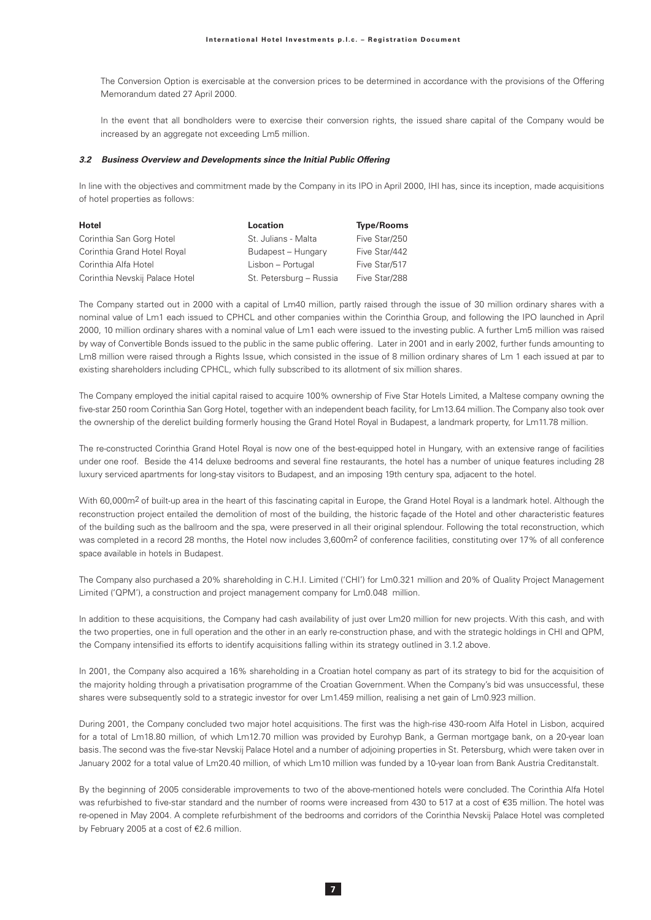The Conversion Option is exercisable at the conversion prices to be determined in accordance with the provisions of the Offering Memorandum dated 27 April 2000.

In the event that all bondholders were to exercise their conversion rights, the issued share capital of the Company would be increased by an aggregate not exceeding Lm5 million.

### *3.2 Business Overview and Developments since the Initial Public Offering*

In line with the objectives and commitment made by the Company in its IPO in April 2000, IHI has, since its inception, made acquisitions of hotel properties as follows:

| Hotel | Location | Type/Rooms |
|---|---|---|
| Corinthia San Gorg Hotel | St. Julians - Malta | Five Star/250 |
| Corinthia Grand Hotel Royal | Budapest – Hungary | Five Star/442 |
| Corinthia Alfa Hotel | Lisbon – Portugal | Five Star/517 |
| Corinthia Nevskij Palace Hotel | St. Petersburg – Russia | Five Star/288 |

The Company started out in 2000 with a capital of Lm40 million, partly raised through the issue of 30 million ordinary shares with a nominal value of Lm1 each issued to CPHCL and other companies within the Corinthia Group, and following the IPO launched in April 2000, 10 million ordinary shares with a nominal value of Lm1 each were issued to the investing public. A further Lm5 million was raised by way of Convertible Bonds issued to the public in the same public offering. Later in 2001 and in early 2002, further funds amounting to Lm8 million were raised through a Rights Issue, which consisted in the issue of 8 million ordinary shares of Lm 1 each issued at par to existing shareholders including CPHCL, which fully subscribed to its allotment of six million shares.

The Company employed the initial capital raised to acquire 100% ownership of Five Star Hotels Limited, a Maltese company owning the five-star 250 room Corinthia San Gorg Hotel, together with an independent beach facility, for Lm13.64 million. The Company also took over the ownership of the derelict building formerly housing the Grand Hotel Royal in Budapest, a landmark property, for Lm11.78 million.

The re-constructed Corinthia Grand Hotel Royal is now one of the best-equipped hotel in Hungary, with an extensive range of facilities under one roof. Beside the 414 deluxe bedrooms and several fine restaurants, the hotel has a number of unique features including 28 luxury serviced apartments for long-stay visitors to Budapest, and an imposing 19th century spa, adjacent to the hotel.

With 60,000m$^2$ of built-up area in the heart of this fascinating capital in Europe, the Grand Hotel Royal is a landmark hotel. Although the reconstruction project entailed the demolition of most of the building, the historic façade of the Hotel and other characteristic features of the building such as the ballroom and the spa, were preserved in all their original splendour. Following the total reconstruction, which was completed in a record 28 months, the Hotel now includes 3,600m$^2$ of conference facilities, constituting over 17% of all conference space available in hotels in Budapest.

The Company also purchased a 20% shareholding in C.H.I. Limited ('CHI') for Lm0.321 million and 20% of Quality Project Management Limited ('QPM'), a construction and project management company for Lm0.048 million.

In addition to these acquisitions, the Company had cash availability of just over Lm20 million for new projects. With this cash, and with the two properties, one in full operation and the other in an early re-construction phase, and with the strategic holdings in CHI and QPM, the Company intensified its efforts to identify acquisitions falling within its strategy outlined in 3.1.2 above.

In 2001, the Company also acquired a 16% shareholding in a Croatian hotel company as part of its strategy to bid for the acquisition of the majority holding through a privatisation programme of the Croatian Government. When the Company's bid was unsuccessful, these shares were subsequently sold to a strategic investor for over Lm1.459 million, realising a net gain of Lm0.923 million.

During 2001, the Company concluded two major hotel acquisitions. The first was the high-rise 430-room Alfa Hotel in Lisbon, acquired for a total of Lm18.80 million, of which Lm12.70 million was provided by Eurohyp Bank, a German mortgage bank, on a 20-year loan basis. The second was the five-star Nevskij Palace Hotel and a number of adjoining properties in St. Petersburg, which were taken over in January 2002 for a total value of Lm20.40 million, of which Lm10 million was funded by a 10-year loan from Bank Austria Creditanstalt.

By the beginning of 2005 considerable improvements to two of the above-mentioned hotels were concluded. The Corinthia Alfa Hotel was refurbished to five-star standard and the number of rooms were increased from 430 to 517 at a cost of €35 million. The hotel was re-opened in May 2004. A complete refurbishment of the bedrooms and corridors of the Corinthia Nevskij Palace Hotel was completed by February 2005 at a cost of €2.6 million.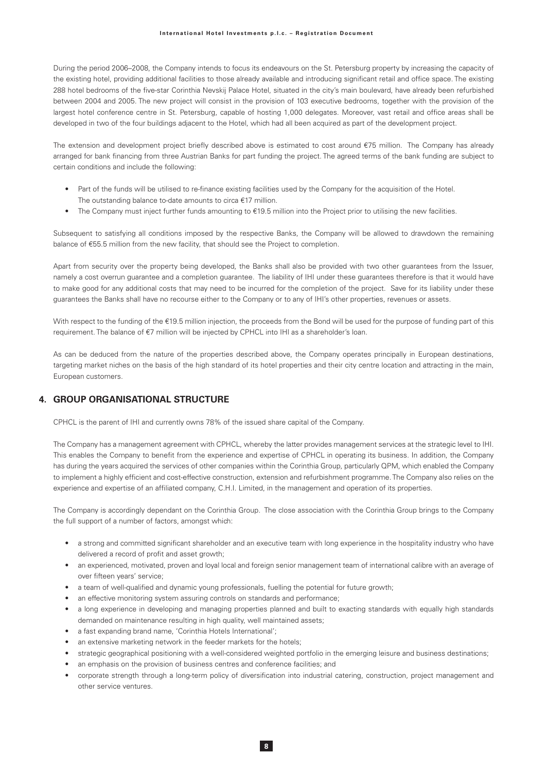During the period 2006–2008, the Company intends to focus its endeavours on the St. Petersburg property by increasing the capacity of the existing hotel, providing additional facilities to those already available and introducing significant retail and office space. The existing 288 hotel bedrooms of the five-star Corinthia Nevskij Palace Hotel, situated in the city's main boulevard, have already been refurbished between 2004 and 2005. The new project will consist in the provision of 103 executive bedrooms, together with the provision of the largest hotel conference centre in St. Petersburg, capable of hosting 1,000 delegates. Moreover, vast retail and office areas shall be developed in two of the four buildings adjacent to the Hotel, which had all been acquired as part of the development project.

The extension and development project briefly described above is estimated to cost around €75 million. The Company has already arranged for bank financing from three Austrian Banks for part funding the project. The agreed terms of the bank funding are subject to certain conditions and include the following:

- Part of the funds will be utilised to re-finance existing facilities used by the Company for the acquisition of the Hotel. The outstanding balance to-date amounts to circa €17 million.
- The Company must inject further funds amounting to €19.5 million into the Project prior to utilising the new facilities.

Subsequent to satisfying all conditions imposed by the respective Banks, the Company will be allowed to drawdown the remaining balance of €55.5 million from the new facility, that should see the Project to completion.

Apart from security over the property being developed, the Banks shall also be provided with two other guarantees from the Issuer, namely a cost overrun guarantee and a completion guarantee. The liability of IHI under these guarantees therefore is that it would have to make good for any additional costs that may need to be incurred for the completion of the project. Save for its liability under these guarantees the Banks shall have no recourse either to the Company or to any of IHI's other properties, revenues or assets.

With respect to the funding of the €19.5 million injection, the proceeds from the Bond will be used for the purpose of funding part of this requirement. The balance of €7 million will be injected by CPHCL into IHI as a shareholder's loan.

As can be deduced from the nature of the properties described above, the Company operates principally in European destinations, targeting market niches on the basis of the high standard of its hotel properties and their city centre location and attracting in the main, European customers.

## 4. GROUP ORGANISATIONAL STRUCTURE

CPHCL is the parent of IHI and currently owns 78% of the issued share capital of the Company.

The Company has a management agreement with CPHCL, whereby the latter provides management services at the strategic level to IHI. This enables the Company to benefit from the experience and expertise of CPHCL in operating its business. In addition, the Company has during the years acquired the services of other companies within the Corinthia Group, particularly QPM, which enabled the Company to implement a highly efficient and cost-effective construction, extension and refurbishment programme. The Company also relies on the experience and expertise of an affiliated company, C.H.I. Limited, in the management and operation of its properties.

The Company is accordingly dependant on the Corinthia Group. The close association with the Corinthia Group brings to the Company the full support of a number of factors, amongst which:

- a strong and committed significant shareholder and an executive team with long experience in the hospitality industry who have delivered a record of profit and asset growth;
- an experienced, motivated, proven and loyal local and foreign senior management team of international calibre with an average of over fifteen years' service;
- a team of well-qualified and dynamic young professionals, fuelling the potential for future growth;
- an effective monitoring system assuring controls on standards and performance;
- a long experience in developing and managing properties planned and built to exacting standards with equally high standards demanded on maintenance resulting in high quality, well maintained assets;
- a fast expanding brand name, 'Corinthia Hotels International';
- an extensive marketing network in the feeder markets for the hotels;
- strategic geographical positioning with a well-considered weighted portfolio in the emerging leisure and business destinations;
- an emphasis on the provision of business centres and conference facilities; and
- corporate strength through a long-term policy of diversification into industrial catering, construction, project management and other service ventures.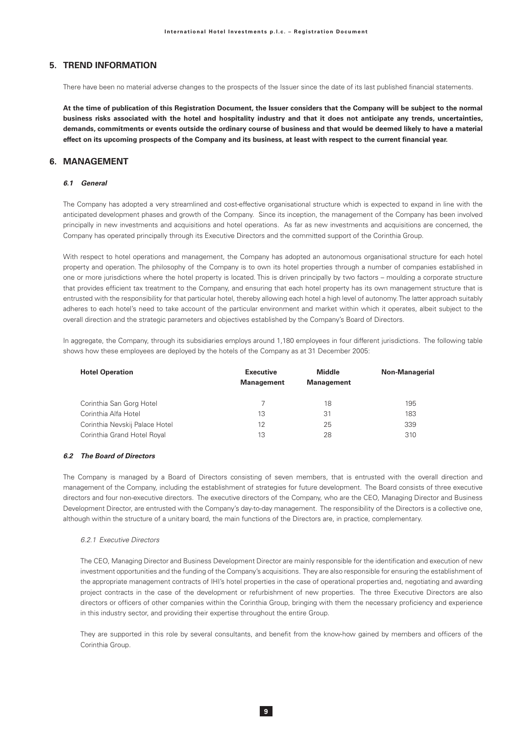## 5. TREND INFORMATION

There have been no material adverse changes to the prospects of the Issuer since the date of its last published financial statements.

**At the time of publication of this Registration Document, the Issuer considers that the Company will be subject to the normal business risks associated with the hotel and hospitality industry and that it does not anticipate any trends, uncertainties, demands, commitments or events outside the ordinary course of business and that would be deemed likely to have a material effect on its upcoming prospects of the Company and its business, at least with respect to the current financial year.**

## 6. MANAGEMENT

### *6.1 General*

The Company has adopted a very streamlined and cost-effective organisational structure which is expected to expand in line with the anticipated development phases and growth of the Company. Since its inception, the management of the Company has been involved principally in new investments and acquisitions and hotel operations. As far as new investments and acquisitions are concerned, the Company has operated principally through its Executive Directors and the committed support of the Corinthia Group.

With respect to hotel operations and management, the Company has adopted an autonomous organisational structure for each hotel property and operation. The philosophy of the Company is to own its hotel properties through a number of companies established in one or more jurisdictions where the hotel property is located. This is driven principally by two factors – moulding a corporate structure that provides efficient tax treatment to the Company, and ensuring that each hotel property has its own management structure that is entrusted with the responsibility for that particular hotel, thereby allowing each hotel a high level of autonomy. The latter approach suitably adheres to each hotel's need to take account of the particular environment and market within which it operates, albeit subject to the overall direction and the strategic parameters and objectives established by the Company's Board of Directors.

In aggregate, the Company, through its subsidiaries employs around 1,180 employees in four different jurisdictions. The following table shows how these employees are deployed by the hotels of the Company as at 31 December 2005:

| Hotel Operation | Executive Management | Middle Management | Non-Managerial |
|---|---|---|---|
| Corinthia San Gorg Hotel | 7 | 18 | 195 |
| Corinthia Alfa Hotel | 13 | 31 | 183 |
| Corinthia Nevskij Palace Hotel | 12 | 25 | 339 |
| Corinthia Grand Hotel Royal | 13 | 28 | 310 |

### *6.2 The Board of Directors*

The Company is managed by a Board of Directors consisting of seven members, that is entrusted with the overall direction and management of the Company, including the establishment of strategies for future development. The Board consists of three executive directors and four non-executive directors. The executive directors of the Company, who are the CEO, Managing Director and Business Development Director, are entrusted with the Company's day-to-day management. The responsibility of the Directors is a collective one, although within the structure of a unitary board, the main functions of the Directors are, in practice, complementary.

#### *6.2.1 Executive Directors*

The CEO, Managing Director and Business Development Director are mainly responsible for the identification and execution of new investment opportunities and the funding of the Company's acquisitions. They are also responsible for ensuring the establishment of the appropriate management contracts of IHI's hotel properties in the case of operational properties and, negotiating and awarding project contracts in the case of the development or refurbishment of new properties. The three Executive Directors are also directors or officers of other companies within the Corinthia Group, bringing with them the necessary proficiency and experience in this industry sector, and providing their expertise throughout the entire Group.

They are supported in this role by several consultants, and benefit from the know-how gained by members and officers of the Corinthia Group.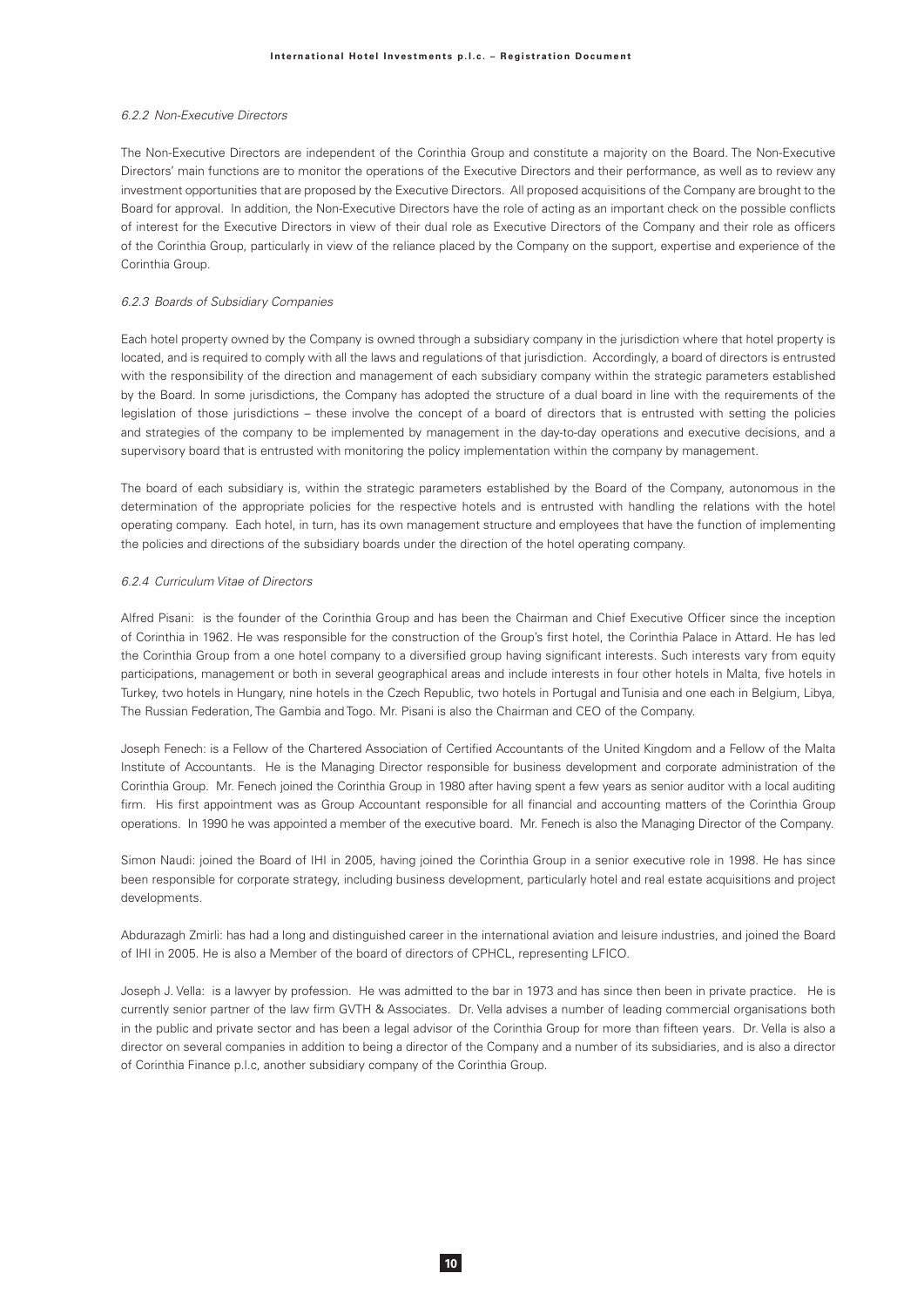#### *6.2.2 Non-Executive Directors*

The Non-Executive Directors are independent of the Corinthia Group and constitute a majority on the Board. The Non-Executive Directors' main functions are to monitor the operations of the Executive Directors and their performance, as well as to review any investment opportunities that are proposed by the Executive Directors. All proposed acquisitions of the Company are brought to the Board for approval. In addition, the Non-Executive Directors have the role of acting as an important check on the possible conflicts of interest for the Executive Directors in view of their dual role as Executive Directors of the Company and their role as officers of the Corinthia Group, particularly in view of the reliance placed by the Company on the support, expertise and experience of the Corinthia Group.

#### *6.2.3 Boards of Subsidiary Companies*

Each hotel property owned by the Company is owned through a subsidiary company in the jurisdiction where that hotel property is located, and is required to comply with all the laws and regulations of that jurisdiction. Accordingly, a board of directors is entrusted with the responsibility of the direction and management of each subsidiary company within the strategic parameters established by the Board. In some jurisdictions, the Company has adopted the structure of a dual board in line with the requirements of the legislation of those jurisdictions – these involve the concept of a board of directors that is entrusted with setting the policies and strategies of the company to be implemented by management in the day-to-day operations and executive decisions, and a supervisory board that is entrusted with monitoring the policy implementation within the company by management.

The board of each subsidiary is, within the strategic parameters established by the Board of the Company, autonomous in the determination of the appropriate policies for the respective hotels and is entrusted with handling the relations with the hotel operating company. Each hotel, in turn, has its own management structure and employees that have the function of implementing the policies and directions of the subsidiary boards under the direction of the hotel operating company.

#### *6.2.4 Curriculum Vitae of Directors*

Alfred Pisani: is the founder of the Corinthia Group and has been the Chairman and Chief Executive Officer since the inception of Corinthia in 1962. He was responsible for the construction of the Group's first hotel, the Corinthia Palace in Attard. He has led the Corinthia Group from a one hotel company to a diversified group having significant interests. Such interests vary from equity participations, management or both in several geographical areas and include interests in four other hotels in Malta, five hotels in Turkey, two hotels in Hungary, nine hotels in the Czech Republic, two hotels in Portugal and Tunisia and one each in Belgium, Libya, The Russian Federation, The Gambia and Togo. Mr. Pisani is also the Chairman and CEO of the Company.

Joseph Fenech: is a Fellow of the Chartered Association of Certified Accountants of the United Kingdom and a Fellow of the Malta Institute of Accountants. He is the Managing Director responsible for business development and corporate administration of the Corinthia Group. Mr. Fenech joined the Corinthia Group in 1980 after having spent a few years as senior auditor with a local auditing firm. His first appointment was as Group Accountant responsible for all financial and accounting matters of the Corinthia Group operations. In 1990 he was appointed a member of the executive board. Mr. Fenech is also the Managing Director of the Company.

Simon Naudi: joined the Board of IHI in 2005, having joined the Corinthia Group in a senior executive role in 1998. He has since been responsible for corporate strategy, including business development, particularly hotel and real estate acquisitions and project developments.

Abdurazagh Zmirli: has had a long and distinguished career in the international aviation and leisure industries, and joined the Board of IHI in 2005. He is also a Member of the board of directors of CPHCL, representing LFICO.

Joseph J. Vella: is a lawyer by profession. He was admitted to the bar in 1973 and has since then been in private practice. He is currently senior partner of the law firm GVTH & Associates. Dr. Vella advises a number of leading commercial organisations both in the public and private sector and has been a legal advisor of the Corinthia Group for more than fifteen years. Dr. Vella is also a director on several companies in addition to being a director of the Company and a number of its subsidiaries, and is also a director of Corinthia Finance p.l.c, another subsidiary company of the Corinthia Group.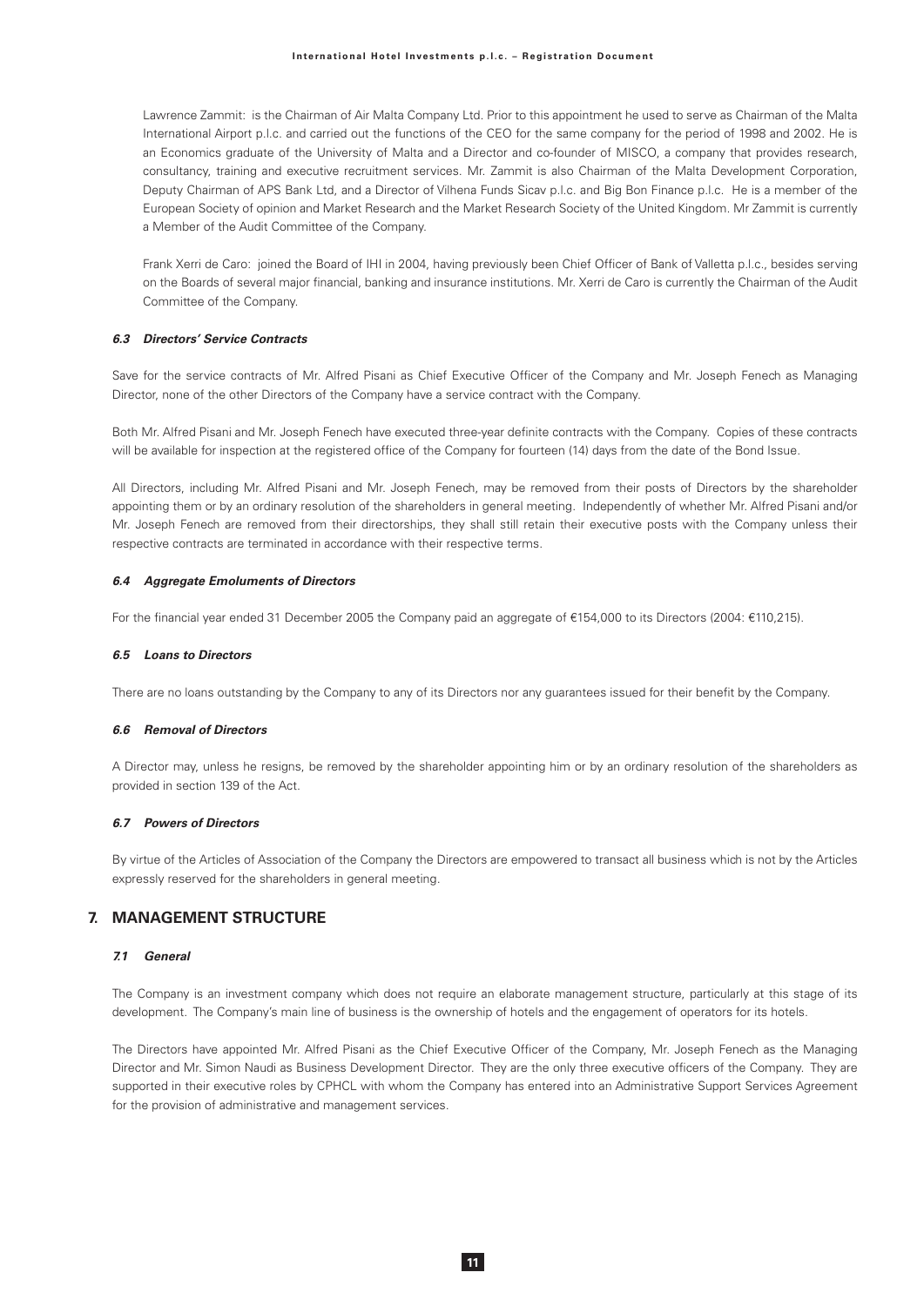Lawrence Zammit: is the Chairman of Air Malta Company Ltd. Prior to this appointment he used to serve as Chairman of the Malta International Airport p.l.c. and carried out the functions of the CEO for the same company for the period of 1998 and 2002. He is an Economics graduate of the University of Malta and a Director and co-founder of MISCO, a company that provides research, consultancy, training and executive recruitment services. Mr. Zammit is also Chairman of the Malta Development Corporation, Deputy Chairman of APS Bank Ltd, and a Director of Vilhena Funds Sicav p.l.c. and Big Bon Finance p.l.c. He is a member of the European Society of opinion and Market Research and the Market Research Society of the United Kingdom. Mr Zammit is currently a Member of the Audit Committee of the Company.

Frank Xerri de Caro: joined the Board of IHI in 2004, having previously been Chief Officer of Bank of Valletta p.l.c., besides serving on the Boards of several major financial, banking and insurance institutions. Mr. Xerri de Caro is currently the Chairman of the Audit Committee of the Company.

### *6.3 Directors' Service Contracts*

Save for the service contracts of Mr. Alfred Pisani as Chief Executive Officer of the Company and Mr. Joseph Fenech as Managing Director, none of the other Directors of the Company have a service contract with the Company.

Both Mr. Alfred Pisani and Mr. Joseph Fenech have executed three-year definite contracts with the Company. Copies of these contracts will be available for inspection at the registered office of the Company for fourteen (14) days from the date of the Bond Issue.

All Directors, including Mr. Alfred Pisani and Mr. Joseph Fenech, may be removed from their posts of Directors by the shareholder appointing them or by an ordinary resolution of the shareholders in general meeting. Independently of whether Mr. Alfred Pisani and/or Mr. Joseph Fenech are removed from their directorships, they shall still retain their executive posts with the Company unless their respective contracts are terminated in accordance with their respective terms.

### *6.4 Aggregate Emoluments of Directors*

For the financial year ended 31 December 2005 the Company paid an aggregate of €154,000 to its Directors (2004: €110,215).

### *6.5 Loans to Directors*

There are no loans outstanding by the Company to any of its Directors nor any guarantees issued for their benefit by the Company.

### *6.6 Removal of Directors*

A Director may, unless he resigns, be removed by the shareholder appointing him or by an ordinary resolution of the shareholders as provided in section 139 of the Act.

### *6.7 Powers of Directors*

By virtue of the Articles of Association of the Company the Directors are empowered to transact all business which is not by the Articles expressly reserved for the shareholders in general meeting.

## 7. MANAGEMENT STRUCTURE

### *7.1 General*

The Company is an investment company which does not require an elaborate management structure, particularly at this stage of its development. The Company's main line of business is the ownership of hotels and the engagement of operators for its hotels.

The Directors have appointed Mr. Alfred Pisani as the Chief Executive Officer of the Company, Mr. Joseph Fenech as the Managing Director and Mr. Simon Naudi as Business Development Director. They are the only three executive officers of the Company. They are supported in their executive roles by CPHCL with whom the Company has entered into an Administrative Support Services Agreement for the provision of administrative and management services.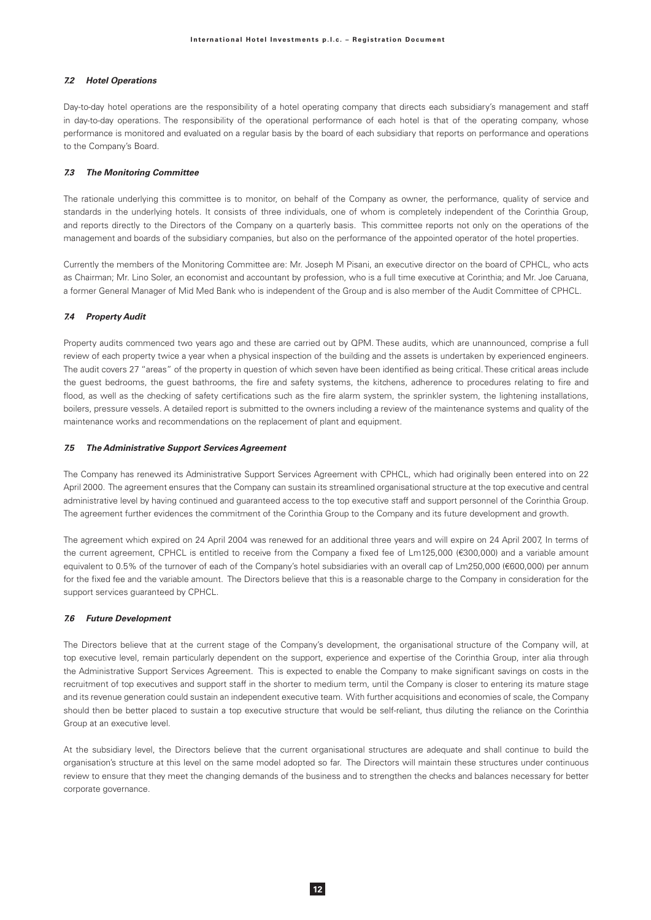### *7.2 Hotel Operations*

Day-to-day hotel operations are the responsibility of a hotel operating company that directs each subsidiary's management and staff in day-to-day operations. The responsibility of the operational performance of each hotel is that of the operating company, whose performance is monitored and evaluated on a regular basis by the board of each subsidiary that reports on performance and operations to the Company's Board.

### *7.3 The Monitoring Committee*

The rationale underlying this committee is to monitor, on behalf of the Company as owner, the performance, quality of service and standards in the underlying hotels. It consists of three individuals, one of whom is completely independent of the Corinthia Group, and reports directly to the Directors of the Company on a quarterly basis. This committee reports not only on the operations of the management and boards of the subsidiary companies, but also on the performance of the appointed operator of the hotel properties.

Currently the members of the Monitoring Committee are: Mr. Joseph M Pisani, an executive director on the board of CPHCL, who acts as Chairman; Mr. Lino Soler, an economist and accountant by profession, who is a full time executive at Corinthia; and Mr. Joe Caruana, a former General Manager of Mid Med Bank who is independent of the Group and is also member of the Audit Committee of CPHCL.

### *7.4 Property Audit*

Property audits commenced two years ago and these are carried out by QPM. These audits, which are unannounced, comprise a full review of each property twice a year when a physical inspection of the building and the assets is undertaken by experienced engineers. The audit covers 27 "areas" of the property in question of which seven have been identified as being critical. These critical areas include the guest bedrooms, the guest bathrooms, the fire and safety systems, the kitchens, adherence to procedures relating to fire and flood, as well as the checking of safety certifications such as the fire alarm system, the sprinkler system, the lightening installations, boilers, pressure vessels. A detailed report is submitted to the owners including a review of the maintenance systems and quality of the maintenance works and recommendations on the replacement of plant and equipment.

### *7.5 The Administrative Support Services Agreement*

The Company has renewed its Administrative Support Services Agreement with CPHCL, which had originally been entered into on 22 April 2000. The agreement ensures that the Company can sustain its streamlined organisational structure at the top executive and central administrative level by having continued and guaranteed access to the top executive staff and support personnel of the Corinthia Group. The agreement further evidences the commitment of the Corinthia Group to the Company and its future development and growth.

The agreement which expired on 24 April 2004 was renewed for an additional three years and will expire on 24 April 2007, In terms of the current agreement, CPHCL is entitled to receive from the Company a fixed fee of Lm125,000 (€300,000) and a variable amount equivalent to 0.5% of the turnover of each of the Company's hotel subsidiaries with an overall cap of Lm250,000 (€600,000) per annum for the fixed fee and the variable amount. The Directors believe that this is a reasonable charge to the Company in consideration for the support services guaranteed by CPHCL.

### *7.6 Future Development*

The Directors believe that at the current stage of the Company's development, the organisational structure of the Company will, at top executive level, remain particularly dependent on the support, experience and expertise of the Corinthia Group, inter alia through the Administrative Support Services Agreement. This is expected to enable the Company to make significant savings on costs in the recruitment of top executives and support staff in the shorter to medium term, until the Company is closer to entering its mature stage and its revenue generation could sustain an independent executive team. With further acquisitions and economies of scale, the Company should then be better placed to sustain a top executive structure that would be self-reliant, thus diluting the reliance on the Corinthia Group at an executive level.

At the subsidiary level, the Directors believe that the current organisational structures are adequate and shall continue to build the organisation's structure at this level on the same model adopted so far. The Directors will maintain these structures under continuous review to ensure that they meet the changing demands of the business and to strengthen the checks and balances necessary for better corporate governance.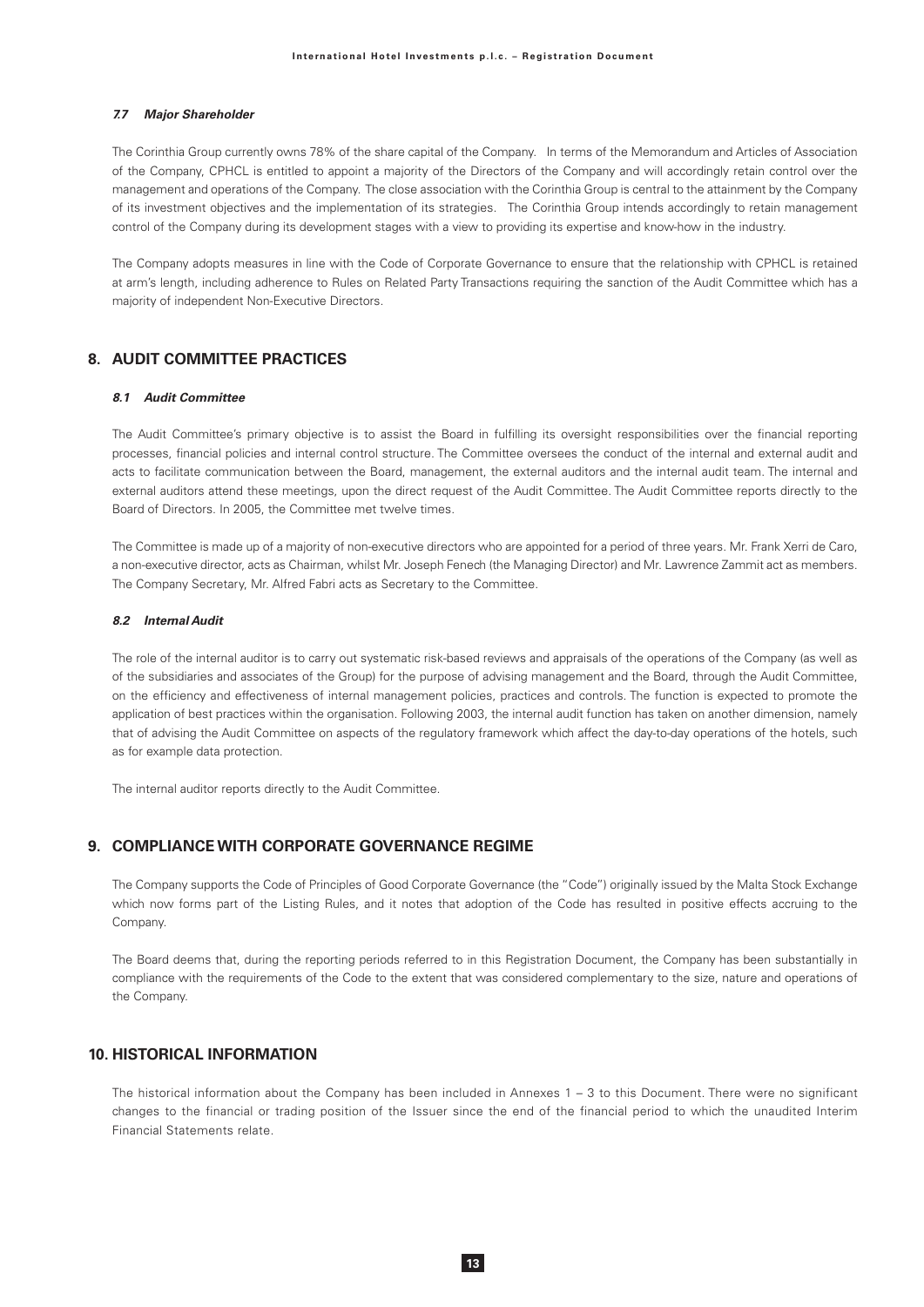#### *7.7 Major Shareholder*

The Corinthia Group currently owns 78% of the share capital of the Company. In terms of the Memorandum and Articles of Association of the Company, CPHCL is entitled to appoint a majority of the Directors of the Company and will accordingly retain control over the management and operations of the Company. The close association with the Corinthia Group is central to the attainment by the Company of its investment objectives and the implementation of its strategies. The Corinthia Group intends accordingly to retain management control of the Company during its development stages with a view to providing its expertise and know-how in the industry.

The Company adopts measures in line with the Code of Corporate Governance to ensure that the relationship with CPHCL is retained at arm's length, including adherence to Rules on Related Party Transactions requiring the sanction of the Audit Committee which has a majority of independent Non-Executive Directors.

## 8. AUDIT COMMITTEE PRACTICES

#### *8.1 Audit Committee*

The Audit Committee's primary objective is to assist the Board in fulfilling its oversight responsibilities over the financial reporting processes, financial policies and internal control structure. The Committee oversees the conduct of the internal and external audit and acts to facilitate communication between the Board, management, the external auditors and the internal audit team. The internal and external auditors attend these meetings, upon the direct request of the Audit Committee. The Audit Committee reports directly to the Board of Directors. In 2005, the Committee met twelve times.

The Committee is made up of a majority of non-executive directors who are appointed for a period of three years. Mr. Frank Xerri de Caro, a non-executive director, acts as Chairman, whilst Mr. Joseph Fenech (the Managing Director) and Mr. Lawrence Zammit act as members. The Company Secretary, Mr. Alfred Fabri acts as Secretary to the Committee.

#### *8.2 Internal Audit*

The role of the internal auditor is to carry out systematic risk-based reviews and appraisals of the operations of the Company (as well as of the subsidiaries and associates of the Group) for the purpose of advising management and the Board, through the Audit Committee, on the efficiency and effectiveness of internal management policies, practices and controls. The function is expected to promote the application of best practices within the organisation. Following 2003, the internal audit function has taken on another dimension, namely that of advising the Audit Committee on aspects of the regulatory framework which affect the day-to-day operations of the hotels, such as for example data protection.

The internal auditor reports directly to the Audit Committee.

## 9. COMPLIANCE WITH CORPORATE GOVERNANCE REGIME

The Company supports the Code of Principles of Good Corporate Governance (the "Code") originally issued by the Malta Stock Exchange which now forms part of the Listing Rules, and it notes that adoption of the Code has resulted in positive effects accruing to the Company.

The Board deems that, during the reporting periods referred to in this Registration Document, the Company has been substantially in compliance with the requirements of the Code to the extent that was considered complementary to the size, nature and operations of the Company.

## 10. HISTORICAL INFORMATION

The historical information about the Company has been included in Annexes 1 – 3 to this Document. There were no significant changes to the financial or trading position of the Issuer since the end of the financial period to which the unaudited Interim Financial Statements relate.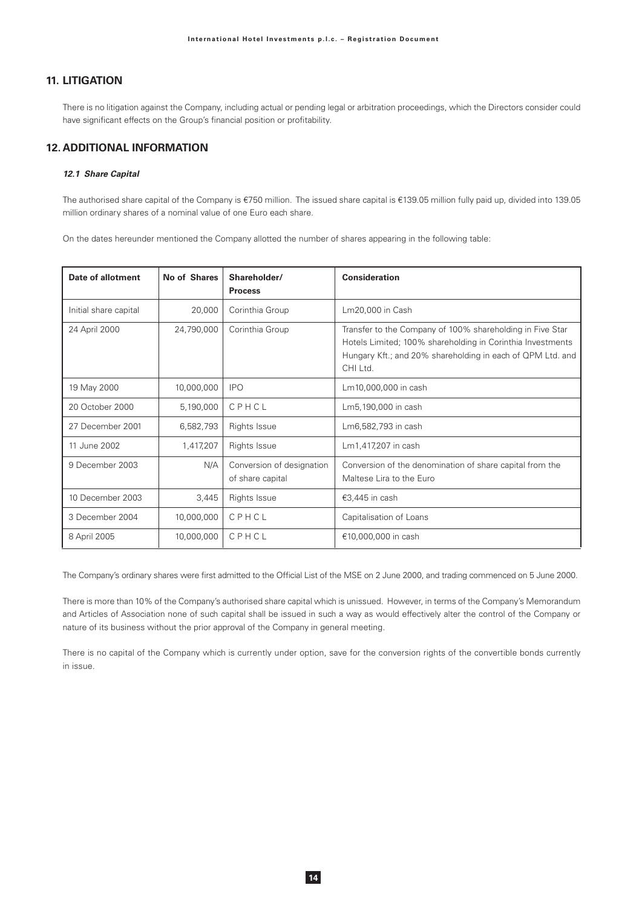## 11. LITIGATION

There is no litigation against the Company, including actual or pending legal or arbitration proceedings, which the Directors consider could have significant effects on the Group's financial position or profitability.

## 12. ADDITIONAL INFORMATION

### *12.1 Share Capital*

The authorised share capital of the Company is €750 million. The issued share capital is €139.05 million fully paid up, divided into 139.05 million ordinary shares of a nominal value of one Euro each share.

On the dates hereunder mentioned the Company allotted the number of shares appearing in the following table:

| Date of allotment | No of Shares | Shareholder/ Process | Consideration |
|---|---|---|---|
| Initial share capital | 20,000 | Corinthia Group | Lm20,000 in Cash |
| 24 April 2000 | 24,790,000 | Corinthia Group | Transfer to the Company of 100% shareholding in Five Star Hotels Limited; 100% shareholding in Corinthia Investments Hungary Kft.; and 20% shareholding in each of QPM Ltd. and CHI Ltd. |
| 19 May 2000 | 10,000,000 | IPO | Lm10,000,000 in cash |
| 20 October 2000 | 5,190,000 | C P H C L | Lm5,190,000 in cash |
| 27 December 2001 | 6,582,793 | Rights Issue | Lm6,582,793 in cash |
| 11 June 2002 | 1,417,207 | Rights Issue | Lm1,417,207 in cash |
| 9 December 2003 | N/A | Conversion of designation of share capital | Conversion of the denomination of share capital from the Maltese Lira to the Euro |
| 10 December 2003 | 3,445 | Rights Issue | €3,445 in cash |
| 3 December 2004 | 10,000,000 | C P H C L | Capitalisation of Loans |
| 8 April 2005 | 10,000,000 | C P H C L | €10,000,000 in cash |

The Company's ordinary shares were first admitted to the Official List of the MSE on 2 June 2000, and trading commenced on 5 June 2000.

There is more than 10% of the Company's authorised share capital which is unissued. However, in terms of the Company's Memorandum and Articles of Association none of such capital shall be issued in such a way as would effectively alter the control of the Company or nature of its business without the prior approval of the Company in general meeting.

There is no capital of the Company which is currently under option, save for the conversion rights of the convertible bonds currently in issue.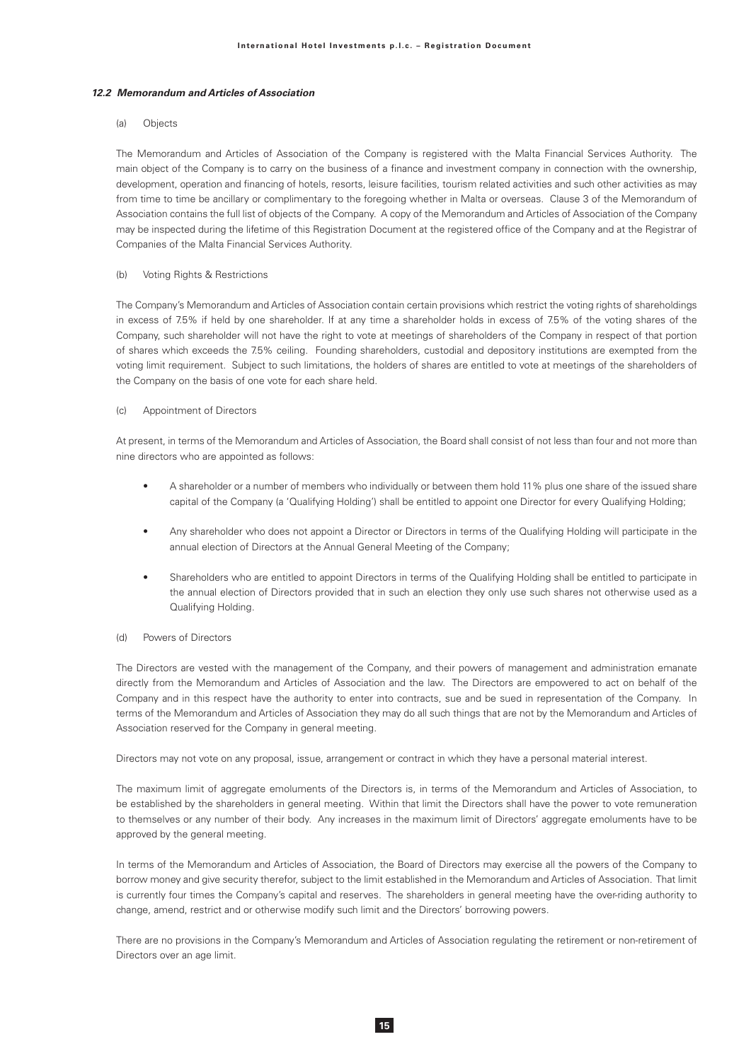### *12.2 Memorandum and Articles of Association*

(a) Objects

The Memorandum and Articles of Association of the Company is registered with the Malta Financial Services Authority. The main object of the Company is to carry on the business of a finance and investment company in connection with the ownership, development, operation and financing of hotels, resorts, leisure facilities, tourism related activities and such other activities as may from time to time be ancillary or complimentary to the foregoing whether in Malta or overseas. Clause 3 of the Memorandum of Association contains the full list of objects of the Company. A copy of the Memorandum and Articles of Association of the Company may be inspected during the lifetime of this Registration Document at the registered office of the Company and at the Registrar of Companies of the Malta Financial Services Authority.

(b) Voting Rights & Restrictions

The Company's Memorandum and Articles of Association contain certain provisions which restrict the voting rights of shareholdings in excess of 7.5% if held by one shareholder. If at any time a shareholder holds in excess of 7.5% of the voting shares of the Company, such shareholder will not have the right to vote at meetings of shareholders of the Company in respect of that portion of shares which exceeds the 7.5% ceiling. Founding shareholders, custodial and depository institutions are exempted from the voting limit requirement. Subject to such limitations, the holders of shares are entitled to vote at meetings of the shareholders of the Company on the basis of one vote for each share held.

(c) Appointment of Directors

At present, in terms of the Memorandum and Articles of Association, the Board shall consist of not less than four and not more than nine directors who are appointed as follows:

- A shareholder or a number of members who individually or between them hold 11% plus one share of the issued share capital of the Company (a 'Qualifying Holding') shall be entitled to appoint one Director for every Qualifying Holding;
- Any shareholder who does not appoint a Director or Directors in terms of the Qualifying Holding will participate in the annual election of Directors at the Annual General Meeting of the Company;
- Shareholders who are entitled to appoint Directors in terms of the Qualifying Holding shall be entitled to participate in the annual election of Directors provided that in such an election they only use such shares not otherwise used as a Qualifying Holding.

(d) Powers of Directors

The Directors are vested with the management of the Company, and their powers of management and administration emanate directly from the Memorandum and Articles of Association and the law. The Directors are empowered to act on behalf of the Company and in this respect have the authority to enter into contracts, sue and be sued in representation of the Company. In terms of the Memorandum and Articles of Association they may do all such things that are not by the Memorandum and Articles of Association reserved for the Company in general meeting.

Directors may not vote on any proposal, issue, arrangement or contract in which they have a personal material interest.

The maximum limit of aggregate emoluments of the Directors is, in terms of the Memorandum and Articles of Association, to be established by the shareholders in general meeting. Within that limit the Directors shall have the power to vote remuneration to themselves or any number of their body. Any increases in the maximum limit of Directors' aggregate emoluments have to be approved by the general meeting.

In terms of the Memorandum and Articles of Association, the Board of Directors may exercise all the powers of the Company to borrow money and give security therefor, subject to the limit established in the Memorandum and Articles of Association. That limit is currently four times the Company's capital and reserves. The shareholders in general meeting have the over-riding authority to change, amend, restrict and or otherwise modify such limit and the Directors' borrowing powers.

There are no provisions in the Company's Memorandum and Articles of Association regulating the retirement or non-retirement of Directors over an age limit.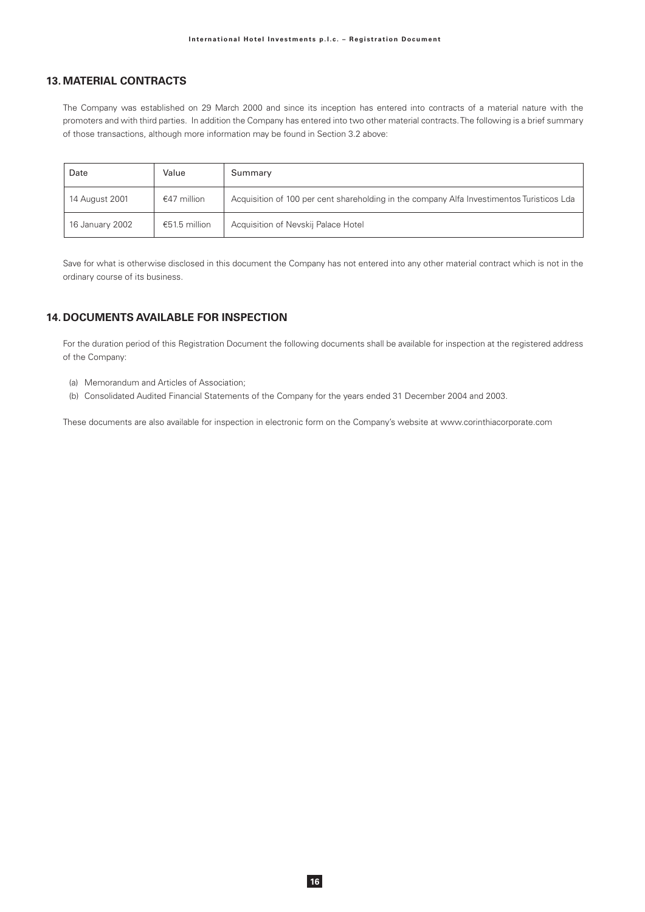## 13. MATERIAL CONTRACTS

The Company was established on 29 March 2000 and since its inception has entered into contracts of a material nature with the promoters and with third parties. In addition the Company has entered into two other material contracts. The following is a brief summary of those transactions, although more information may be found in Section 3.2 above:

| Date | Value | Summary |
|---|---|---|
| 14 August 2001 | €47 million | Acquisition of 100 per cent shareholding in the company Alfa Investimentos Turisticos Lda |
| 16 January 2002 | €51.5 million | Acquisition of Nevskij Palace Hotel |

Save for what is otherwise disclosed in this document the Company has not entered into any other material contract which is not in the ordinary course of its business.

## 14. DOCUMENTS AVAILABLE FOR INSPECTION

For the duration period of this Registration Document the following documents shall be available for inspection at the registered address of the Company:

(a) Memorandum and Articles of Association;

(b) Consolidated Audited Financial Statements of the Company for the years ended 31 December 2004 and 2003.

These documents are also available for inspection in electronic form on the Company's website at www.corinthiacorporate.com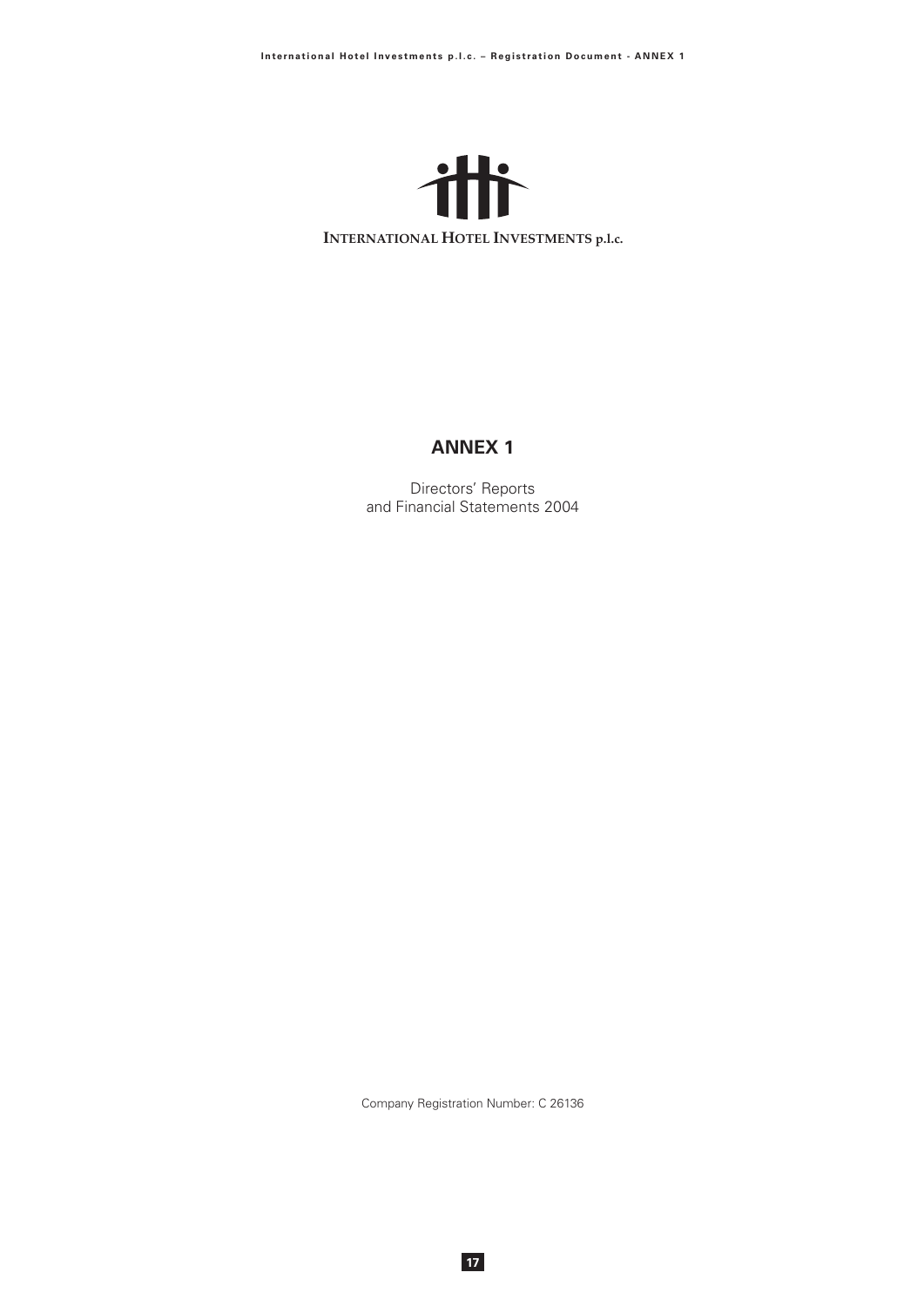INTERNATIONAL HOTEL INVESTMENTS p.l.c.

# ANNEX 1

Directors' Reports
and Financial Statements 2004

Company Registration Number: C 26136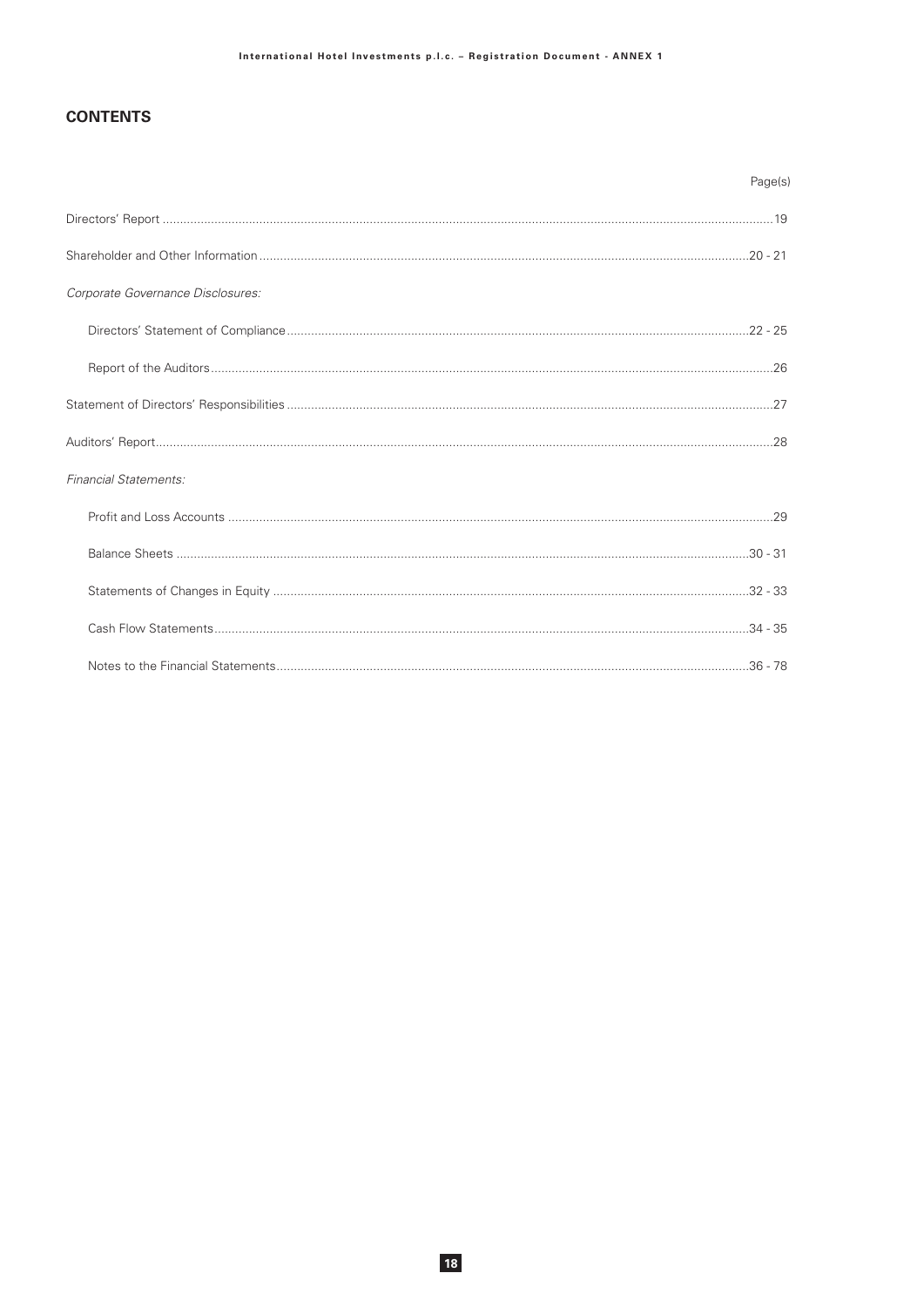## CONTENTS

| | Page(s) |
|---|---|
| Directors' Report | 19 |
| Shareholder and Other Information | 20 - 21 |
| *Corporate Governance Disclosures:* | |
| Directors' Statement of Compliance | 22 - 25 |
| Report of the Auditors | 26 |
| Statement of Directors' Responsibilities | 27 |
| Auditors' Report | 28 |
| *Financial Statements:* | |
| Profit and Loss Accounts | 29 |
| Balance Sheets | 30 - 31 |
| Statements of Changes in Equity | 32 - 33 |
| Cash Flow Statements | 34 - 35 |
| Notes to the Financial Statements | 36 - 78 |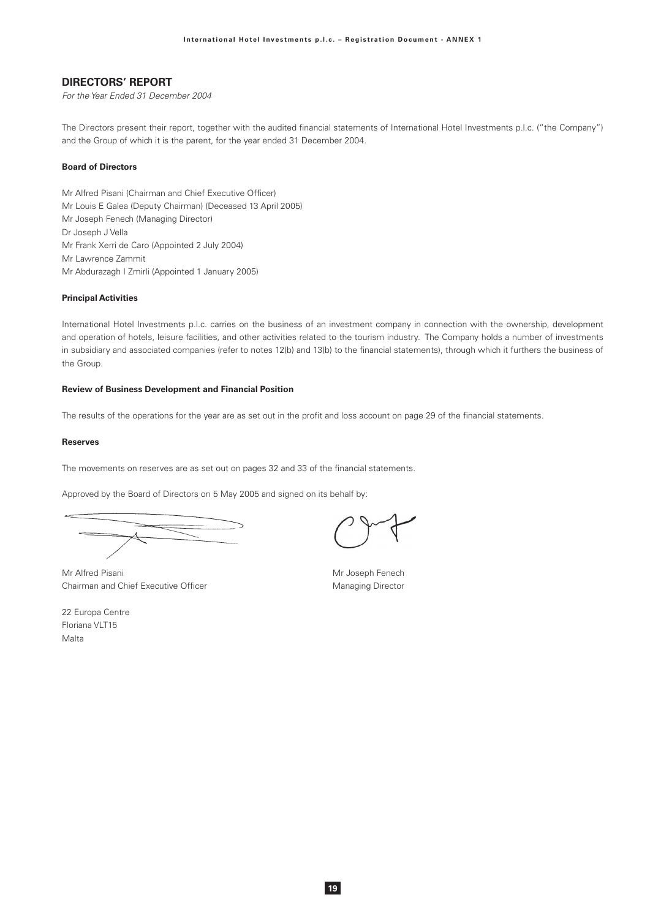## DIRECTORS' REPORT

*For the Year Ended 31 December 2004*

The Directors present their report, together with the audited financial statements of International Hotel Investments p.l.c. ("the Company") and the Group of which it is the parent, for the year ended 31 December 2004.

**Board of Directors**

Mr Alfred Pisani (Chairman and Chief Executive Officer)
Mr Louis E Galea (Deputy Chairman) (Deceased 13 April 2005)
Mr Joseph Fenech (Managing Director)
Dr Joseph J Vella
Mr Frank Xerri de Caro (Appointed 2 July 2004)
Mr Lawrence Zammit
Mr Abdurazagh I Zmirli (Appointed 1 January 2005)

**Principal Activities**

International Hotel Investments p.l.c. carries on the business of an investment company in connection with the ownership, development and operation of hotels, leisure facilities, and other activities related to the tourism industry. The Company holds a number of investments in subsidiary and associated companies (refer to notes 12(b) and 13(b) to the financial statements), through which it furthers the business of the Group.

**Review of Business Development and Financial Position**

The results of the operations for the year are as set out in the profit and loss account on page 29 of the financial statements.

**Reserves**

The movements on reserves are as set out on pages 32 and 33 of the financial statements.

Approved by the Board of Directors on 5 May 2005 and signed on its behalf by:

Mr Alfred Pisani
Chairman and Chief Executive Officer

Mr Joseph Fenech
Managing Director

22 Europa Centre
Floriana VLT15
Malta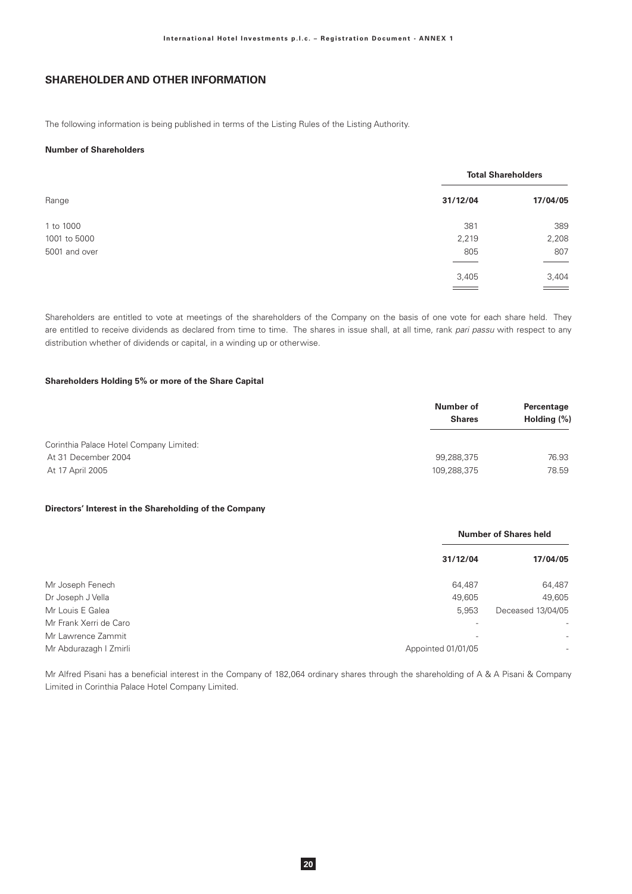## SHAREHOLDER AND OTHER INFORMATION

The following information is being published in terms of the Listing Rules of the Listing Authority.

### Number of Shareholders

| Range | Total Shareholders | |
|---|---|---|
| | 31/12/04 | 17/04/05 |
| 1 to 1000 | 381 | 389 |
| 1001 to 5000 | 2,219 | 2,208 |
| 5001 and over | 805 | 807 |
| | 3,405 | 3,404 |

Shareholders are entitled to vote at meetings of the shareholders of the Company on the basis of one vote for each share held. They are entitled to receive dividends as declared from time to time. The shares in issue shall, at all time, rank *pari passu* with respect to any distribution whether of dividends or capital, in a winding up or otherwise.

### Shareholders Holding 5% or more of the Share Capital

| | Number of Shares | Percentage Holding (%) |
|---|---|---|
| Corinthia Palace Hotel Company Limited: | | |
| At 31 December 2004 | 99,288,375 | 76.93 |
| At 17 April 2005 | 109,288,375 | 78.59 |

### Directors' Interest in the Shareholding of the Company

| | Number of Shares held | |
|---|---|---|
| | 31/12/04 | 17/04/05 |
| Mr Joseph Fenech | 64,487 | 64,487 |
| Dr Joseph J Vella | 49,605 | 49,605 |
| Mr Louis E Galea | 5,953 | Deceased 13/04/05 |
| Mr Frank Xerri de Caro | - | - |
| Mr Lawrence Zammit | - | - |
| Mr Abdurazagh I Zmirli | Appointed 01/01/05 | - |

Mr Alfred Pisani has a beneficial interest in the Company of 182,064 ordinary shares through the shareholding of A & A Pisani & Company Limited in Corinthia Palace Hotel Company Limited.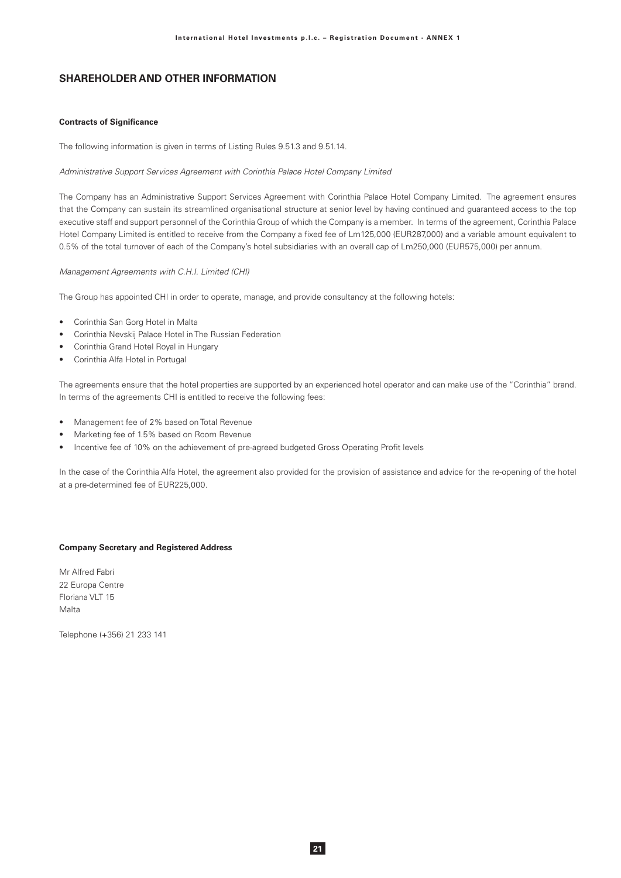## SHAREHOLDER AND OTHER INFORMATION

**Contracts of Significance**

The following information is given in terms of Listing Rules 9.51.3 and 9.51.14.

*Administrative Support Services Agreement with Corinthia Palace Hotel Company Limited*

The Company has an Administrative Support Services Agreement with Corinthia Palace Hotel Company Limited. The agreement ensures that the Company can sustain its streamlined organisational structure at senior level by having continued and guaranteed access to the top executive staff and support personnel of the Corinthia Group of which the Company is a member. In terms of the agreement, Corinthia Palace Hotel Company Limited is entitled to receive from the Company a fixed fee of Lm125,000 (EUR287,000) and a variable amount equivalent to 0.5% of the total turnover of each of the Company's hotel subsidiaries with an overall cap of Lm250,000 (EUR575,000) per annum.

*Management Agreements with C.H.I. Limited (CHI)*

The Group has appointed CHI in order to operate, manage, and provide consultancy at the following hotels:

- Corinthia San Gorg Hotel in Malta
- Corinthia Nevskij Palace Hotel in The Russian Federation
- Corinthia Grand Hotel Royal in Hungary
- Corinthia Alfa Hotel in Portugal

The agreements ensure that the hotel properties are supported by an experienced hotel operator and can make use of the "Corinthia" brand. In terms of the agreements CHI is entitled to receive the following fees:

- Management fee of 2% based on Total Revenue
- Marketing fee of 1.5% based on Room Revenue
- Incentive fee of 10% on the achievement of pre-agreed budgeted Gross Operating Profit levels

In the case of the Corinthia Alfa Hotel, the agreement also provided for the provision of assistance and advice for the re-opening of the hotel at a pre-determined fee of EUR225,000.

**Company Secretary and Registered Address**

Mr Alfred Fabri
22 Europa Centre
Floriana VLT 15
Malta

Telephone (+356) 21 233 141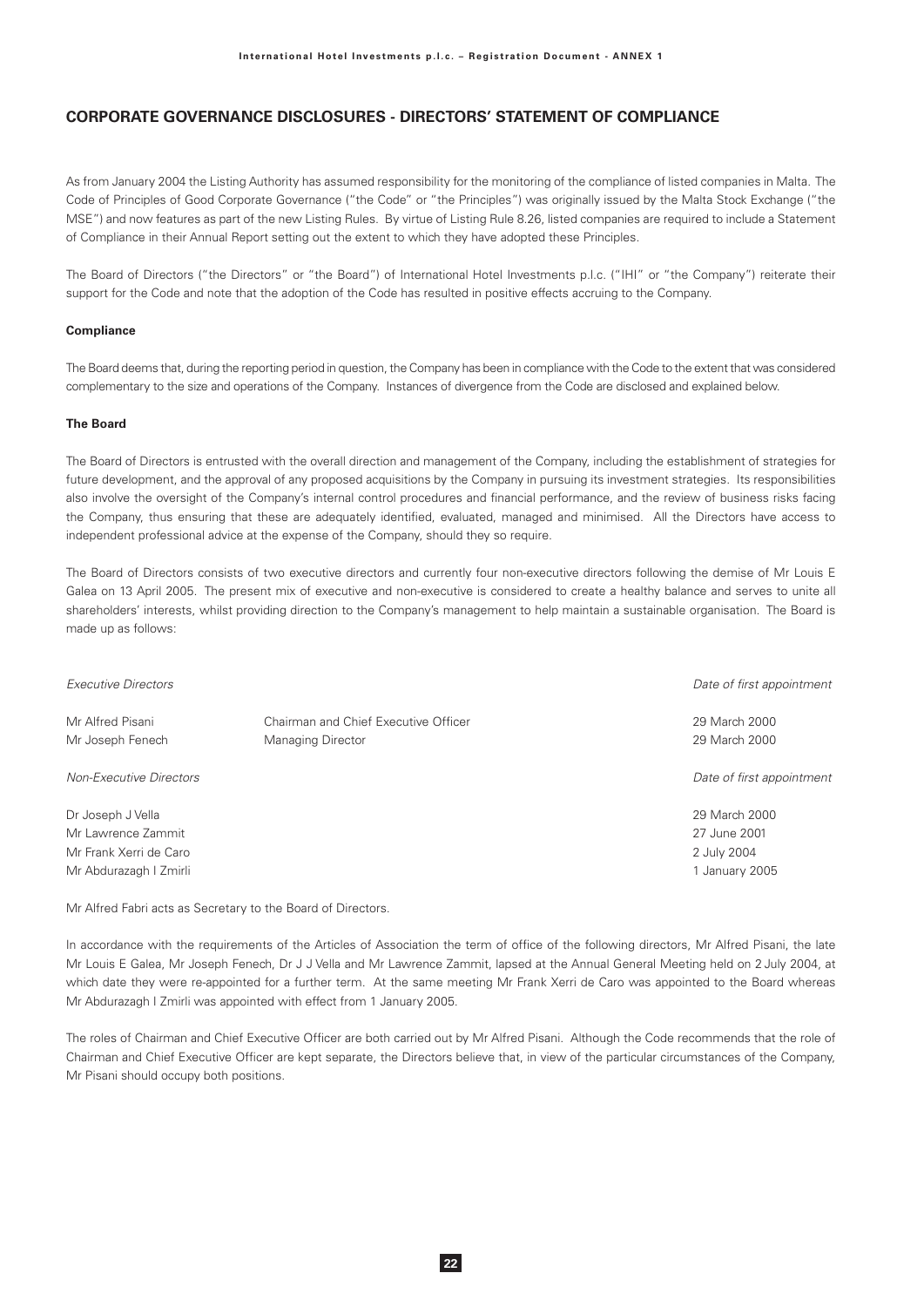## CORPORATE GOVERNANCE DISCLOSURES - DIRECTORS' STATEMENT OF COMPLIANCE

As from January 2004 the Listing Authority has assumed responsibility for the monitoring of the compliance of listed companies in Malta. The Code of Principles of Good Corporate Governance ("the Code" or "the Principles") was originally issued by the Malta Stock Exchange ("the MSE") and now features as part of the new Listing Rules. By virtue of Listing Rule 8.26, listed companies are required to include a Statement of Compliance in their Annual Report setting out the extent to which they have adopted these Principles.

The Board of Directors ("the Directors" or "the Board") of International Hotel Investments p.l.c. ("IHI" or "the Company") reiterate their support for the Code and note that the adoption of the Code has resulted in positive effects accruing to the Company.

**Compliance**

The Board deems that, during the reporting period in question, the Company has been in compliance with the Code to the extent that was considered complementary to the size and operations of the Company. Instances of divergence from the Code are disclosed and explained below.

**The Board**

The Board of Directors is entrusted with the overall direction and management of the Company, including the establishment of strategies for future development, and the approval of any proposed acquisitions by the Company in pursuing its investment strategies. Its responsibilities also involve the oversight of the Company's internal control procedures and financial performance, and the review of business risks facing the Company, thus ensuring that these are adequately identified, evaluated, managed and minimised. All the Directors have access to independent professional advice at the expense of the Company, should they so require.

The Board of Directors consists of two executive directors and currently four non-executive directors following the demise of Mr Louis E Galea on 13 April 2005. The present mix of executive and non-executive is considered to create a healthy balance and serves to unite all shareholders' interests, whilst providing direction to the Company's management to help maintain a sustainable organisation. The Board is made up as follows:

| *Executive Directors* | | *Date of first appointment* |
|---|---|---|
| Mr Alfred Pisani | Chairman and Chief Executive Officer | 29 March 2000 |
| Mr Joseph Fenech | Managing Director | 29 March 2000 |
| *Non-Executive Directors* | | *Date of first appointment* |
| Dr Joseph J Vella | | 29 March 2000 |
| Mr Lawrence Zammit | | 27 June 2001 |
| Mr Frank Xerri de Caro | | 2 July 2004 |
| Mr Abdurazagh I Zmirli | | 1 January 2005 |

Mr Alfred Fabri acts as Secretary to the Board of Directors.

In accordance with the requirements of the Articles of Association the term of office of the following directors, Mr Alfred Pisani, the late Mr Louis E Galea, Mr Joseph Fenech, Dr J J Vella and Mr Lawrence Zammit, lapsed at the Annual General Meeting held on 2 July 2004, at which date they were re-appointed for a further term. At the same meeting Mr Frank Xerri de Caro was appointed to the Board whereas Mr Abdurazagh I Zmirli was appointed with effect from 1 January 2005.

The roles of Chairman and Chief Executive Officer are both carried out by Mr Alfred Pisani. Although the Code recommends that the role of Chairman and Chief Executive Officer are kept separate, the Directors believe that, in view of the particular circumstances of the Company, Mr Pisani should occupy both positions.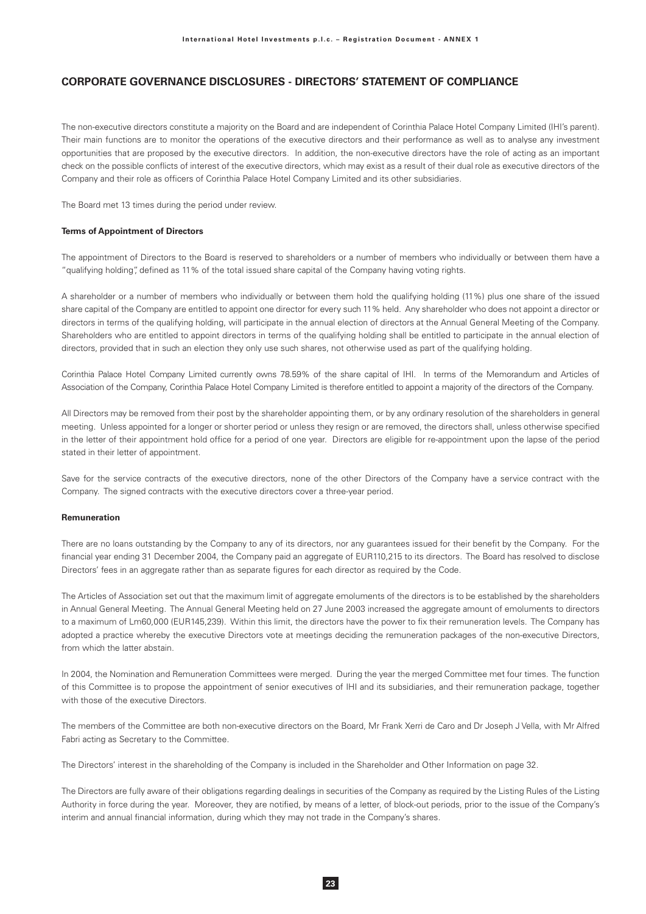## CORPORATE GOVERNANCE DISCLOSURES - DIRECTORS' STATEMENT OF COMPLIANCE

The non-executive directors constitute a majority on the Board and are independent of Corinthia Palace Hotel Company Limited (IHI's parent). Their main functions are to monitor the operations of the executive directors and their performance as well as to analyse any investment opportunities that are proposed by the executive directors. In addition, the non-executive directors have the role of acting as an important check on the possible conflicts of interest of the executive directors, which may exist as a result of their dual role as executive directors of the Company and their role as officers of Corinthia Palace Hotel Company Limited and its other subsidiaries.

The Board met 13 times during the period under review.

**Terms of Appointment of Directors**

The appointment of Directors to the Board is reserved to shareholders or a number of members who individually or between them have a "qualifying holding", defined as 11% of the total issued share capital of the Company having voting rights.

A shareholder or a number of members who individually or between them hold the qualifying holding (11%) plus one share of the issued share capital of the Company are entitled to appoint one director for every such 11% held. Any shareholder who does not appoint a director or directors in terms of the qualifying holding, will participate in the annual election of directors at the Annual General Meeting of the Company. Shareholders who are entitled to appoint directors in terms of the qualifying holding shall be entitled to participate in the annual election of directors, provided that in such an election they only use such shares, not otherwise used as part of the qualifying holding.

Corinthia Palace Hotel Company Limited currently owns 78.59% of the share capital of IHI. In terms of the Memorandum and Articles of Association of the Company, Corinthia Palace Hotel Company Limited is therefore entitled to appoint a majority of the directors of the Company.

All Directors may be removed from their post by the shareholder appointing them, or by any ordinary resolution of the shareholders in general meeting. Unless appointed for a longer or shorter period or unless they resign or are removed, the directors shall, unless otherwise specified in the letter of their appointment hold office for a period of one year. Directors are eligible for re-appointment upon the lapse of the period stated in their letter of appointment.

Save for the service contracts of the executive directors, none of the other Directors of the Company have a service contract with the Company. The signed contracts with the executive directors cover a three-year period.

**Remuneration**

There are no loans outstanding by the Company to any of its directors, nor any guarantees issued for their benefit by the Company. For the financial year ending 31 December 2004, the Company paid an aggregate of EUR110,215 to its directors. The Board has resolved to disclose Directors' fees in an aggregate rather than as separate figures for each director as required by the Code.

The Articles of Association set out that the maximum limit of aggregate emoluments of the directors is to be established by the shareholders in Annual General Meeting. The Annual General Meeting held on 27 June 2003 increased the aggregate amount of emoluments to directors to a maximum of Lm60,000 (EUR145,239). Within this limit, the directors have the power to fix their remuneration levels. The Company has adopted a practice whereby the executive Directors vote at meetings deciding the remuneration packages of the non-executive Directors, from which the latter abstain.

In 2004, the Nomination and Remuneration Committees were merged. During the year the merged Committee met four times. The function of this Committee is to propose the appointment of senior executives of IHI and its subsidiaries, and their remuneration package, together with those of the executive Directors.

The members of the Committee are both non-executive directors on the Board, Mr Frank Xerri de Caro and Dr Joseph J Vella, with Mr Alfred Fabri acting as Secretary to the Committee.

The Directors' interest in the shareholding of the Company is included in the Shareholder and Other Information on page 32.

The Directors are fully aware of their obligations regarding dealings in securities of the Company as required by the Listing Rules of the Listing Authority in force during the year. Moreover, they are notified, by means of a letter, of block-out periods, prior to the issue of the Company's interim and annual financial information, during which they may not trade in the Company's shares.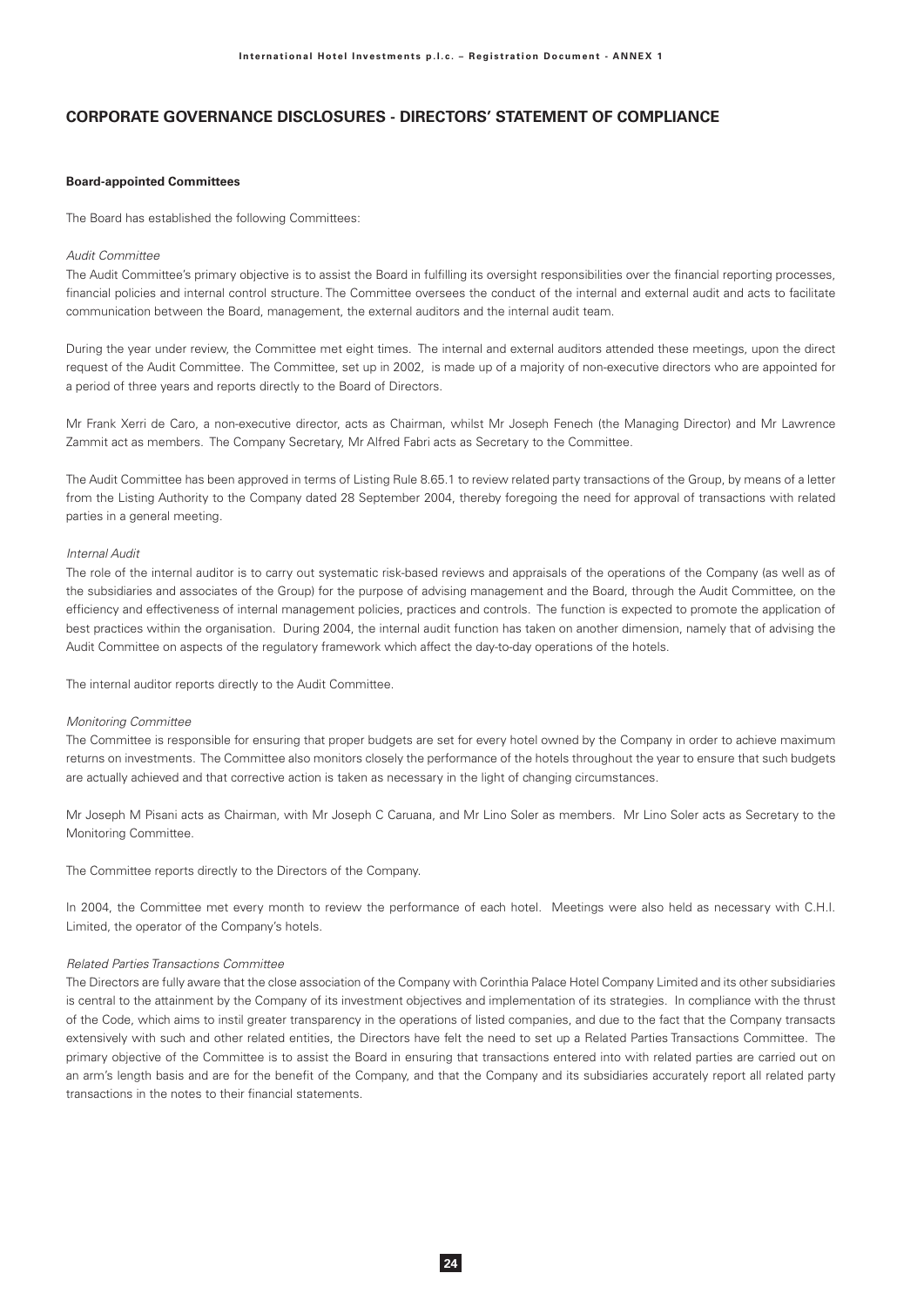## CORPORATE GOVERNANCE DISCLOSURES - DIRECTORS' STATEMENT OF COMPLIANCE

**Board-appointed Committees**

The Board has established the following Committees:

*Audit Committee*

The Audit Committee's primary objective is to assist the Board in fulfilling its oversight responsibilities over the financial reporting processes, financial policies and internal control structure. The Committee oversees the conduct of the internal and external audit and acts to facilitate communication between the Board, management, the external auditors and the internal audit team.

During the year under review, the Committee met eight times. The internal and external auditors attended these meetings, upon the direct request of the Audit Committee. The Committee, set up in 2002, is made up of a majority of non-executive directors who are appointed for a period of three years and reports directly to the Board of Directors.

Mr Frank Xerri de Caro, a non-executive director, acts as Chairman, whilst Mr Joseph Fenech (the Managing Director) and Mr Lawrence Zammit act as members. The Company Secretary, Mr Alfred Fabri acts as Secretary to the Committee.

The Audit Committee has been approved in terms of Listing Rule 8.65.1 to review related party transactions of the Group, by means of a letter from the Listing Authority to the Company dated 28 September 2004, thereby foregoing the need for approval of transactions with related parties in a general meeting.

*Internal Audit*

The role of the internal auditor is to carry out systematic risk-based reviews and appraisals of the operations of the Company (as well as of the subsidiaries and associates of the Group) for the purpose of advising management and the Board, through the Audit Committee, on the efficiency and effectiveness of internal management policies, practices and controls. The function is expected to promote the application of best practices within the organisation. During 2004, the internal audit function has taken on another dimension, namely that of advising the Audit Committee on aspects of the regulatory framework which affect the day-to-day operations of the hotels.

The internal auditor reports directly to the Audit Committee.

*Monitoring Committee*

The Committee is responsible for ensuring that proper budgets are set for every hotel owned by the Company in order to achieve maximum returns on investments. The Committee also monitors closely the performance of the hotels throughout the year to ensure that such budgets are actually achieved and that corrective action is taken as necessary in the light of changing circumstances.

Mr Joseph M Pisani acts as Chairman, with Mr Joseph C Caruana, and Mr Lino Soler as members. Mr Lino Soler acts as Secretary to the Monitoring Committee.

The Committee reports directly to the Directors of the Company.

In 2004, the Committee met every month to review the performance of each hotel. Meetings were also held as necessary with C.H.I. Limited, the operator of the Company's hotels.

*Related Parties Transactions Committee*

The Directors are fully aware that the close association of the Company with Corinthia Palace Hotel Company Limited and its other subsidiaries is central to the attainment by the Company of its investment objectives and implementation of its strategies. In compliance with the thrust of the Code, which aims to instil greater transparency in the operations of listed companies, and due to the fact that the Company transacts extensively with such and other related entities, the Directors have felt the need to set up a Related Parties Transactions Committee. The primary objective of the Committee is to assist the Board in ensuring that transactions entered into with related parties are carried out on an arm's length basis and are for the benefit of the Company, and that the Company and its subsidiaries accurately report all related party transactions in the notes to their financial statements.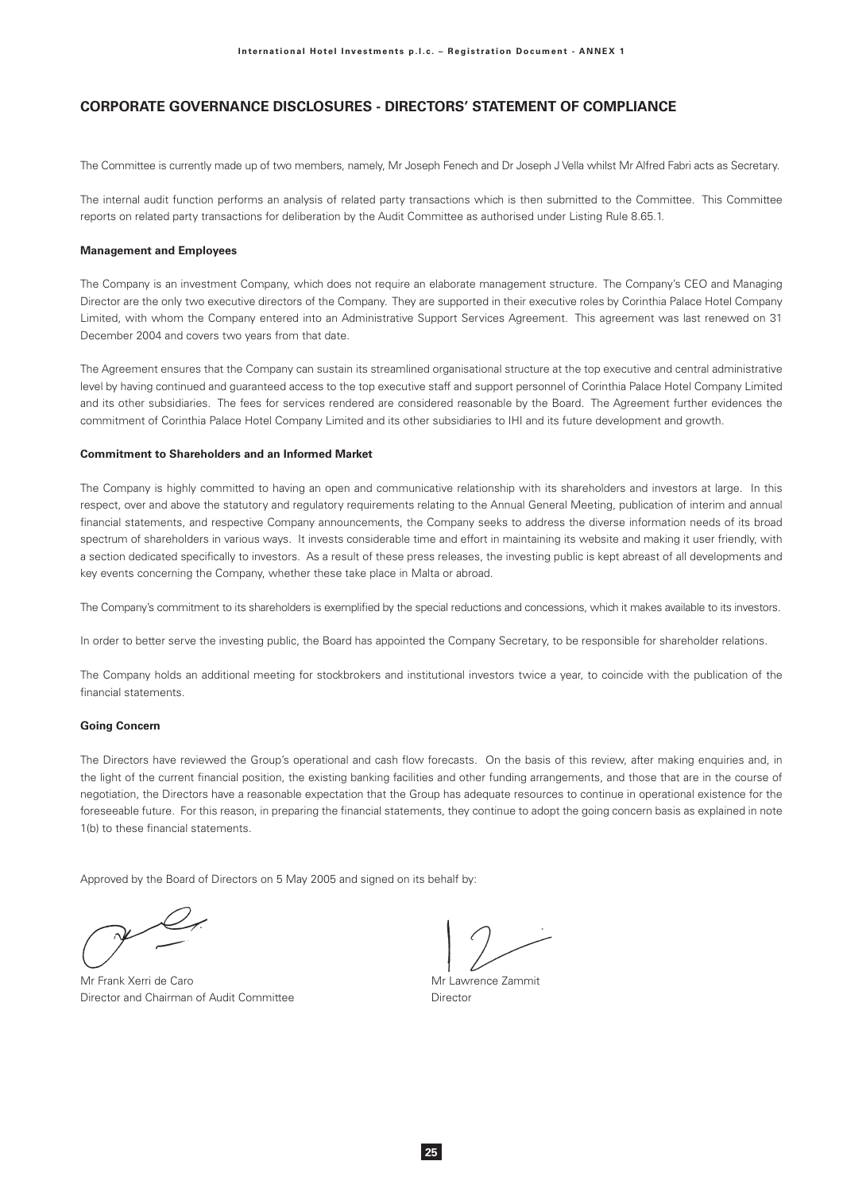## CORPORATE GOVERNANCE DISCLOSURES - DIRECTORS' STATEMENT OF COMPLIANCE

The Committee is currently made up of two members, namely, Mr Joseph Fenech and Dr Joseph J Vella whilst Mr Alfred Fabri acts as Secretary.

The internal audit function performs an analysis of related party transactions which is then submitted to the Committee. This Committee reports on related party transactions for deliberation by the Audit Committee as authorised under Listing Rule 8.65.1.

**Management and Employees**

The Company is an investment Company, which does not require an elaborate management structure. The Company's CEO and Managing Director are the only two executive directors of the Company. They are supported in their executive roles by Corinthia Palace Hotel Company Limited, with whom the Company entered into an Administrative Support Services Agreement. This agreement was last renewed on 31 December 2004 and covers two years from that date.

The Agreement ensures that the Company can sustain its streamlined organisational structure at the top executive and central administrative level by having continued and guaranteed access to the top executive staff and support personnel of Corinthia Palace Hotel Company Limited and its other subsidiaries. The fees for services rendered are considered reasonable by the Board. The Agreement further evidences the commitment of Corinthia Palace Hotel Company Limited and its other subsidiaries to IHI and its future development and growth.

**Commitment to Shareholders and an Informed Market**

The Company is highly committed to having an open and communicative relationship with its shareholders and investors at large. In this respect, over and above the statutory and regulatory requirements relating to the Annual General Meeting, publication of interim and annual financial statements, and respective Company announcements, the Company seeks to address the diverse information needs of its broad spectrum of shareholders in various ways. It invests considerable time and effort in maintaining its website and making it user friendly, with a section dedicated specifically to investors. As a result of these press releases, the investing public is kept abreast of all developments and key events concerning the Company, whether these take place in Malta or abroad.

The Company's commitment to its shareholders is exemplified by the special reductions and concessions, which it makes available to its investors.

In order to better serve the investing public, the Board has appointed the Company Secretary, to be responsible for shareholder relations.

The Company holds an additional meeting for stockbrokers and institutional investors twice a year, to coincide with the publication of the financial statements.

**Going Concern**

The Directors have reviewed the Group's operational and cash flow forecasts. On the basis of this review, after making enquiries and, in the light of the current financial position, the existing banking facilities and other funding arrangements, and those that are in the course of negotiation, the Directors have a reasonable expectation that the Group has adequate resources to continue in operational existence for the foreseeable future. For this reason, in preparing the financial statements, they continue to adopt the going concern basis as explained in note 1(b) to these financial statements.

Approved by the Board of Directors on 5 May 2005 and signed on its behalf by:

Mr Frank Xerri de Caro
Director and Chairman of Audit Committee

Mr Lawrence Zammit
Director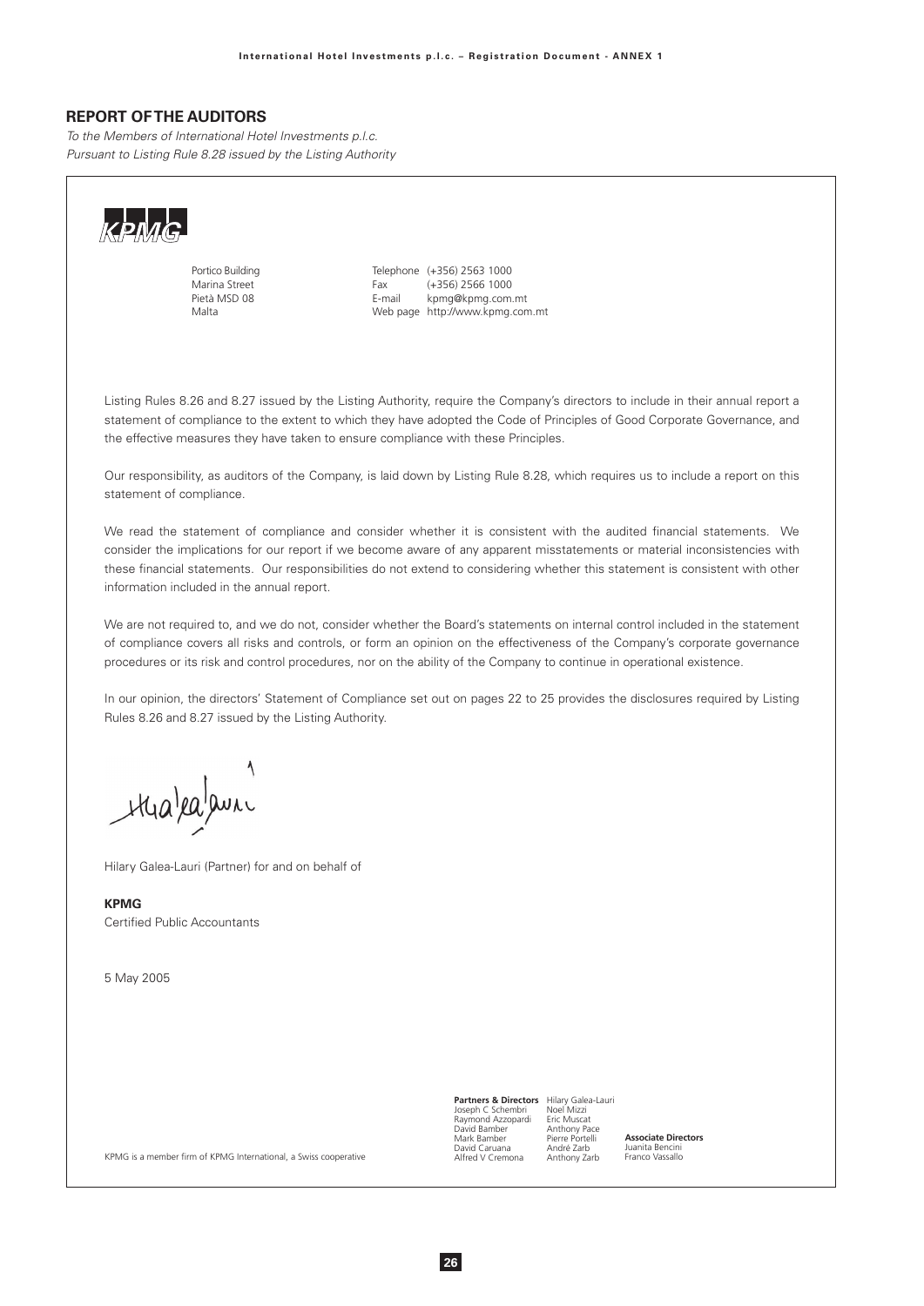## REPORT OF THE AUDITORS

*To the Members of International Hotel Investments p.l.c.*
*Pursuant to Listing Rule 8.28 issued by the Listing Authority*

KPMG

Portico Building
Marina Street
Pietà MSD 08
Malta

Telephone (+356) 2563 1000
Fax (+356) 2566 1000
E-mail kpmg@kpmg.com.mt
Web page http://www.kpmg.com.mt

Listing Rules 8.26 and 8.27 issued by the Listing Authority, require the Company's directors to include in their annual report a statement of compliance to the extent to which they have adopted the Code of Principles of Good Corporate Governance, and the effective measures they have taken to ensure compliance with these Principles.

Our responsibility, as auditors of the Company, is laid down by Listing Rule 8.28, which requires us to include a report on this statement of compliance.

We read the statement of compliance and consider whether it is consistent with the audited financial statements. We consider the implications for our report if we become aware of any apparent misstatements or material inconsistencies with these financial statements. Our responsibilities do not extend to considering whether this statement is consistent with other information included in the annual report.

We are not required to, and we do not, consider whether the Board's statements on internal control included in the statement of compliance covers all risks and controls, or form an opinion on the effectiveness of the Company's corporate governance procedures or its risk and control procedures, nor on the ability of the Company to continue in operational existence.

In our opinion, the directors' Statement of Compliance set out on pages 22 to 25 provides the disclosures required by Listing Rules 8.26 and 8.27 issued by the Listing Authority.

Hilary Galea-Lauri (Partner) for and on behalf of

**KPMG**
Certified Public Accountants

5 May 2005

KPMG is a member firm of KPMG International, a Swiss cooperative

**Partners & Directors**
Joseph C Schembri
Raymond Azzopardi
David Bamber
Mark Bamber
David Caruana
Alfred V Cremona
Hilary Galea-Lauri
Noel Mizzi
Eric Muscat
Anthony Pace
Pierre Portelli
André Zarb
Anthony Zarb

**Associate Directors**
Juanita Bencini
Franco Vassallo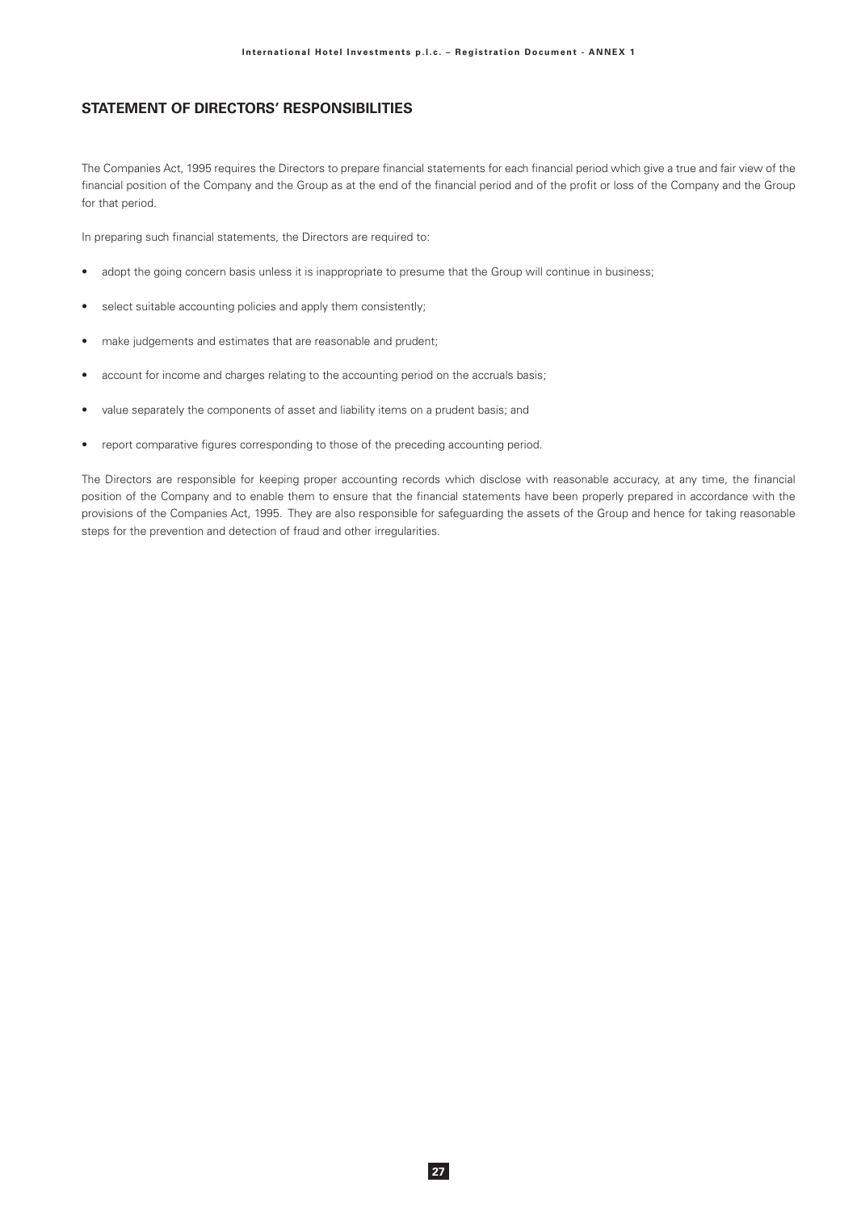## STATEMENT OF DIRECTORS' RESPONSIBILITIES

The Companies Act, 1995 requires the Directors to prepare financial statements for each financial period which give a true and fair view of the financial position of the Company and the Group as at the end of the financial period and of the profit or loss of the Company and the Group for that period.

In preparing such financial statements, the Directors are required to:

- adopt the going concern basis unless it is inappropriate to presume that the Group will continue in business;
- select suitable accounting policies and apply them consistently;
- make judgements and estimates that are reasonable and prudent;
- account for income and charges relating to the accounting period on the accruals basis;
- value separately the components of asset and liability items on a prudent basis; and
- report comparative figures corresponding to those of the preceding accounting period.

The Directors are responsible for keeping proper accounting records which disclose with reasonable accuracy, at any time, the financial position of the Company and to enable them to ensure that the financial statements have been properly prepared in accordance with the provisions of the Companies Act, 1995. They are also responsible for safeguarding the assets of the Group and hence for taking reasonable steps for the prevention and detection of fraud and other irregularities.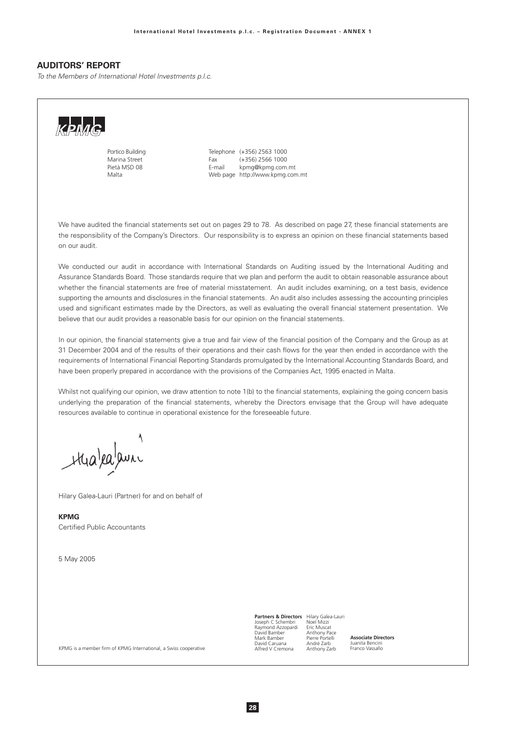## AUDITORS' REPORT

*To the Members of International Hotel Investments p.l.c.*

KPMG

Portico Building
Marina Street
Pietà MSD 08
Malta

Telephone (+356) 2563 1000
Fax (+356) 2566 1000
E-mail kpmg@kpmg.com.mt
Web page http://www.kpmg.com.mt

We have audited the financial statements set out on pages 29 to 78. As described on page 27, these financial statements are the responsibility of the Company's Directors. Our responsibility is to express an opinion on these financial statements based on our audit.

We conducted our audit in accordance with International Standards on Auditing issued by the International Auditing and Assurance Standards Board. Those standards require that we plan and perform the audit to obtain reasonable assurance about whether the financial statements are free of material misstatement. An audit includes examining, on a test basis, evidence supporting the amounts and disclosures in the financial statements. An audit also includes assessing the accounting principles used and significant estimates made by the Directors, as well as evaluating the overall financial statement presentation. We believe that our audit provides a reasonable basis for our opinion on the financial statements.

In our opinion, the financial statements give a true and fair view of the financial position of the Company and the Group as at 31 December 2004 and of the results of their operations and their cash flows for the year then ended in accordance with the requirements of International Financial Reporting Standards promulgated by the International Accounting Standards Board, and have been properly prepared in accordance with the provisions of the Companies Act, 1995 enacted in Malta.

Whilst not qualifying our opinion, we draw attention to note 1(b) to the financial statements, explaining the going concern basis underlying the preparation of the financial statements, whereby the Directors envisage that the Group will have adequate resources available to continue in operational existence for the foreseeable future.

Hilary Galea-Lauri (Partner) for and on behalf of

**KPMG**
Certified Public Accountants

5 May 2005

KPMG is a member firm of KPMG International, a Swiss cooperative

**Partners & Directors**
Joseph C Schembri
Raymond Azzopardi
David Bamber
Mark Bamber
David Caruana
Alfred V Cremona
Hilary Galea-Lauri
Noel Mizzi
Eric Muscat
Anthony Pace
Pierre Portelli
André Zarb
Anthony Zarb

**Associate Directors**
Juanita Bencini
Franco Vassallo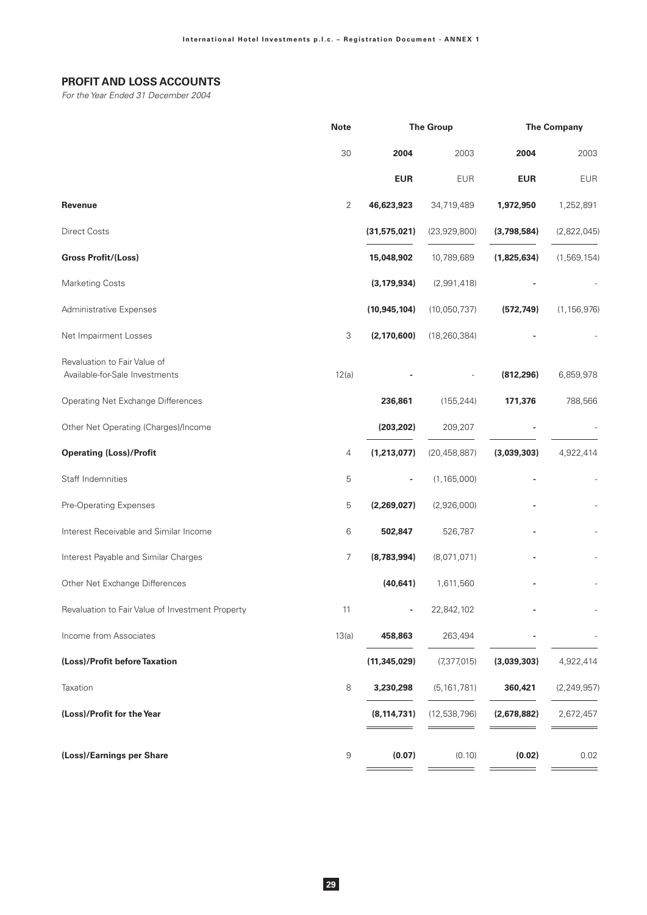## PROFIT AND LOSS ACCOUNTS

*For the Year Ended 31 December 2004*

| | Note | The Group | | The Company | |
|---|---|---|---|---|---|
| | 30 | **2004** | 2003 | **2004** | 2003 |
| | | **EUR** | EUR | **EUR** | EUR |
| **Revenue** | 2 | **46,623,923** | 34,719,489 | **1,972,950** | 1,252,891 |
| Direct Costs | | **(31,575,021)** | (23,929,800) | **(3,798,584)** | (2,822,045) |
| **Gross Profit/(Loss)** | | **15,048,902** | 10,789,689 | **(1,825,634)** | (1,569,154) |
| Marketing Costs | | **(3,179,934)** | (2,991,418) | **-** | - |
| Administrative Expenses | | **(10,945,104)** | (10,050,737) | **(572,749)** | (1,156,976) |
| Net Impairment Losses | 3 | **(2,170,600)** | (18,260,384) | **-** | - |
| Revaluation to Fair Value of Available-for-Sale Investments | 12(a) | **-** | - | **(812,296)** | 6,859,978 |
| Operating Net Exchange Differences | | **236,861** | (155,244) | **171,376** | 788,566 |
| Other Net Operating (Charges)/Income | | **(203,202)** | 209,207 | **-** | - |
| **Operating (Loss)/Profit** | 4 | **(1,213,077)** | (20,458,887) | **(3,039,303)** | 4,922,414 |
| Staff Indemnities | 5 | **-** | (1,165,000) | **-** | - |
| Pre-Operating Expenses | 5 | **(2,269,027)** | (2,926,000) | **-** | - |
| Interest Receivable and Similar Income | 6 | **502,847** | 526,787 | **-** | - |
| Interest Payable and Similar Charges | 7 | **(8,783,994)** | (8,071,071) | **-** | - |
| Other Net Exchange Differences | | **(40,641)** | 1,611,560 | **-** | - |
| Revaluation to Fair Value of Investment Property | 11 | **-** | 22,842,102 | **-** | - |
| Income from Associates | 13(a) | **458,863** | 263,494 | **-** | - |
| **(Loss)/Profit before Taxation** | | **(11,345,029)** | (7,377,015) | **(3,039,303)** | 4,922,414 |
| Taxation | 8 | **3,230,298** | (5,161,781) | **360,421** | (2,249,957) |
| **(Loss)/Profit for the Year** | | **(8,114,731)** | (12,538,796) | **(2,678,882)** | 2,672,457 |
| **(Loss)/Earnings per Share** | 9 | **(0.07)** | (0.10) | **(0.02)** | 0.02 |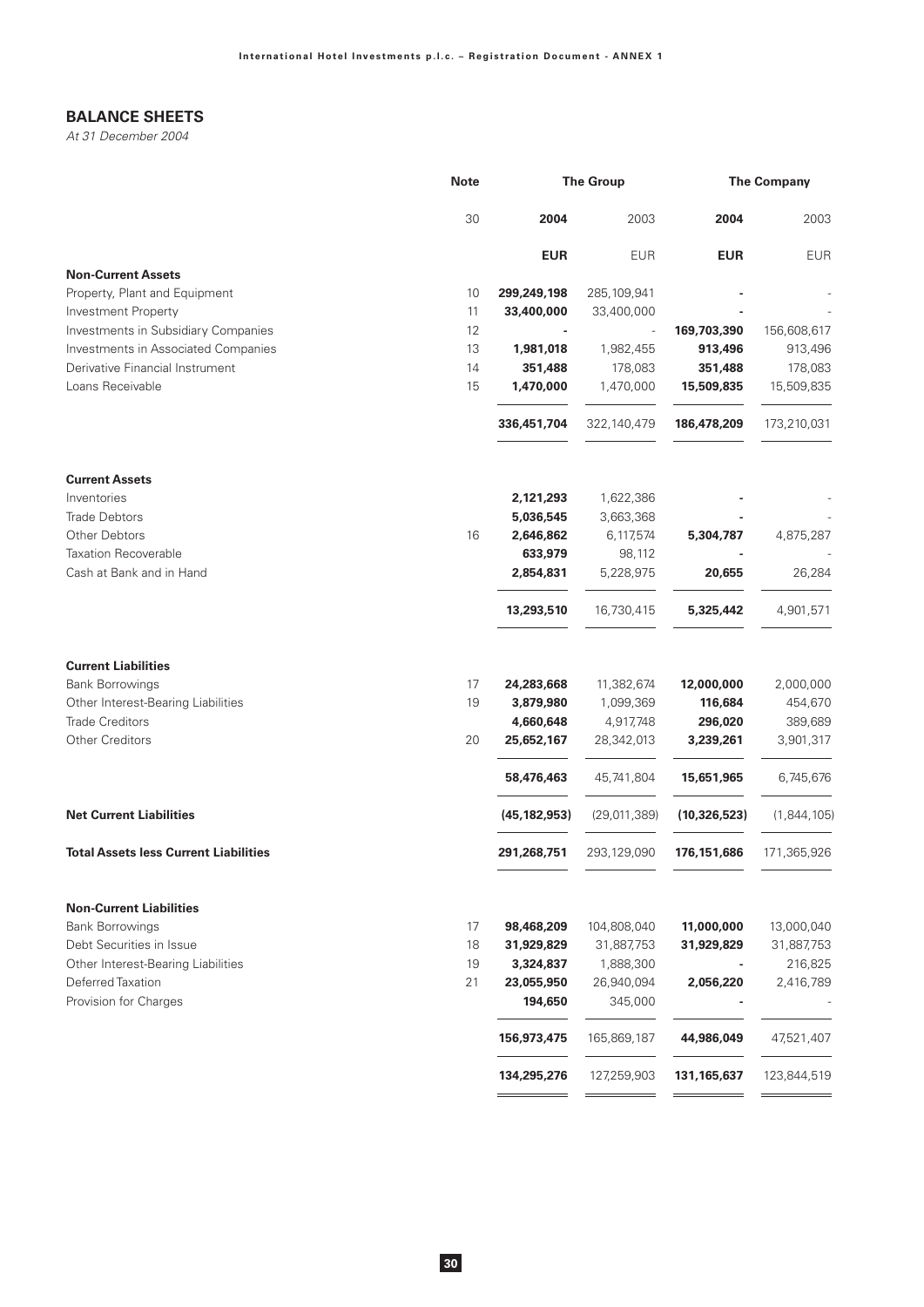## BALANCE SHEETS

*At 31 December 2004*

| | Note | The Group | | The Company | |
|---|---|---|---|---|---|
| | 30 | **2004** | 2003 | **2004** | 2003 |
| | | **EUR** | EUR | **EUR** | EUR |
| **Non-Current Assets** | | | | | |
| Property, Plant and Equipment | 10 | **299,249,198** | 285,109,941 | **-** | - |
| Investment Property | 11 | **33,400,000** | 33,400,000 | **-** | - |
| Investments in Subsidiary Companies | 12 | **-** | - | **169,703,390** | 156,608,617 |
| Investments in Associated Companies | 13 | **1,981,018** | 1,982,455 | **913,496** | 913,496 |
| Derivative Financial Instrument | 14 | **351,488** | 178,083 | **351,488** | 178,083 |
| Loans Receivable | 15 | **1,470,000** | 1,470,000 | **15,509,835** | 15,509,835 |
| | | **336,451,704** | 322,140,479 | **186,478,209** | 173,210,031 |
| **Current Assets** | | | | | |
| Inventories | | **2,121,293** | 1,622,386 | **-** | - |
| Trade Debtors | | **5,036,545** | 3,663,368 | **-** | - |
| Other Debtors | 16 | **2,646,862** | 6,117,574 | **5,304,787** | 4,875,287 |
| Taxation Recoverable | | **633,979** | 98,112 | **-** | - |
| Cash at Bank and in Hand | | **2,854,831** | 5,228,975 | **20,655** | 26,284 |
| | | **13,293,510** | 16,730,415 | **5,325,442** | 4,901,571 |
| **Current Liabilities** | | | | | |
| Bank Borrowings | 17 | **24,283,668** | 11,382,674 | **12,000,000** | 2,000,000 |
| Other Interest-Bearing Liabilities | 19 | **3,879,980** | 1,099,369 | **116,684** | 454,670 |
| Trade Creditors | | **4,660,648** | 4,917,748 | **296,020** | 389,689 |
| Other Creditors | 20 | **25,652,167** | 28,342,013 | **3,239,261** | 3,901,317 |
| | | **58,476,463** | 45,741,804 | **15,651,965** | 6,745,676 |
| **Net Current Liabilities** | | **(45,182,953)** | (29,011,389) | **(10,326,523)** | (1,844,105) |
| **Total Assets less Current Liabilities** | | **291,268,751** | 293,129,090 | **176,151,686** | 171,365,926 |
| **Non-Current Liabilities** | | | | | |
| Bank Borrowings | 17 | **98,468,209** | 104,808,040 | **11,000,000** | 13,000,040 |
| Debt Securities in Issue | 18 | **31,929,829** | 31,887,753 | **31,929,829** | 31,887,753 |
| Other Interest-Bearing Liabilities | 19 | **3,324,837** | 1,888,300 | **-** | 216,825 |
| Deferred Taxation | 21 | **23,055,950** | 26,940,094 | **2,056,220** | 2,416,789 |
| Provision for Charges | | **194,650** | 345,000 | **-** | - |
| | | **156,973,475** | 165,869,187 | **44,986,049** | 47,521,407 |
| | | **134,295,276** | 127,259,903 | **131,165,637** | 123,844,519 |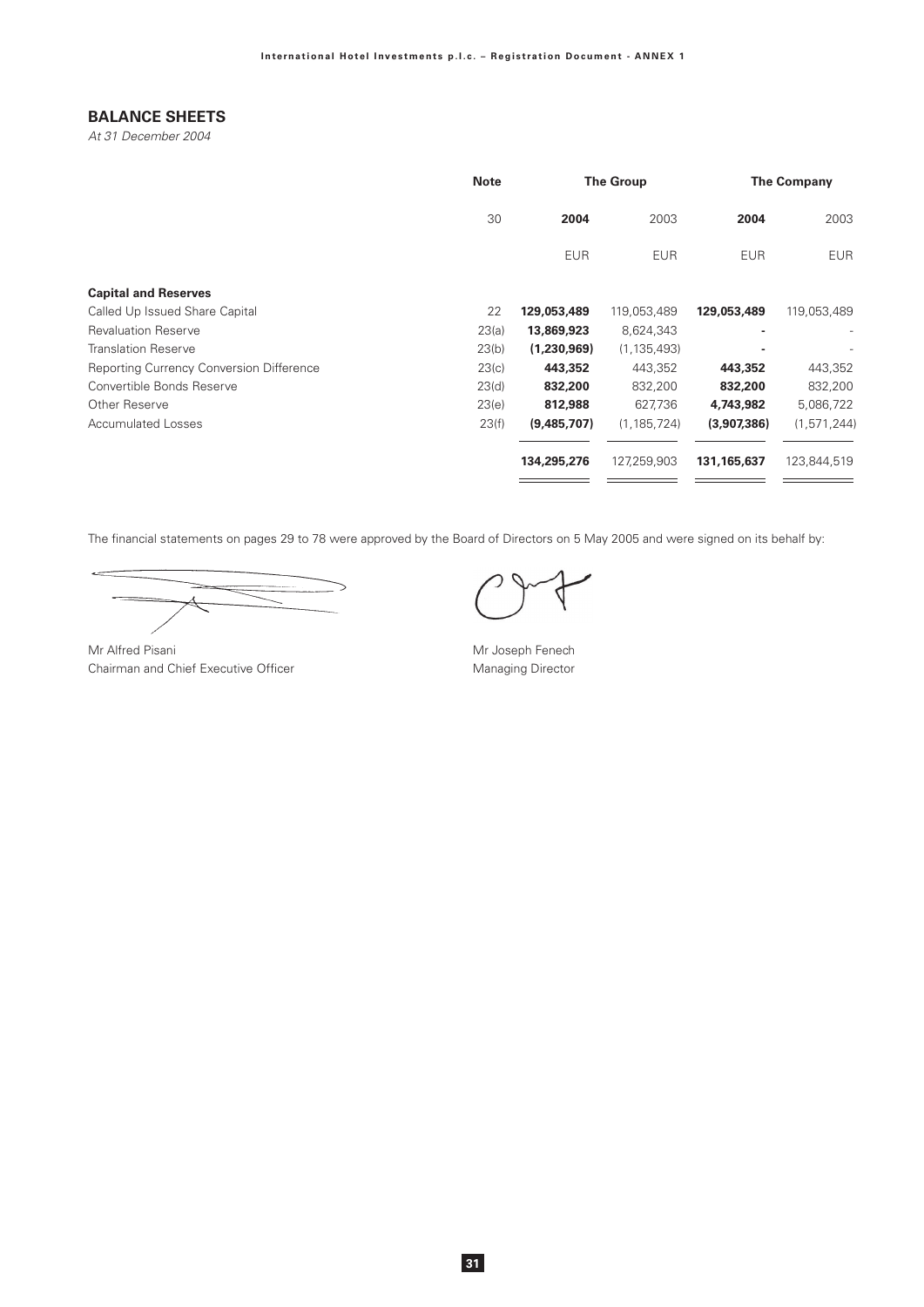## BALANCE SHEETS

*At 31 December 2004*

| | Note | The Group | | The Company | |
|---|---|---|---|---|---|
| | 30 | **2004** | 2003 | **2004** | 2003 |
| | | EUR | EUR | EUR | EUR |
| **Capital and Reserves** | | | | | |
| Called Up Issued Share Capital | 22 | **129,053,489** | 119,053,489 | **129,053,489** | 119,053,489 |
| Revaluation Reserve | 23(a) | **13,869,923** | 8,624,343 | **-** | - |
| Translation Reserve | 23(b) | **(1,230,969)** | (1,135,493) | **-** | - |
| Reporting Currency Conversion Difference | 23(c) | **443,352** | 443,352 | **443,352** | 443,352 |
| Convertible Bonds Reserve | 23(d) | **832,200** | 832,200 | **832,200** | 832,200 |
| Other Reserve | 23(e) | **812,988** | 627,736 | **4,743,982** | 5,086,722 |
| Accumulated Losses | 23(f) | **(9,485,707)** | (1,185,724) | **(3,907,386)** | (1,571,244) |
| | | **134,295,276** | 127,259,903 | **131,165,637** | 123,844,519 |

The financial statements on pages 29 to 78 were approved by the Board of Directors on 5 May 2005 and were signed on its behalf by:

Mr Alfred Pisani
Chairman and Chief Executive Officer

Mr Joseph Fenech
Managing Director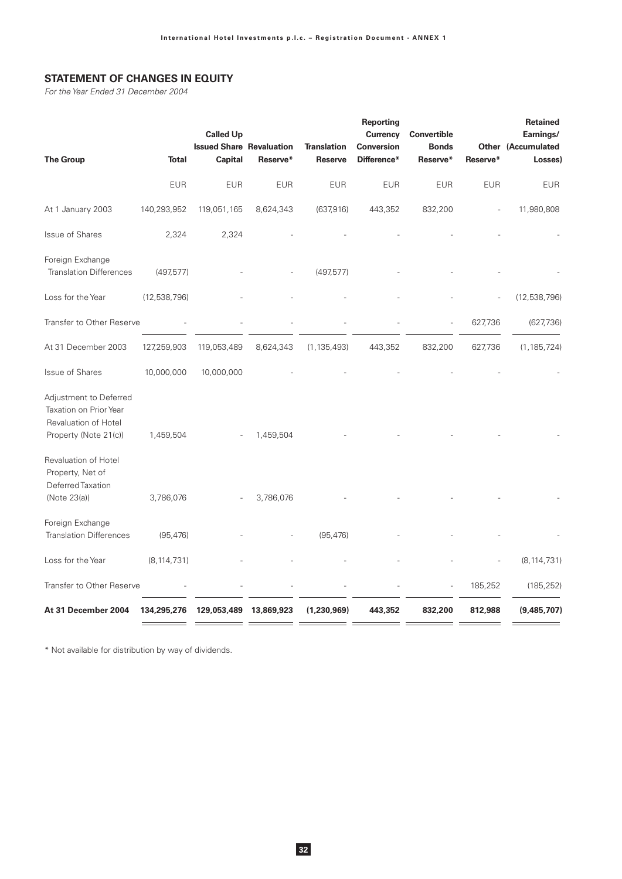## STATEMENT OF CHANGES IN EQUITY

*For the Year Ended 31 December 2004*

| The Group | Total | Called Up Issued Share Capital | Revaluation Reserve* | Translation Reserve | Reporting Currency Conversion Difference* | Convertible Bonds Reserve* | Other Reserve* | Retained Earnings/ (Accumulated Losses) |
|---|---|---|---|---|---|---|---|---|
| | EUR | EUR | EUR | EUR | EUR | EUR | EUR | EUR |
| At 1 January 2003 | 140,293,952 | 119,051,165 | 8,624,343 | (637,916) | 443,352 | 832,200 | - | 11,980,808 |
| Issue of Shares | 2,324 | 2,324 | - | - | - | - | - | - |
| Foreign Exchange Translation Differences | (497,577) | - | - | (497,577) | - | - | - | - |
| Loss for the Year | (12,538,796) | - | - | - | - | - | - | (12,538,796) |
| Transfer to Other Reserve | - | - | - | - | - | - | 627,736 | (627,736) |
| At 31 December 2003 | 127,259,903 | 119,053,489 | 8,624,343 | (1,135,493) | 443,352 | 832,200 | 627,736 | (1,185,724) |
| Issue of Shares | 10,000,000 | 10,000,000 | - | - | - | - | - | - |
| Adjustment to Deferred Taxation on Prior Year Revaluation of Hotel Property (Note 21(c)) | 1,459,504 | - | 1,459,504 | - | - | - | - | - |
| Revaluation of Hotel Property, Net of Deferred Taxation (Note 23(a)) | 3,786,076 | - | 3,786,076 | - | - | - | - | - |
| Foreign Exchange Translation Differences | (95,476) | - | - | (95,476) | - | - | - | - |
| Loss for the Year | (8,114,731) | - | - | - | - | - | - | (8,114,731) |
| Transfer to Other Reserve | - | - | - | - | - | - | 185,252 | (185,252) |
| **At 31 December 2004** | **134,295,276** | **129,053,489** | **13,869,923** | **(1,230,969)** | **443,352** | **832,200** | **812,988** | **(9,485,707)** |

\* Not available for distribution by way of dividends.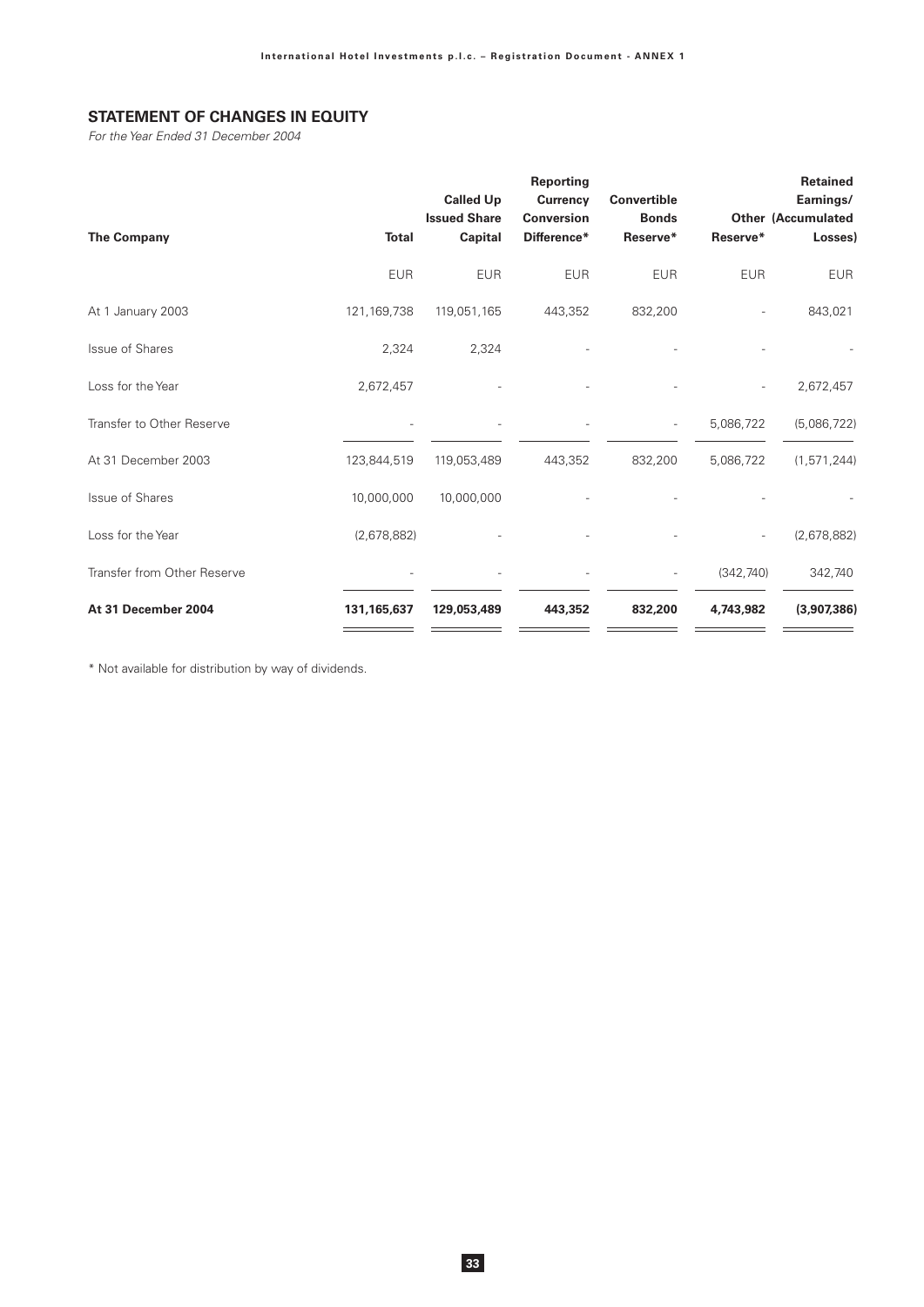## STATEMENT OF CHANGES IN EQUITY

*For the Year Ended 31 December 2004*

| The Company | Total | Called Up Issued Share Capital | Reporting Currency Conversion Difference* | Convertible Bonds Reserve* | Other Reserve* | Retained Earnings/ (Accumulated Losses) |
|---|---|---|---|---|---|---|
| | EUR | EUR | EUR | EUR | EUR | EUR |
| At 1 January 2003 | 121,169,738 | 119,051,165 | 443,352 | 832,200 | - | 843,021 |
| Issue of Shares | 2,324 | 2,324 | - | - | - | - |
| Loss for the Year | 2,672,457 | - | - | - | - | 2,672,457 |
| Transfer to Other Reserve | - | - | - | - | 5,086,722 | (5,086,722) |
| At 31 December 2003 | 123,844,519 | 119,053,489 | 443,352 | 832,200 | 5,086,722 | (1,571,244) |
| Issue of Shares | 10,000,000 | 10,000,000 | - | - | - | - |
| Loss for the Year | (2,678,882) | - | - | - | - | (2,678,882) |
| Transfer from Other Reserve | - | - | - | - | (342,740) | 342,740 |
| **At 31 December 2004** | **131,165,637** | **129,053,489** | **443,352** | **832,200** | **4,743,982** | **(3,907,386)** |

* Not available for distribution by way of dividends.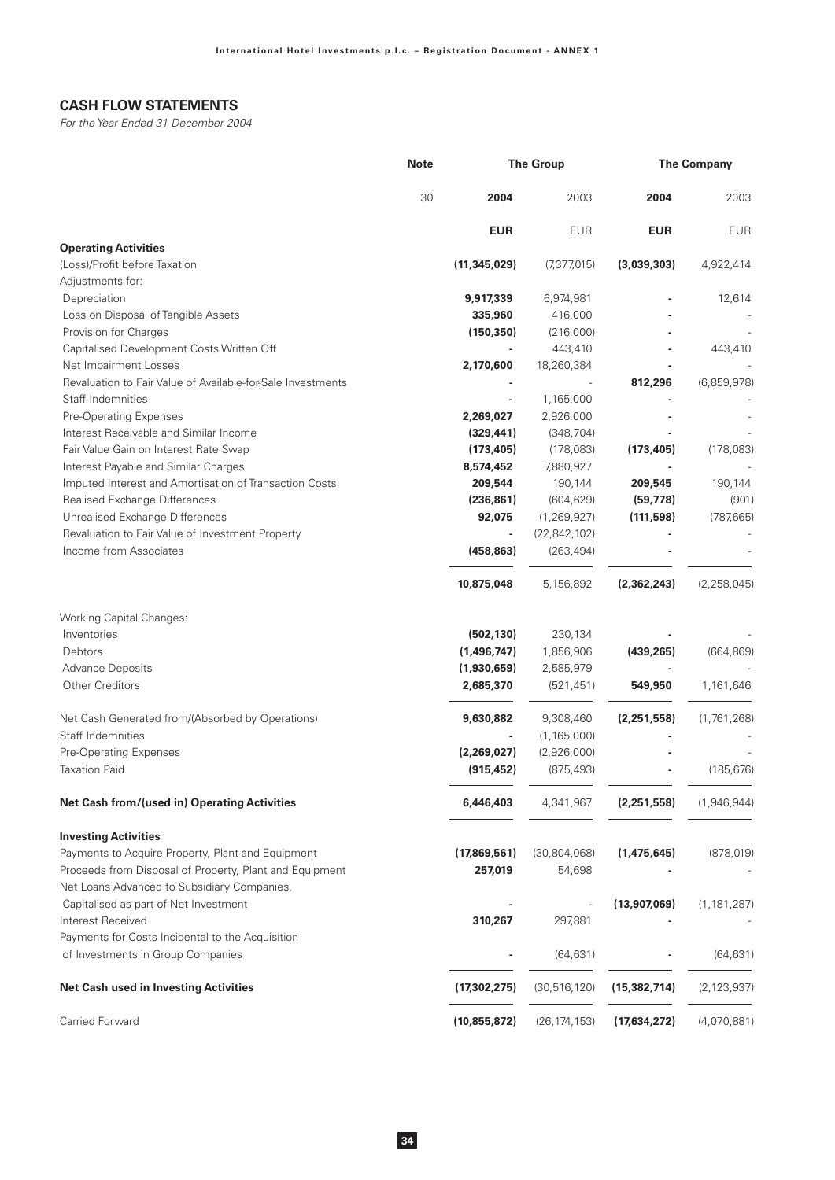## CASH FLOW STATEMENTS

*For the Year Ended 31 December 2004*

| | Note | The Group | | The Company | |
|---|---|---|---|---|---|
| | 30 | **2004** | 2003 | **2004** | 2003 |
| | | **EUR** | EUR | **EUR** | EUR |
| **Operating Activities** | | | | | |
| (Loss)/Profit before Taxation | | **(11,345,029)** | (7,377,015) | **(3,039,303)** | 4,922,414 |
| Adjustments for: | | | | | |
| Depreciation | | **9,917,339** | 6,974,981 | **-** | 12,614 |
| Loss on Disposal of Tangible Assets | | **335,960** | 416,000 | **-** | - |
| Provision for Charges | | **(150,350)** | (216,000) | **-** | - |
| Capitalised Development Costs Written Off | | **-** | 443,410 | **-** | 443,410 |
| Net Impairment Losses | | **2,170,600** | 18,260,384 | **-** | - |
| Revaluation to Fair Value of Available-for-Sale Investments | | **-** | - | **812,296** | (6,859,978) |
| Staff Indemnities | | **-** | 1,165,000 | **-** | - |
| Pre-Operating Expenses | | **2,269,027** | 2,926,000 | **-** | - |
| Interest Receivable and Similar Income | | **(329,441)** | (348,704) | **-** | - |
| Fair Value Gain on Interest Rate Swap | | **(173,405)** | (178,083) | **(173,405)** | (178,083) |
| Interest Payable and Similar Charges | | **8,574,452** | 7,880,927 | **-** | - |
| Imputed Interest and Amortisation of Transaction Costs | | **209,544** | 190,144 | **209,545** | 190,144 |
| Realised Exchange Differences | | **(236,861)** | (604,629) | **(59,778)** | (901) |
| Unrealised Exchange Differences | | **92,075** | (1,269,927) | **(111,598)** | (787,665) |
| Revaluation to Fair Value of Investment Property | | **-** | (22,842,102) | **-** | - |
| Income from Associates | | **(458,863)** | (263,494) | **-** | - |
| | | **10,875,048** | 5,156,892 | **(2,362,243)** | (2,258,045) |
| Working Capital Changes: | | | | | |
| Inventories | | **(502,130)** | 230,134 | **-** | - |
| Debtors | | **(1,496,747)** | 1,856,906 | **(439,265)** | (664,869) |
| Advance Deposits | | **(1,930,659)** | 2,585,979 | **-** | - |
| Other Creditors | | **2,685,370** | (521,451) | **549,950** | 1,161,646 |
| Net Cash Generated from/(Absorbed by Operations) | | **9,630,882** | 9,308,460 | **(2,251,558)** | (1,761,268) |
| Staff Indemnities | | **-** | (1,165,000) | **-** | - |
| Pre-Operating Expenses | | **(2,269,027)** | (2,926,000) | **-** | - |
| Taxation Paid | | **(915,452)** | (875,493) | **-** | (185,676) |
| **Net Cash from/(used in) Operating Activities** | | **6,446,403** | 4,341,967 | **(2,251,558)** | (1,946,944) |
| **Investing Activities** | | | | | |
| Payments to Acquire Property, Plant and Equipment | | **(17,869,561)** | (30,804,068) | **(1,475,645)** | (878,019) |
| Proceeds from Disposal of Property, Plant and Equipment | | **257,019** | 54,698 | **-** | - |
| Net Loans Advanced to Subsidiary Companies, Capitalised as part of Net Investment | | **-** | - | **(13,907,069)** | (1,181,287) |
| Interest Received | | **310,267** | 297,881 | **-** | - |
| Payments for Costs Incidental to the Acquisition of Investments in Group Companies | | **-** | (64,631) | **-** | (64,631) |
| **Net Cash used in Investing Activities** | | **(17,302,275)** | (30,516,120) | **(15,382,714)** | (2,123,937) |
| Carried Forward | | **(10,855,872)** | (26,174,153) | **(17,634,272)** | (4,070,881) |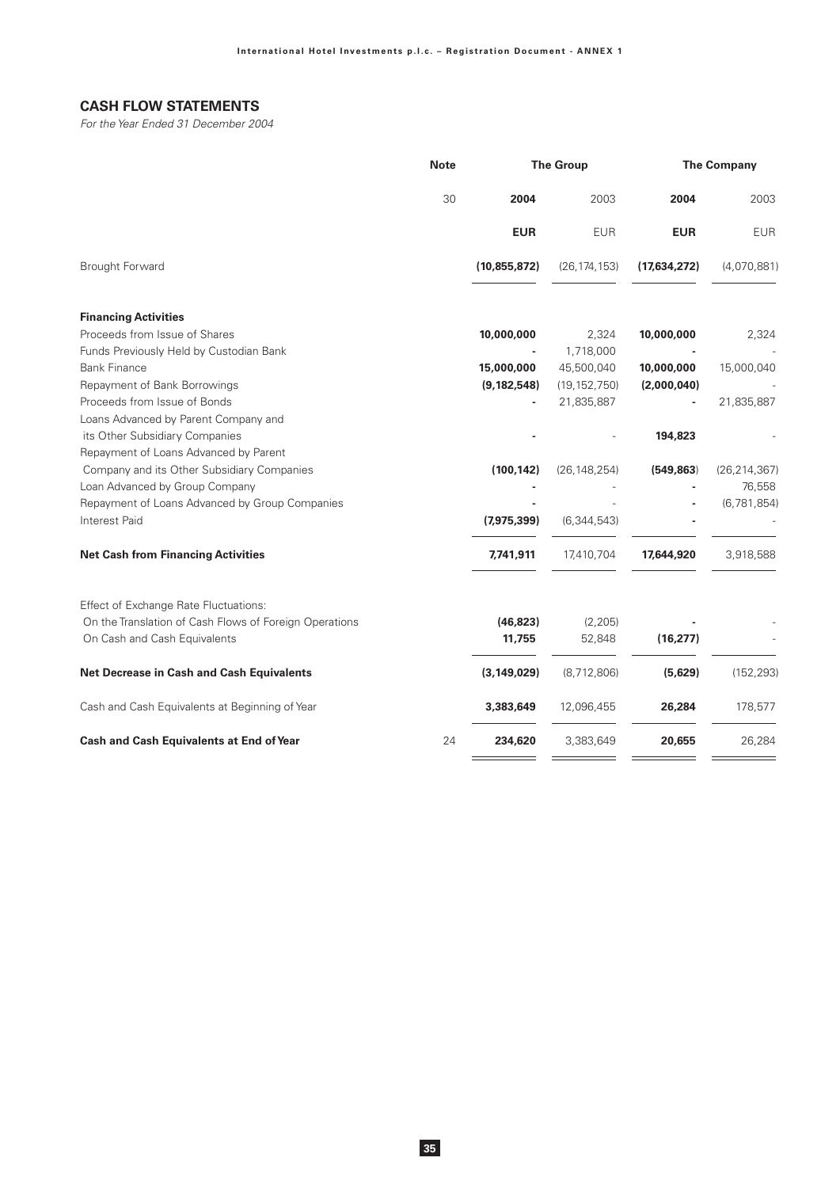## CASH FLOW STATEMENTS

*For the Year Ended 31 December 2004*

| | Note | The Group | | The Company | |
|---|---|---|---|---|---|
| | 30 | **2004** | 2003 | **2004** | 2003 |
| | | **EUR** | EUR | **EUR** | EUR |
| Brought Forward | | **(10,855,872)** | (26,174,153) | **(17,634,272)** | (4,070,881) |
| **Financing Activities** | | | | | |
| Proceeds from Issue of Shares | | **10,000,000** | 2,324 | **10,000,000** | 2,324 |
| Funds Previously Held by Custodian Bank | | **-** | 1,718,000 | **-** | - |
| Bank Finance | | **15,000,000** | 45,500,040 | **10,000,000** | 15,000,040 |
| Repayment of Bank Borrowings | | **(9,182,548)** | (19,152,750) | **(2,000,040)** | - |
| Proceeds from Issue of Bonds | | **-** | 21,835,887 | **-** | 21,835,887 |
| Loans Advanced by Parent Company and its Other Subsidiary Companies | | **-** | - | **194,823** | - |
| Repayment of Loans Advanced by Parent Company and its Other Subsidiary Companies | | **(100,142)** | (26,148,254) | **(549,863)** | (26,214,367) |
| Loan Advanced by Group Company | | **-** | - | **-** | 76,558 |
| Repayment of Loans Advanced by Group Companies | | **-** | - | **-** | (6,781,854) |
| Interest Paid | | **(7,975,399)** | (6,344,543) | **-** | - |
| **Net Cash from Financing Activities** | | **7,741,911** | 17,410,704 | **17,644,920** | 3,918,588 |
| Effect of Exchange Rate Fluctuations: | | | | | |
| On the Translation of Cash Flows of Foreign Operations | | **(46,823)** | (2,205) | **-** | - |
| On Cash and Cash Equivalents | | **11,755** | 52,848 | **(16,277)** | - |
| **Net Decrease in Cash and Cash Equivalents** | | **(3,149,029)** | (8,712,806) | **(5,629)** | (152,293) |
| Cash and Cash Equivalents at Beginning of Year | | **3,383,649** | 12,096,455 | **26,284** | 178,577 |
| **Cash and Cash Equivalents at End of Year** | 24 | **234,620** | 3,383,649 | **20,655** | 26,284 |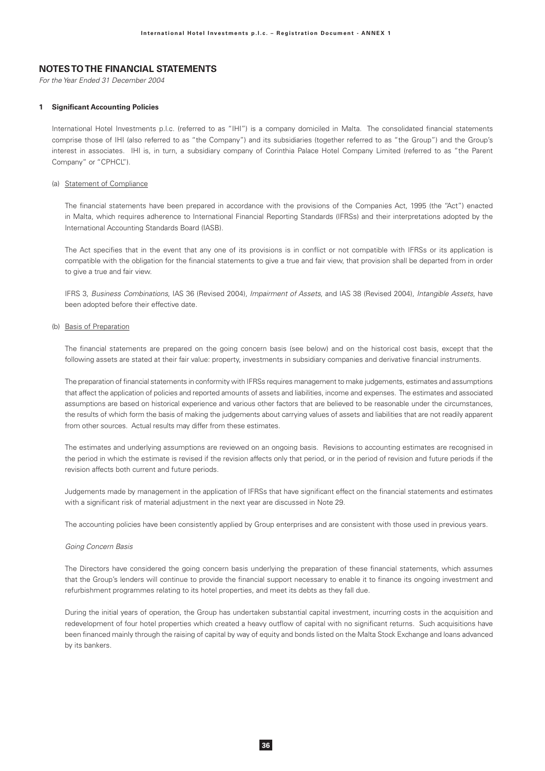## NOTES TO THE FINANCIAL STATEMENTS

*For the Year Ended 31 December 2004*

### 1 Significant Accounting Policies

International Hotel Investments p.l.c. (referred to as "IHI") is a company domiciled in Malta. The consolidated financial statements comprise those of IHI (also referred to as "the Company") and its subsidiaries (together referred to as "the Group") and the Group's interest in associates. IHI is, in turn, a subsidiary company of Corinthia Palace Hotel Company Limited (referred to as "the Parent Company" or "CPHCL").

(a) Statement of Compliance

The financial statements have been prepared in accordance with the provisions of the Companies Act, 1995 (the "Act") enacted in Malta, which requires adherence to International Financial Reporting Standards (IFRSs) and their interpretations adopted by the International Accounting Standards Board (IASB).

The Act specifies that in the event that any one of its provisions is in conflict or not compatible with IFRSs or its application is compatible with the obligation for the financial statements to give a true and fair view, that provision shall be departed from in order to give a true and fair view.

IFRS 3, *Business Combinations*, IAS 36 (Revised 2004), *Impairment of Assets*, and IAS 38 (Revised 2004), *Intangible Assets*, have been adopted before their effective date.

(b) Basis of Preparation

The financial statements are prepared on the going concern basis (see below) and on the historical cost basis, except that the following assets are stated at their fair value: property, investments in subsidiary companies and derivative financial instruments.

The preparation of financial statements in conformity with IFRSs requires management to make judgements, estimates and assumptions that affect the application of policies and reported amounts of assets and liabilities, income and expenses. The estimates and associated assumptions are based on historical experience and various other factors that are believed to be reasonable under the circumstances, the results of which form the basis of making the judgements about carrying values of assets and liabilities that are not readily apparent from other sources. Actual results may differ from these estimates.

The estimates and underlying assumptions are reviewed on an ongoing basis. Revisions to accounting estimates are recognised in the period in which the estimate is revised if the revision affects only that period, or in the period of revision and future periods if the revision affects both current and future periods.

Judgements made by management in the application of IFRSs that have significant effect on the financial statements and estimates with a significant risk of material adjustment in the next year are discussed in Note 29.

The accounting policies have been consistently applied by Group enterprises and are consistent with those used in previous years.

*Going Concern Basis*

The Directors have considered the going concern basis underlying the preparation of these financial statements, which assumes that the Group's lenders will continue to provide the financial support necessary to enable it to finance its ongoing investment and refurbishment programmes relating to its hotel properties, and meet its debts as they fall due.

During the initial years of operation, the Group has undertaken substantial capital investment, incurring costs in the acquisition and redevelopment of four hotel properties which created a heavy outflow of capital with no significant returns. Such acquisitions have been financed mainly through the raising of capital by way of equity and bonds listed on the Malta Stock Exchange and loans advanced by its bankers.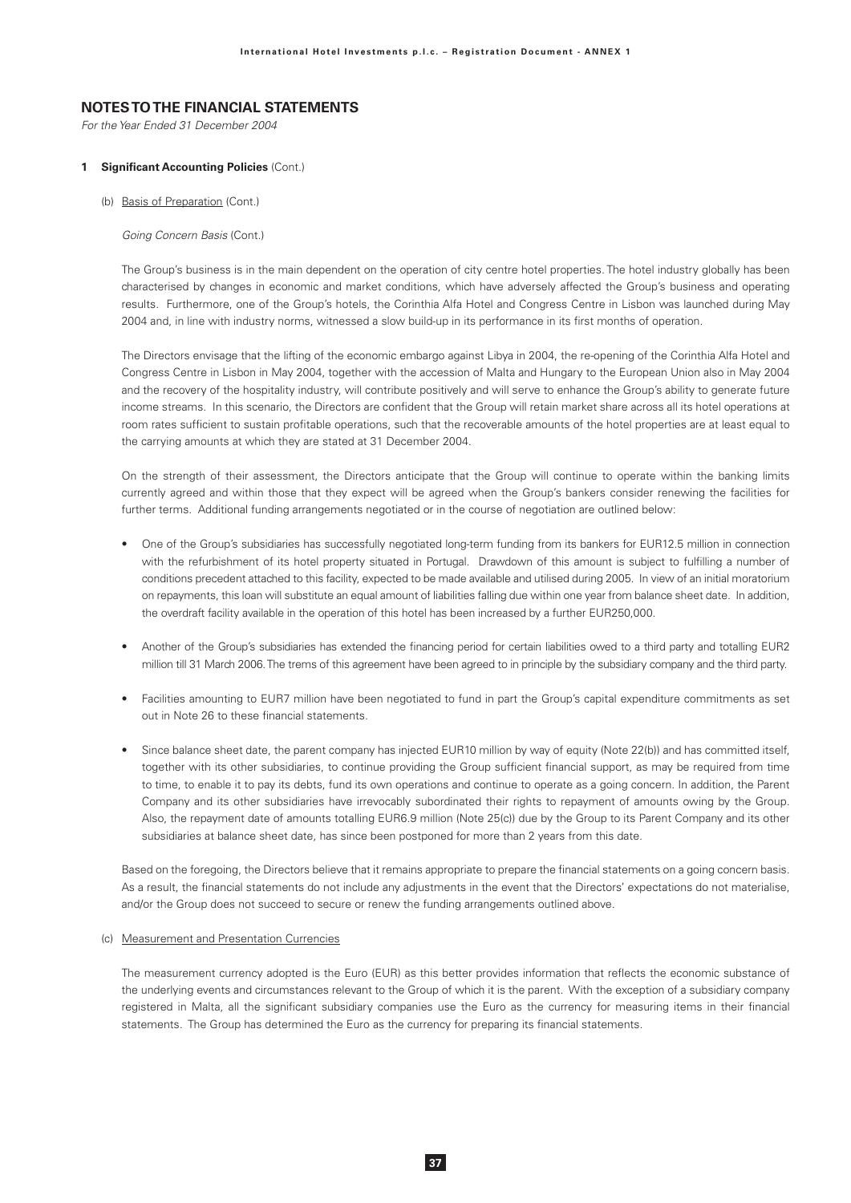# NOTES TO THE FINANCIAL STATEMENTS

*For the Year Ended 31 December 2004*

**1 Significant Accounting Policies** (Cont.)

(b) Basis of Preparation (Cont.)

*Going Concern Basis* (Cont.)

The Group's business is in the main dependent on the operation of city centre hotel properties. The hotel industry globally has been characterised by changes in economic and market conditions, which have adversely affected the Group's business and operating results. Furthermore, one of the Group's hotels, the Corinthia Alfa Hotel and Congress Centre in Lisbon was launched during May 2004 and, in line with industry norms, witnessed a slow build-up in its performance in its first months of operation.

The Directors envisage that the lifting of the economic embargo against Libya in 2004, the re-opening of the Corinthia Alfa Hotel and Congress Centre in Lisbon in May 2004, together with the accession of Malta and Hungary to the European Union also in May 2004 and the recovery of the hospitality industry, will contribute positively and will serve to enhance the Group's ability to generate future income streams. In this scenario, the Directors are confident that the Group will retain market share across all its hotel operations at room rates sufficient to sustain profitable operations, such that the recoverable amounts of the hotel properties are at least equal to the carrying amounts at which they are stated at 31 December 2004.

On the strength of their assessment, the Directors anticipate that the Group will continue to operate within the banking limits currently agreed and within those that they expect will be agreed when the Group's bankers consider renewing the facilities for further terms. Additional funding arrangements negotiated or in the course of negotiation are outlined below:

- One of the Group's subsidiaries has successfully negotiated long-term funding from its bankers for EUR12.5 million in connection with the refurbishment of its hotel property situated in Portugal. Drawdown of this amount is subject to fulfilling a number of conditions precedent attached to this facility, expected to be made available and utilised during 2005. In view of an initial moratorium on repayments, this loan will substitute an equal amount of liabilities falling due within one year from balance sheet date. In addition, the overdraft facility available in the operation of this hotel has been increased by a further EUR250,000.

- Another of the Group's subsidiaries has extended the financing period for certain liabilities owed to a third party and totalling EUR2 million till 31 March 2006. The trems of this agreement have been agreed to in principle by the subsidiary company and the third party.

- Facilities amounting to EUR7 million have been negotiated to fund in part the Group's capital expenditure commitments as set out in Note 26 to these financial statements.

- Since balance sheet date, the parent company has injected EUR10 million by way of equity (Note 22(b)) and has committed itself, together with its other subsidiaries, to continue providing the Group sufficient financial support, as may be required from time to time, to enable it to pay its debts, fund its own operations and continue to operate as a going concern. In addition, the Parent Company and its other subsidiaries have irrevocably subordinated their rights to repayment of amounts owing by the Group. Also, the repayment date of amounts totalling EUR6.9 million (Note 25(c)) due by the Group to its Parent Company and its other subsidiaries at balance sheet date, has since been postponed for more than 2 years from this date.

Based on the foregoing, the Directors believe that it remains appropriate to prepare the financial statements on a going concern basis. As a result, the financial statements do not include any adjustments in the event that the Directors' expectations do not materialise, and/or the Group does not succeed to secure or renew the funding arrangements outlined above.

(c) Measurement and Presentation Currencies

The measurement currency adopted is the Euro (EUR) as this better provides information that reflects the economic substance of the underlying events and circumstances relevant to the Group of which it is the parent. With the exception of a subsidiary company registered in Malta, all the significant subsidiary companies use the Euro as the currency for measuring items in their financial statements. The Group has determined the Euro as the currency for preparing its financial statements.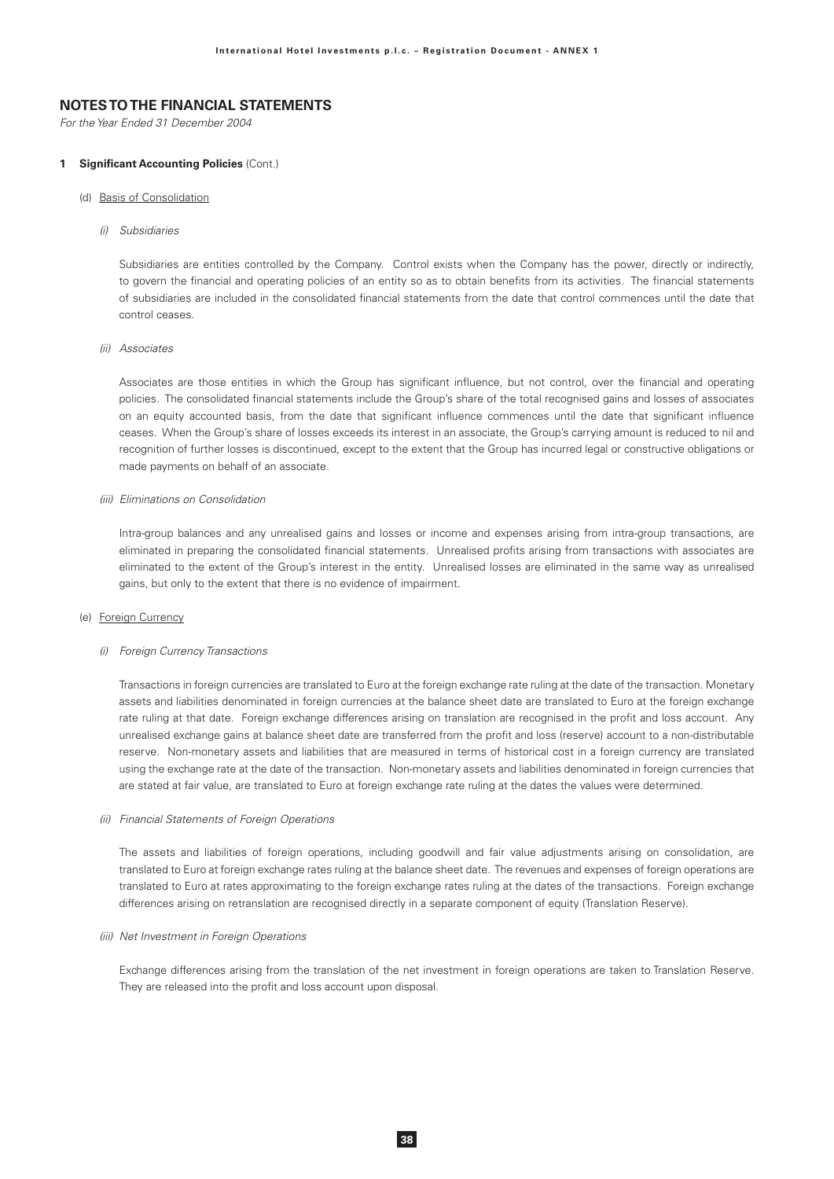## NOTES TO THE FINANCIAL STATEMENTS

*For the Year Ended 31 December 2004*

### 1 Significant Accounting Policies (Cont.)

(d) Basis of Consolidation

*(i) Subsidiaries*

Subsidiaries are entities controlled by the Company. Control exists when the Company has the power, directly or indirectly, to govern the financial and operating policies of an entity so as to obtain benefits from its activities. The financial statements of subsidiaries are included in the consolidated financial statements from the date that control commences until the date that control ceases.

*(ii) Associates*

Associates are those entities in which the Group has significant influence, but not control, over the financial and operating policies. The consolidated financial statements include the Group's share of the total recognised gains and losses of associates on an equity accounted basis, from the date that significant influence commences until the date that significant influence ceases. When the Group's share of losses exceeds its interest in an associate, the Group's carrying amount is reduced to nil and recognition of further losses is discontinued, except to the extent that the Group has incurred legal or constructive obligations or made payments on behalf of an associate.

*(iii) Eliminations on Consolidation*

Intra-group balances and any unrealised gains and losses or income and expenses arising from intra-group transactions, are eliminated in preparing the consolidated financial statements. Unrealised profits arising from transactions with associates are eliminated to the extent of the Group's interest in the entity. Unrealised losses are eliminated in the same way as unrealised gains, but only to the extent that there is no evidence of impairment.

(e) Foreign Currency

*(i) Foreign Currency Transactions*

Transactions in foreign currencies are translated to Euro at the foreign exchange rate ruling at the date of the transaction. Monetary assets and liabilities denominated in foreign currencies at the balance sheet date are translated to Euro at the foreign exchange rate ruling at that date. Foreign exchange differences arising on translation are recognised in the profit and loss account. Any unrealised exchange gains at balance sheet date are transferred from the profit and loss (reserve) account to a non-distributable reserve. Non-monetary assets and liabilities that are measured in terms of historical cost in a foreign currency are translated using the exchange rate at the date of the transaction. Non-monetary assets and liabilities denominated in foreign currencies that are stated at fair value, are translated to Euro at foreign exchange rate ruling at the dates the values were determined.

*(ii) Financial Statements of Foreign Operations*

The assets and liabilities of foreign operations, including goodwill and fair value adjustments arising on consolidation, are translated to Euro at foreign exchange rates ruling at the balance sheet date. The revenues and expenses of foreign operations are translated to Euro at rates approximating to the foreign exchange rates ruling at the dates of the transactions. Foreign exchange differences arising on retranslation are recognised directly in a separate component of equity (Translation Reserve).

*(iii) Net Investment in Foreign Operations*

Exchange differences arising from the translation of the net investment in foreign operations are taken to Translation Reserve. They are released into the profit and loss account upon disposal.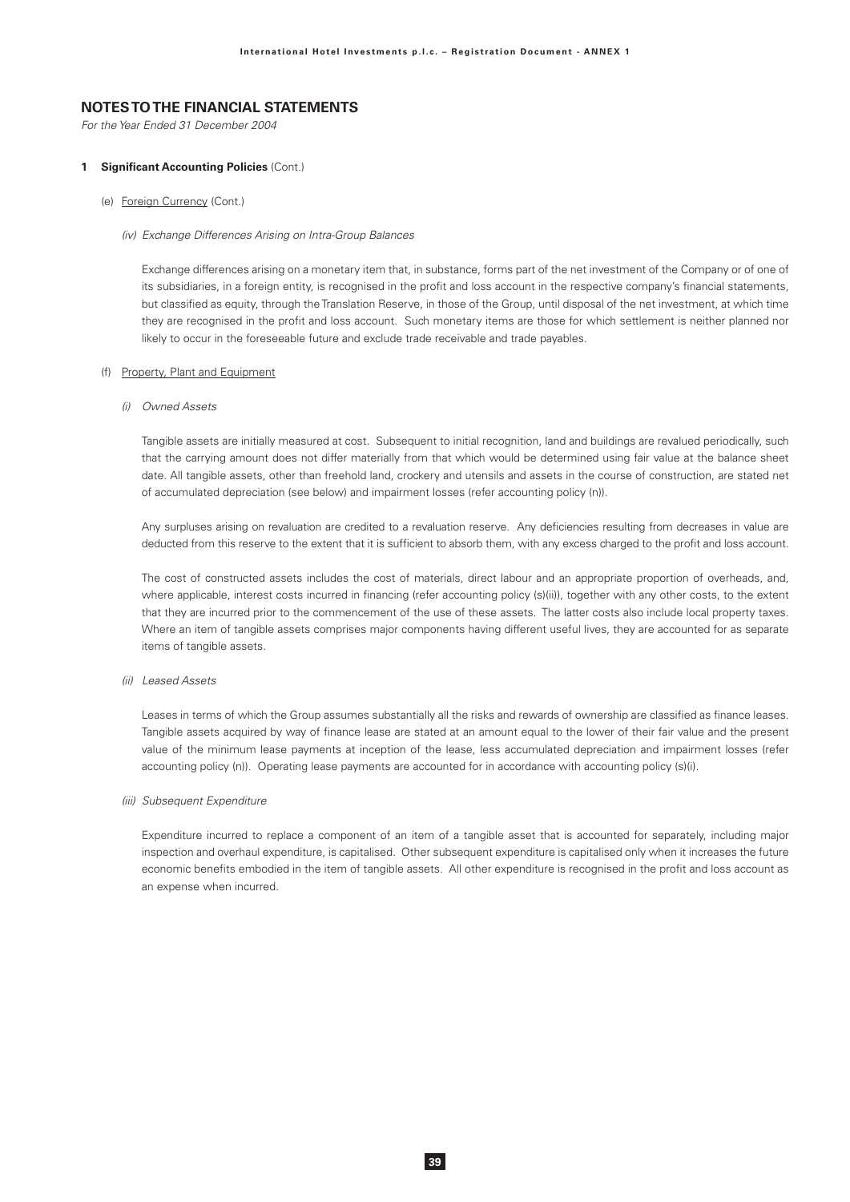## NOTES TO THE FINANCIAL STATEMENTS

*For the Year Ended 31 December 2004*

**1 Significant Accounting Policies** (Cont.)

(e) Foreign Currency (Cont.)

*(iv) Exchange Differences Arising on Intra-Group Balances*

Exchange differences arising on a monetary item that, in substance, forms part of the net investment of the Company or of one of its subsidiaries, in a foreign entity, is recognised in the profit and loss account in the respective company's financial statements, but classified as equity, through the Translation Reserve, in those of the Group, until disposal of the net investment, at which time they are recognised in the profit and loss account. Such monetary items are those for which settlement is neither planned nor likely to occur in the foreseeable future and exclude trade receivable and trade payables.

(f) Property, Plant and Equipment

*(i) Owned Assets*

Tangible assets are initially measured at cost. Subsequent to initial recognition, land and buildings are revalued periodically, such that the carrying amount does not differ materially from that which would be determined using fair value at the balance sheet date. All tangible assets, other than freehold land, crockery and utensils and assets in the course of construction, are stated net of accumulated depreciation (see below) and impairment losses (refer accounting policy (n)).

Any surpluses arising on revaluation are credited to a revaluation reserve. Any deficiencies resulting from decreases in value are deducted from this reserve to the extent that it is sufficient to absorb them, with any excess charged to the profit and loss account.

The cost of constructed assets includes the cost of materials, direct labour and an appropriate proportion of overheads, and, where applicable, interest costs incurred in financing (refer accounting policy (s)(ii)), together with any other costs, to the extent that they are incurred prior to the commencement of the use of these assets. The latter costs also include local property taxes. Where an item of tangible assets comprises major components having different useful lives, they are accounted for as separate items of tangible assets.

*(ii) Leased Assets*

Leases in terms of which the Group assumes substantially all the risks and rewards of ownership are classified as finance leases. Tangible assets acquired by way of finance lease are stated at an amount equal to the lower of their fair value and the present value of the minimum lease payments at inception of the lease, less accumulated depreciation and impairment losses (refer accounting policy (n)). Operating lease payments are accounted for in accordance with accounting policy (s)(i).

*(iii) Subsequent Expenditure*

Expenditure incurred to replace a component of an item of a tangible asset that is accounted for separately, including major inspection and overhaul expenditure, is capitalised. Other subsequent expenditure is capitalised only when it increases the future economic benefits embodied in the item of tangible assets. All other expenditure is recognised in the profit and loss account as an expense when incurred.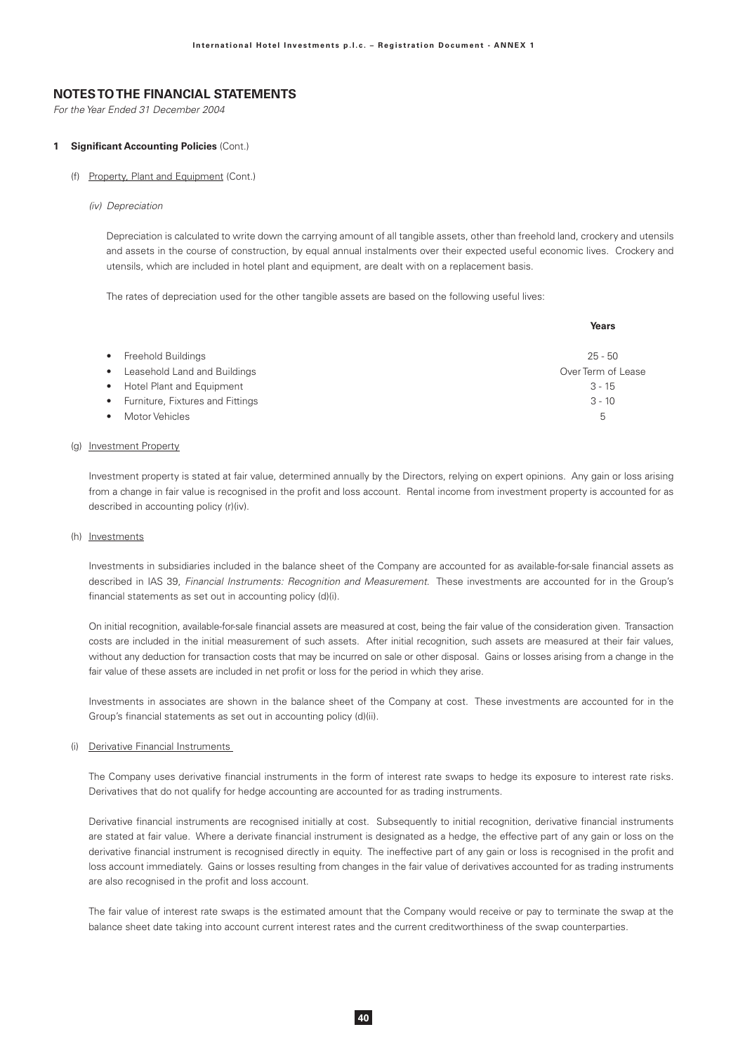## NOTES TO THE FINANCIAL STATEMENTS

*For the Year Ended 31 December 2004*

**1 Significant Accounting Policies** (Cont.)

(f) Property, Plant and Equipment (Cont.)

*(iv) Depreciation*

Depreciation is calculated to write down the carrying amount of all tangible assets, other than freehold land, crockery and utensils and assets in the course of construction, by equal annual instalments over their expected useful economic lives. Crockery and utensils, which are included in hotel plant and equipment, are dealt with on a replacement basis.

The rates of depreciation used for the other tangible assets are based on the following useful lives:

| | **Years** |
|---|---|
| • Freehold Buildings | 25 - 50 |
| • Leasehold Land and Buildings | Over Term of Lease |
| • Hotel Plant and Equipment | 3 - 15 |
| • Furniture, Fixtures and Fittings | 3 - 10 |
| • Motor Vehicles | 5 |

(g) Investment Property

Investment property is stated at fair value, determined annually by the Directors, relying on expert opinions. Any gain or loss arising from a change in fair value is recognised in the profit and loss account. Rental income from investment property is accounted for as described in accounting policy (r)(iv).

(h) Investments

Investments in subsidiaries included in the balance sheet of the Company are accounted for as available-for-sale financial assets as described in IAS 39, *Financial Instruments: Recognition and Measurement.* These investments are accounted for in the Group's financial statements as set out in accounting policy (d)(i).

On initial recognition, available-for-sale financial assets are measured at cost, being the fair value of the consideration given. Transaction costs are included in the initial measurement of such assets. After initial recognition, such assets are measured at their fair values, without any deduction for transaction costs that may be incurred on sale or other disposal. Gains or losses arising from a change in the fair value of these assets are included in net profit or loss for the period in which they arise.

Investments in associates are shown in the balance sheet of the Company at cost. These investments are accounted for in the Group's financial statements as set out in accounting policy (d)(ii).

(i) Derivative Financial Instruments

The Company uses derivative financial instruments in the form of interest rate swaps to hedge its exposure to interest rate risks. Derivatives that do not qualify for hedge accounting are accounted for as trading instruments.

Derivative financial instruments are recognised initially at cost. Subsequently to initial recognition, derivative financial instruments are stated at fair value. Where a derivate financial instrument is designated as a hedge, the effective part of any gain or loss on the derivative financial instrument is recognised directly in equity. The ineffective part of any gain or loss is recognised in the profit and loss account immediately. Gains or losses resulting from changes in the fair value of derivatives accounted for as trading instruments are also recognised in the profit and loss account.

The fair value of interest rate swaps is the estimated amount that the Company would receive or pay to terminate the swap at the balance sheet date taking into account current interest rates and the current creditworthiness of the swap counterparties.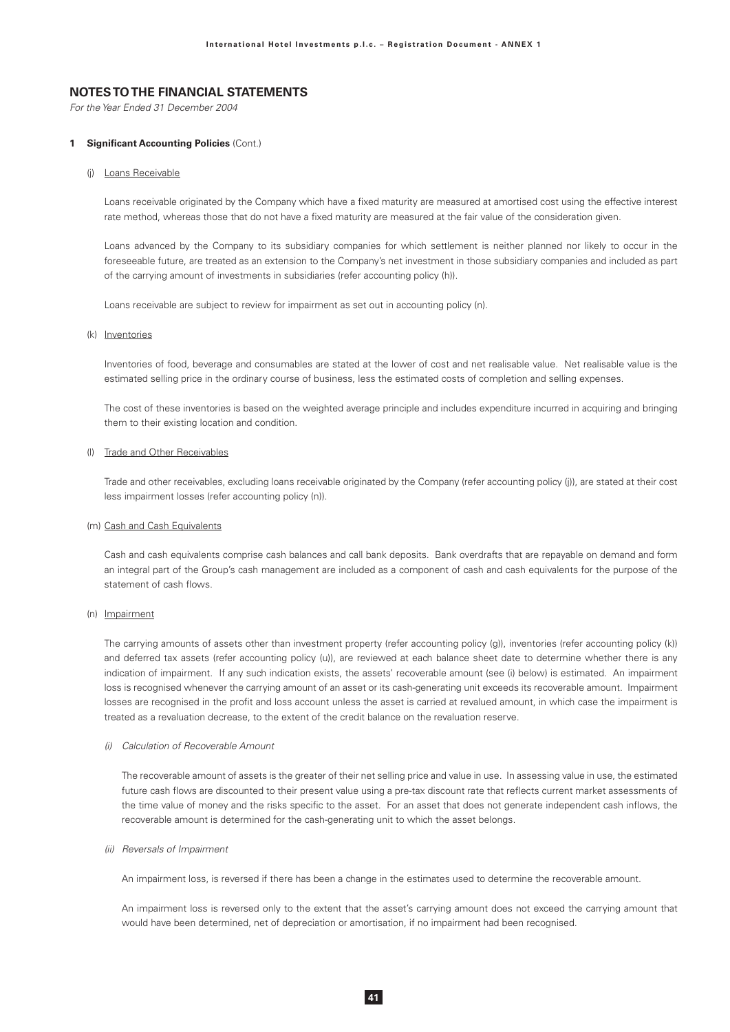## NOTES TO THE FINANCIAL STATEMENTS

*For the Year Ended 31 December 2004*

**1 Significant Accounting Policies** (Cont.)

(j) Loans Receivable

Loans receivable originated by the Company which have a fixed maturity are measured at amortised cost using the effective interest rate method, whereas those that do not have a fixed maturity are measured at the fair value of the consideration given.

Loans advanced by the Company to its subsidiary companies for which settlement is neither planned nor likely to occur in the foreseeable future, are treated as an extension to the Company's net investment in those subsidiary companies and included as part of the carrying amount of investments in subsidiaries (refer accounting policy (h)).

Loans receivable are subject to review for impairment as set out in accounting policy (n).

(k) Inventories

Inventories of food, beverage and consumables are stated at the lower of cost and net realisable value. Net realisable value is the estimated selling price in the ordinary course of business, less the estimated costs of completion and selling expenses.

The cost of these inventories is based on the weighted average principle and includes expenditure incurred in acquiring and bringing them to their existing location and condition.

(l) Trade and Other Receivables

Trade and other receivables, excluding loans receivable originated by the Company (refer accounting policy (j)), are stated at their cost less impairment losses (refer accounting policy (n)).

(m) Cash and Cash Equivalents

Cash and cash equivalents comprise cash balances and call bank deposits. Bank overdrafts that are repayable on demand and form an integral part of the Group's cash management are included as a component of cash and cash equivalents for the purpose of the statement of cash flows.

(n) Impairment

The carrying amounts of assets other than investment property (refer accounting policy (g)), inventories (refer accounting policy (k)) and deferred tax assets (refer accounting policy (u)), are reviewed at each balance sheet date to determine whether there is any indication of impairment. If any such indication exists, the assets' recoverable amount (see (i) below) is estimated. An impairment loss is recognised whenever the carrying amount of an asset or its cash-generating unit exceeds its recoverable amount. Impairment losses are recognised in the profit and loss account unless the asset is carried at revalued amount, in which case the impairment is treated as a revaluation decrease, to the extent of the credit balance on the revaluation reserve.

*(i) Calculation of Recoverable Amount*

The recoverable amount of assets is the greater of their net selling price and value in use. In assessing value in use, the estimated future cash flows are discounted to their present value using a pre-tax discount rate that reflects current market assessments of the time value of money and the risks specific to the asset. For an asset that does not generate independent cash inflows, the recoverable amount is determined for the cash-generating unit to which the asset belongs.

*(ii) Reversals of Impairment*

An impairment loss, is reversed if there has been a change in the estimates used to determine the recoverable amount.

An impairment loss is reversed only to the extent that the asset's carrying amount does not exceed the carrying amount that would have been determined, net of depreciation or amortisation, if no impairment had been recognised.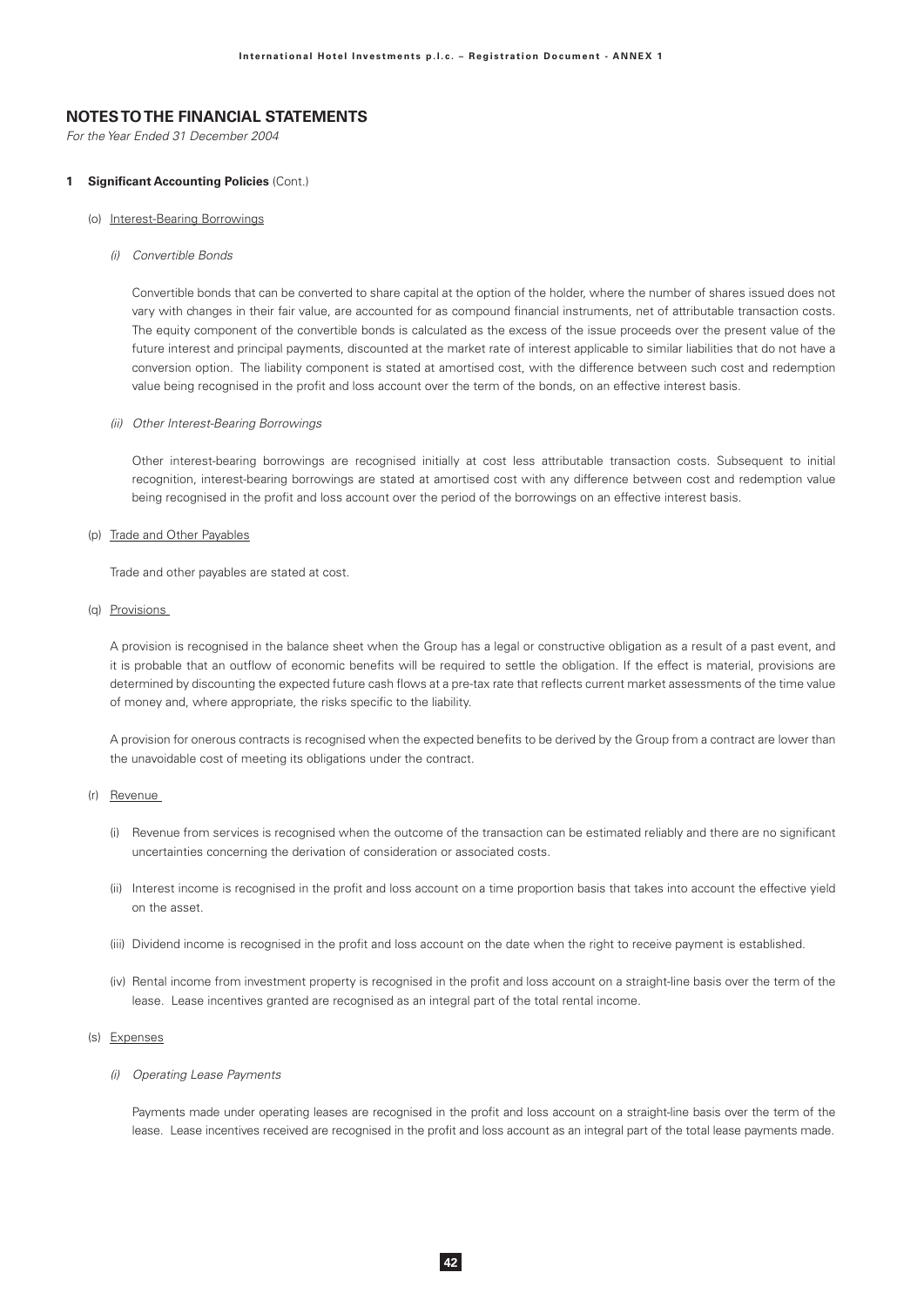## NOTES TO THE FINANCIAL STATEMENTS

*For the Year Ended 31 December 2004*

**1 Significant Accounting Policies** (Cont.)

(o) Interest-Bearing Borrowings

*(i) Convertible Bonds*

Convertible bonds that can be converted to share capital at the option of the holder, where the number of shares issued does not vary with changes in their fair value, are accounted for as compound financial instruments, net of attributable transaction costs. The equity component of the convertible bonds is calculated as the excess of the issue proceeds over the present value of the future interest and principal payments, discounted at the market rate of interest applicable to similar liabilities that do not have a conversion option. The liability component is stated at amortised cost, with the difference between such cost and redemption value being recognised in the profit and loss account over the term of the bonds, on an effective interest basis.

*(ii) Other Interest-Bearing Borrowings*

Other interest-bearing borrowings are recognised initially at cost less attributable transaction costs. Subsequent to initial recognition, interest-bearing borrowings are stated at amortised cost with any difference between cost and redemption value being recognised in the profit and loss account over the period of the borrowings on an effective interest basis.

(p) Trade and Other Payables

Trade and other payables are stated at cost.

(q) Provisions

A provision is recognised in the balance sheet when the Group has a legal or constructive obligation as a result of a past event, and it is probable that an outflow of economic benefits will be required to settle the obligation. If the effect is material, provisions are determined by discounting the expected future cash flows at a pre-tax rate that reflects current market assessments of the time value of money and, where appropriate, the risks specific to the liability.

A provision for onerous contracts is recognised when the expected benefits to be derived by the Group from a contract are lower than the unavoidable cost of meeting its obligations under the contract.

(r) Revenue

(i) Revenue from services is recognised when the outcome of the transaction can be estimated reliably and there are no significant uncertainties concerning the derivation of consideration or associated costs.

(ii) Interest income is recognised in the profit and loss account on a time proportion basis that takes into account the effective yield on the asset.

(iii) Dividend income is recognised in the profit and loss account on the date when the right to receive payment is established.

(iv) Rental income from investment property is recognised in the profit and loss account on a straight-line basis over the term of the lease. Lease incentives granted are recognised as an integral part of the total rental income.

(s) Expenses

*(i) Operating Lease Payments*

Payments made under operating leases are recognised in the profit and loss account on a straight-line basis over the term of the lease. Lease incentives received are recognised in the profit and loss account as an integral part of the total lease payments made.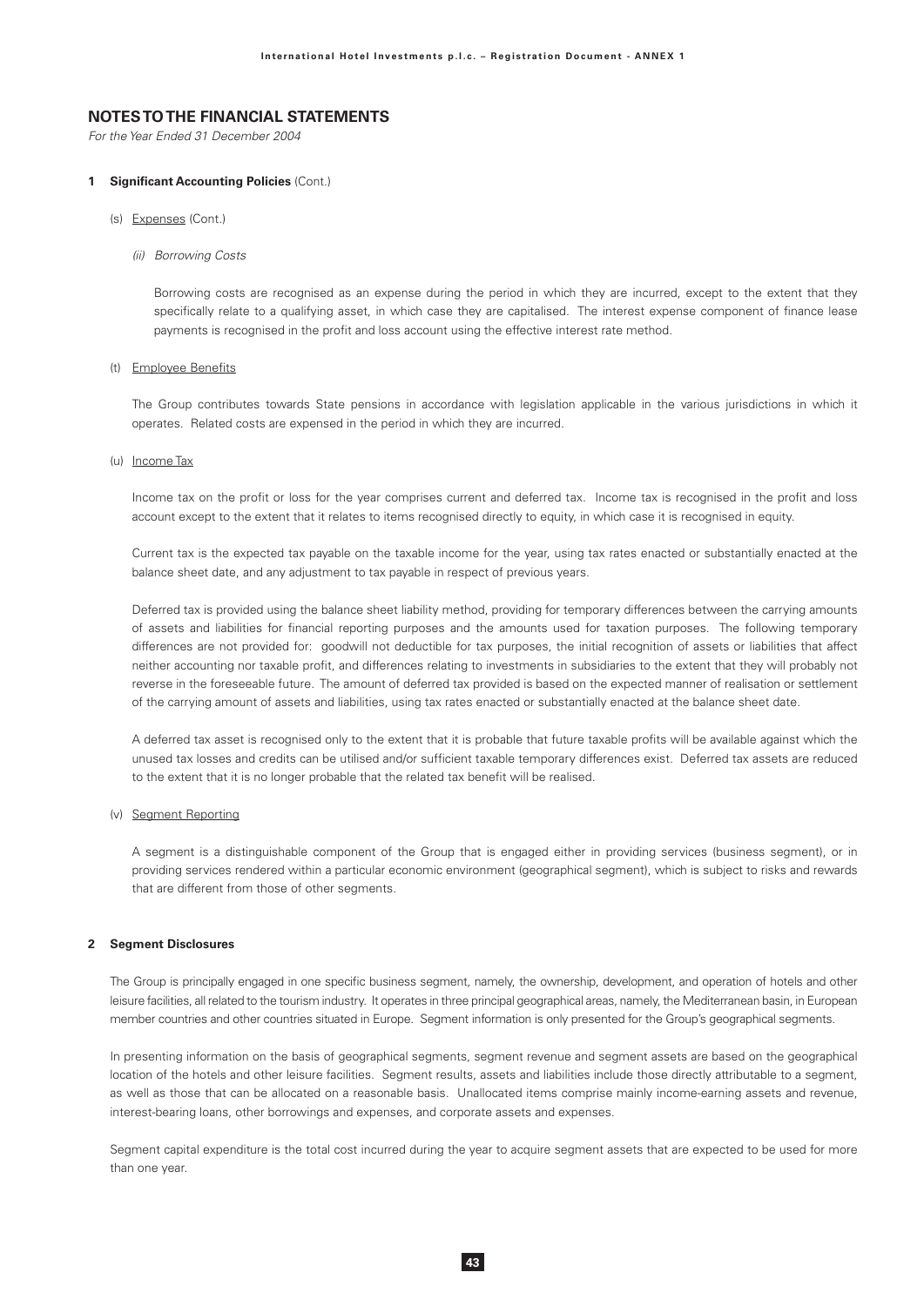## NOTES TO THE FINANCIAL STATEMENTS

*For the Year Ended 31 December 2004*

**1 Significant Accounting Policies** (Cont.)

(s) Expenses (Cont.)

*(ii) Borrowing Costs*

Borrowing costs are recognised as an expense during the period in which they are incurred, except to the extent that they specifically relate to a qualifying asset, in which case they are capitalised. The interest expense component of finance lease payments is recognised in the profit and loss account using the effective interest rate method.

(t) Employee Benefits

The Group contributes towards State pensions in accordance with legislation applicable in the various jurisdictions in which it operates. Related costs are expensed in the period in which they are incurred.

(u) Income Tax

Income tax on the profit or loss for the year comprises current and deferred tax. Income tax is recognised in the profit and loss account except to the extent that it relates to items recognised directly to equity, in which case it is recognised in equity.

Current tax is the expected tax payable on the taxable income for the year, using tax rates enacted or substantially enacted at the balance sheet date, and any adjustment to tax payable in respect of previous years.

Deferred tax is provided using the balance sheet liability method, providing for temporary differences between the carrying amounts of assets and liabilities for financial reporting purposes and the amounts used for taxation purposes. The following temporary differences are not provided for: goodwill not deductible for tax purposes, the initial recognition of assets or liabilities that affect neither accounting nor taxable profit, and differences relating to investments in subsidiaries to the extent that they will probably not reverse in the foreseeable future. The amount of deferred tax provided is based on the expected manner of realisation or settlement of the carrying amount of assets and liabilities, using tax rates enacted or substantially enacted at the balance sheet date.

A deferred tax asset is recognised only to the extent that it is probable that future taxable profits will be available against which the unused tax losses and credits can be utilised and/or sufficient taxable temporary differences exist. Deferred tax assets are reduced to the extent that it is no longer probable that the related tax benefit will be realised.

(v) Segment Reporting

A segment is a distinguishable component of the Group that is engaged either in providing services (business segment), or in providing services rendered within a particular economic environment (geographical segment), which is subject to risks and rewards that are different from those of other segments.

**2 Segment Disclosures**

The Group is principally engaged in one specific business segment, namely, the ownership, development, and operation of hotels and other leisure facilities, all related to the tourism industry. It operates in three principal geographical areas, namely, the Mediterranean basin, in European member countries and other countries situated in Europe. Segment information is only presented for the Group's geographical segments.

In presenting information on the basis of geographical segments, segment revenue and segment assets are based on the geographical location of the hotels and other leisure facilities. Segment results, assets and liabilities include those directly attributable to a segment, as well as those that can be allocated on a reasonable basis. Unallocated items comprise mainly income-earning assets and revenue, interest-bearing loans, other borrowings and expenses, and corporate assets and expenses.

Segment capital expenditure is the total cost incurred during the year to acquire segment assets that are expected to be used for more than one year.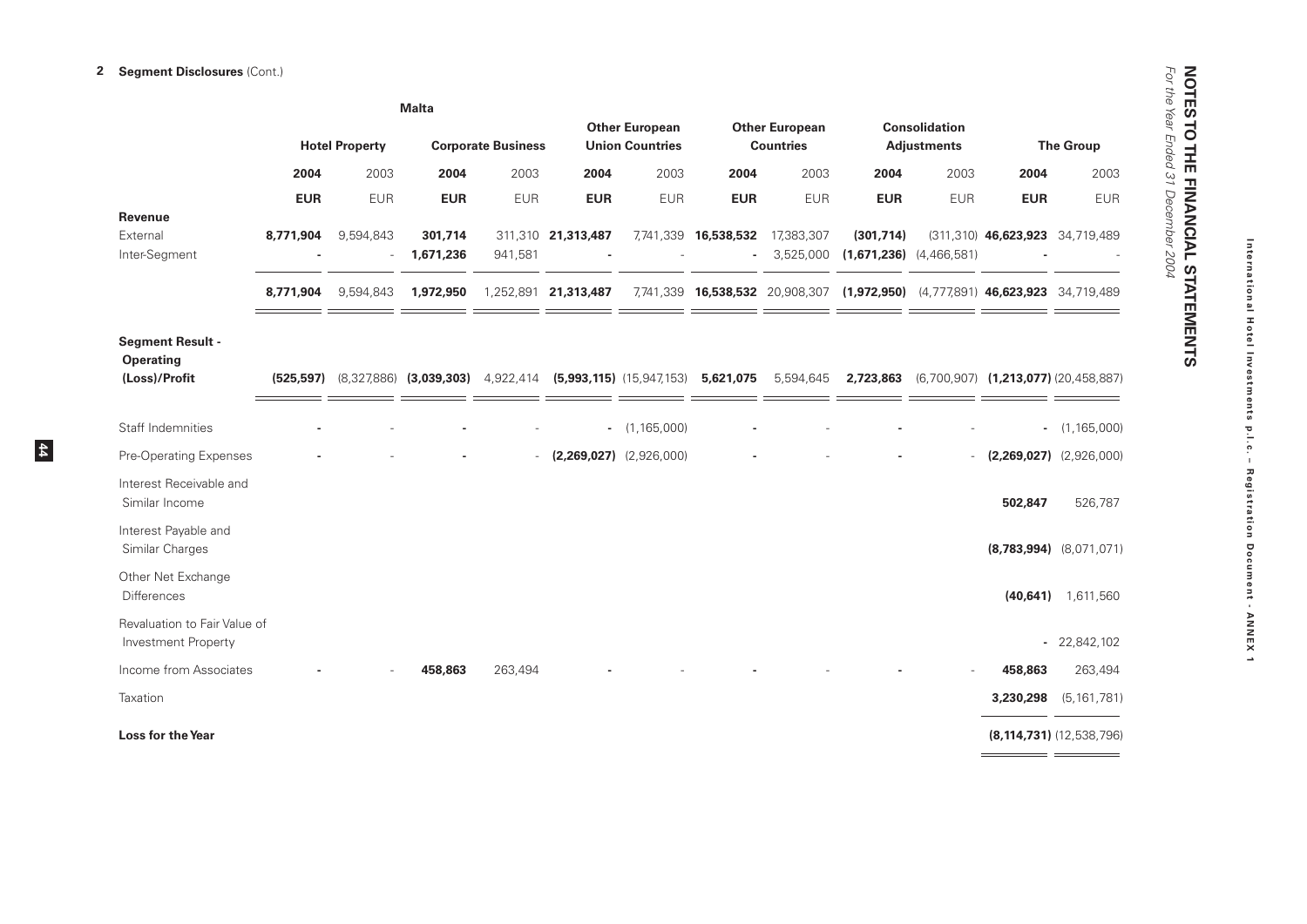## 2 Segment Disclosures (Cont.)

| | Malta | | | | | | | | | | | |
|---|---|---|---|---|---|---|---|---|---|---|---|---|
| | Hotel Property | | Corporate Business | | Other European Union Countries | | Other European Countries | | Consolidation Adjustments | | The Group | |
| | **2004** | 2003 | **2004** | 2003 | **2004** | 2003 | **2004** | 2003 | **2004** | 2003 | **2004** | 2003 |
| | **EUR** | EUR | **EUR** | EUR | **EUR** | EUR | **EUR** | EUR | **EUR** | EUR | **EUR** | EUR |
| **Revenue** | | | | | | | | | | | | |
| External | **8,771,904** | 9,594,843 | **301,714** | 311,310 | **21,313,487** | 7,741,339 | **16,538,532** | 17,383,307 | **(301,714)** | (311,310) | **46,623,923** | 34,719,489 |
| Inter-Segment | **-** | - | **1,671,236** | 941,581 | **-** | - | **-** | 3,525,000 | **(1,671,236)** | (4,466,581) | **-** | - |
| | **8,771,904** | 9,594,843 | **1,972,950** | 1,252,891 | **21,313,487** | 7,741,339 | **16,538,532** | 20,908,307 | **(1,972,950)** | (4,777,891) | **46,623,923** | 34,719,489 |
| **Segment Result - Operating (Loss)/Profit** | **(525,597)** | (8,327,886) | **(3,039,303)** | 4,922,414 | **(5,993,115)** | (15,947,153) | **5,621,075** | 5,594,645 | **2,723,863** | (6,700,907) | **(1,213,077)** | (20,458,887) |
| Staff Indemnities | **-** | - | **-** | - | **-** | (1,165,000) | **-** | - | **-** | - | **-** | (1,165,000) |
| Pre-Operating Expenses | **-** | - | **-** | - | **(2,269,027)** | (2,926,000) | **-** | - | **-** | - | **(2,269,027)** | (2,926,000) |
| Interest Receivable and Similar Income | | | | | | | | | | | **502,847** | 526,787 |
| Interest Payable and Similar Charges | | | | | | | | | | | **(8,783,994)** | (8,071,071) |
| Other Net Exchange Differences | | | | | | | | | | | **(40,641)** | 1,611,560 |
| Revaluation to Fair Value of Investment Property | | | | | | | | | | | **-** | 22,842,102 |
| Income from Associates | **-** | - | **458,863** | 263,494 | **-** | - | **-** | - | **-** | - | **458,863** | 263,494 |
| Taxation | | | | | | | | | | | **3,230,298** | (5,161,781) |
| **Loss for the Year** | | | | | | | | | | | **(8,114,731)** | (12,538,796) |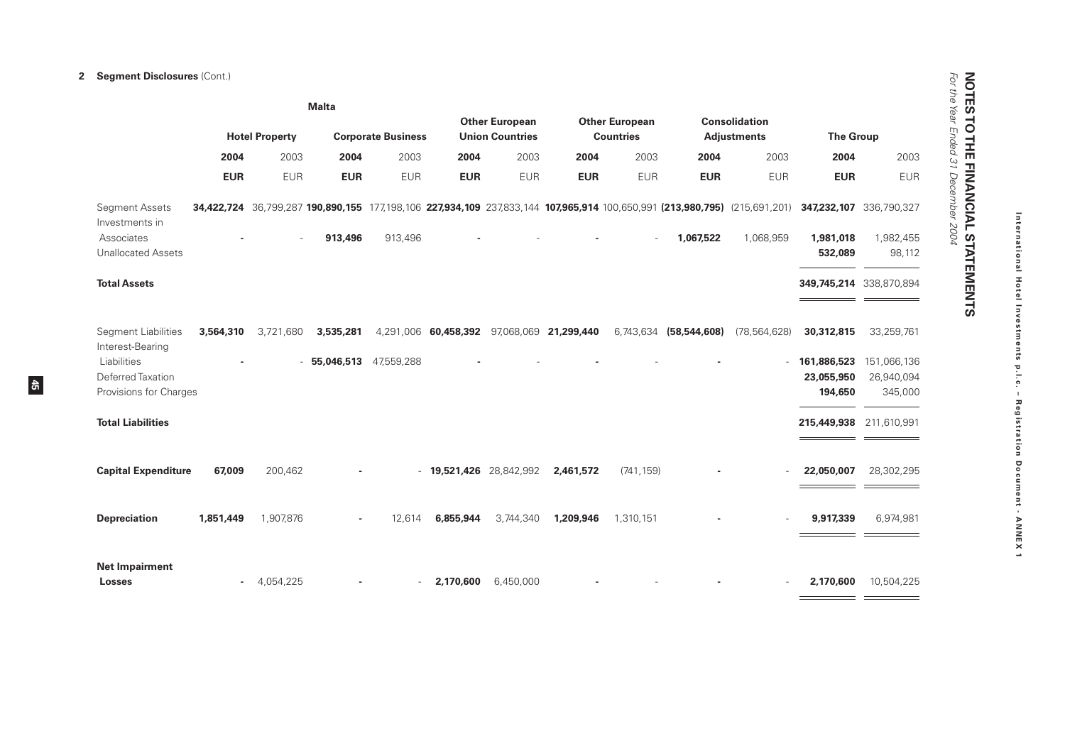## 2 Segment Disclosures (Cont.)

| | Malta | | | | | | | | | | | |
|---|---|---|---|---|---|---|---|---|---|---|---|---|
| | Hotel Property | | Corporate Business | | Other European Union Countries | | Other European Countries | | Consolidation Adjustments | | The Group | |
| | **2004** | 2003 | **2004** | 2003 | **2004** | 2003 | **2004** | 2003 | **2004** | 2003 | **2004** | 2003 |
| | **EUR** | EUR | **EUR** | EUR | **EUR** | EUR | **EUR** | EUR | **EUR** | EUR | **EUR** | EUR |
| Segment Assets | **34,422,724** | 36,799,287 | **190,890,155** | 177,198,106 | **227,934,109** | 237,833,144 | **107,965,914** | 100,650,991 | **(213,980,795)** | (215,691,201) | **347,232,107** | 336,790,327 |
| Investments in Associates | **-** | - | **913,496** | 913,496 | **-** | - | **-** | - | **1,067,522** | 1,068,959 | **1,981,018** | 1,982,455 |
| Unallocated Assets | | | | | | | | | | | **532,089** | 98,112 |
| **Total Assets** | | | | | | | | | | | **349,745,214** | 338,870,894 |
| Segment Liabilities | **3,564,310** | 3,721,680 | **3,535,281** | 4,291,006 | **60,458,392** | 97,068,069 | **21,299,440** | 6,743,634 | **(58,544,608)** | (78,564,628) | **30,312,815** | 33,259,761 |
| Interest-Bearing Liabilities | **-** | - | **55,046,513** | 47,559,288 | **-** | - | **-** | - | **-** | - | **161,886,523** | 151,066,136 |
| Deferred Taxation | | | | | | | | | | | **23,055,950** | 26,940,094 |
| Provisions for Charges | | | | | | | | | | | **194,650** | 345,000 |
| **Total Liabilities** | | | | | | | | | | | **215,449,938** | 211,610,991 |
| **Capital Expenditure** | **67,009** | 200,462 | **-** | - | **19,521,426** | 28,842,992 | **2,461,572** | (741,159) | **-** | - | **22,050,007** | 28,302,295 |
| **Depreciation** | **1,851,449** | 1,907,876 | **-** | 12,614 | **6,855,944** | 3,744,340 | **1,209,946** | 1,310,151 | **-** | - | **9,917,339** | 6,974,981 |
| **Net Impairment Losses** | **-** | 4,054,225 | **-** | - | **2,170,600** | 6,450,000 | **-** | - | **-** | - | **2,170,600** | 10,504,225 |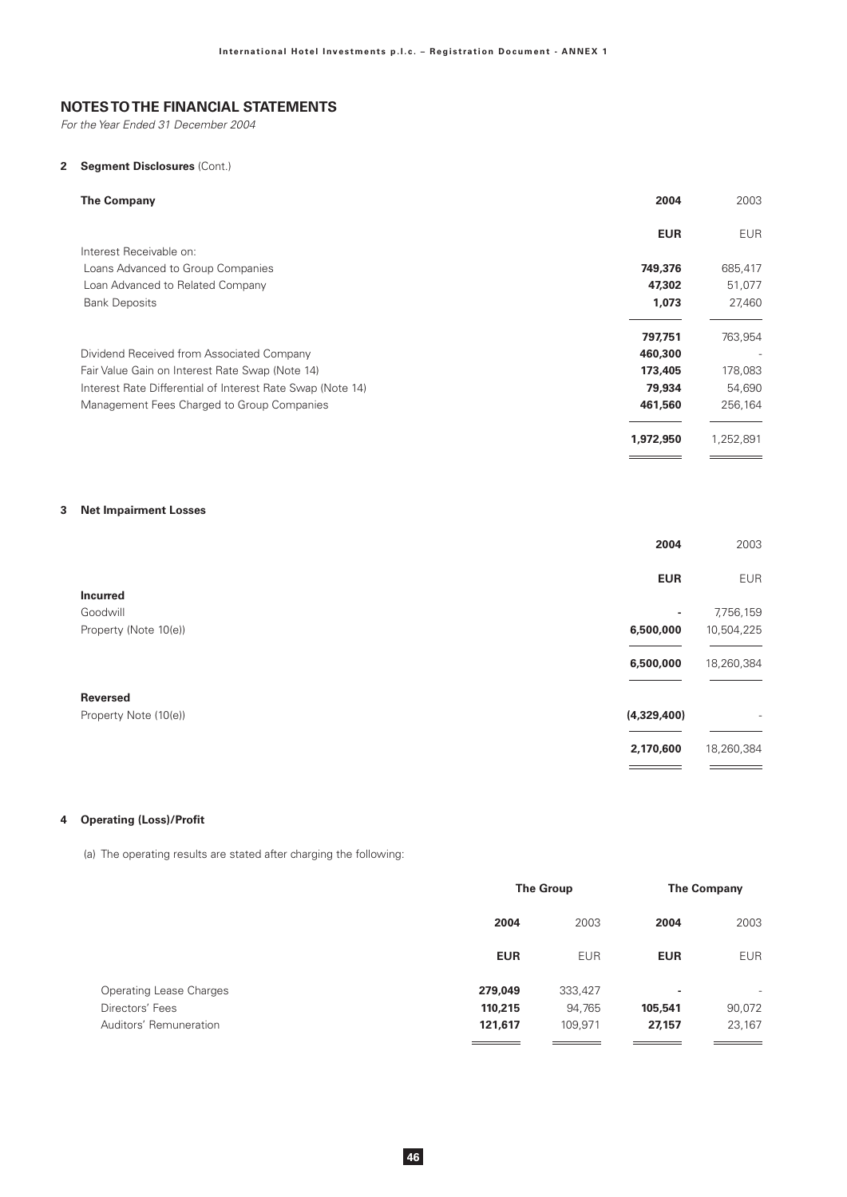## NOTES TO THE FINANCIAL STATEMENTS

*For the Year Ended 31 December 2004*

### 2 Segment Disclosures (Cont.)

| **The Company** | **2004** | 2003 |
|---|---|---|
| | **EUR** | EUR |
| Interest Receivable on: | | |
| Loans Advanced to Group Companies | **749,376** | 685,417 |
| Loan Advanced to Related Company | **47,302** | 51,077 |
| Bank Deposits | **1,073** | 27,460 |
| | **797,751** | 763,954 |
| Dividend Received from Associated Company | **460,300** | - |
| Fair Value Gain on Interest Rate Swap (Note 14) | **173,405** | 178,083 |
| Interest Rate Differential of Interest Rate Swap (Note 14) | **79,934** | 54,690 |
| Management Fees Charged to Group Companies | **461,560** | 256,164 |
| | **1,972,950** | 1,252,891 |

### 3 Net Impairment Losses

| | **2004** | 2003 |
|---|---|---|
| | **EUR** | EUR |
| **Incurred** | | |
| Goodwill | **-** | 7,756,159 |
| Property (Note 10(e)) | **6,500,000** | 10,504,225 |
| | **6,500,000** | 18,260,384 |
| **Reversed** | | |
| Property Note (10(e)) | **(4,329,400)** | - |
| | **2,170,600** | 18,260,384 |

### 4 Operating (Loss)/Profit

(a) The operating results are stated after charging the following:

| | **The Group** | | **The Company** | |
|---|---|---|---|---|
| | **2004** | 2003 | **2004** | 2003 |
| | **EUR** | EUR | **EUR** | EUR |
| Operating Lease Charges | **279,049** | 333,427 | **-** | - |
| Directors' Fees | **110,215** | 94,765 | **105,541** | 90,072 |
| Auditors' Remuneration | **121,617** | 109,971 | **27,157** | 23,167 |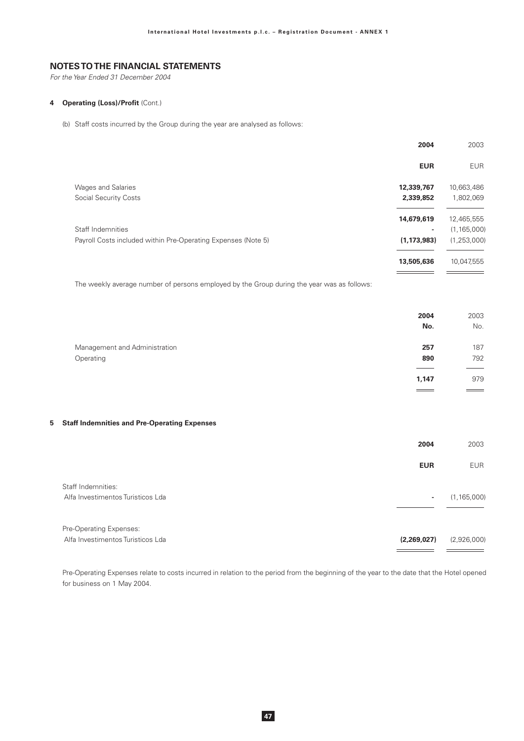## NOTES TO THE FINANCIAL STATEMENTS

*For the Year Ended 31 December 2004*

### 4 Operating (Loss)/Profit (Cont.)

(b) Staff costs incurred by the Group during the year are analysed as follows:

| | **2004** | 2003 |
|---|---|---|
| | **EUR** | EUR |
| Wages and Salaries | **12,339,767** | 10,663,486 |
| Social Security Costs | **2,339,852** | 1,802,069 |
| | **14,679,619** | 12,465,555 |
| Staff Indemnities | **-** | (1,165,000) |
| Payroll Costs included within Pre-Operating Expenses (Note 5) | **(1,173,983)** | (1,253,000) |
| | **13,505,636** | 10,047,555 |

The weekly average number of persons employed by the Group during the year was as follows:

| | **2004** | 2003 |
|---|---|---|
| | **No.** | No. |
| Management and Administration | **257** | 187 |
| Operating | **890** | 792 |
| | **1,147** | 979 |

### 5 Staff Indemnities and Pre-Operating Expenses

| | **2004** | 2003 |
|---|---|---|
| | **EUR** | EUR |
| Staff Indemnities: | | |
| Alfa Investimentos Turisticos Lda | **-** | (1,165,000) |
| Pre-Operating Expenses: | | |
| Alfa Investimentos Turisticos Lda | **(2,269,027)** | (2,926,000) |

Pre-Operating Expenses relate to costs incurred in relation to the period from the beginning of the year to the date that the Hotel opened for business on 1 May 2004.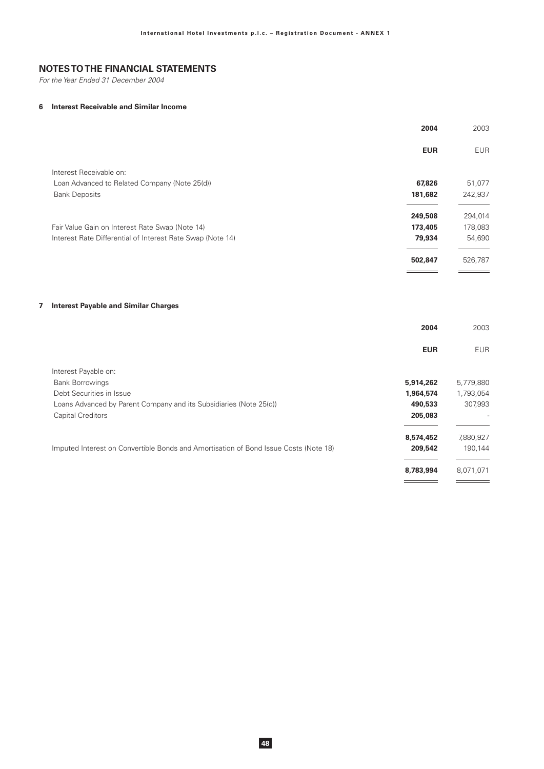## NOTES TO THE FINANCIAL STATEMENTS

*For the Year Ended 31 December 2004*

### 6 Interest Receivable and Similar Income

| | **2004** | 2003 |
|---|---|---|
| | **EUR** | EUR |
| Interest Receivable on: | | |
| Loan Advanced to Related Company (Note 25(d)) | **67,826** | 51,077 |
| Bank Deposits | **181,682** | 242,937 |
| | **249,508** | 294,014 |
| Fair Value Gain on Interest Rate Swap (Note 14) | **173,405** | 178,083 |
| Interest Rate Differential of Interest Rate Swap (Note 14) | **79,934** | 54,690 |
| | **502,847** | 526,787 |

### 7 Interest Payable and Similar Charges

| | **2004** | 2003 |
|---|---|---|
| | **EUR** | EUR |
| Interest Payable on: | | |
| Bank Borrowings | **5,914,262** | 5,779,880 |
| Debt Securities in Issue | **1,964,574** | 1,793,054 |
| Loans Advanced by Parent Company and its Subsidiaries (Note 25(d)) | **490,533** | 307,993 |
| Capital Creditors | **205,083** | - |
| | **8,574,452** | 7,880,927 |
| Imputed Interest on Convertible Bonds and Amortisation of Bond Issue Costs (Note 18) | **209,542** | 190,144 |
| | **8,783,994** | 8,071,071 |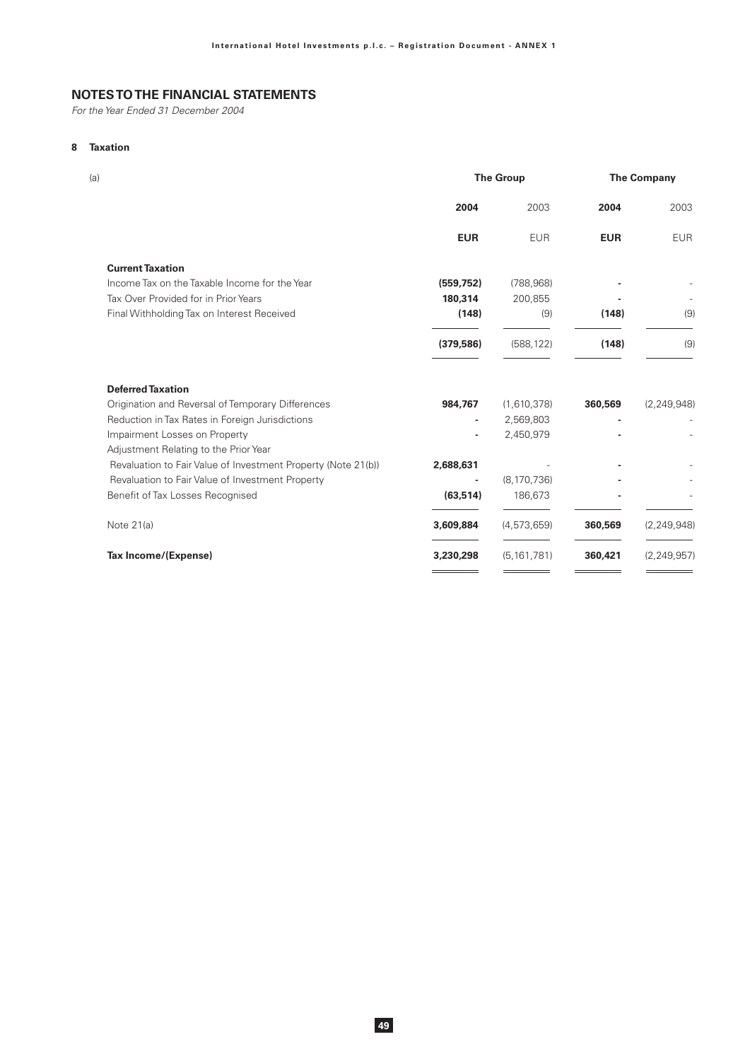## NOTES TO THE FINANCIAL STATEMENTS

*For the Year Ended 31 December 2004*

### 8 Taxation

(a)

| | The Group | | The Company | |
|---|---|---|---|---|
| | **2004** | 2003 | **2004** | 2003 |
| | **EUR** | EUR | **EUR** | EUR |
| **Current Taxation** | | | | |
| Income Tax on the Taxable Income for the Year | **(559,752)** | (788,968) | **-** | - |
| Tax Over Provided for in Prior Years | **180,314** | 200,855 | **-** | - |
| Final Withholding Tax on Interest Received | **(148)** | (9) | **(148)** | (9) |
| | **(379,586)** | (588,122) | **(148)** | (9) |
| **Deferred Taxation** | | | | |
| Origination and Reversal of Temporary Differences | **984,767** | (1,610,378) | **360,569** | (2,249,948) |
| Reduction in Tax Rates in Foreign Jurisdictions | **-** | 2,569,803 | **-** | - |
| Impairment Losses on Property | **-** | 2,450,979 | **-** | - |
| Adjustment Relating to the Prior Year | | | | |
| Revaluation to Fair Value of Investment Property (Note 21(b)) | **2,688,631** | - | **-** | - |
| Revaluation to Fair Value of Investment Property | **-** | (8,170,736) | **-** | - |
| Benefit of Tax Losses Recognised | **(63,514)** | 186,673 | **-** | - |
| Note 21(a) | **3,609,884** | (4,573,659) | **360,569** | (2,249,948) |
| **Tax Income/(Expense)** | **3,230,298** | (5,161,781) | **360,421** | (2,249,957) |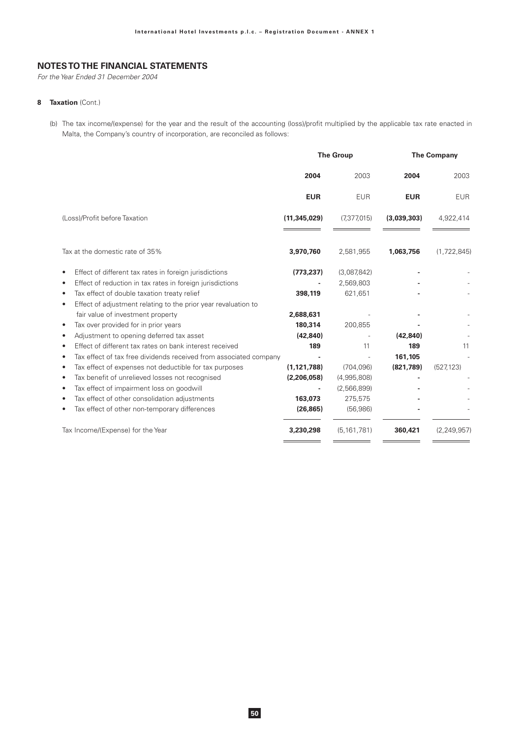# NOTES TO THE FINANCIAL STATEMENTS

*For the Year Ended 31 December 2004*

**8 Taxation** (Cont.)

(b) The tax income/(expense) for the year and the result of the accounting (loss)/profit multiplied by the applicable tax rate enacted in Malta, the Company's country of incorporation, are reconciled as follows:

| | The Group | | The Company | |
|---|---|---|---|---|
| | **2004** | 2003 | **2004** | 2003 |
| | **EUR** | EUR | **EUR** | EUR |
| (Loss)/Profit before Taxation | **(11,345,029)** | (7,377,015) | **(3,039,303)** | 4,922,414 |
| Tax at the domestic rate of 35% | **3,970,760** | 2,581,955 | **1,063,756** | (1,722,845) |
| • Effect of different tax rates in foreign jurisdictions | **(773,237)** | (3,087,842) | **-** | - |
| • Effect of reduction in tax rates in foreign jurisdictions | **-** | 2,569,803 | **-** | - |
| • Tax effect of double taxation treaty relief | **398,119** | 621,651 | **-** | - |
| • Effect of adjustment relating to the prior year revaluation to fair value of investment property | **2,688,631** | - | **-** | - |
| • Tax over provided for in prior years | **180,314** | 200,855 | **-** | - |
| • Adjustment to opening deferred tax asset | **(42,840)** | - | **(42,840)** | - |
| • Effect of different tax rates on bank interest received | **189** | 11 | **189** | 11 |
| • Tax effect of tax free dividends received from associated company | **-** | - | **161,105** | - |
| • Tax effect of expenses not deductible for tax purposes | **(1,121,788)** | (704,096) | **(821,789)** | (527,123) |
| • Tax benefit of unrelieved losses not recognised | **(2,206,058)** | (4,995,808) | **-** | - |
| • Tax effect of impairment loss on goodwill | **-** | (2,566,899) | **-** | - |
| • Tax effect of other consolidation adjustments | **163,073** | 275,575 | **-** | - |
| • Tax effect of other non-temporary differences | **(26,865)** | (56,986) | **-** | - |
| Tax Income/(Expense) for the Year | **3,230,298** | (5,161,781) | **360,421** | (2,249,957) |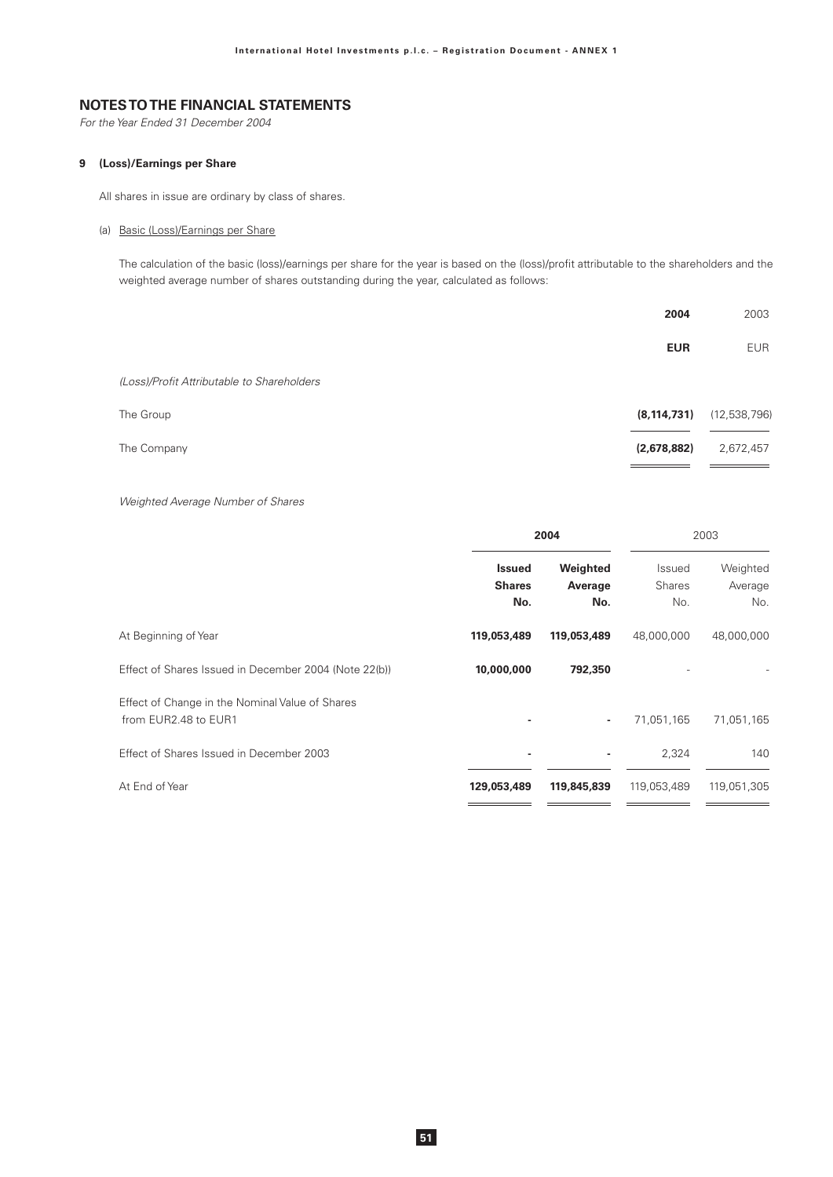## NOTES TO THE FINANCIAL STATEMENTS

*For the Year Ended 31 December 2004*

### 9 (Loss)/Earnings per Share

All shares in issue are ordinary by class of shares.

(a) Basic (Loss)/Earnings per Share

The calculation of the basic (loss)/earnings per share for the year is based on the (loss)/profit attributable to the shareholders and the weighted average number of shares outstanding during the year, calculated as follows:

| | **2004** | 2003 |
|---|---|---|
| | **EUR** | EUR |
| *(Loss)/Profit Attributable to Shareholders* | | |
| The Group | **(8,114,731)** | (12,538,796) |
| The Company | **(2,678,882)** | 2,672,457 |

*Weighted Average Number of Shares*

| | **2004** | | 2003 | |
|---|---|---|---|---|
| | **Issued Shares No.** | **Weighted Average No.** | Issued Shares No. | Weighted Average No. |
| At Beginning of Year | **119,053,489** | **119,053,489** | 48,000,000 | 48,000,000 |
| Effect of Shares Issued in December 2004 (Note 22(b)) | **10,000,000** | **792,350** | - | - |
| Effect of Change in the Nominal Value of Shares from EUR2.48 to EUR1 | **-** | **-** | 71,051,165 | 71,051,165 |
| Effect of Shares Issued in December 2003 | **-** | **-** | 2,324 | 140 |
| At End of Year | **129,053,489** | **119,845,839** | 119,053,489 | 119,051,305 |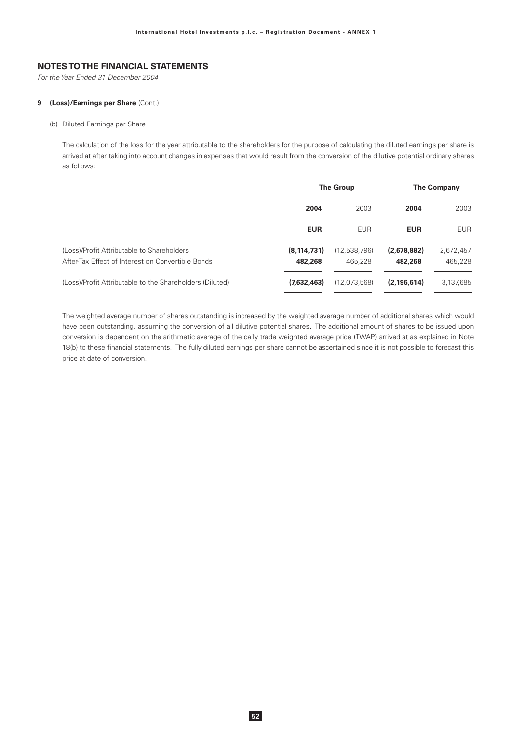## NOTES TO THE FINANCIAL STATEMENTS

*For the Year Ended 31 December 2004*

**9 (Loss)/Earnings per Share** (Cont.)

(b) Diluted Earnings per Share

The calculation of the loss for the year attributable to the shareholders for the purpose of calculating the diluted earnings per share is arrived at after taking into account changes in expenses that would result from the conversion of the dilutive potential ordinary shares as follows:

| | The Group | | The Company | |
|---|---|---|---|---|
| | **2004** | 2003 | **2004** | 2003 |
| | **EUR** | EUR | **EUR** | EUR |
| (Loss)/Profit Attributable to Shareholders | **(8,114,731)** | (12,538,796) | **(2,678,882)** | 2,672,457 |
| After-Tax Effect of Interest on Convertible Bonds | **482,268** | 465,228 | **482,268** | 465,228 |
| (Loss)/Profit Attributable to the Shareholders (Diluted) | **(7,632,463)** | (12,073,568) | **(2,196,614)** | 3,137,685 |

The weighted average number of shares outstanding is increased by the weighted average number of additional shares which would have been outstanding, assuming the conversion of all dilutive potential shares. The additional amount of shares to be issued upon conversion is dependent on the arithmetic average of the daily trade weighted average price (TWAP) arrived at as explained in Note 18(b) to these financial statements. The fully diluted earnings per share cannot be ascertained since it is not possible to forecast this price at date of conversion.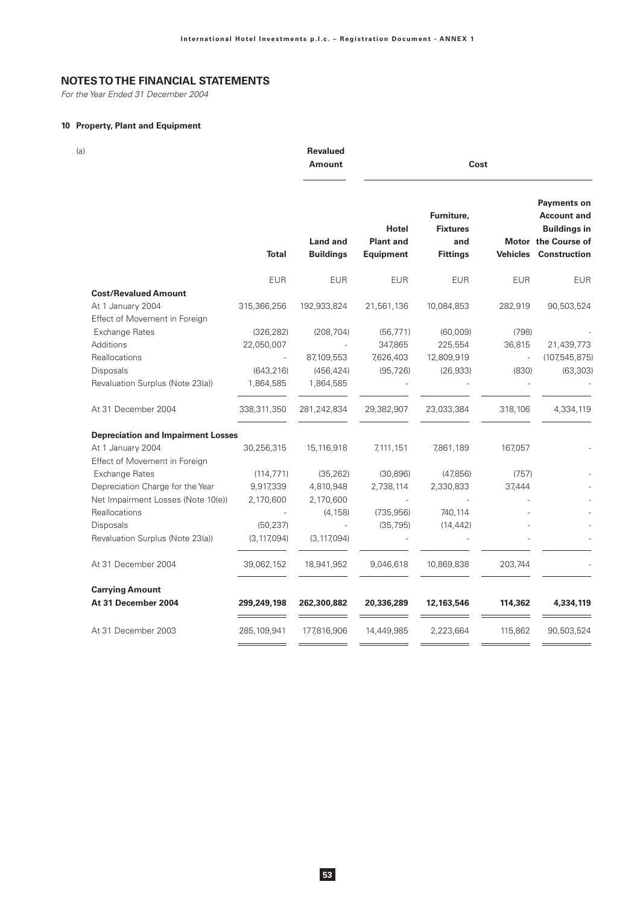## NOTES TO THE FINANCIAL STATEMENTS

*For the Year Ended 31 December 2004*

### 10 Property, Plant and Equipment

(a)

| | | Revalued Amount | Cost | | | |
|---|---|---|---|---|---|---|
| | **Total** | **Land and Buildings** | **Hotel Plant and Equipment** | **Furniture, Fixtures and Fittings** | **Motor Vehicles** | **Payments on Account and Buildings in the Course of Construction** |
| | EUR | EUR | EUR | EUR | EUR | EUR |
| **Cost/Revalued Amount** | | | | | | |
| At 1 January 2004 | 315,366,256 | 192,933,824 | 21,561,136 | 10,084,853 | 282,919 | 90,503,524 |
| Effect of Movement in Foreign Exchange Rates | (326,282) | (208,704) | (56,771) | (60,009) | (798) | - |
| Additions | 22,050,007 | - | 347,865 | 225,554 | 36,815 | 21,439,773 |
| Reallocations | - | 87,109,553 | 7,626,403 | 12,809,919 | - | (107,545,875) |
| Disposals | (643,216) | (456,424) | (95,726) | (26,933) | (830) | (63,303) |
| Revaluation Surplus (Note 23(a)) | 1,864,585 | 1,864,585 | - | - | - | - |
| At 31 December 2004 | 338,311,350 | 281,242,834 | 29,382,907 | 23,033,384 | 318,106 | 4,334,119 |
| **Depreciation and Impairment Losses** | | | | | | |
| At 1 January 2004 | 30,256,315 | 15,116,918 | 7,111,151 | 7,861,189 | 167,057 | - |
| Effect of Movement in Foreign Exchange Rates | (114,771) | (35,262) | (30,896) | (47,856) | (757) | - |
| Depreciation Charge for the Year | 9,917,339 | 4,810,948 | 2,738,114 | 2,330,833 | 37,444 | - |
| Net Impairment Losses (Note 10(e)) | 2,170,600 | 2,170,600 | - | - | - | - |
| Reallocations | - | (4,158) | (735,956) | 740,114 | - | - |
| Disposals | (50,237) | - | (35,795) | (14,442) | - | - |
| Revaluation Surplus (Note 23(a)) | (3,117,094) | (3,117,094) | - | - | - | - |
| At 31 December 2004 | 39,062,152 | 18,941,952 | 9,046,618 | 10,869,838 | 203,744 | - |
| **Carrying Amount** | | | | | | |
| **At 31 December 2004** | **299,249,198** | **262,300,882** | **20,336,289** | **12,163,546** | **114,362** | **4,334,119** |
| At 31 December 2003 | 285,109,941 | 177,816,906 | 14,449,985 | 2,223,664 | 115,862 | 90,503,524 |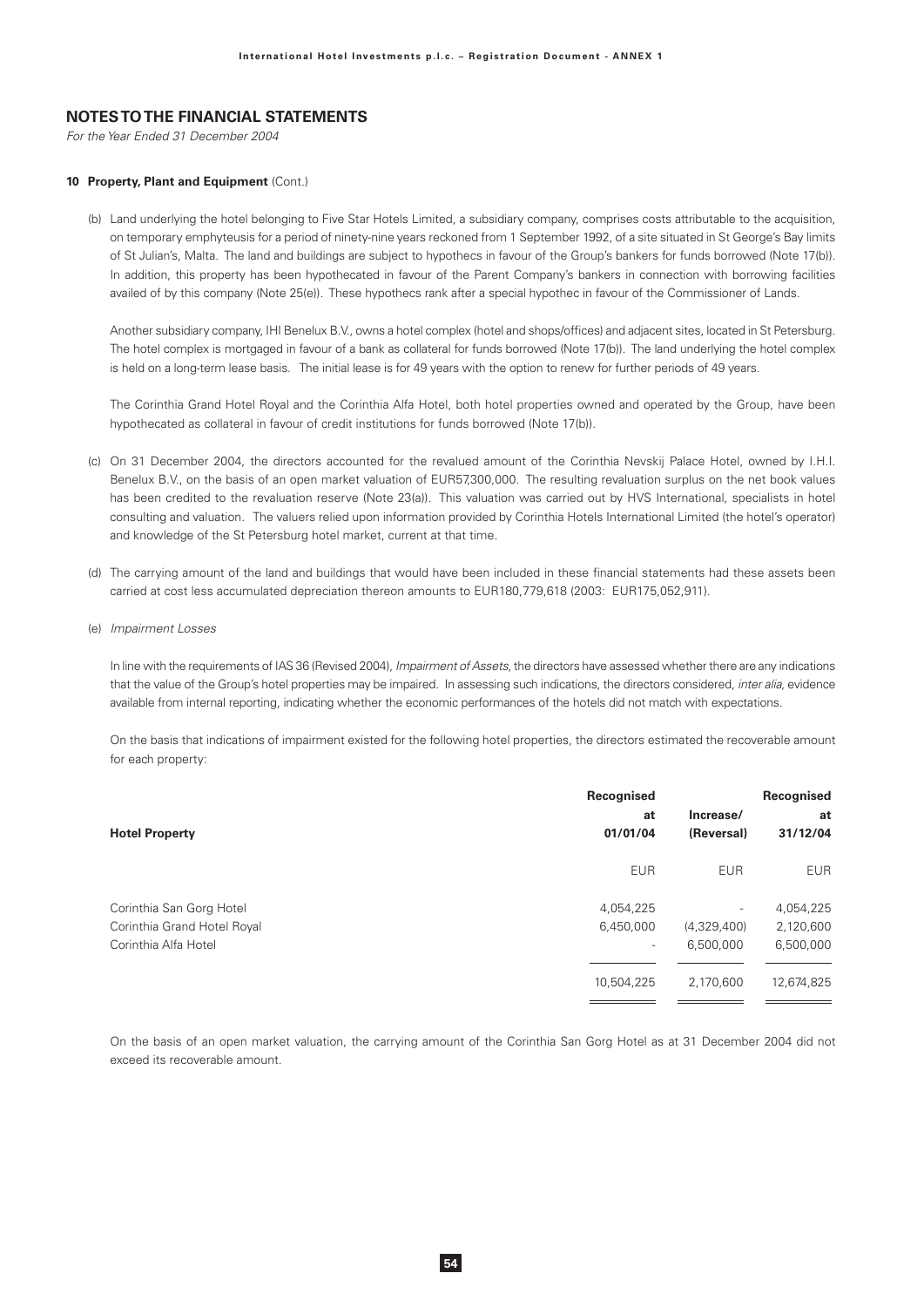## NOTES TO THE FINANCIAL STATEMENTS

*For the Year Ended 31 December 2004*

### 10 Property, Plant and Equipment (Cont.)

(b) Land underlying the hotel belonging to Five Star Hotels Limited, a subsidiary company, comprises costs attributable to the acquisition, on temporary emphyteusis for a period of ninety-nine years reckoned from 1 September 1992, of a site situated in St George's Bay limits of St Julian's, Malta. The land and buildings are subject to hypothecs in favour of the Group's bankers for funds borrowed (Note 17(b)). In addition, this property has been hypothecated in favour of the Parent Company's bankers in connection with borrowing facilities availed of by this company (Note 25(e)). These hypothecs rank after a special hypothec in favour of the Commissioner of Lands.

Another subsidiary company, IHI Benelux B.V., owns a hotel complex (hotel and shops/offices) and adjacent sites, located in St Petersburg. The hotel complex is mortgaged in favour of a bank as collateral for funds borrowed (Note 17(b)). The land underlying the hotel complex is held on a long-term lease basis. The initial lease is for 49 years with the option to renew for further periods of 49 years.

The Corinthia Grand Hotel Royal and the Corinthia Alfa Hotel, both hotel properties owned and operated by the Group, have been hypothecated as collateral in favour of credit institutions for funds borrowed (Note 17(b)).

(c) On 31 December 2004, the directors accounted for the revalued amount of the Corinthia Nevskij Palace Hotel, owned by I.H.I. Benelux B.V., on the basis of an open market valuation of EUR57,300,000. The resulting revaluation surplus on the net book values has been credited to the revaluation reserve (Note 23(a)). This valuation was carried out by HVS International, specialists in hotel consulting and valuation. The valuers relied upon information provided by Corinthia Hotels International Limited (the hotel's operator) and knowledge of the St Petersburg hotel market, current at that time.

(d) The carrying amount of the land and buildings that would have been included in these financial statements had these assets been carried at cost less accumulated depreciation thereon amounts to EUR180,779,618 (2003: EUR175,052,911).

(e) *Impairment Losses*

In line with the requirements of IAS 36 (Revised 2004), *Impairment of Assets*, the directors have assessed whether there are any indications that the value of the Group's hotel properties may be impaired. In assessing such indications, the directors considered, *inter alia*, evidence available from internal reporting, indicating whether the economic performances of the hotels did not match with expectations.

On the basis that indications of impairment existed for the following hotel properties, the directors estimated the recoverable amount for each property:

| Hotel Property | Recognised at 01/01/04 | Increase/ (Reversal) | Recognised at 31/12/04 |
|---|---|---|---|
| | EUR | EUR | EUR |
| Corinthia San Gorg Hotel | 4,054,225 | - | 4,054,225 |
| Corinthia Grand Hotel Royal | 6,450,000 | (4,329,400) | 2,120,600 |
| Corinthia Alfa Hotel | - | 6,500,000 | 6,500,000 |
| | 10,504,225 | 2,170,600 | 12,674,825 |

On the basis of an open market valuation, the carrying amount of the Corinthia San Gorg Hotel as at 31 December 2004 did not exceed its recoverable amount.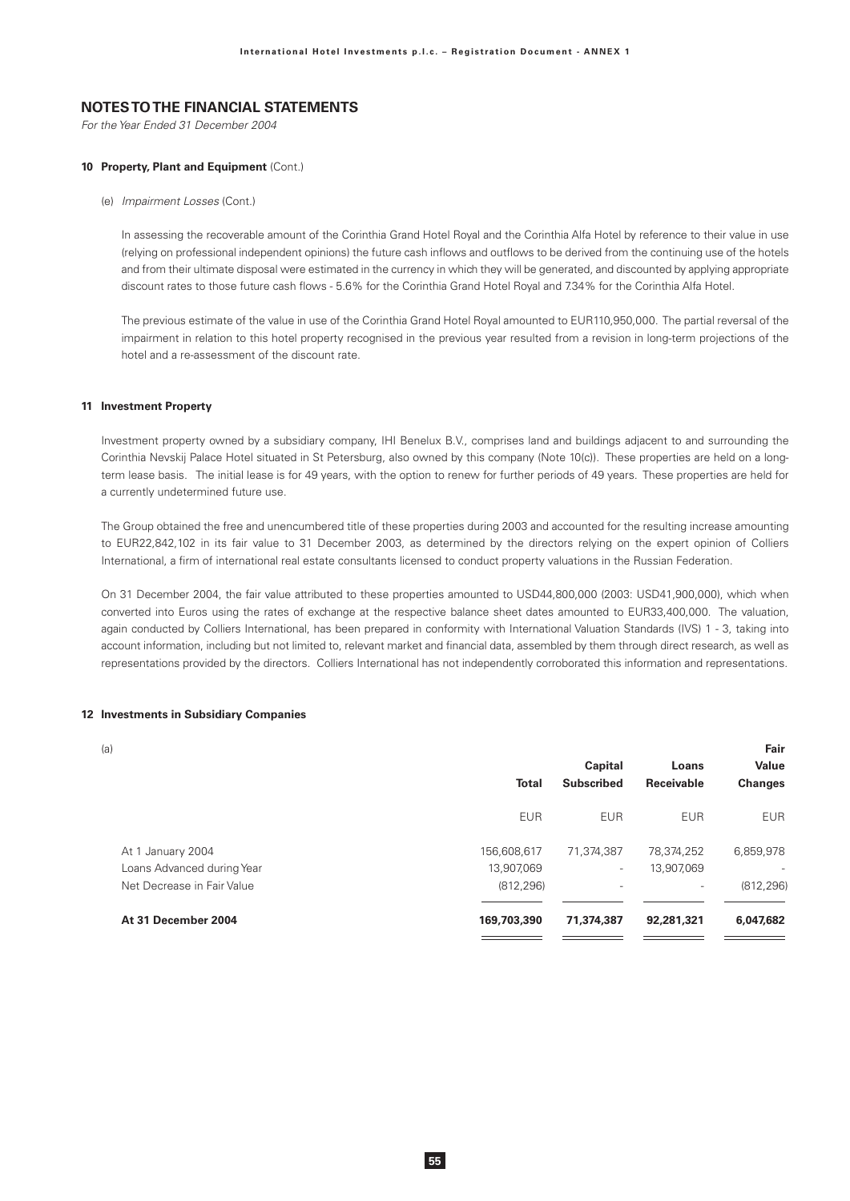## NOTES TO THE FINANCIAL STATEMENTS

*For the Year Ended 31 December 2004*

**10 Property, Plant and Equipment** (Cont.)

(e) *Impairment Losses* (Cont.)

In assessing the recoverable amount of the Corinthia Grand Hotel Royal and the Corinthia Alfa Hotel by reference to their value in use (relying on professional independent opinions) the future cash inflows and outflows to be derived from the continuing use of the hotels and from their ultimate disposal were estimated in the currency in which they will be generated, and discounted by applying appropriate discount rates to those future cash flows - 5.6% for the Corinthia Grand Hotel Royal and 7.34% for the Corinthia Alfa Hotel.

The previous estimate of the value in use of the Corinthia Grand Hotel Royal amounted to EUR110,950,000. The partial reversal of the impairment in relation to this hotel property recognised in the previous year resulted from a revision in long-term projections of the hotel and a re-assessment of the discount rate.

**11 Investment Property**

Investment property owned by a subsidiary company, IHI Benelux B.V., comprises land and buildings adjacent to and surrounding the Corinthia Nevskij Palace Hotel situated in St Petersburg, also owned by this company (Note 10(c)). These properties are held on a long-term lease basis. The initial lease is for 49 years, with the option to renew for further periods of 49 years. These properties are held for a currently undetermined future use.

The Group obtained the free and unencumbered title of these properties during 2003 and accounted for the resulting increase amounting to EUR22,842,102 in its fair value to 31 December 2003, as determined by the directors relying on the expert opinion of Colliers International, a firm of international real estate consultants licensed to conduct property valuations in the Russian Federation.

On 31 December 2004, the fair value attributed to these properties amounted to USD44,800,000 (2003: USD41,900,000), which when converted into Euros using the rates of exchange at the respective balance sheet dates amounted to EUR33,400,000. The valuation, again conducted by Colliers International, has been prepared in conformity with International Valuation Standards (IVS) 1 - 3, taking into account information, including but not limited to, relevant market and financial data, assembled by them through direct research, as well as representations provided by the directors. Colliers International has not independently corroborated this information and representations.

**12 Investments in Subsidiary Companies**

(a)

| | Total | Capital Subscribed | Loans Receivable | Fair Value Changes |
|---|---|---|---|---|
| | EUR | EUR | EUR | EUR |
| At 1 January 2004 | 156,608,617 | 71,374,387 | 78,374,252 | 6,859,978 |
| Loans Advanced during Year | 13,907,069 | - | 13,907,069 | - |
| Net Decrease in Fair Value | (812,296) | - | - | (812,296) |
| **At 31 December 2004** | **169,703,390** | **71,374,387** | **92,281,321** | **6,047,682** |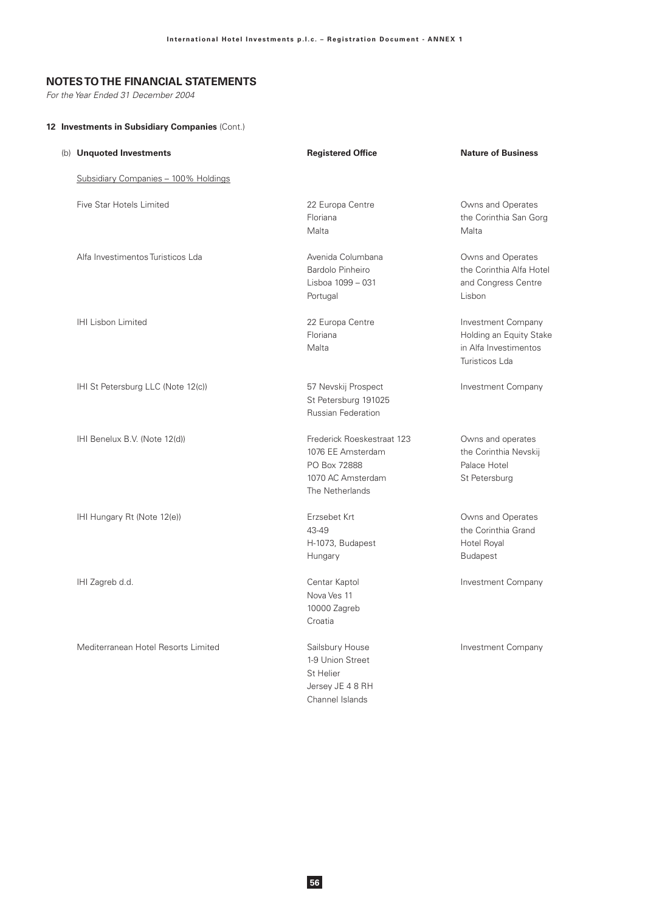## NOTES TO THE FINANCIAL STATEMENTS

*For the Year Ended 31 December 2004*

### 12 Investments in Subsidiary Companies (Cont.)

| (b) Unquoted Investments | Registered Office | Nature of Business |
|---|---|---|
| <u>Subsidiary Companies – 100% Holdings</u> | | |
| Five Star Hotels Limited | 22 Europa Centre<br>Floriana<br>Malta | Owns and Operates<br>the Corinthia San Gorg<br>Malta |
| Alfa Investimentos Turisticos Lda | Avenida Columbana<br>Bardolo Pinheiro<br>Lisboa 1099 – 031<br>Portugal | Owns and Operates<br>the Corinthia Alfa Hotel<br>and Congress Centre<br>Lisbon |
| IHI Lisbon Limited | 22 Europa Centre<br>Floriana<br>Malta | Investment Company<br>Holding an Equity Stake<br>in Alfa Investimentos<br>Turisticos Lda |
| IHI St Petersburg LLC (Note 12(c)) | 57 Nevskij Prospect<br>St Petersburg 191025<br>Russian Federation | Investment Company |
| IHI Benelux B.V. (Note 12(d)) | Frederick Roeskestraat 123<br>1076 EE Amsterdam<br>PO Box 72888<br>1070 AC Amsterdam<br>The Netherlands | Owns and operates<br>the Corinthia Nevskij<br>Palace Hotel<br>St Petersburg |
| IHI Hungary Rt (Note 12(e)) | Erzsebet Krt<br>43-49<br>H-1073, Budapest<br>Hungary | Owns and Operates<br>the Corinthia Grand<br>Hotel Royal<br>Budapest |
| IHI Zagreb d.d. | Centar Kaptol<br>Nova Ves 11<br>10000 Zagreb<br>Croatia | Investment Company |
| Mediterranean Hotel Resorts Limited | Sailsbury House<br>1-9 Union Street<br>St Helier<br>Jersey JE 4 8 RH<br>Channel Islands | Investment Company |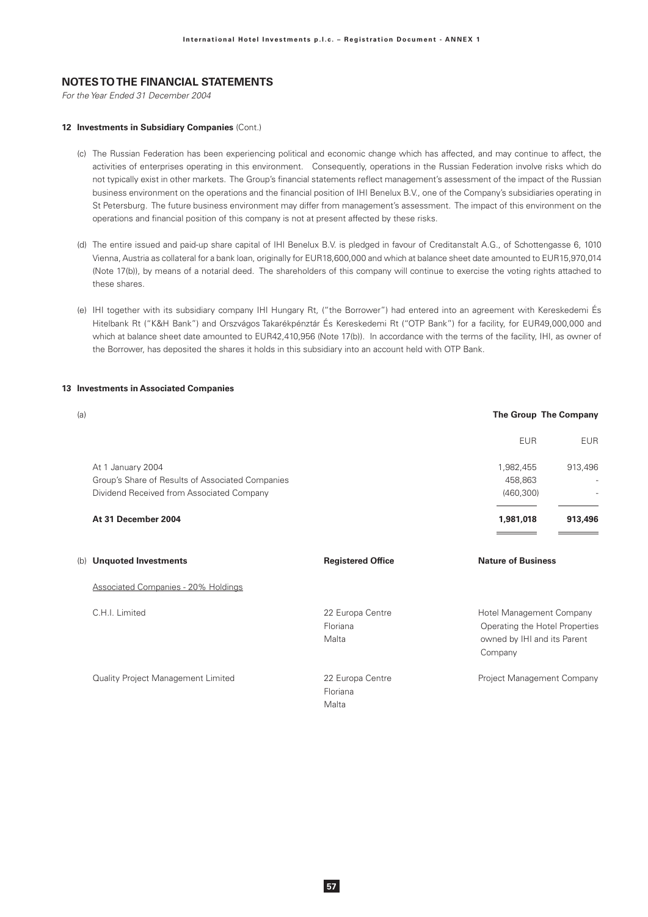## NOTES TO THE FINANCIAL STATEMENTS

*For the Year Ended 31 December 2004*

### 12 Investments in Subsidiary Companies (Cont.)

(c) The Russian Federation has been experiencing political and economic change which has affected, and may continue to affect, the activities of enterprises operating in this environment. Consequently, operations in the Russian Federation involve risks which do not typically exist in other markets. The Group's financial statements reflect management's assessment of the impact of the Russian business environment on the operations and the financial position of IHI Benelux B.V., one of the Company's subsidiaries operating in St Petersburg. The future business environment may differ from management's assessment. The impact of this environment on the operations and financial position of this company is not at present affected by these risks.

(d) The entire issued and paid-up share capital of IHI Benelux B.V. is pledged in favour of Creditanstalt A.G., of Schottengasse 6, 1010 Vienna, Austria as collateral for a bank loan, originally for EUR18,600,000 and which at balance sheet date amounted to EUR15,970,014 (Note 17(b)), by means of a notarial deed. The shareholders of this company will continue to exercise the voting rights attached to these shares.

(e) IHI together with its subsidiary company IHI Hungary Rt, ("the Borrower") had entered into an agreement with Kereskedemi És Hitelbank Rt ("K&H Bank") and Orszvágos Takarékpénztár És Kereskedemi Rt ("OTP Bank") for a facility, for EUR49,000,000 and which at balance sheet date amounted to EUR42,410,956 (Note 17(b)). In accordance with the terms of the facility, IHI, as owner of the Borrower, has deposited the shares it holds in this subsidiary into an account held with OTP Bank.

### 13 Investments in Associated Companies

(a)

| | The Group | The Company |
|---|---|---|
| | EUR | EUR |
| At 1 January 2004 | 1,982,455 | 913,496 |
| Group's Share of Results of Associated Companies | 458,863 | - |
| Dividend Received from Associated Company | (460,300) | - |
| **At 31 December 2004** | **1,981,018** | **913,496** |

(b)

| Unquoted Investments | Registered Office | Nature of Business |
|---|---|---|
| Associated Companies - 20% Holdings | | |
| C.H.I. Limited | 22 Europa Centre Floriana Malta | Hotel Management Company Operating the Hotel Properties owned by IHI and its Parent Company |
| Quality Project Management Limited | 22 Europa Centre Floriana Malta | Project Management Company |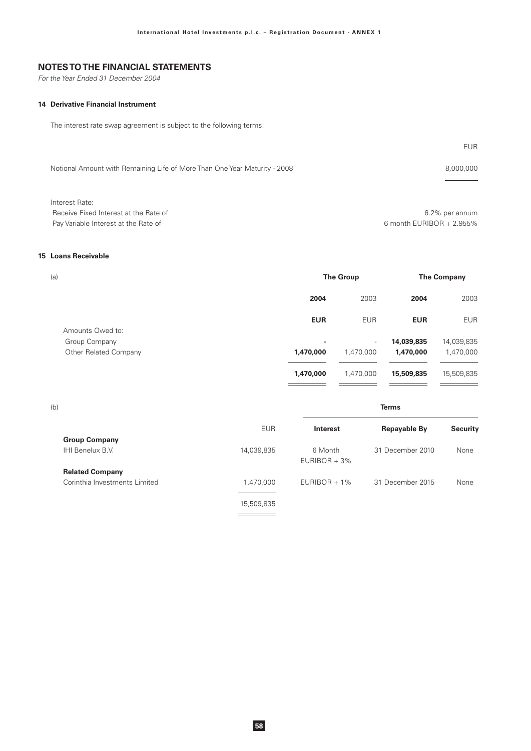## NOTES TO THE FINANCIAL STATEMENTS

*For the Year Ended 31 December 2004*

### 14 Derivative Financial Instrument

The interest rate swap agreement is subject to the following terms:

| | EUR |
|---|---|
| Notional Amount with Remaining Life of More Than One Year Maturity - 2008 | 8,000,000 |
| Interest Rate: | |
| Receive Fixed Interest at the Rate of | 6.2% per annum |
| Pay Variable Interest at the Rate of | 6 month EURIBOR + 2.955% |

### 15 Loans Receivable

(a)

| | The Group | | The Company | |
|---|---|---|---|---|
| | **2004** | 2003 | **2004** | 2003 |
| | **EUR** | EUR | **EUR** | EUR |
| Amounts Owed to: | | | | |
| Group Company | **-** | - | **14,039,835** | 14,039,835 |
| Other Related Company | **1,470,000** | 1,470,000 | **1,470,000** | 1,470,000 |
| | **1,470,000** | 1,470,000 | **15,509,835** | 15,509,835 |

(b)

| | | Terms | | |
|---|---|---|---|---|
| | EUR | **Interest** | **Repayable By** | **Security** |
| **Group Company** | | | | |
| IHI Benelux B.V. | 14,039,835 | 6 Month EURIBOR + 3% | 31 December 2010 | None |
| **Related Company** | | | | |
| Corinthia Investments Limited | 1,470,000 | EURIBOR + 1% | 31 December 2015 | None |
| | 15,509,835 | | | |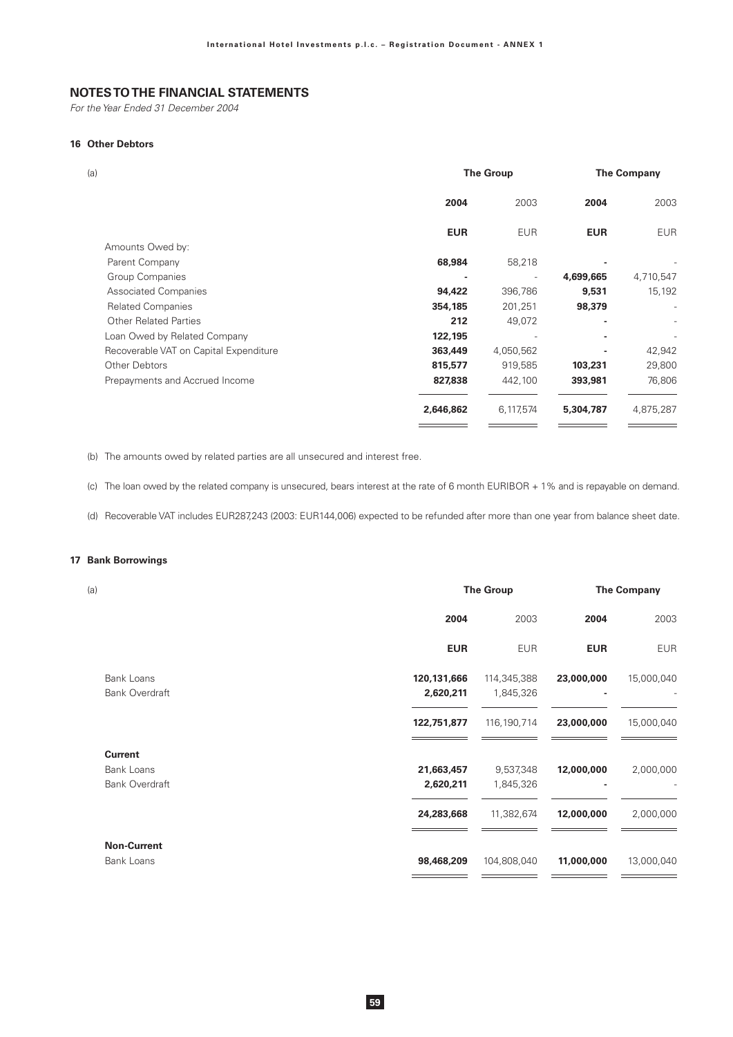# NOTES TO THE FINANCIAL STATEMENTS

*For the Year Ended 31 December 2004*

### 16 Other Debtors

(a)

| | The Group | | The Company | |
|---|---|---|---|---|
| | **2004** | 2003 | **2004** | 2003 |
| | **EUR** | EUR | **EUR** | EUR |
| Amounts Owed by: | | | | |
| Parent Company | **68,984** | 58,218 | **-** | - |
| Group Companies | **-** | - | **4,699,665** | 4,710,547 |
| Associated Companies | **94,422** | 396,786 | **9,531** | 15,192 |
| Related Companies | **354,185** | 201,251 | **98,379** | - |
| Other Related Parties | **212** | 49,072 | **-** | - |
| Loan Owed by Related Company | **122,195** | - | **-** | - |
| Recoverable VAT on Capital Expenditure | **363,449** | 4,050,562 | **-** | 42,942 |
| Other Debtors | **815,577** | 919,585 | **103,231** | 29,800 |
| Prepayments and Accrued Income | **827,838** | 442,100 | **393,981** | 76,806 |
| | **2,646,862** | 6,117,574 | **5,304,787** | 4,875,287 |

(b) The amounts owed by related parties are all unsecured and interest free.

(c) The loan owed by the related company is unsecured, bears interest at the rate of 6 month EURIBOR + 1% and is repayable on demand.

(d) Recoverable VAT includes EUR287,243 (2003: EUR144,006) expected to be refunded after more than one year from balance sheet date.

### 17 Bank Borrowings

(a)

| | The Group | | The Company | |
|---|---|---|---|---|
| | **2004** | 2003 | **2004** | 2003 |
| | **EUR** | EUR | **EUR** | EUR |
| Bank Loans | **120,131,666** | 114,345,388 | **23,000,000** | 15,000,040 |
| Bank Overdraft | **2,620,211** | 1,845,326 | **-** | - |
| | **122,751,877** | 116,190,714 | **23,000,000** | 15,000,040 |
| **Current** | | | | |
| Bank Loans | **21,663,457** | 9,537,348 | **12,000,000** | 2,000,000 |
| Bank Overdraft | **2,620,211** | 1,845,326 | **-** | - |
| | **24,283,668** | 11,382,674 | **12,000,000** | 2,000,000 |
| **Non-Current** | | | | |
| Bank Loans | **98,468,209** | 104,808,040 | **11,000,000** | 13,000,040 |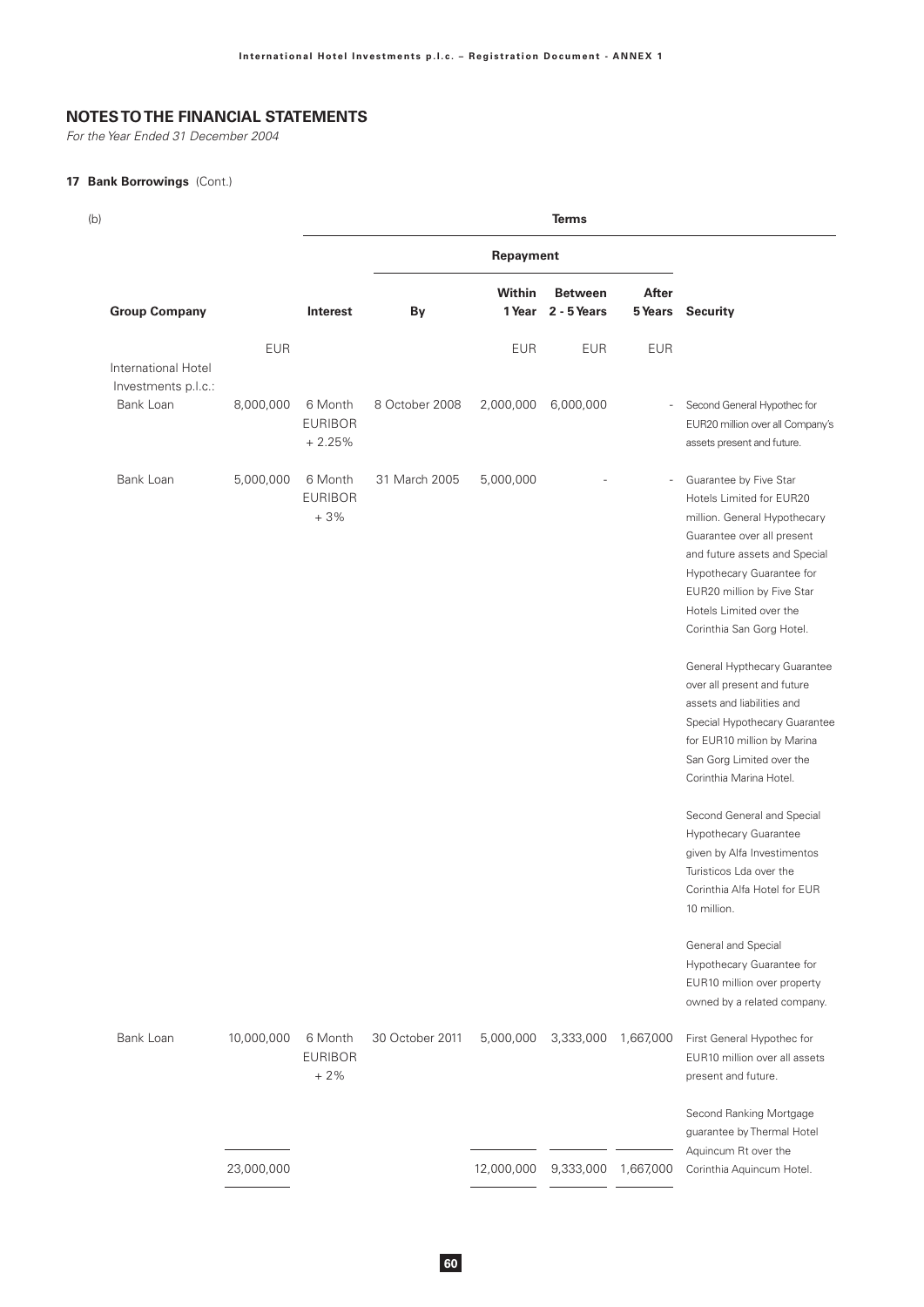## NOTES TO THE FINANCIAL STATEMENTS

*For the Year Ended 31 December 2004*

### 17 Bank Borrowings (Cont.)

(b)

| Group Company | | Terms | | | | | |
|---|---|---|---|---|---|---|---|
| | | | Repayment | | | | |
| | | Interest | By | Within 1 Year | Between 2 - 5 Years | After 5 Years | Security |
| | EUR | | | EUR | EUR | EUR | |
| International Hotel Investments p.l.c.: | | | | | | | |
| Bank Loan | 8,000,000 | 6 Month EURIBOR + 2.25% | 8 October 2008 | 2,000,000 | 6,000,000 | - | Second General Hypothec for EUR20 million over all Company's assets present and future. |
| Bank Loan | 5,000,000 | 6 Month EURIBOR + 3% | 31 March 2005 | 5,000,000 | - | - | Guarantee by Five Star Hotels Limited for EUR20 million. General Hypothecary Guarantee over all present and future assets and Special Hypothecary Guarantee for EUR20 million by Five Star Hotels Limited over the Corinthia San Gorg Hotel.<br><br>General Hypthecary Guarantee over all present and future assets and liabilities and Special Hypothecary Guarantee for EUR10 million by Marina San Gorg Limited over the Corinthia Marina Hotel.<br><br>Second General and Special Hypothecary Guarantee given by Alfa Investimentos Turisticos Lda over the Corinthia Alfa Hotel for EUR 10 million.<br><br>General and Special Hypothecary Guarantee for EUR10 million over property owned by a related company. |
| Bank Loan | 10,000,000 | 6 Month EURIBOR + 2% | 30 October 2011 | 5,000,000 | 3,333,000 | 1,667,000 | First General Hypothec for EUR10 million over all assets present and future.<br><br>Second Ranking Mortgage guarantee by Thermal Hotel Aquincum Rt over the Corinthia Aquincum Hotel. |
| | 23,000,000 | | | 12,000,000 | 9,333,000 | 1,667,000 | |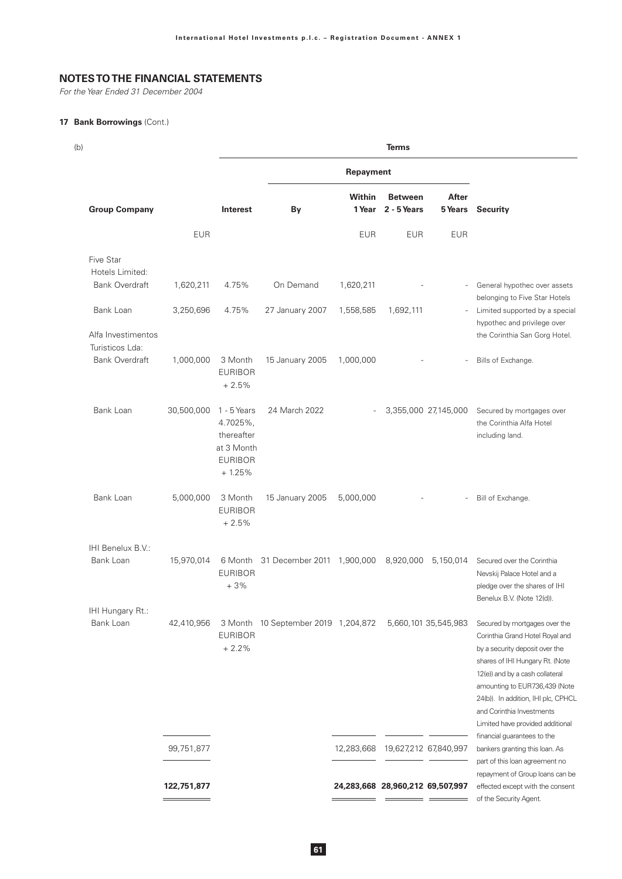## NOTES TO THE FINANCIAL STATEMENTS

*For the Year Ended 31 December 2004*

### 17 Bank Borrowings (Cont.)

(b)

| | | Terms | | | | | |
|---|---|---|---|---|---|---|---|
| | | | Repayment | | | | |
| **Group Company** | | **Interest** | **By** | **Within 1 Year** | **Between 2 - 5 Years** | **After 5 Years** | **Security** |
| | EUR | | | EUR | EUR | EUR | |
| Five Star Hotels Limited: | | | | | | | |
| Bank Overdraft | 1,620,211 | 4.75% | On Demand | 1,620,211 | - | - | General hypothec over assets belonging to Five Star Hotels |
| Bank Loan | 3,250,696 | 4.75% | 27 January 2007 | 1,558,585 | 1,692,111 | - | Limited supported by a special hypothec and privilege over the Corinthia San Gorg Hotel. |
| Alfa Investimentos Turisticos Lda: | | | | | | | |
| Bank Overdraft | 1,000,000 | 3 Month EURIBOR + 2.5% | 15 January 2005 | 1,000,000 | - | - | Bills of Exchange. |
| Bank Loan | 30,500,000 | 1 - 5 Years 4.7025%, thereafter at 3 Month EURIBOR + 1.25% | 24 March 2022 | - | 3,355,000 | 27,145,000 | Secured by mortgages over the Corinthia Alfa Hotel including land. |
| Bank Loan | 5,000,000 | 3 Month EURIBOR + 2.5% | 15 January 2005 | 5,000,000 | - | - | Bill of Exchange. |
| IHI Benelux B.V.: | | | | | | | |
| Bank Loan | 15,970,014 | 6 Month EURIBOR + 3% | 31 December 2011 | 1,900,000 | 8,920,000 | 5,150,014 | Secured over the Corinthia Nevskij Palace Hotel and a pledge over the shares of IHI Benelux B.V. (Note 12(d)). |
| IHI Hungary Rt.: | | | | | | | |
| Bank Loan | 42,410,956 | 3 Month EURIBOR + 2.2% | 10 September 2019 | 1,204,872 | 5,660,101 | 35,545,983 | Secured by mortgages over the Corinthia Grand Hotel Royal and by a security deposit over the shares of IHI Hungary Rt. (Note 12(e)) and by a cash collateral amounting to EUR736,439 (Note 24(b)). In addition, IHI plc, CPHCL and Corinthia Investments Limited have provided additional financial guarantees to the bankers granting this loan. As part of this loan agreement no repayment of Group loans can be effected except with the consent of the Security Agent. |
| | 99,751,877 | | | 12,283,668 | 19,627,212 | 67,840,997 | |
| | **122,751,877** | | | **24,283,668** | **28,960,212** | **69,507,997** | |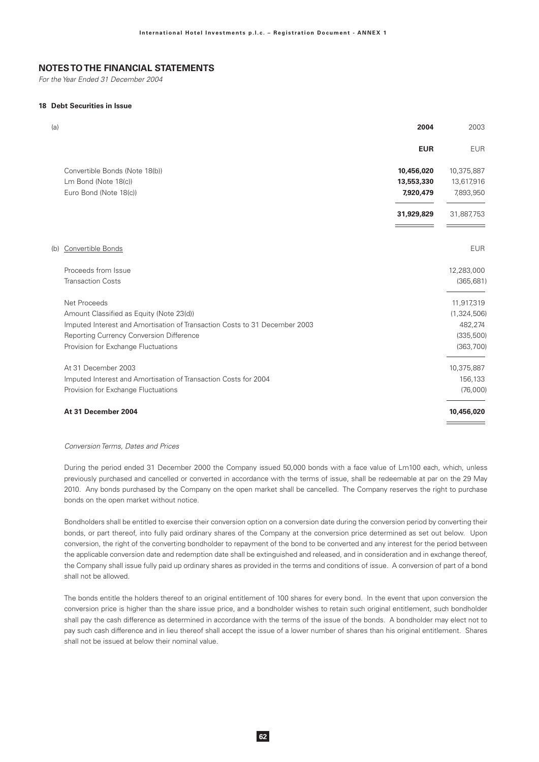## NOTES TO THE FINANCIAL STATEMENTS

*For the Year Ended 31 December 2004*

### 18 Debt Securities in Issue

(a)

| | **2004** | 2003 |
|---|---|---|
| | **EUR** | EUR |
| Convertible Bonds (Note 18(b)) | **10,456,020** | 10,375,887 |
| Lm Bond (Note 18(c)) | **13,553,330** | 13,617,916 |
| Euro Bond (Note 18(c)) | **7,920,479** | 7,893,950 |
| | **31,929,829** | 31,887,753 |

(b) Convertible Bonds

| | EUR |
|---|---|
| Proceeds from Issue | 12,283,000 |
| Transaction Costs | (365,681) |
| Net Proceeds | 11,917,319 |
| Amount Classified as Equity (Note 23(d)) | (1,324,506) |
| Imputed Interest and Amortisation of Transaction Costs to 31 December 2003 | 482,274 |
| Reporting Currency Conversion Difference | (335,500) |
| Provision for Exchange Fluctuations | (363,700) |
| At 31 December 2003 | 10,375,887 |
| Imputed Interest and Amortisation of Transaction Costs for 2004 | 156,133 |
| Provision for Exchange Fluctuations | (76,000) |
| **At 31 December 2004** | **10,456,020** |

*Conversion Terms, Dates and Prices*

During the period ended 31 December 2000 the Company issued 50,000 bonds with a face value of Lm100 each, which, unless previously purchased and cancelled or converted in accordance with the terms of issue, shall be redeemable at par on the 29 May 2010. Any bonds purchased by the Company on the open market shall be cancelled. The Company reserves the right to purchase bonds on the open market without notice.

Bondholders shall be entitled to exercise their conversion option on a conversion date during the conversion period by converting their bonds, or part thereof, into fully paid ordinary shares of the Company at the conversion price determined as set out below. Upon conversion, the right of the converting bondholder to repayment of the bond to be converted and any interest for the period between the applicable conversion date and redemption date shall be extinguished and released, and in consideration and in exchange thereof, the Company shall issue fully paid up ordinary shares as provided in the terms and conditions of issue. A conversion of part of a bond shall not be allowed.

The bonds entitle the holders thereof to an original entitlement of 100 shares for every bond. In the event that upon conversion the conversion price is higher than the share issue price, and a bondholder wishes to retain such original entitlement, such bondholder shall pay the cash difference as determined in accordance with the terms of the issue of the bonds. A bondholder may elect not to pay such cash difference and in lieu thereof shall accept the issue of a lower number of shares than his original entitlement. Shares shall not be issued at below their nominal value.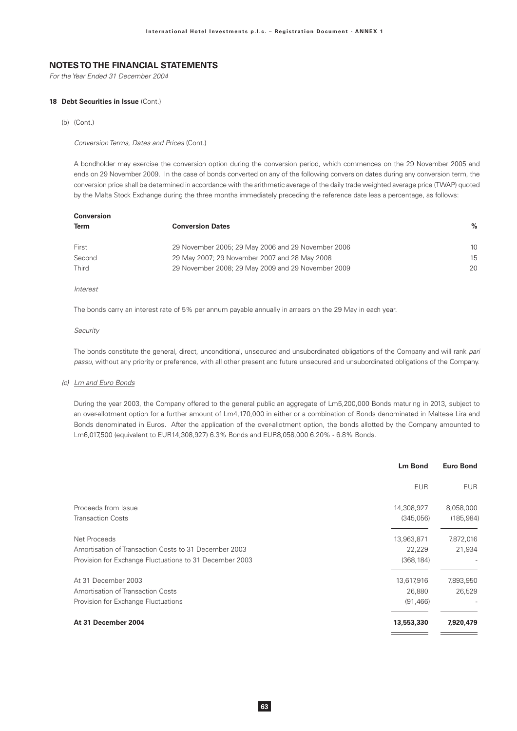## NOTES TO THE FINANCIAL STATEMENTS

*For the Year Ended 31 December 2004*

### 18 Debt Securities in Issue (Cont.)

(b) (Cont.)

*Conversion Terms, Dates and Prices* (Cont.)

A bondholder may exercise the conversion option during the conversion period, which commences on the 29 November 2005 and ends on 29 November 2009. In the case of bonds converted on any of the following conversion dates during any conversion term, the conversion price shall be determined in accordance with the arithmetic average of the daily trade weighted average price (TWAP) quoted by the Malta Stock Exchange during the three months immediately preceding the reference date less a percentage, as follows:

| **Conversion Term** | **Conversion Dates** | **%** |
|---|---|---|
| First | 29 November 2005; 29 May 2006 and 29 November 2006 | 10 |
| Second | 29 May 2007; 29 November 2007 and 28 May 2008 | 15 |
| Third | 29 November 2008; 29 May 2009 and 29 November 2009 | 20 |

*Interest*

The bonds carry an interest rate of 5% per annum payable annually in arrears on the 29 May in each year.

*Security*

The bonds constitute the general, direct, unconditional, unsecured and unsubordinated obligations of the Company and will rank *pari passu*, without any priority or preference, with all other present and future unsecured and unsubordinated obligations of the Company.

(c) *Lm and Euro Bonds*

During the year 2003, the Company offered to the general public an aggregate of Lm5,200,000 Bonds maturing in 2013, subject to an over-allotment option for a further amount of Lm4,170,000 in either or a combination of Bonds denominated in Maltese Lira and Bonds denominated in Euros. After the application of the over-allotment option, the bonds allotted by the Company amounted to Lm6,017,500 (equivalent to EUR14,308,927) 6.3% Bonds and EUR8,058,000 6.20% - 6.8% Bonds.

| | **Lm Bond** | **Euro Bond** |
|---|---|---|
| | EUR | EUR |
| Proceeds from Issue | 14,308,927 | 8,058,000 |
| Transaction Costs | (345,056) | (185,984) |
| Net Proceeds | 13,963,871 | 7,872,016 |
| Amortisation of Transaction Costs to 31 December 2003 | 22,229 | 21,934 |
| Provision for Exchange Fluctuations to 31 December 2003 | (368,184) | - |
| At 31 December 2003 | 13,617,916 | 7,893,950 |
| Amortisation of Transaction Costs | 26,880 | 26,529 |
| Provision for Exchange Fluctuations | (91,466) | - |
| **At 31 December 2004** | **13,553,330** | **7,920,479** |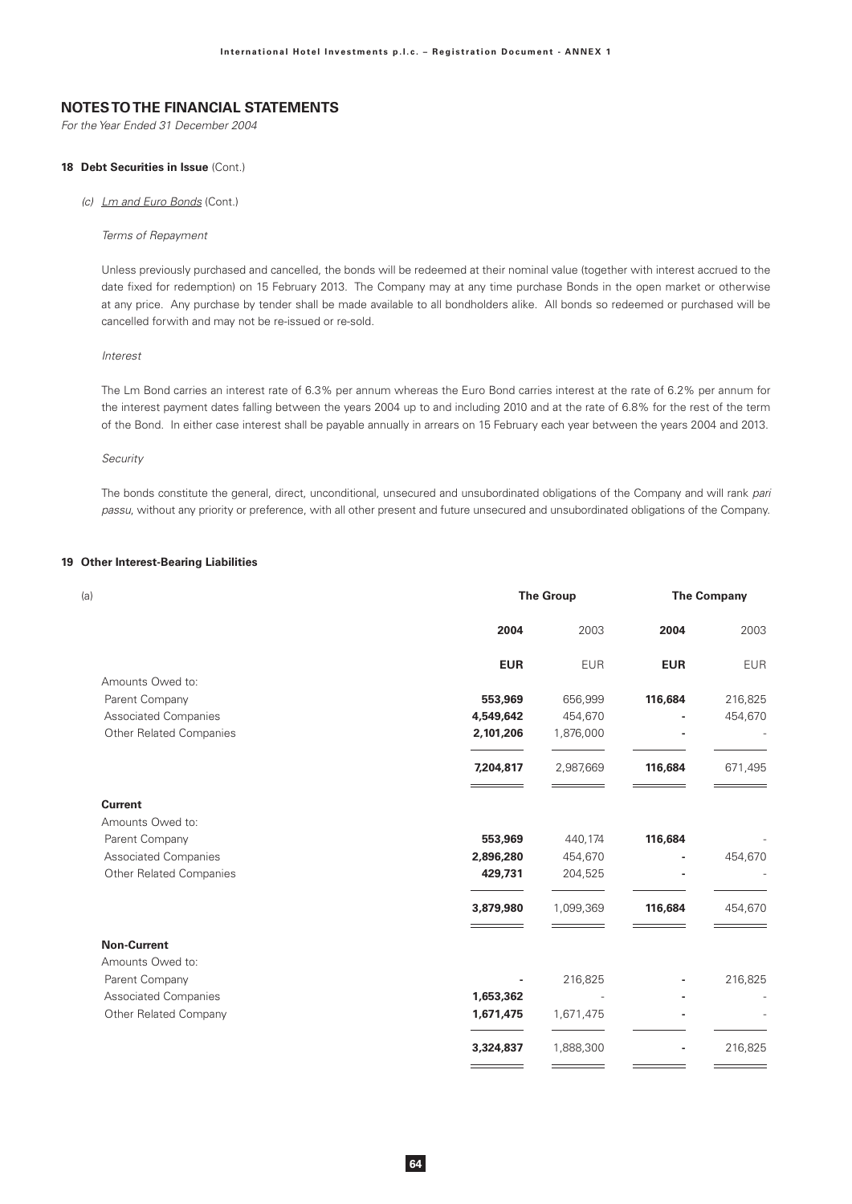## NOTES TO THE FINANCIAL STATEMENTS

*For the Year Ended 31 December 2004*

**18 Debt Securities in Issue** (Cont.)

*(c) Lm and Euro Bonds* (Cont.)

*Terms of Repayment*

Unless previously purchased and cancelled, the bonds will be redeemed at their nominal value (together with interest accrued to the date fixed for redemption) on 15 February 2013. The Company may at any time purchase Bonds in the open market or otherwise at any price. Any purchase by tender shall be made available to all bondholders alike. All bonds so redeemed or purchased will be cancelled forwith and may not be re-issued or re-sold.

*Interest*

The Lm Bond carries an interest rate of 6.3% per annum whereas the Euro Bond carries interest at the rate of 6.2% per annum for the interest payment dates falling between the years 2004 up to and including 2010 and at the rate of 6.8% for the rest of the term of the Bond. In either case interest shall be payable annually in arrears on 15 February each year between the years 2004 and 2013.

*Security*

The bonds constitute the general, direct, unconditional, unsecured and unsubordinated obligations of the Company and will rank *pari passu*, without any priority or preference, with all other present and future unsecured and unsubordinated obligations of the Company.

**19 Other Interest-Bearing Liabilities**

| (a) | The Group | | The Company | |
|---|---|---|---|---|
| | **2004** | 2003 | **2004** | 2003 |
| | **EUR** | EUR | **EUR** | EUR |
| Amounts Owed to: | | | | |
| Parent Company | **553,969** | 656,999 | **116,684** | 216,825 |
| Associated Companies | **4,549,642** | 454,670 | **-** | 454,670 |
| Other Related Companies | **2,101,206** | 1,876,000 | **-** | - |
| | **7,204,817** | 2,987,669 | **116,684** | 671,495 |
| **Current** | | | | |
| Amounts Owed to: | | | | |
| Parent Company | **553,969** | 440,174 | **116,684** | - |
| Associated Companies | **2,896,280** | 454,670 | **-** | 454,670 |
| Other Related Companies | **429,731** | 204,525 | **-** | - |
| | **3,879,980** | 1,099,369 | **116,684** | 454,670 |
| **Non-Current** | | | | |
| Amounts Owed to: | | | | |
| Parent Company | **-** | 216,825 | **-** | 216,825 |
| Associated Companies | **1,653,362** | - | **-** | - |
| Other Related Company | **1,671,475** | 1,671,475 | **-** | - |
| | **3,324,837** | 1,888,300 | **-** | 216,825 |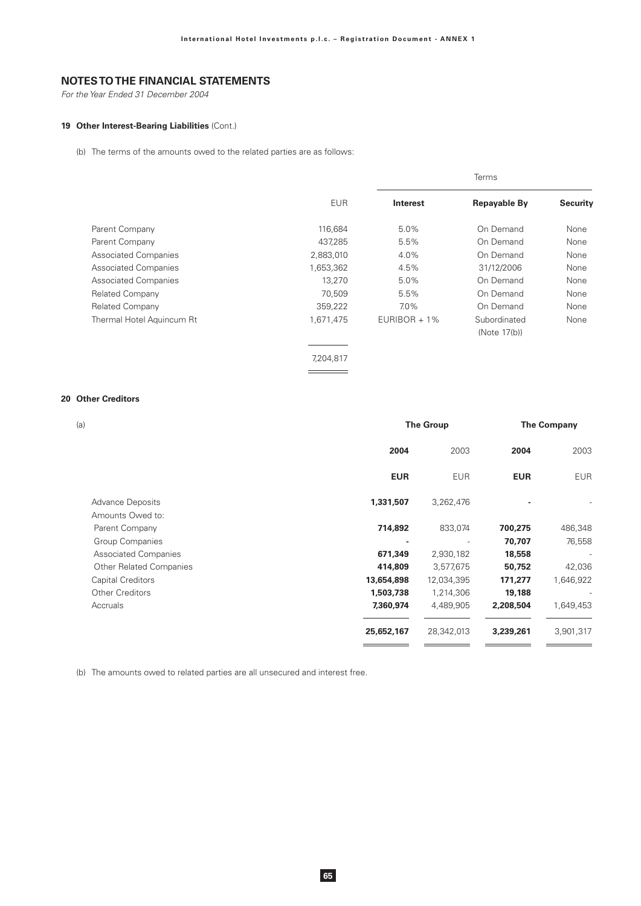## NOTES TO THE FINANCIAL STATEMENTS

*For the Year Ended 31 December 2004*

### 19 Other Interest-Bearing Liabilities (Cont.)

(b) The terms of the amounts owed to the related parties are as follows:

| | | Terms | | |
|---|---|---|---|---|
| | EUR | **Interest** | **Repayable By** | **Security** |
| Parent Company | 116,684 | 5.0% | On Demand | None |
| Parent Company | 437,285 | 5.5% | On Demand | None |
| Associated Companies | 2,883,010 | 4.0% | On Demand | None |
| Associated Companies | 1,653,362 | 4.5% | 31/12/2006 | None |
| Associated Companies | 13,270 | 5.0% | On Demand | None |
| Related Company | 70,509 | 5.5% | On Demand | None |
| Related Company | 359,222 | 7.0% | On Demand | None |
| Thermal Hotel Aquincum Rt | 1,671,475 | EURIBOR + 1% | Subordinated (Note 17(b)) | None |
| | 7,204,817 | | | |

### 20 Other Creditors

(a)

| | The Group | | The Company | |
|---|---|---|---|---|
| | **2004** | 2003 | **2004** | 2003 |
| | **EUR** | EUR | **EUR** | EUR |
| Advance Deposits | **1,331,507** | 3,262,476 | **-** | - |
| Amounts Owed to: | | | | |
| Parent Company | **714,892** | 833,074 | **700,275** | 486,348 |
| Group Companies | **-** | - | **70,707** | 76,558 |
| Associated Companies | **671,349** | 2,930,182 | **18,558** | - |
| Other Related Companies | **414,809** | 3,577,675 | **50,752** | 42,036 |
| Capital Creditors | **13,654,898** | 12,034,395 | **171,277** | 1,646,922 |
| Other Creditors | **1,503,738** | 1,214,306 | **19,188** | - |
| Accruals | **7,360,974** | 4,489,905 | **2,208,504** | 1,649,453 |
| | **25,652,167** | 28,342,013 | **3,239,261** | 3,901,317 |

(b) The amounts owed to related parties are all unsecured and interest free.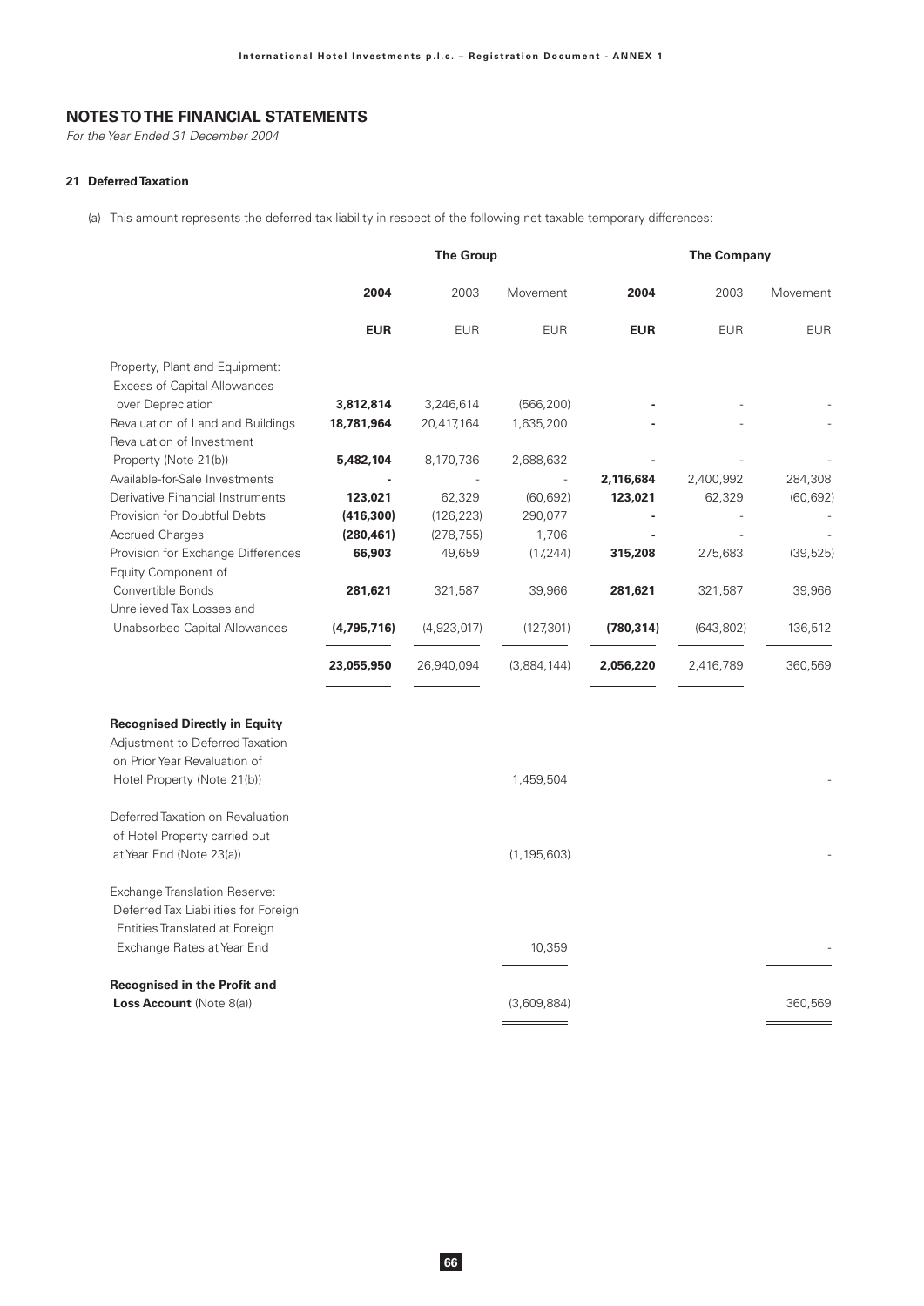## NOTES TO THE FINANCIAL STATEMENTS

*For the Year Ended 31 December 2004*

### 21 Deferred Taxation

(a) This amount represents the deferred tax liability in respect of the following net taxable temporary differences:

| | The Group | | | The Company | | |
|---|---|---|---|---|---|---|
| | **2004** | 2003 | Movement | **2004** | 2003 | Movement |
| | **EUR** | EUR | EUR | **EUR** | EUR | EUR |
| Property, Plant and Equipment: Excess of Capital Allowances over Depreciation | **3,812,814** | 3,246,614 | (566,200) | **-** | - | - |
| Revaluation of Land and Buildings | **18,781,964** | 20,417,164 | 1,635,200 | **-** | - | - |
| Revaluation of Investment Property (Note 21(b)) | **5,482,104** | 8,170,736 | 2,688,632 | **-** | - | - |
| Available-for-Sale Investments | **-** | - | - | **2,116,684** | 2,400,992 | 284,308 |
| Derivative Financial Instruments | **123,021** | 62,329 | (60,692) | **123,021** | 62,329 | (60,692) |
| Provision for Doubtful Debts | **(416,300)** | (126,223) | 290,077 | **-** | - | - |
| Accrued Charges | **(280,461)** | (278,755) | 1,706 | **-** | - | - |
| Provision for Exchange Differences | **66,903** | 49,659 | (17,244) | **315,208** | 275,683 | (39,525) |
| Equity Component of Convertible Bonds | **281,621** | 321,587 | 39,966 | **281,621** | 321,587 | 39,966 |
| Unrelieved Tax Losses and Unabsorbed Capital Allowances | **(4,795,716)** | (4,923,017) | (127,301) | **(780,314)** | (643,802) | 136,512 |
| | **23,055,950** | 26,940,094 | (3,884,144) | **2,056,220** | 2,416,789 | 360,569 |
| **Recognised Directly in Equity** | | | | | | |
| Adjustment to Deferred Taxation on Prior Year Revaluation of Hotel Property (Note 21(b)) | | | 1,459,504 | | | - |
| Deferred Taxation on Revaluation of Hotel Property carried out at Year End (Note 23(a)) | | | (1,195,603) | | | - |
| Exchange Translation Reserve: Deferred Tax Liabilities for Foreign Entities Translated at Foreign Exchange Rates at Year End | | | 10,359 | | | - |
| **Recognised in the Profit and Loss Account** (Note 8(a)) | | | (3,609,884) | | | 360,569 |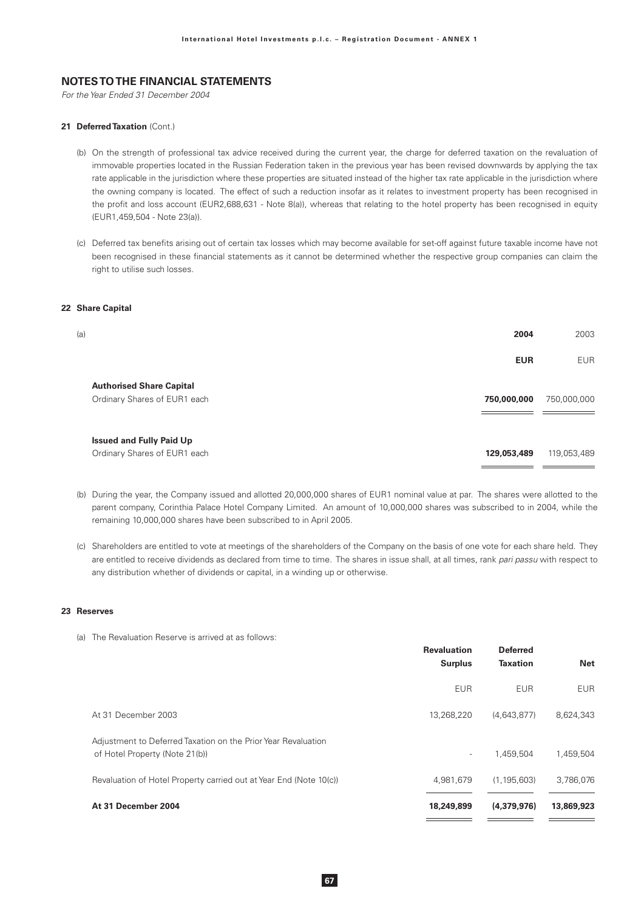## NOTES TO THE FINANCIAL STATEMENTS

*For the Year Ended 31 December 2004*

### 21 Deferred Taxation (Cont.)

(b) On the strength of professional tax advice received during the current year, the charge for deferred taxation on the revaluation of immovable properties located in the Russian Federation taken in the previous year has been revised downwards by applying the tax rate applicable in the jurisdiction where these properties are situated instead of the higher tax rate applicable in the jurisdiction where the owning company is located. The effect of such a reduction insofar as it relates to investment property has been recognised in the profit and loss account (EUR2,688,631 - Note 8(a)), whereas that relating to the hotel property has been recognised in equity (EUR1,459,504 - Note 23(a)).

(c) Deferred tax benefits arising out of certain tax losses which may become available for set-off against future taxable income have not been recognised in these financial statements as it cannot be determined whether the respective group companies can claim the right to utilise such losses.

### 22 Share Capital

| (a) | **2004** | 2003 |
|---|---|---|
| | **EUR** | EUR |
| **Authorised Share Capital** | | |
| Ordinary Shares of EUR1 each | **750,000,000** | 750,000,000 |
| **Issued and Fully Paid Up** | | |
| Ordinary Shares of EUR1 each | **129,053,489** | 119,053,489 |

(b) During the year, the Company issued and allotted 20,000,000 shares of EUR1 nominal value at par. The shares were allotted to the parent company, Corinthia Palace Hotel Company Limited. An amount of 10,000,000 shares was subscribed to in 2004, while the remaining 10,000,000 shares have been subscribed to in April 2005.

(c) Shareholders are entitled to vote at meetings of the shareholders of the Company on the basis of one vote for each share held. They are entitled to receive dividends as declared from time to time. The shares in issue shall, at all times, rank *pari passu* with respect to any distribution whether of dividends or capital, in a winding up or otherwise.

### 23 Reserves

(a) The Revaluation Reserve is arrived at as follows:

| | **Revaluation Surplus** | **Deferred Taxation** | **Net** |
|---|---|---|---|
| | EUR | EUR | EUR |
| At 31 December 2003 | 13,268,220 | (4,643,877) | 8,624,343 |
| Adjustment to Deferred Taxation on the Prior Year Revaluation of Hotel Property (Note 21(b)) | - | 1,459,504 | 1,459,504 |
| Revaluation of Hotel Property carried out at Year End (Note 10(c)) | 4,981,679 | (1,195,603) | 3,786,076 |
| **At 31 December 2004** | **18,249,899** | **(4,379,976)** | **13,869,923** |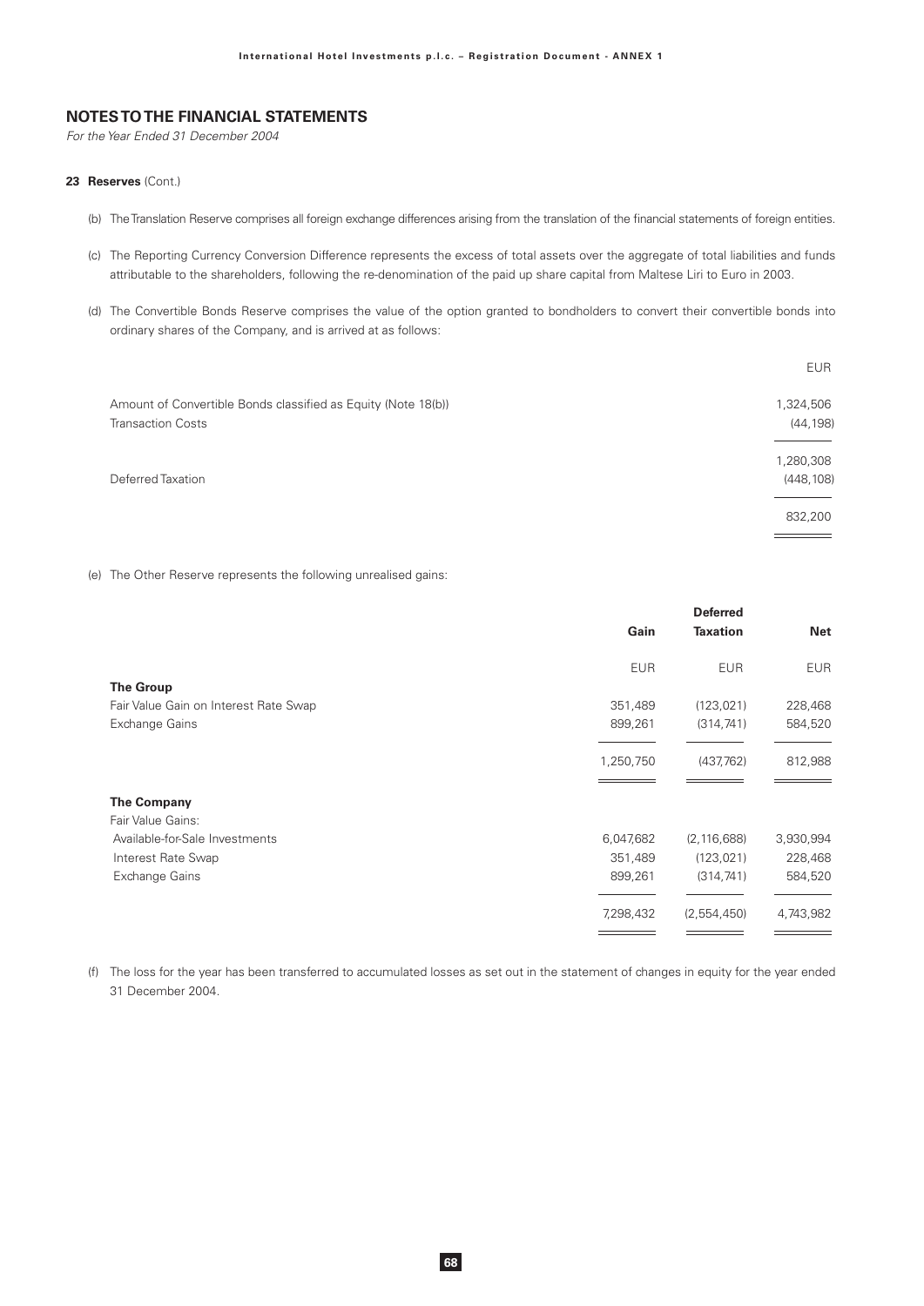## NOTES TO THE FINANCIAL STATEMENTS

*For the Year Ended 31 December 2004*

**23 Reserves** (Cont.)

(b) The Translation Reserve comprises all foreign exchange differences arising from the translation of the financial statements of foreign entities.

(c) The Reporting Currency Conversion Difference represents the excess of total assets over the aggregate of total liabilities and funds attributable to the shareholders, following the re-denomination of the paid up share capital from Maltese Liri to Euro in 2003.

(d) The Convertible Bonds Reserve comprises the value of the option granted to bondholders to convert their convertible bonds into ordinary shares of the Company, and is arrived at as follows:

| | EUR |
|---|---|
| Amount of Convertible Bonds classified as Equity (Note 18(b)) | 1,324,506 |
| Transaction Costs | (44,198) |
| | 1,280,308 |
| Deferred Taxation | (448,108) |
| | 832,200 |

(e) The Other Reserve represents the following unrealised gains:

| | Gain | Deferred Taxation | Net |
|---|---|---|---|
| | EUR | EUR | EUR |
| **The Group** | | | |
| Fair Value Gain on Interest Rate Swap | 351,489 | (123,021) | 228,468 |
| Exchange Gains | 899,261 | (314,741) | 584,520 |
| | 1,250,750 | (437,762) | 812,988 |
| **The Company** | | | |
| Fair Value Gains: | | | |
| Available-for-Sale Investments | 6,047,682 | (2,116,688) | 3,930,994 |
| Interest Rate Swap | 351,489 | (123,021) | 228,468 |
| Exchange Gains | 899,261 | (314,741) | 584,520 |
| | 7,298,432 | (2,554,450) | 4,743,982 |

(f) The loss for the year has been transferred to accumulated losses as set out in the statement of changes in equity for the year ended 31 December 2004.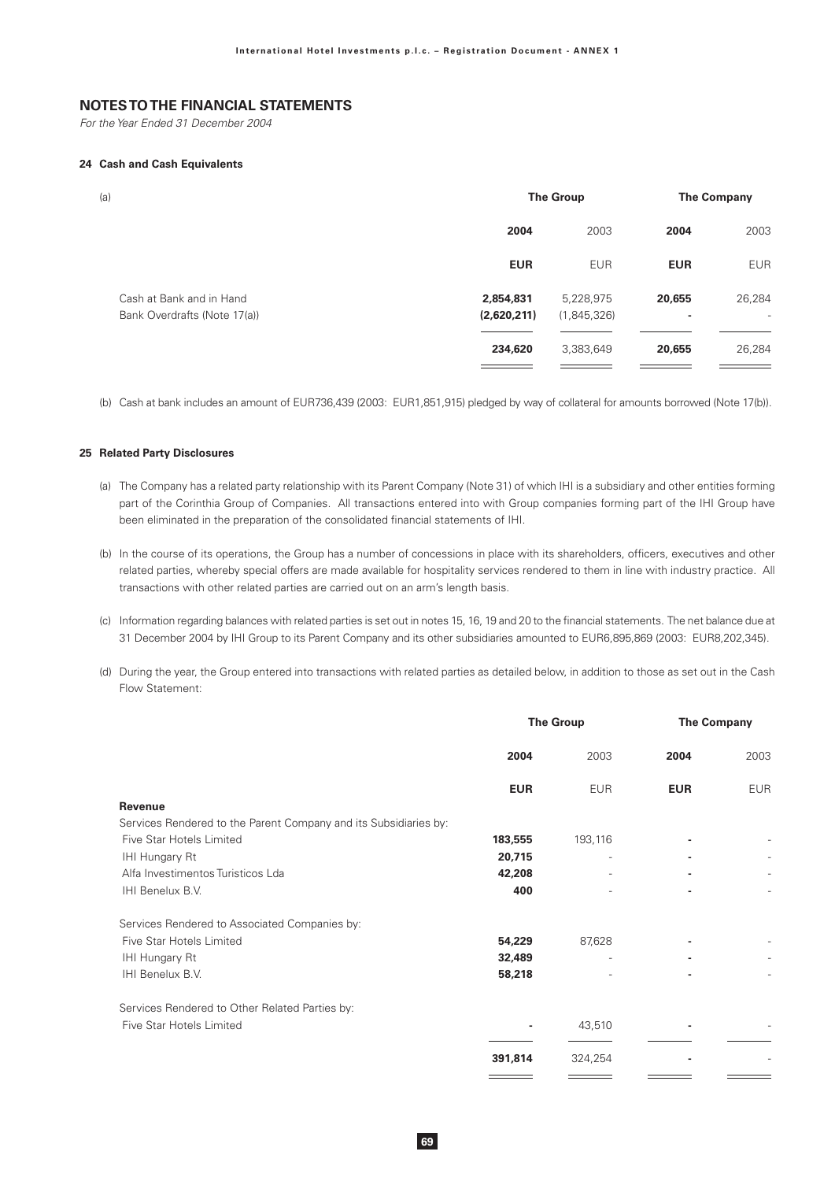# NOTES TO THE FINANCIAL STATEMENTS

*For the Year Ended 31 December 2004*

### 24 Cash and Cash Equivalents

| (a) | The Group | | The Company | |
|---|---|---|---|---|
| | **2004** | 2003 | **2004** | 2003 |
| | **EUR** | EUR | **EUR** | EUR |
| Cash at Bank and in Hand | **2,854,831** | 5,228,975 | **20,655** | 26,284 |
| Bank Overdrafts (Note 17(a)) | **(2,620,211)** | (1,845,326) | **-** | - |
| | **234,620** | 3,383,649 | **20,655** | 26,284 |

(b) Cash at bank includes an amount of EUR736,439 (2003: EUR1,851,915) pledged by way of collateral for amounts borrowed (Note 17(b)).

### 25 Related Party Disclosures

(a) The Company has a related party relationship with its Parent Company (Note 31) of which IHI is a subsidiary and other entities forming part of the Corinthia Group of Companies. All transactions entered into with Group companies forming part of the IHI Group have been eliminated in the preparation of the consolidated financial statements of IHI.

(b) In the course of its operations, the Group has a number of concessions in place with its shareholders, officers, executives and other related parties, whereby special offers are made available for hospitality services rendered to them in line with industry practice. All transactions with other related parties are carried out on an arm's length basis.

(c) Information regarding balances with related parties is set out in notes 15, 16, 19 and 20 to the financial statements. The net balance due at 31 December 2004 by IHI Group to its Parent Company and its other subsidiaries amounted to EUR6,895,869 (2003: EUR8,202,345).

(d) During the year, the Group entered into transactions with related parties as detailed below, in addition to those as set out in the Cash Flow Statement:

| | The Group | | The Company | |
|---|---|---|---|---|
| | **2004** | 2003 | **2004** | 2003 |
| | **EUR** | EUR | **EUR** | EUR |
| **Revenue** | | | | |
| Services Rendered to the Parent Company and its Subsidiaries by: | | | | |
| Five Star Hotels Limited | **183,555** | 193,116 | **-** | - |
| IHI Hungary Rt | **20,715** | - | **-** | - |
| Alfa Investimentos Turisticos Lda | **42,208** | - | **-** | - |
| IHI Benelux B.V. | **400** | - | **-** | - |
| Services Rendered to Associated Companies by: | | | | |
| Five Star Hotels Limited | **54,229** | 87,628 | **-** | - |
| IHI Hungary Rt | **32,489** | - | **-** | - |
| IHI Benelux B.V. | **58,218** | - | **-** | - |
| Services Rendered to Other Related Parties by: | | | | |
| Five Star Hotels Limited | **-** | 43,510 | **-** | - |
| | **391,814** | 324,254 | **-** | - |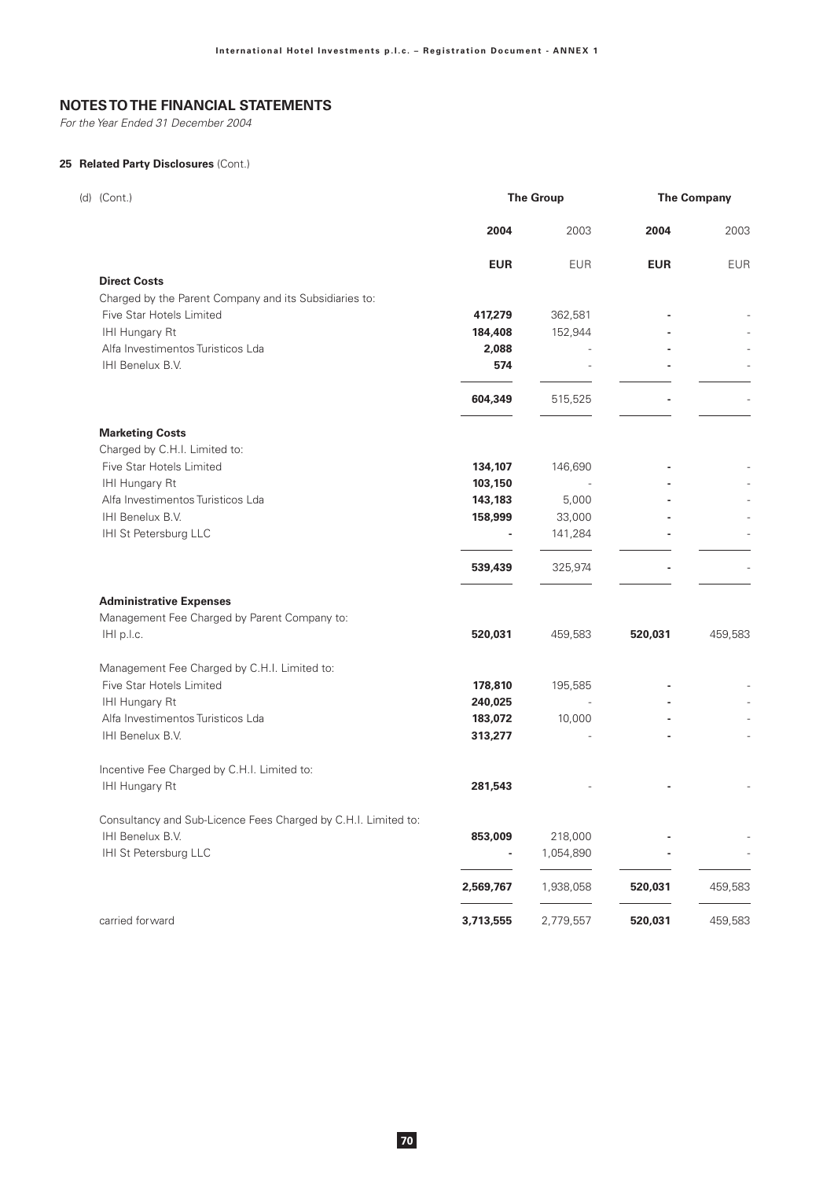## NOTES TO THE FINANCIAL STATEMENTS

*For the Year Ended 31 December 2004*

### 25 Related Party Disclosures (Cont.)

| (d) (Cont.) | The Group | | The Company | |
|---|---|---|---|---|
| | **2004** | 2003 | **2004** | 2003 |
| | **EUR** | EUR | **EUR** | EUR |
| **Direct Costs** | | | | |
| Charged by the Parent Company and its Subsidiaries to: | | | | |
| Five Star Hotels Limited | **417,279** | 362,581 | **-** | - |
| IHI Hungary Rt | **184,408** | 152,944 | **-** | - |
| Alfa Investimentos Turisticos Lda | **2,088** | - | **-** | - |
| IHI Benelux B.V. | **574** | - | **-** | - |
| | **604,349** | 515,525 | **-** | - |
| **Marketing Costs** | | | | |
| Charged by C.H.I. Limited to: | | | | |
| Five Star Hotels Limited | **134,107** | 146,690 | **-** | - |
| IHI Hungary Rt | **103,150** | - | **-** | - |
| Alfa Investimentos Turisticos Lda | **143,183** | 5,000 | **-** | - |
| IHI Benelux B.V. | **158,999** | 33,000 | **-** | - |
| IHI St Petersburg LLC | **-** | 141,284 | **-** | - |
| | **539,439** | 325,974 | **-** | - |
| **Administrative Expenses** | | | | |
| Management Fee Charged by Parent Company to: | | | | |
| IHI p.l.c. | **520,031** | 459,583 | **520,031** | 459,583 |
| Management Fee Charged by C.H.I. Limited to: | | | | |
| Five Star Hotels Limited | **178,810** | 195,585 | **-** | - |
| IHI Hungary Rt | **240,025** | - | **-** | - |
| Alfa Investimentos Turisticos Lda | **183,072** | 10,000 | **-** | - |
| IHI Benelux B.V. | **313,277** | - | **-** | - |
| Incentive Fee Charged by C.H.I. Limited to: | | | | |
| IHI Hungary Rt | **281,543** | - | **-** | - |
| Consultancy and Sub-Licence Fees Charged by C.H.I. Limited to: | | | | |
| IHI Benelux B.V. | **853,009** | 218,000 | **-** | - |
| IHI St Petersburg LLC | **-** | 1,054,890 | **-** | - |
| | **2,569,767** | 1,938,058 | **520,031** | 459,583 |
| carried forward | **3,713,555** | 2,779,557 | **520,031** | 459,583 |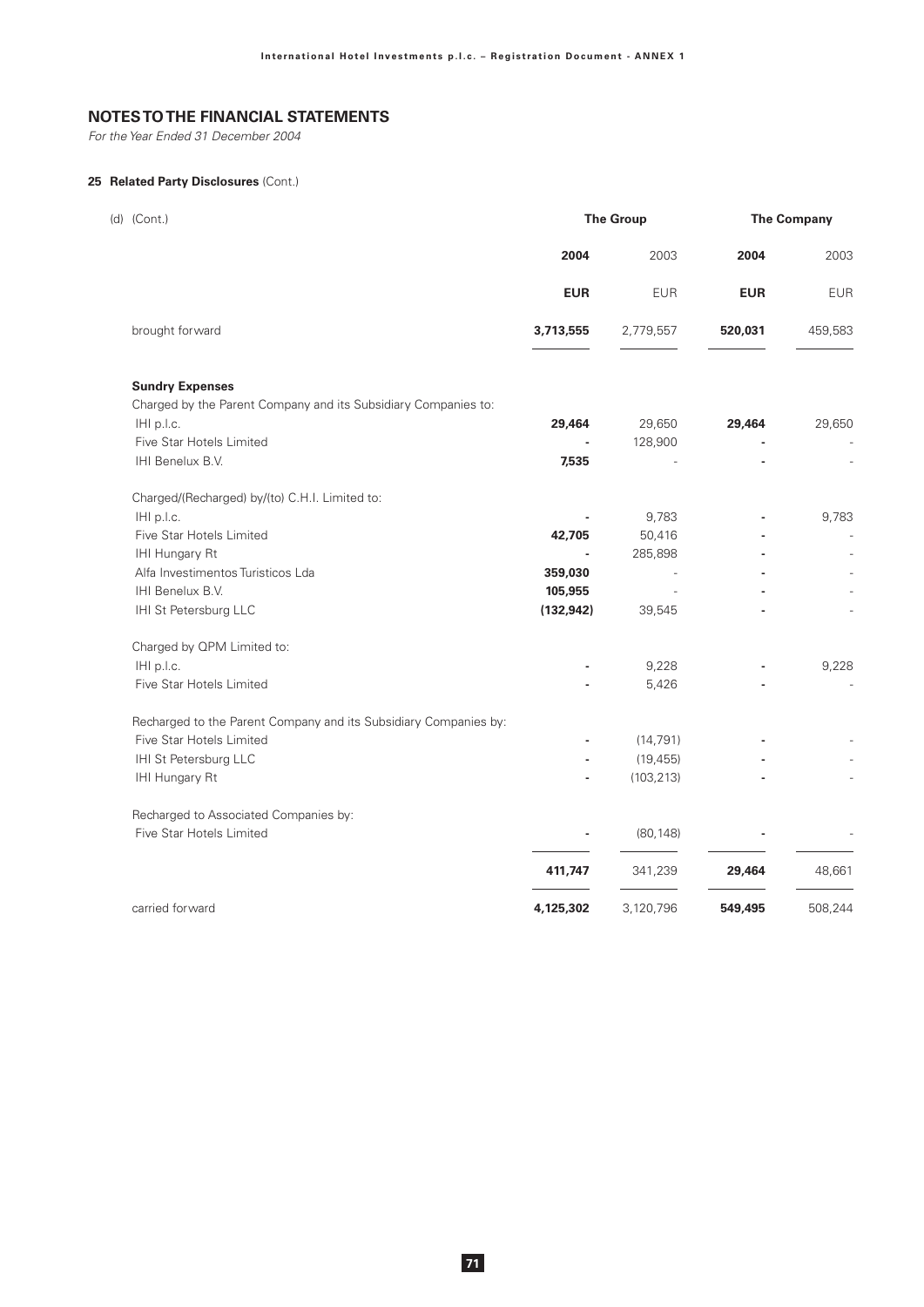## NOTES TO THE FINANCIAL STATEMENTS

*For the Year Ended 31 December 2004*

### 25 Related Party Disclosures (Cont.)

| (d) (Cont.) | The Group | | The Company | |
|---|---|---|---|---|
| | **2004** | 2003 | **2004** | 2003 |
| | **EUR** | EUR | **EUR** | EUR |
| brought forward | **3,713,555** | 2,779,557 | **520,031** | 459,583 |
| **Sundry Expenses** | | | | |
| Charged by the Parent Company and its Subsidiary Companies to: | | | | |
| IHI p.l.c. | **29,464** | 29,650 | **29,464** | 29,650 |
| Five Star Hotels Limited | **-** | 128,900 | **-** | - |
| IHI Benelux B.V. | **7,535** | - | **-** | - |
| Charged/(Recharged) by/(to) C.H.I. Limited to: | | | | |
| IHI p.l.c. | **-** | 9,783 | **-** | 9,783 |
| Five Star Hotels Limited | **42,705** | 50,416 | **-** | - |
| IHI Hungary Rt | **-** | 285,898 | **-** | - |
| Alfa Investimentos Turisticos Lda | **359,030** | - | **-** | - |
| IHI Benelux B.V. | **105,955** | - | **-** | - |
| IHI St Petersburg LLC | **(132,942)** | 39,545 | **-** | - |
| Charged by QPM Limited to: | | | | |
| IHI p.l.c. | **-** | 9,228 | **-** | 9,228 |
| Five Star Hotels Limited | **-** | 5,426 | **-** | - |
| Recharged to the Parent Company and its Subsidiary Companies by: | | | | |
| Five Star Hotels Limited | **-** | (14,791) | **-** | - |
| IHI St Petersburg LLC | **-** | (19,455) | **-** | - |
| IHI Hungary Rt | **-** | (103,213) | **-** | - |
| Recharged to Associated Companies by: | | | | |
| Five Star Hotels Limited | **-** | (80,148) | **-** | - |
| | **411,747** | 341,239 | **29,464** | 48,661 |
| carried forward | **4,125,302** | 3,120,796 | **549,495** | 508,244 |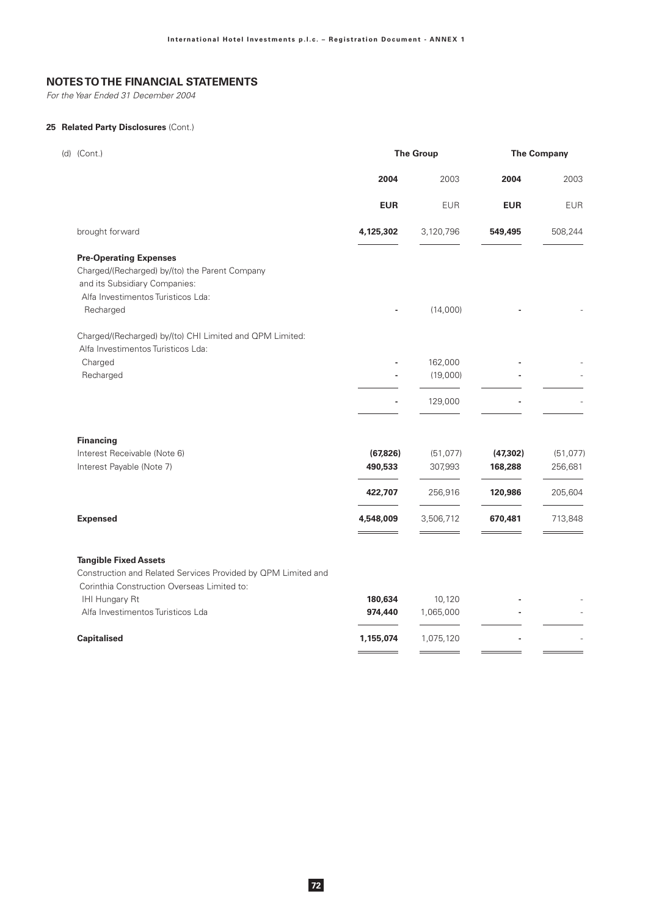## NOTES TO THE FINANCIAL STATEMENTS

*For the Year Ended 31 December 2004*

### 25 Related Party Disclosures (Cont.)

| (d) (Cont.) | The Group | | The Company | |
|---|---|---|---|---|
| | **2004** | 2003 | **2004** | 2003 |
| | **EUR** | EUR | **EUR** | EUR |
| brought forward | **4,125,302** | 3,120,796 | **549,495** | 508,244 |
| **Pre-Operating Expenses** | | | | |
| Charged/(Recharged) by/(to) the Parent Company and its Subsidiary Companies: | | | | |
| Alfa Investimentos Turisticos Lda: | | | | |
| Recharged | **-** | (14,000) | **-** | - |
| Charged/(Recharged) by/(to) CHI Limited and QPM Limited: | | | | |
| Alfa Investimentos Turisticos Lda: | | | | |
| Charged | **-** | 162,000 | **-** | - |
| Recharged | **-** | (19,000) | **-** | - |
| | **-** | 129,000 | **-** | - |
| **Financing** | | | | |
| Interest Receivable (Note 6) | **(67,826)** | (51,077) | **(47,302)** | (51,077) |
| Interest Payable (Note 7) | **490,533** | 307,993 | **168,288** | 256,681 |
| | **422,707** | 256,916 | **120,986** | 205,604 |
| **Expensed** | **4,548,009** | 3,506,712 | **670,481** | 713,848 |
| **Tangible Fixed Assets** | | | | |
| Construction and Related Services Provided by QPM Limited and Corinthia Construction Overseas Limited to: | | | | |
| IHI Hungary Rt | **180,634** | 10,120 | **-** | - |
| Alfa Investimentos Turisticos Lda | **974,440** | 1,065,000 | **-** | - |
| **Capitalised** | **1,155,074** | 1,075,120 | **-** | - |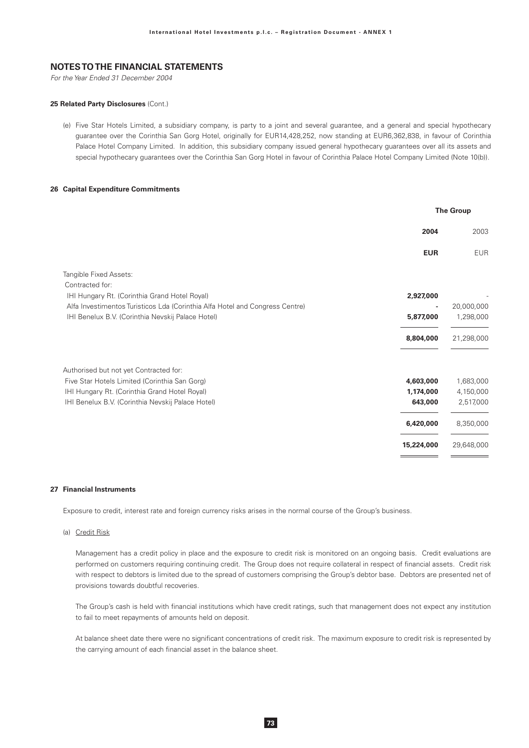## NOTES TO THE FINANCIAL STATEMENTS

*For the Year Ended 31 December 2004*

#### 25 Related Party Disclosures (Cont.)

(e) Five Star Hotels Limited, a subsidiary company, is party to a joint and several guarantee, and a general and special hypothecary guarantee over the Corinthia San Gorg Hotel, originally for EUR14,428,252, now standing at EUR6,362,838, in favour of Corinthia Palace Hotel Company Limited. In addition, this subsidiary company issued general hypothecary guarantees over all its assets and special hypothecary guarantees over the Corinthia San Gorg Hotel in favour of Corinthia Palace Hotel Company Limited (Note 10(b)).

#### 26 Capital Expenditure Commitments

| | The Group | |
|---|---|---|
| | **2004** | 2003 |
| | **EUR** | EUR |
| Tangible Fixed Assets: | | |
| Contracted for: | | |
| IHI Hungary Rt. (Corinthia Grand Hotel Royal) | **2,927,000** | - |
| Alfa Investimentos Turisticos Lda (Corinthia Alfa Hotel and Congress Centre) | **-** | 20,000,000 |
| IHI Benelux B.V. (Corinthia Nevskij Palace Hotel) | **5,877,000** | 1,298,000 |
| | **8,804,000** | 21,298,000 |
| Authorised but not yet Contracted for: | | |
| Five Star Hotels Limited (Corinthia San Gorg) | **4,603,000** | 1,683,000 |
| IHI Hungary Rt. (Corinthia Grand Hotel Royal) | **1,174,000** | 4,150,000 |
| IHI Benelux B.V. (Corinthia Nevskij Palace Hotel) | **643,000** | 2,517,000 |
| | **6,420,000** | 8,350,000 |
| | **15,224,000** | 29,648,000 |

#### 27 Financial Instruments

Exposure to credit, interest rate and foreign currency risks arises in the normal course of the Group's business.

(a) Credit Risk

Management has a credit policy in place and the exposure to credit risk is monitored on an ongoing basis. Credit evaluations are performed on customers requiring continuing credit. The Group does not require collateral in respect of financial assets. Credit risk with respect to debtors is limited due to the spread of customers comprising the Group's debtor base. Debtors are presented net of provisions towards doubtful recoveries.

The Group's cash is held with financial institutions which have credit ratings, such that management does not expect any institution to fail to meet repayments of amounts held on deposit.

At balance sheet date there were no significant concentrations of credit risk. The maximum exposure to credit risk is represented by the carrying amount of each financial asset in the balance sheet.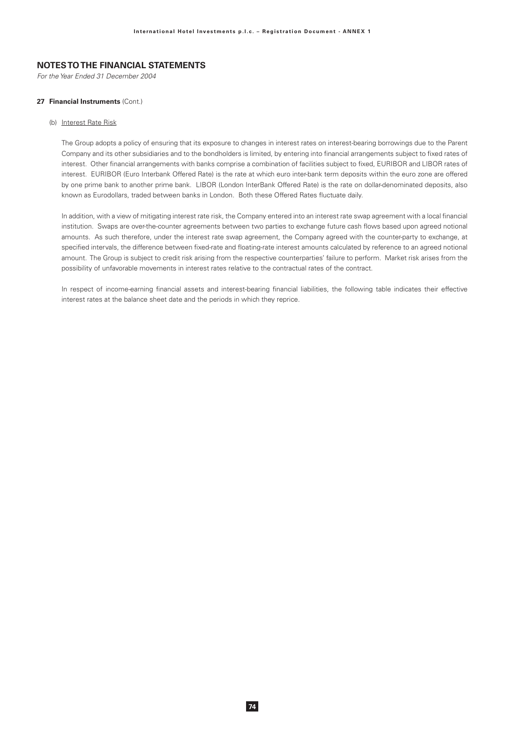## NOTES TO THE FINANCIAL STATEMENTS

*For the Year Ended 31 December 2004*

**27 Financial Instruments** (Cont.)

(b) Interest Rate Risk

The Group adopts a policy of ensuring that its exposure to changes in interest rates on interest-bearing borrowings due to the Parent Company and its other subsidiaries and to the bondholders is limited, by entering into financial arrangements subject to fixed rates of interest. Other financial arrangements with banks comprise a combination of facilities subject to fixed, EURIBOR and LIBOR rates of interest. EURIBOR (Euro Interbank Offered Rate) is the rate at which euro inter-bank term deposits within the euro zone are offered by one prime bank to another prime bank. LIBOR (London InterBank Offered Rate) is the rate on dollar-denominated deposits, also known as Eurodollars, traded between banks in London. Both these Offered Rates fluctuate daily.

In addition, with a view of mitigating interest rate risk, the Company entered into an interest rate swap agreement with a local financial institution. Swaps are over-the-counter agreements between two parties to exchange future cash flows based upon agreed notional amounts. As such therefore, under the interest rate swap agreement, the Company agreed with the counter-party to exchange, at specified intervals, the difference between fixed-rate and floating-rate interest amounts calculated by reference to an agreed notional amount. The Group is subject to credit risk arising from the respective counterparties' failure to perform. Market risk arises from the possibility of unfavorable movements in interest rates relative to the contractual rates of the contract.

In respect of income-earning financial assets and interest-bearing financial liabilities, the following table indicates their effective interest rates at the balance sheet date and the periods in which they reprice.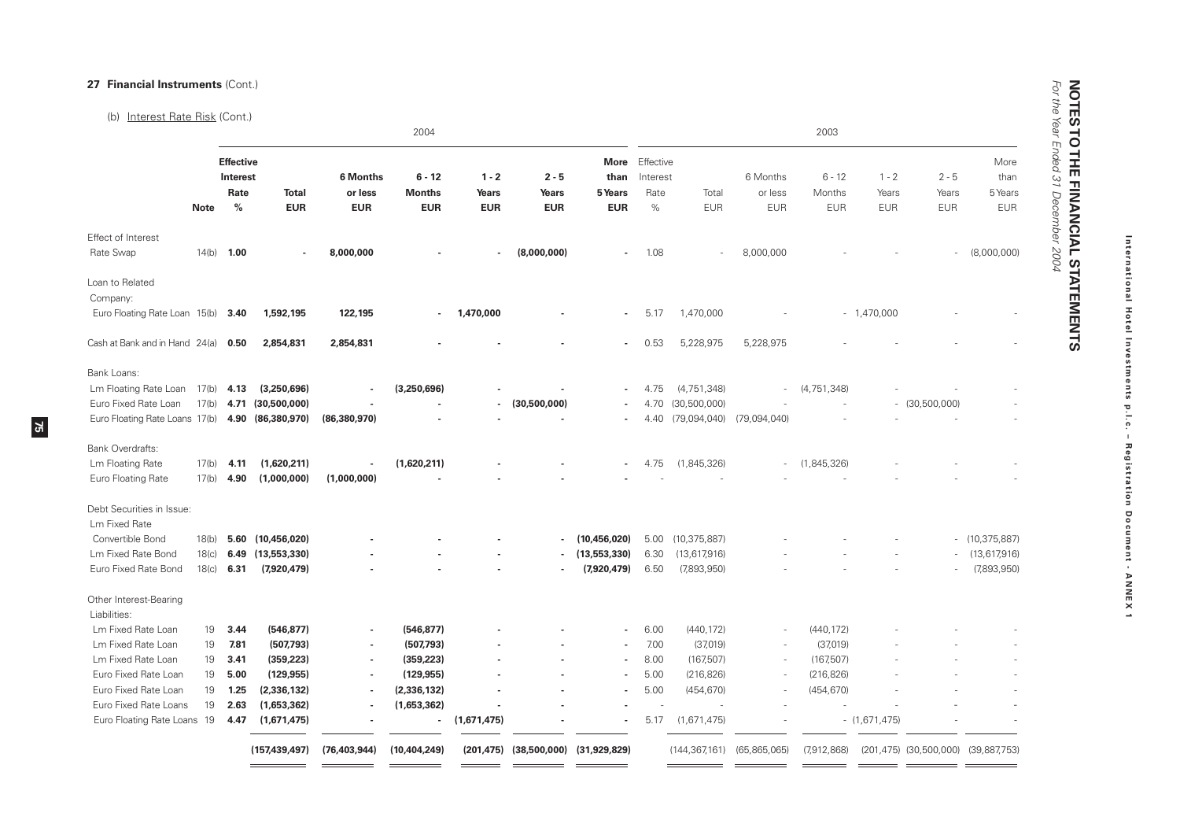## 27 Financial Instruments (Cont.)

### (b) Interest Rate Risk (Cont.)

| | Note | 2004 Effective Interest Rate % | 2004 Total EUR | 2004 6 Months or less EUR | 2004 6 - 12 Months EUR | 2004 1 - 2 Years EUR | 2004 2 - 5 Years EUR | 2004 More than 5 Years EUR | 2003 Effective Interest Rate % | 2003 Total EUR | 2003 6 Months or less EUR | 2003 6 - 12 Months EUR | 2003 1 - 2 Years EUR | 2003 2 - 5 Years EUR | 2003 More than 5 Years EUR |
|---|---|---|---|---|---|---|---|---|---|---|---|---|---|---|---|
| Effect of Interest Rate Swap | 14(b) | **1.00** | **-** | **8,000,000** | **-** | **-** | **(8,000,000)** | **-** | 1.08 | - | 8,000,000 | - | - | - | (8,000,000) |
| Loan to Related Company: | | | | | | | | | | | | | | | |
| Euro Floating Rate Loan | 15(b) | **3.40** | **1,592,195** | **122,195** | **-** | **1,470,000** | **-** | **-** | 5.17 | 1,470,000 | - | - | 1,470,000 | - | - |
| Cash at Bank and in Hand | 24(a) | **0.50** | **2,854,831** | **2,854,831** | **-** | **-** | **-** | **-** | 0.53 | 5,228,975 | 5,228,975 | - | - | - | - |
| Bank Loans: | | | | | | | | | | | | | | | |
| Lm Floating Rate Loan | 17(b) | **4.13** | **(3,250,696)** | **-** | **(3,250,696)** | **-** | **-** | **-** | 4.75 | (4,751,348) | - | (4,751,348) | - | - | - |
| Euro Fixed Rate Loan | 17(b) | **4.71** | **(30,500,000)** | **-** | **-** | **-** | **(30,500,000)** | **-** | 4.70 | (30,500,000) | - | - | - | (30,500,000) | - |
| Euro Floating Rate Loans | 17(b) | **4.90** | **(86,380,970)** | **(86,380,970)** | **-** | **-** | **-** | **-** | 4.40 | (79,094,040) | (79,094,040) | - | - | - | - |
| Bank Overdrafts: | | | | | | | | | | | | | | | |
| Lm Floating Rate | 17(b) | **4.11** | **(1,620,211)** | **-** | **(1,620,211)** | **-** | **-** | **-** | 4.75 | (1,845,326) | - | (1,845,326) | - | - | - |
| Euro Floating Rate | 17(b) | **4.90** | **(1,000,000)** | **(1,000,000)** | **-** | **-** | **-** | **-** | - | - | - | - | - | - | - |
| Debt Securities in Issue: | | | | | | | | | | | | | | | |
| Lm Fixed Rate Convertible Bond | 18(b) | **5.60** | **(10,456,020)** | **-** | **-** | **-** | **-** | **(10,456,020)** | 5.00 | (10,375,887) | - | - | - | - | (10,375,887) |
| Lm Fixed Rate Bond | 18(c) | **6.49** | **(13,553,330)** | **-** | **-** | **-** | **-** | **(13,553,330)** | 6.30 | (13,617,916) | - | - | - | - | (13,617,916) |
| Euro Fixed Rate Bond | 18(c) | **6.31** | **(7,920,479)** | **-** | **-** | **-** | **-** | **(7,920,479)** | 6.50 | (7,893,950) | - | - | - | - | (7,893,950) |
| Other Interest-Bearing Liabilities: | | | | | | | | | | | | | | | |
| Lm Fixed Rate Loan | 19 | **3.44** | **(546,877)** | **-** | **(546,877)** | **-** | **-** | **-** | 6.00 | (440,172) | - | (440,172) | - | - | - |
| Lm Fixed Rate Loan | 19 | **7.81** | **(507,793)** | **-** | **(507,793)** | **-** | **-** | **-** | 7.00 | (37,019) | - | (37,019) | - | - | - |
| Lm Fixed Rate Loan | 19 | **3.41** | **(359,223)** | **-** | **(359,223)** | **-** | **-** | **-** | 8.00 | (167,507) | - | (167,507) | - | - | - |
| Euro Fixed Rate Loan | 19 | **5.00** | **(129,955)** | **-** | **(129,955)** | **-** | **-** | **-** | 5.00 | (216,826) | - | (216,826) | - | - | - |
| Euro Fixed Rate Loan | 19 | **1.25** | **(2,336,132)** | **-** | **(2,336,132)** | **-** | **-** | **-** | 5.00 | (454,670) | - | (454,670) | - | - | - |
| Euro Fixed Rate Loans | 19 | **2.63** | **(1,653,362)** | **-** | **(1,653,362)** | **-** | **-** | **-** | - | - | - | - | - | - | - |
| Euro Floating Rate Loans | 19 | **4.47** | **(1,671,475)** | **-** | **-** | **(1,671,475)** | **-** | **-** | 5.17 | (1,671,475) | - | - | (1,671,475) | - | - |
| | | | **(157,439,497)** | **(76,403,944)** | **(10,404,249)** | **(201,475)** | **(38,500,000)** | **(31,929,829)** | | (144,367,161) | (65,865,065) | (7,912,868) | (201,475) | (30,500,000) | (39,887,753) |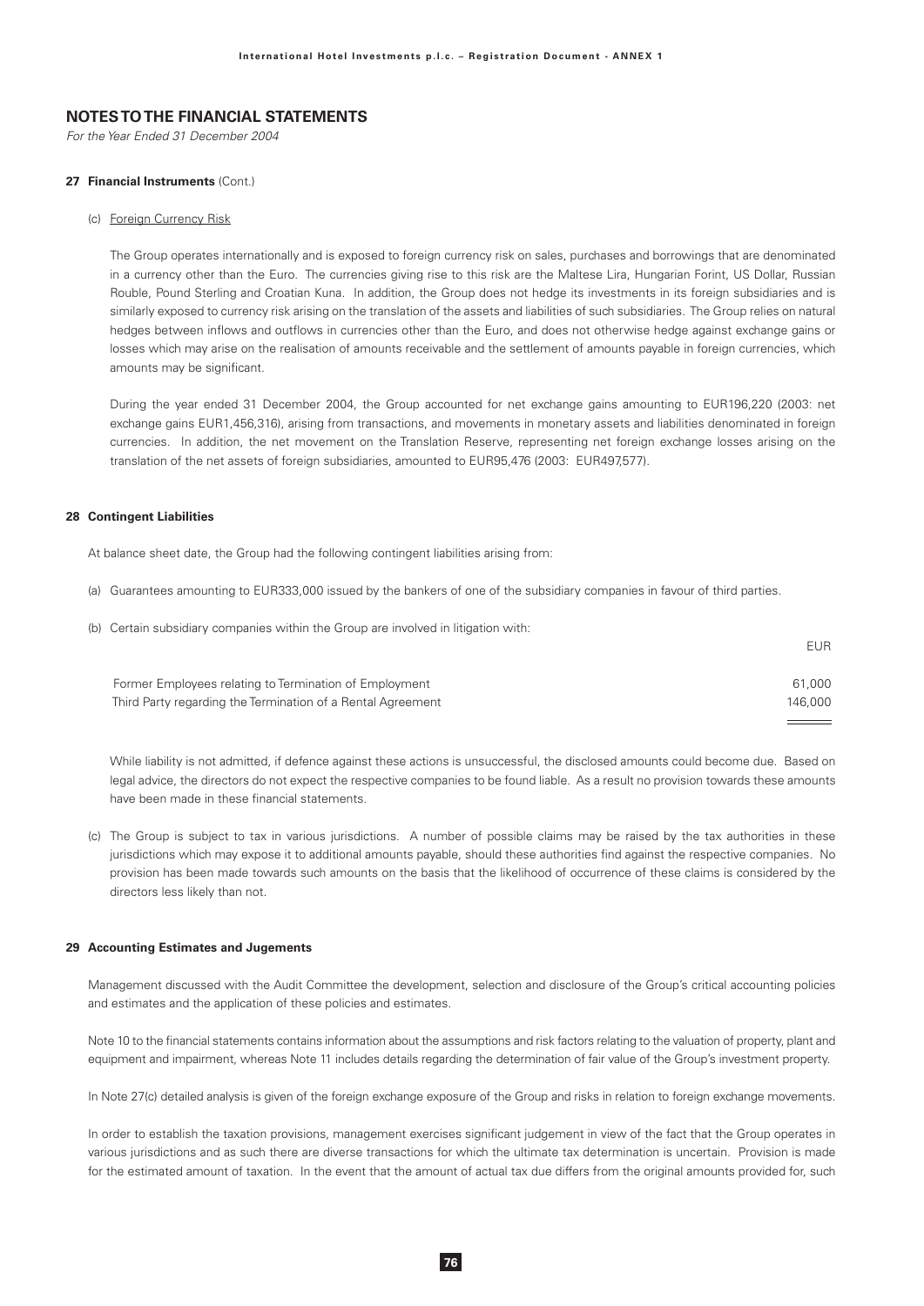## NOTES TO THE FINANCIAL STATEMENTS

*For the Year Ended 31 December 2004*

**27 Financial Instruments** (Cont.)

(c) Foreign Currency Risk

The Group operates internationally and is exposed to foreign currency risk on sales, purchases and borrowings that are denominated in a currency other than the Euro. The currencies giving rise to this risk are the Maltese Lira, Hungarian Forint, US Dollar, Russian Rouble, Pound Sterling and Croatian Kuna. In addition, the Group does not hedge its investments in its foreign subsidiaries and is similarly exposed to currency risk arising on the translation of the assets and liabilities of such subsidiaries. The Group relies on natural hedges between inflows and outflows in currencies other than the Euro, and does not otherwise hedge against exchange gains or losses which may arise on the realisation of amounts receivable and the settlement of amounts payable in foreign currencies, which amounts may be significant.

During the year ended 31 December 2004, the Group accounted for net exchange gains amounting to EUR196,220 (2003: net exchange gains EUR1,456,316), arising from transactions, and movements in monetary assets and liabilities denominated in foreign currencies. In addition, the net movement on the Translation Reserve, representing net foreign exchange losses arising on the translation of the net assets of foreign subsidiaries, amounted to EUR95,476 (2003: EUR497,577).

**28 Contingent Liabilities**

At balance sheet date, the Group had the following contingent liabilities arising from:

(a) Guarantees amounting to EUR333,000 issued by the bankers of one of the subsidiary companies in favour of third parties.

(b) Certain subsidiary companies within the Group are involved in litigation with:

| | EUR |
|---|---|
| Former Employees relating to Termination of Employment | 61,000 |
| Third Party regarding the Termination of a Rental Agreement | 146,000 |

While liability is not admitted, if defence against these actions is unsuccessful, the disclosed amounts could become due. Based on legal advice, the directors do not expect the respective companies to be found liable. As a result no provision towards these amounts have been made in these financial statements.

(c) The Group is subject to tax in various jurisdictions. A number of possible claims may be raised by the tax authorities in these jurisdictions which may expose it to additional amounts payable, should these authorities find against the respective companies. No provision has been made towards such amounts on the basis that the likelihood of occurrence of these claims is considered by the directors less likely than not.

**29 Accounting Estimates and Jugements**

Management discussed with the Audit Committee the development, selection and disclosure of the Group's critical accounting policies and estimates and the application of these policies and estimates.

Note 10 to the financial statements contains information about the assumptions and risk factors relating to the valuation of property, plant and equipment and impairment, whereas Note 11 includes details regarding the determination of fair value of the Group's investment property.

In Note 27(c) detailed analysis is given of the foreign exchange exposure of the Group and risks in relation to foreign exchange movements.

In order to establish the taxation provisions, management exercises significant judgement in view of the fact that the Group operates in various jurisdictions and as such there are diverse transactions for which the ultimate tax determination is uncertain. Provision is made for the estimated amount of taxation. In the event that the amount of actual tax due differs from the original amounts provided for, such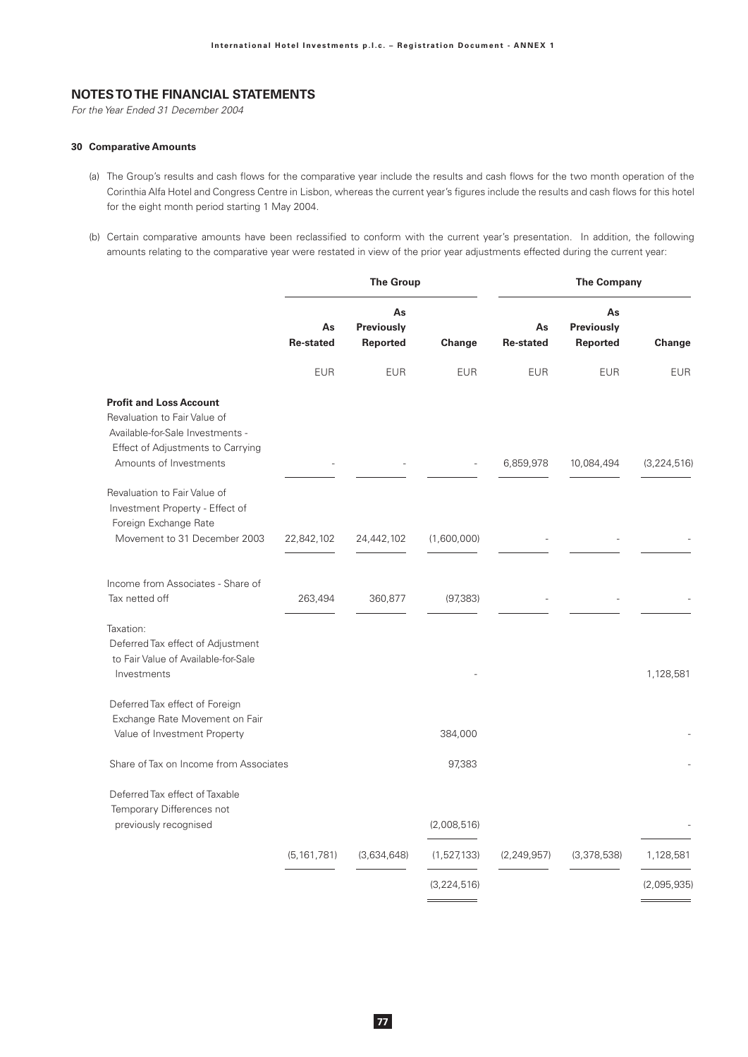## NOTES TO THE FINANCIAL STATEMENTS

*For the Year Ended 31 December 2004*

### 30 Comparative Amounts

(a) The Group's results and cash flows for the comparative year include the results and cash flows for the two month operation of the Corinthia Alfa Hotel and Congress Centre in Lisbon, whereas the current year's figures include the results and cash flows for this hotel for the eight month period starting 1 May 2004.

(b) Certain comparative amounts have been reclassified to conform with the current year's presentation. In addition, the following amounts relating to the comparative year were restated in view of the prior year adjustments effected during the current year:

| | The Group | | | The Company | | |
|---|---|---|---|---|---|---|
| | **As Re-stated** | **As Previously Reported** | **Change** | **As Re-stated** | **As Previously Reported** | **Change** |
| | EUR | EUR | EUR | EUR | EUR | EUR |
| **Profit and Loss Account** | | | | | | |
| Revaluation to Fair Value of Available-for-Sale Investments - Effect of Adjustments to Carrying Amounts of Investments | - | - | - | 6,859,978 | 10,084,494 | (3,224,516) |
| Revaluation to Fair Value of Investment Property - Effect of Foreign Exchange Rate Movement to 31 December 2003 | 22,842,102 | 24,442,102 | (1,600,000) | - | - | - |
| Income from Associates - Share of Tax netted off | 263,494 | 360,877 | (97,383) | - | - | - |
| Taxation: | | | | | | |
| Deferred Tax effect of Adjustment to Fair Value of Available-for-Sale Investments | | | - | | | 1,128,581 |
| Deferred Tax effect of Foreign Exchange Rate Movement on Fair Value of Investment Property | | | 384,000 | | | - |
| Share of Tax on Income from Associates | | | 97,383 | | | - |
| Deferred Tax effect of Taxable Temporary Differences not previously recognised | | | (2,008,516) | | | - |
| | (5,161,781) | (3,634,648) | (1,527,133) | (2,249,957) | (3,378,538) | 1,128,581 |
| | | | (3,224,516) | | | (2,095,935) |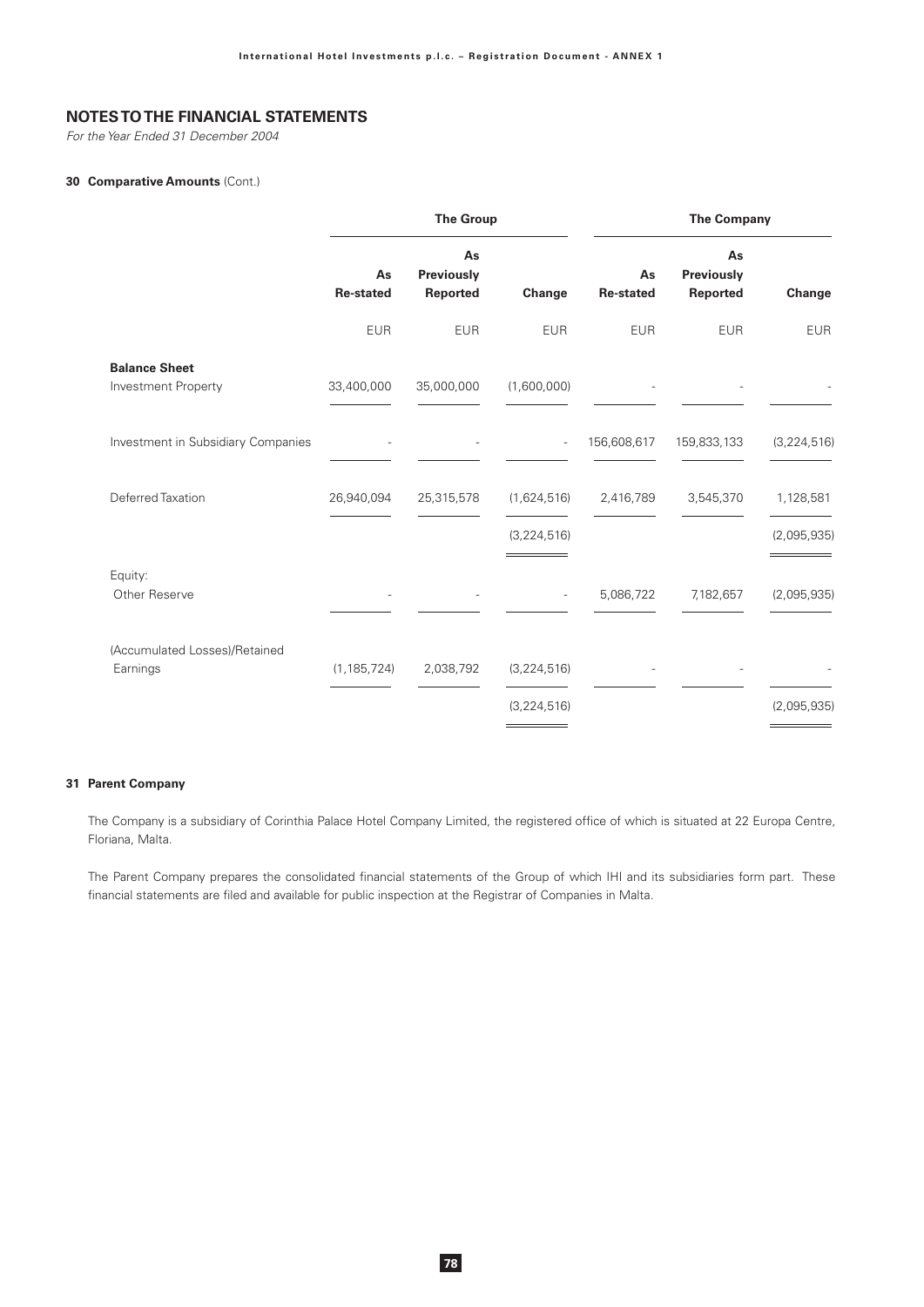## NOTES TO THE FINANCIAL STATEMENTS

*For the Year Ended 31 December 2004*

### 30 Comparative Amounts (Cont.)

| | The Group | | | The Company | | |
|---|---|---|---|---|---|---|
| | As Re-stated | As Previously Reported | Change | As Re-stated | As Previously Reported | Change |
| | EUR | EUR | EUR | EUR | EUR | EUR |
| **Balance Sheet** | | | | | | |
| Investment Property | 33,400,000 | 35,000,000 | (1,600,000) | - | - | - |
| Investment in Subsidiary Companies | - | - | - | 156,608,617 | 159,833,133 | (3,224,516) |
| Deferred Taxation | 26,940,094 | 25,315,578 | (1,624,516) | 2,416,789 | 3,545,370 | 1,128,581 |
| | | | (3,224,516) | | | (2,095,935) |
| Equity: | | | | | | |
| Other Reserve | - | - | - | 5,086,722 | 7,182,657 | (2,095,935) |
| (Accumulated Losses)/Retained Earnings | (1,185,724) | 2,038,792 | (3,224,516) | - | - | - |
| | | | (3,224,516) | | | (2,095,935) |

### 31 Parent Company

The Company is a subsidiary of Corinthia Palace Hotel Company Limited, the registered office of which is situated at 22 Europa Centre, Floriana, Malta.

The Parent Company prepares the consolidated financial statements of the Group of which IHI and its subsidiaries form part. These financial statements are filed and available for public inspection at the Registrar of Companies in Malta.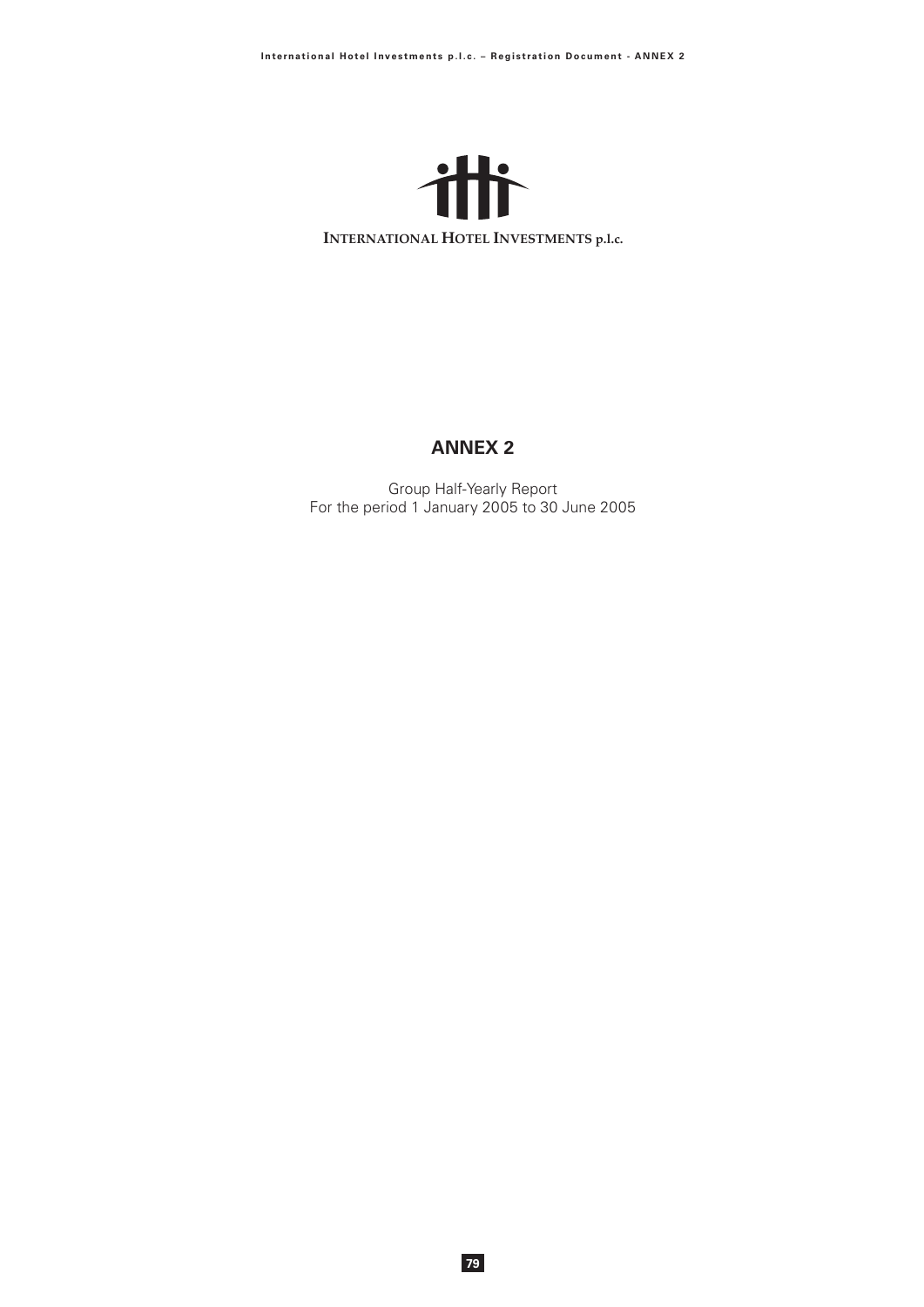INTERNATIONAL HOTEL INVESTMENTS p.l.c.

# ANNEX 2

Group Half-Yearly Report
For the period 1 January 2005 to 30 June 2005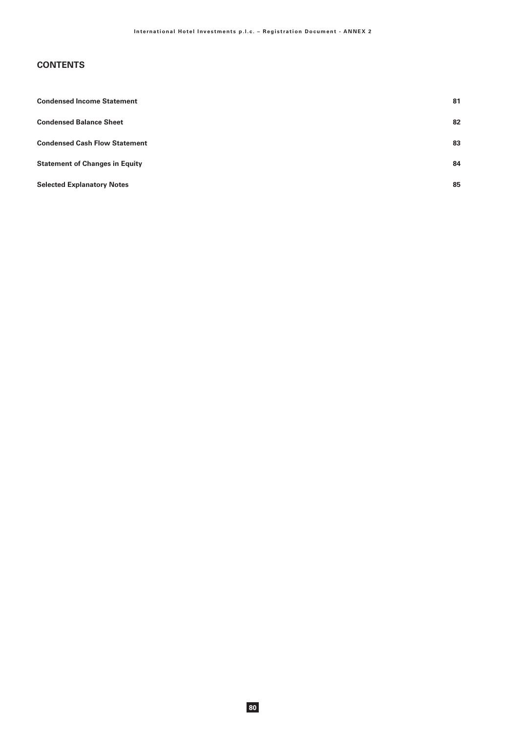## CONTENTS

| | |
|---|---|
| **Condensed Income Statement** | **81** |
| **Condensed Balance Sheet** | **82** |
| **Condensed Cash Flow Statement** | **83** |
| **Statement of Changes in Equity** | **84** |
| **Selected Explanatory Notes** | **85** |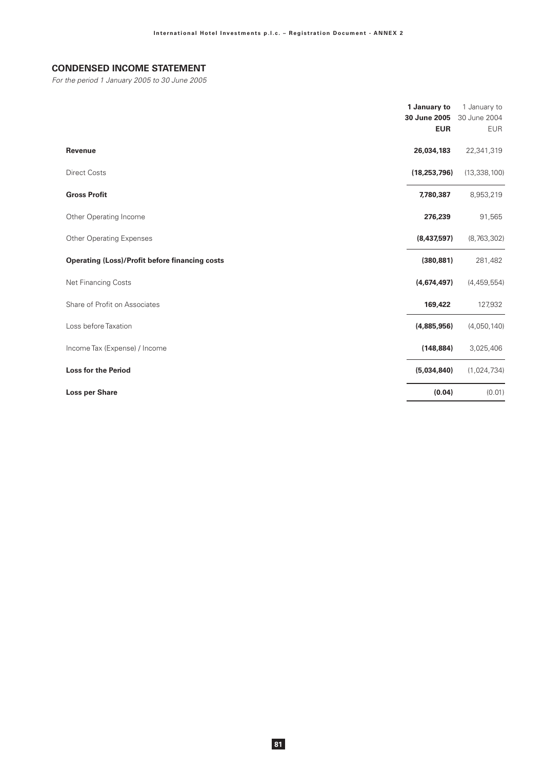## CONDENSED INCOME STATEMENT

*For the period 1 January 2005 to 30 June 2005*

| | **1 January to 30 June 2005 EUR** | 1 January to 30 June 2004 EUR |
|---|---|---|
| **Revenue** | **26,034,183** | 22,341,319 |
| Direct Costs | **(18,253,796)** | (13,338,100) |
| **Gross Profit** | **7,780,387** | 8,953,219 |
| Other Operating Income | **276,239** | 91,565 |
| Other Operating Expenses | **(8,437,597)** | (8,763,302) |
| **Operating (Loss)/Profit before financing costs** | **(380,881)** | 281,482 |
| Net Financing Costs | **(4,674,497)** | (4,459,554) |
| Share of Profit on Associates | **169,422** | 127,932 |
| Loss before Taxation | **(4,885,956)** | (4,050,140) |
| Income Tax (Expense) / Income | **(148,884)** | 3,025,406 |
| **Loss for the Period** | **(5,034,840)** | (1,024,734) |
| **Loss per Share** | **(0.04)** | (0.01) |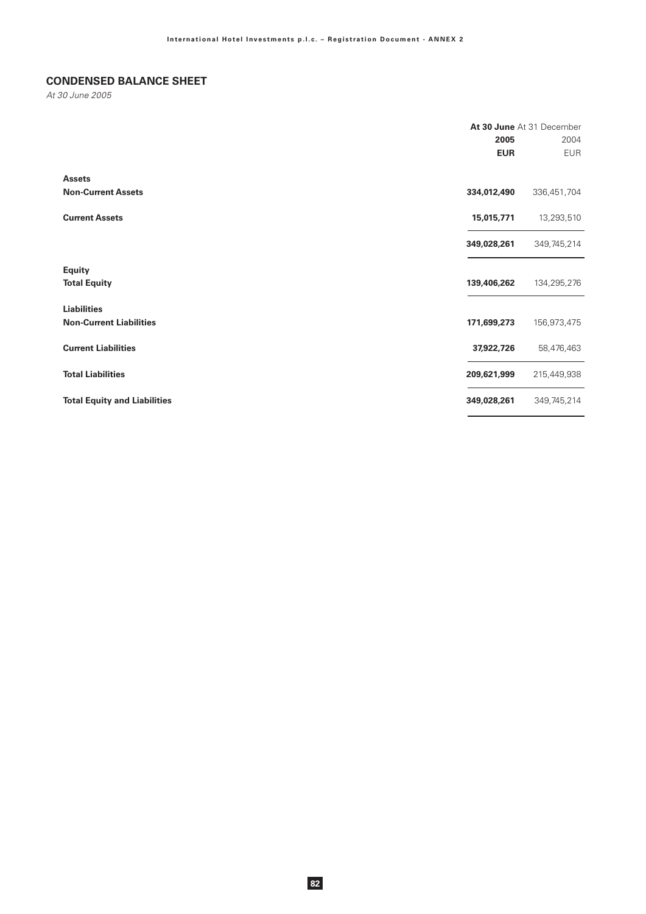## CONDENSED BALANCE SHEET

*At 30 June 2005*

| | **At 30 June 2005 EUR** | At 31 December 2004 EUR |
|---|---|---|
| **Assets** | | |
| **Non-Current Assets** | **334,012,490** | 336,451,704 |
| **Current Assets** | **15,015,771** | 13,293,510 |
| | **349,028,261** | 349,745,214 |
| **Equity** | | |
| **Total Equity** | **139,406,262** | 134,295,276 |
| **Liabilities** | | |
| **Non-Current Liabilities** | **171,699,273** | 156,973,475 |
| **Current Liabilities** | **37,922,726** | 58,476,463 |
| **Total Liabilities** | **209,621,999** | 215,449,938 |
| **Total Equity and Liabilities** | **349,028,261** | 349,745,214 |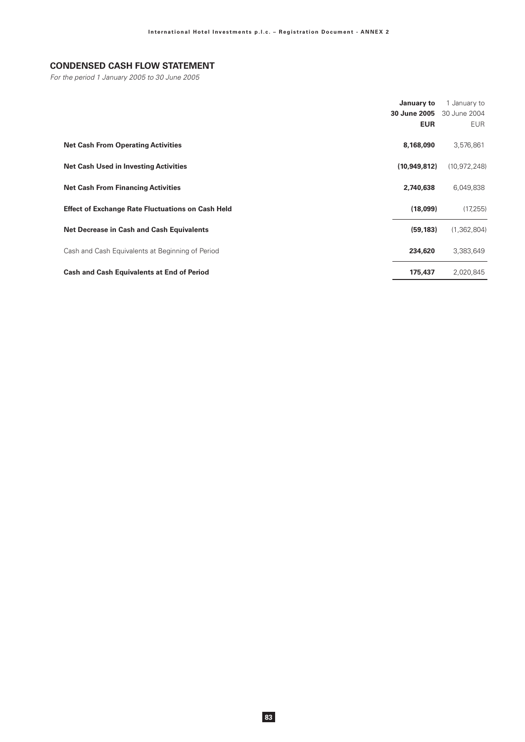## CONDENSED CASH FLOW STATEMENT

*For the period 1 January 2005 to 30 June 2005*

| | **January to 30 June 2005 EUR** | 1 January to 30 June 2004 EUR |
|---|---|---|
| **Net Cash From Operating Activities** | **8,168,090** | 3,576,861 |
| **Net Cash Used in Investing Activities** | **(10,949,812)** | (10,972,248) |
| **Net Cash From Financing Activities** | **2,740,638** | 6,049,838 |
| **Effect of Exchange Rate Fluctuations on Cash Held** | **(18,099)** | (17,255) |
| **Net Decrease in Cash and Cash Equivalents** | **(59,183)** | (1,362,804) |
| Cash and Cash Equivalents at Beginning of Period | **234,620** | 3,383,649 |
| **Cash and Cash Equivalents at End of Period** | **175,437** | 2,020,845 |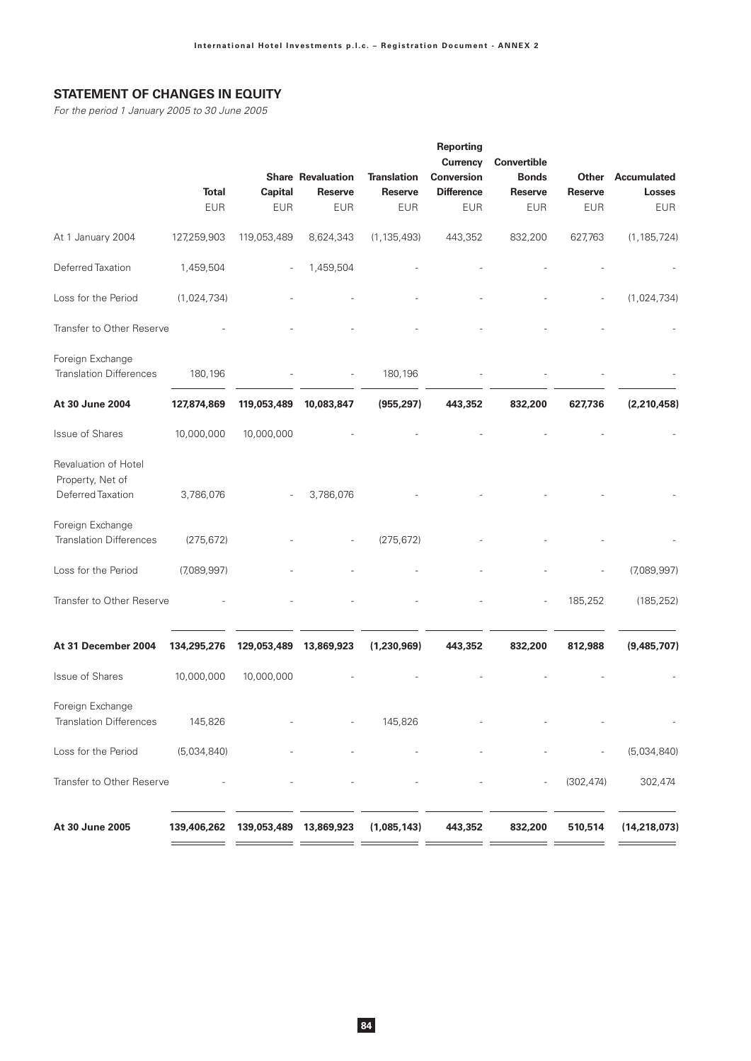## STATEMENT OF CHANGES IN EQUITY

*For the period 1 January 2005 to 30 June 2005*

| | Total | Share Capital | Revaluation Reserve | Translation Reserve | Reporting Currency Conversion Difference | Convertible Bonds Reserve | Other Reserve | Accumulated Losses |
|---|---|---|---|---|---|---|---|---|
| | EUR | EUR | EUR | EUR | EUR | EUR | EUR | EUR |
| At 1 January 2004 | 127,259,903 | 119,053,489 | 8,624,343 | (1,135,493) | 443,352 | 832,200 | 627,763 | (1,185,724) |
| Deferred Taxation | 1,459,504 | - | 1,459,504 | - | - | - | - | - |
| Loss for the Period | (1,024,734) | - | - | - | - | - | - | (1,024,734) |
| Transfer to Other Reserve | - | - | - | - | - | - | - | - |
| Foreign Exchange Translation Differences | 180,196 | - | - | 180,196 | - | - | - | - |
| **At 30 June 2004** | **127,874,869** | **119,053,489** | **10,083,847** | **(955,297)** | **443,352** | **832,200** | **627,736** | **(2,210,458)** |
| Issue of Shares | 10,000,000 | 10,000,000 | - | - | - | - | - | - |
| Revaluation of Hotel Property, Net of Deferred Taxation | 3,786,076 | - | 3,786,076 | - | - | - | - | - |
| Foreign Exchange Translation Differences | (275,672) | - | - | (275,672) | - | - | - | - |
| Loss for the Period | (7,089,997) | - | - | - | - | - | - | (7,089,997) |
| Transfer to Other Reserve | - | - | - | - | - | - | 185,252 | (185,252) |
| **At 31 December 2004** | **134,295,276** | **129,053,489** | **13,869,923** | **(1,230,969)** | **443,352** | **832,200** | **812,988** | **(9,485,707)** |
| Issue of Shares | 10,000,000 | 10,000,000 | - | - | - | - | - | - |
| Foreign Exchange Translation Differences | 145,826 | - | - | 145,826 | - | - | - | - |
| Loss for the Period | (5,034,840) | - | - | - | - | - | - | (5,034,840) |
| Transfer to Other Reserve | - | - | - | - | - | - | (302,474) | 302,474 |
| **At 30 June 2005** | **139,406,262** | **139,053,489** | **13,869,923** | **(1,085,143)** | **443,352** | **832,200** | **510,514** | **(14,218,073)** |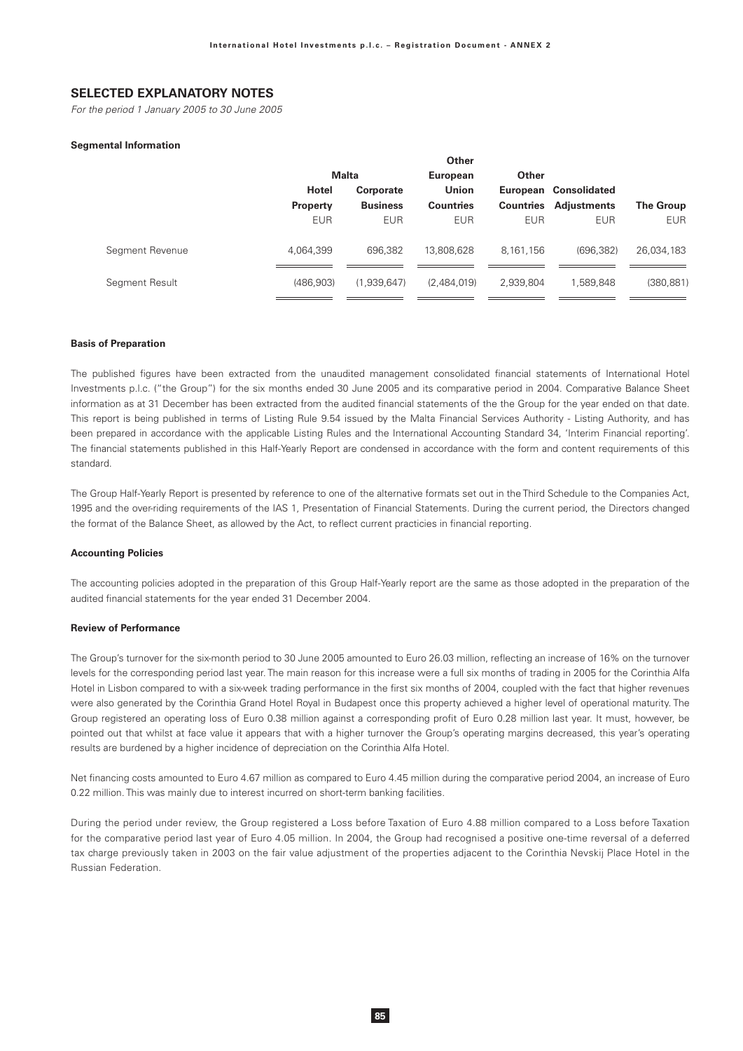## SELECTED EXPLANATORY NOTES

*For the period 1 January 2005 to 30 June 2005*

**Segmental Information**

| | Malta | | Other European Union | Other European | Consolidated | |
|---|---|---|---|---|---|---|
| | Hotel Property | Corporate Business | Countries | Countries | Adjustments | The Group |
| | EUR | EUR | EUR | EUR | EUR | EUR |
| Segment Revenue | 4,064,399 | 696,382 | 13,808,628 | 8,161,156 | (696,382) | 26,034,183 |
| Segment Result | (486,903) | (1,939,647) | (2,484,019) | 2,939,804 | 1,589,848 | (380,881) |

**Basis of Preparation**

The published figures have been extracted from the unaudited management consolidated financial statements of International Hotel Investments p.l.c. ("the Group") for the six months ended 30 June 2005 and its comparative period in 2004. Comparative Balance Sheet information as at 31 December has been extracted from the audited financial statements of the the Group for the year ended on that date. This report is being published in terms of Listing Rule 9.54 issued by the Malta Financial Services Authority - Listing Authority, and has been prepared in accordance with the applicable Listing Rules and the International Accounting Standard 34, 'Interim Financial reporting'. The financial statements published in this Half-Yearly Report are condensed in accordance with the form and content requirements of this standard.

The Group Half-Yearly Report is presented by reference to one of the alternative formats set out in the Third Schedule to the Companies Act, 1995 and the over-riding requirements of the IAS 1, Presentation of Financial Statements. During the current period, the Directors changed the format of the Balance Sheet, as allowed by the Act, to reflect current practicies in financial reporting.

**Accounting Policies**

The accounting policies adopted in the preparation of this Group Half-Yearly report are the same as those adopted in the preparation of the audited financial statements for the year ended 31 December 2004.

**Review of Performance**

The Group's turnover for the six-month period to 30 June 2005 amounted to Euro 26.03 million, reflecting an increase of 16% on the turnover levels for the corresponding period last year. The main reason for this increase were a full six months of trading in 2005 for the Corinthia Alfa Hotel in Lisbon compared to with a six-week trading performance in the first six months of 2004, coupled with the fact that higher revenues were also generated by the Corinthia Grand Hotel Royal in Budapest once this property achieved a higher level of operational maturity. The Group registered an operating loss of Euro 0.38 million against a corresponding profit of Euro 0.28 million last year. It must, however, be pointed out that whilst at face value it appears that with a higher turnover the Group's operating margins decreased, this year's operating results are burdened by a higher incidence of depreciation on the Corinthia Alfa Hotel.

Net financing costs amounted to Euro 4.67 million as compared to Euro 4.45 million during the comparative period 2004, an increase of Euro 0.22 million. This was mainly due to interest incurred on short-term banking facilities.

During the period under review, the Group registered a Loss before Taxation of Euro 4.88 million compared to a Loss before Taxation for the comparative period last year of Euro 4.05 million. In 2004, the Group had recognised a positive one-time reversal of a deferred tax charge previously taken in 2003 on the fair value adjustment of the properties adjacent to the Corinthia Nevskij Place Hotel in the Russian Federation.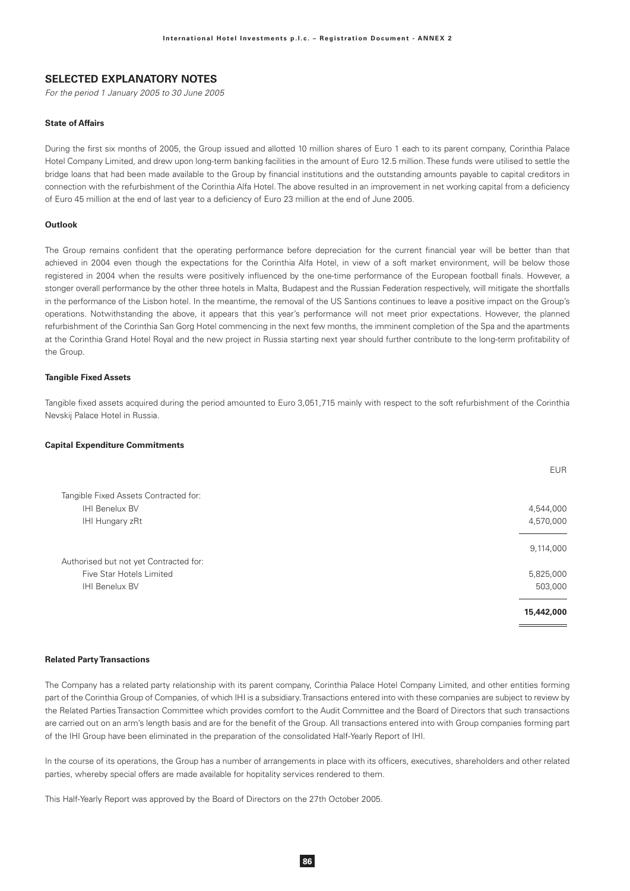## SELECTED EXPLANATORY NOTES

*For the period 1 January 2005 to 30 June 2005*

### State of Affairs

During the first six months of 2005, the Group issued and allotted 10 million shares of Euro 1 each to its parent company, Corinthia Palace Hotel Company Limited, and drew upon long-term banking facilities in the amount of Euro 12.5 million. These funds were utilised to settle the bridge loans that had been made available to the Group by financial institutions and the outstanding amounts payable to capital creditors in connection with the refurbishment of the Corinthia Alfa Hotel. The above resulted in an improvement in net working capital from a deficiency of Euro 45 million at the end of last year to a deficiency of Euro 23 million at the end of June 2005.

### Outlook

The Group remains confident that the operating performance before depreciation for the current financial year will be better than that achieved in 2004 even though the expectations for the Corinthia Alfa Hotel, in view of a soft market environment, will be below those registered in 2004 when the results were positively influenced by the one-time performance of the European football finals. However, a stonger overall performance by the other three hotels in Malta, Budapest and the Russian Federation respectively, will mitigate the shortfalls in the performance of the Lisbon hotel. In the meantime, the removal of the US Santions continues to leave a positive impact on the Group's operations. Notwithstanding the above, it appears that this year's performance will not meet prior expectations. However, the planned refurbishment of the Corinthia San Gorg Hotel commencing in the next few months, the imminent completion of the Spa and the apartments at the Corinthia Grand Hotel Royal and the new project in Russia starting next year should further contribute to the long-term profitability of the Group.

### Tangible Fixed Assets

Tangible fixed assets acquired during the period amounted to Euro 3,051,715 mainly with respect to the soft refurbishment of the Corinthia Nevskij Palace Hotel in Russia.

### Capital Expenditure Commitments

| | EUR |
|---|---|
| Tangible Fixed Assets Contracted for: | |
| IHI Benelux BV | 4,544,000 |
| IHI Hungary zRt | 4,570,000 |
| | 9,114,000 |
| Authorised but not yet Contracted for: | |
| Five Star Hotels Limited | 5,825,000 |
| IHI Benelux BV | 503,000 |
| | **15,442,000** |

### Related Party Transactions

The Company has a related party relationship with its parent company, Corinthia Palace Hotel Company Limited, and other entities forming part of the Corinthia Group of Companies, of which IHI is a subsidiary. Transactions entered into with these companies are subject to review by the Related Parties Transaction Committee which provides comfort to the Audit Committee and the Board of Directors that such transactions are carried out on an arm's length basis and are for the benefit of the Group. All transactions entered into with Group companies forming part of the IHI Group have been eliminated in the preparation of the consolidated Half-Yearly Report of IHI.

In the course of its operations, the Group has a number of arrangements in place with its officers, executives, shareholders and other related parties, whereby special offers are made available for hopitality services rendered to them.

This Half-Yearly Report was approved by the Board of Directors on the 27th October 2005.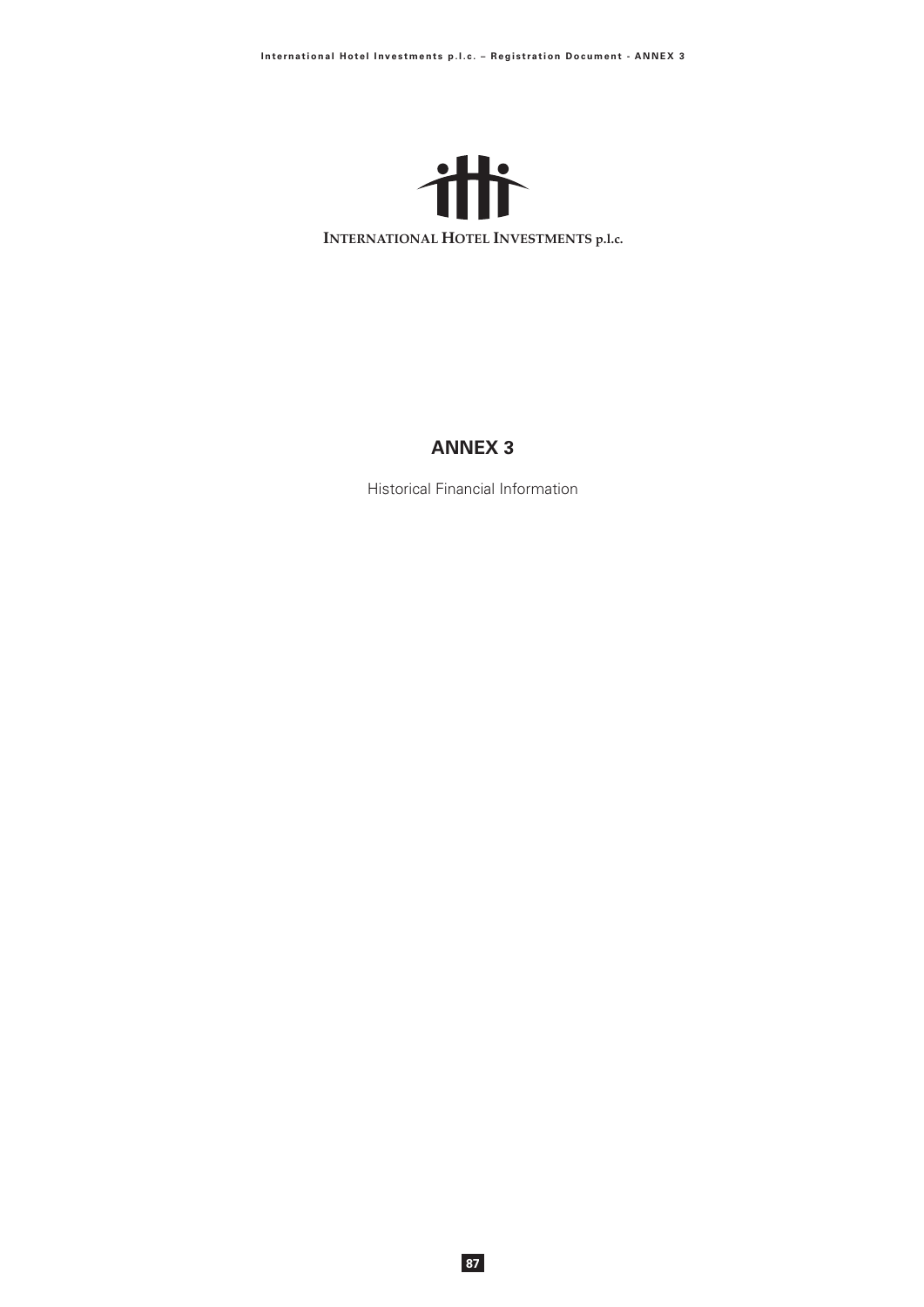INTERNATIONAL HOTEL INVESTMENTS p.l.c.

# ANNEX 3

Historical Financial Information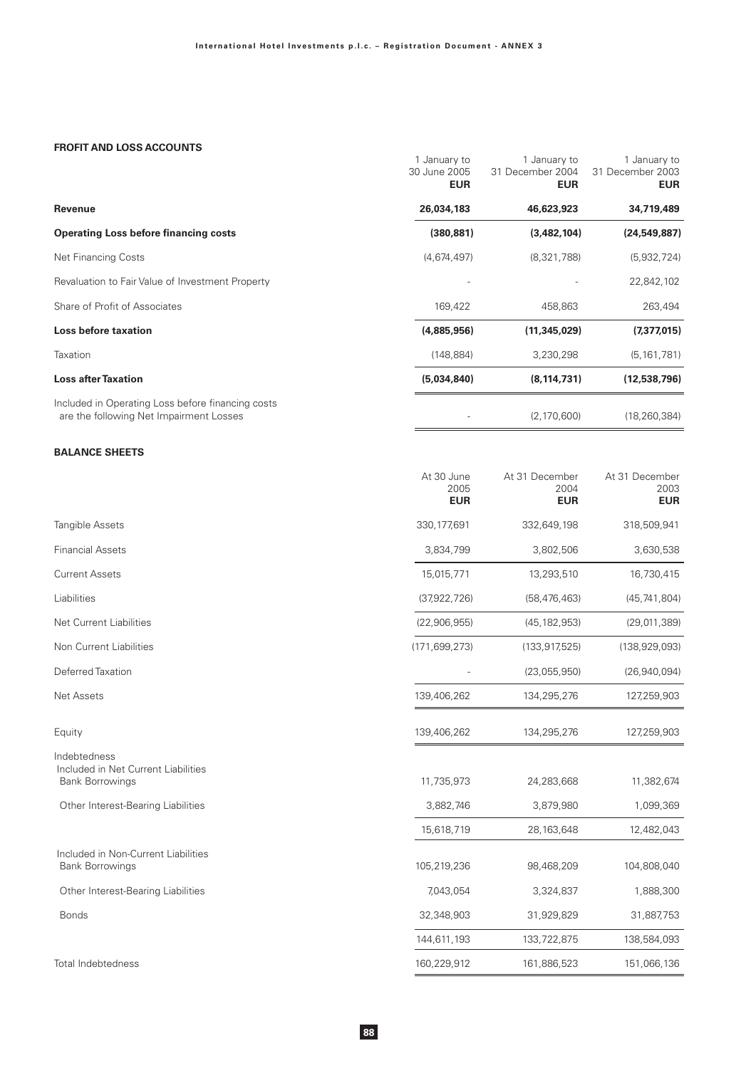## FROFIT AND LOSS ACCOUNTS

| | 1 January to 30 June 2005 EUR | 1 January to 31 December 2004 EUR | 1 January to 31 December 2003 EUR |
|---|---|---|---|
| **Revenue** | **26,034,183** | **46,623,923** | **34,719,489** |
| **Operating Loss before financing costs** | **(380,881)** | **(3,482,104)** | **(24,549,887)** |
| Net Financing Costs | (4,674,497) | (8,321,788) | (5,932,724) |
| Revaluation to Fair Value of Investment Property | - | - | 22,842,102 |
| Share of Profit of Associates | 169,422 | 458,863 | 263,494 |
| **Loss before taxation** | **(4,885,956)** | **(11,345,029)** | **(7,377,015)** |
| Taxation | (148,884) | 3,230,298 | (5,161,781) |
| **Loss after Taxation** | **(5,034,840)** | **(8,114,731)** | **(12,538,796)** |
| Included in Operating Loss before financing costs are the following Net Impairment Losses | - | (2,170,600) | (18,260,384) |

## BALANCE SHEETS

| | At 30 June 2005 EUR | At 31 December 2004 EUR | At 31 December 2003 EUR |
|---|---|---|---|
| Tangible Assets | 330,177,691 | 332,649,198 | 318,509,941 |
| Financial Assets | 3,834,799 | 3,802,506 | 3,630,538 |
| Current Assets | 15,015,771 | 13,293,510 | 16,730,415 |
| Liabilities | (37,922,726) | (58,476,463) | (45,741,804) |
| Net Current Liabilities | (22,906,955) | (45,182,953) | (29,011,389) |
| Non Current Liabilities | (171,699,273) | (133,917,525) | (138,929,093) |
| Deferred Taxation | - | (23,055,950) | (26,940,094) |
| Net Assets | 139,406,262 | 134,295,276 | 127,259,903 |
| Equity | 139,406,262 | 134,295,276 | 127,259,903 |
| Indebtedness | | | |
| Included in Net Current Liabilities | | | |
| Bank Borrowings | 11,735,973 | 24,283,668 | 11,382,674 |
| Other Interest-Bearing Liabilities | 3,882,746 | 3,879,980 | 1,099,369 |
| | 15,618,719 | 28,163,648 | 12,482,043 |
| Included in Non-Current Liabilities | | | |
| Bank Borrowings | 105,219,236 | 98,468,209 | 104,808,040 |
| Other Interest-Bearing Liabilities | 7,043,054 | 3,324,837 | 1,888,300 |
| Bonds | 32,348,903 | 31,929,829 | 31,887,753 |
| | 144,611,193 | 133,722,875 | 138,584,093 |
| Total Indebtedness | 160,229,912 | 161,886,523 | 151,066,136 |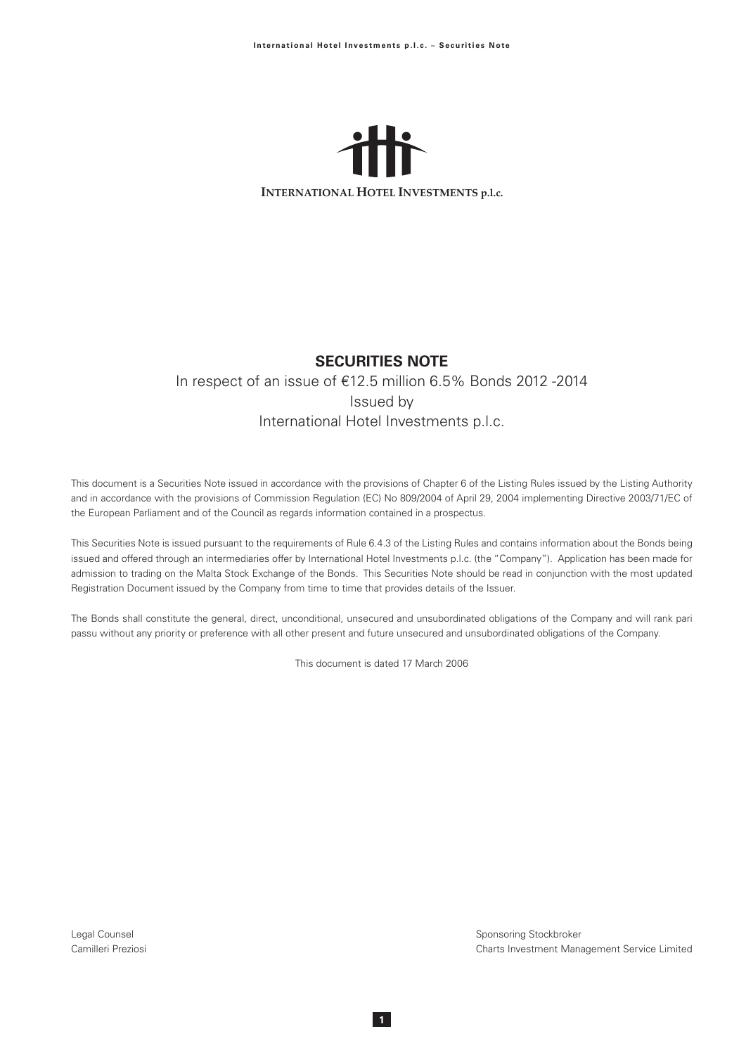**INTERNATIONAL HOTEL INVESTMENTS p.l.c.**

# SECURITIES NOTE

In respect of an issue of €12.5 million 6.5% Bonds 2012 -2014

Issued by

International Hotel Investments p.l.c.

This document is a Securities Note issued in accordance with the provisions of Chapter 6 of the Listing Rules issued by the Listing Authority and in accordance with the provisions of Commission Regulation (EC) No 809/2004 of April 29, 2004 implementing Directive 2003/71/EC of the European Parliament and of the Council as regards information contained in a prospectus.

This Securities Note is issued pursuant to the requirements of Rule 6.4.3 of the Listing Rules and contains information about the Bonds being issued and offered through an intermediaries offer by International Hotel Investments p.l.c. (the "Company"). Application has been made for admission to trading on the Malta Stock Exchange of the Bonds. This Securities Note should be read in conjunction with the most updated Registration Document issued by the Company from time to time that provides details of the Issuer.

The Bonds shall constitute the general, direct, unconditional, unsecured and unsubordinated obligations of the Company and will rank pari passu without any priority or preference with all other present and future unsecured and unsubordinated obligations of the Company.

This document is dated 17 March 2006

Legal Counsel
Camilleri Preziosi

Sponsoring Stockbroker
Charts Investment Management Service Limited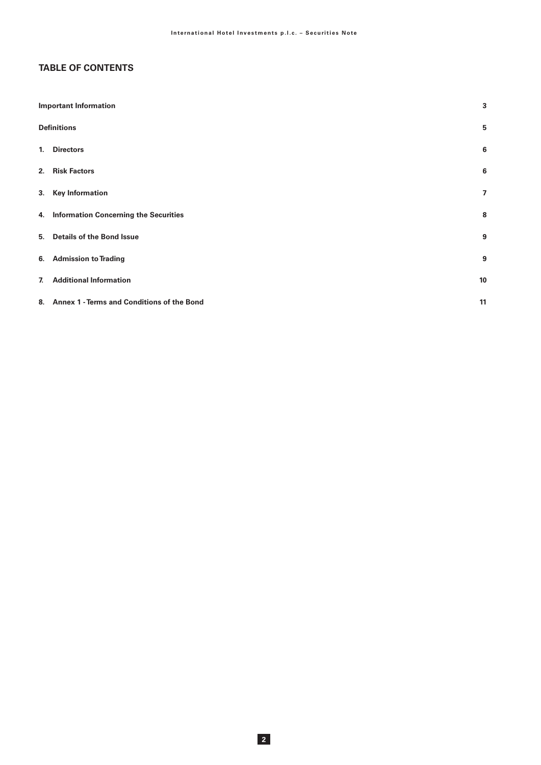## TABLE OF CONTENTS

| | |
|---|---|
| **Important Information** | **3** |
| **Definitions** | **5** |
| **1. Directors** | **6** |
| **2. Risk Factors** | **6** |
| **3. Key Information** | **7** |
| **4. Information Concerning the Securities** | **8** |
| **5. Details of the Bond Issue** | **9** |
| **6. Admission to Trading** | **9** |
| **7. Additional Information** | **10** |
| **8. Annex 1 - Terms and Conditions of the Bond** | **11** |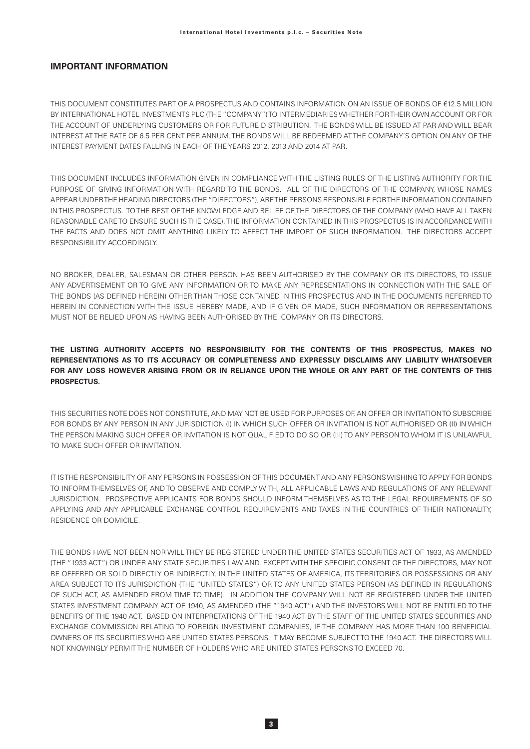## IMPORTANT INFORMATION

THIS DOCUMENT CONSTITUTES PART OF A PROSPECTUS AND CONTAINS INFORMATION ON AN ISSUE OF BONDS OF €12.5 MILLION BY INTERNATIONAL HOTEL INVESTMENTS PLC (THE "COMPANY") TO INTERMEDIARIES WHETHER FOR THEIR OWN ACCOUNT OR FOR THE ACCOUNT OF UNDERLYING CUSTOMERS OR FOR FUTURE DISTRIBUTION. THE BONDS WILL BE ISSUED AT PAR AND WILL BEAR INTEREST AT THE RATE OF 6.5 PER CENT PER ANNUM. THE BONDS WILL BE REDEEMED AT THE COMPANY'S OPTION ON ANY OF THE INTEREST PAYMENT DATES FALLING IN EACH OF THE YEARS 2012, 2013 AND 2014 AT PAR.

THIS DOCUMENT INCLUDES INFORMATION GIVEN IN COMPLIANCE WITH THE LISTING RULES OF THE LISTING AUTHORITY FOR THE PURPOSE OF GIVING INFORMATION WITH REGARD TO THE BONDS. ALL OF THE DIRECTORS OF THE COMPANY, WHOSE NAMES APPEAR UNDER THE HEADING DIRECTORS (THE "DIRECTORS"), ARE THE PERSONS RESPONSIBLE FOR THE INFORMATION CONTAINED IN THIS PROSPECTUS. TO THE BEST OF THE KNOWLEDGE AND BELIEF OF THE DIRECTORS OF THE COMPANY (WHO HAVE ALL TAKEN REASONABLE CARE TO ENSURE SUCH IS THE CASE), THE INFORMATION CONTAINED IN THIS PROSPECTUS IS IN ACCORDANCE WITH THE FACTS AND DOES NOT OMIT ANYTHING LIKELY TO AFFECT THE IMPORT OF SUCH INFORMATION. THE DIRECTORS ACCEPT RESPONSIBILITY ACCORDINGLY.

NO BROKER, DEALER, SALESMAN OR OTHER PERSON HAS BEEN AUTHORISED BY THE COMPANY OR ITS DIRECTORS, TO ISSUE ANY ADVERTISEMENT OR TO GIVE ANY INFORMATION OR TO MAKE ANY REPRESENTATIONS IN CONNECTION WITH THE SALE OF THE BONDS (AS DEFINED HEREIN) OTHER THAN THOSE CONTAINED IN THIS PROSPECTUS AND IN THE DOCUMENTS REFERRED TO HEREIN IN CONNECTION WITH THE ISSUE HEREBY MADE, AND IF GIVEN OR MADE, SUCH INFORMATION OR REPRESENTATIONS MUST NOT BE RELIED UPON AS HAVING BEEN AUTHORISED BY THE COMPANY OR ITS DIRECTORS.

**THE LISTING AUTHORITY ACCEPTS NO RESPONSIBILITY FOR THE CONTENTS OF THIS PROSPECTUS, MAKES NO REPRESENTATIONS AS TO ITS ACCURACY OR COMPLETENESS AND EXPRESSLY DISCLAIMS ANY LIABILITY WHATSOEVER FOR ANY LOSS HOWEVER ARISING FROM OR IN RELIANCE UPON THE WHOLE OR ANY PART OF THE CONTENTS OF THIS PROSPECTUS.**

THIS SECURITIES NOTE DOES NOT CONSTITUTE, AND MAY NOT BE USED FOR PURPOSES OF, AN OFFER OR INVITATION TO SUBSCRIBE FOR BONDS BY ANY PERSON IN ANY JURISDICTION (I) IN WHICH SUCH OFFER OR INVITATION IS NOT AUTHORISED OR (II) IN WHICH THE PERSON MAKING SUCH OFFER OR INVITATION IS NOT QUALIFIED TO DO SO OR (III) TO ANY PERSON TO WHOM IT IS UNLAWFUL TO MAKE SUCH OFFER OR INVITATION.

IT IS THE RESPONSIBILITY OF ANY PERSONS IN POSSESSION OF THIS DOCUMENT AND ANY PERSONS WISHING TO APPLY FOR BONDS TO INFORM THEMSELVES OF, AND TO OBSERVE AND COMPLY WITH, ALL APPLICABLE LAWS AND REGULATIONS OF ANY RELEVANT JURISDICTION. PROSPECTIVE APPLICANTS FOR BONDS SHOULD INFORM THEMSELVES AS TO THE LEGAL REQUIREMENTS OF SO APPLYING AND ANY APPLICABLE EXCHANGE CONTROL REQUIREMENTS AND TAXES IN THE COUNTRIES OF THEIR NATIONALITY, RESIDENCE OR DOMICILE.

THE BONDS HAVE NOT BEEN NOR WILL THEY BE REGISTERED UNDER THE UNITED STATES SECURITIES ACT OF 1933, AS AMENDED (THE "1933 ACT") OR UNDER ANY STATE SECURITIES LAW AND, EXCEPT WITH THE SPECIFIC CONSENT OF THE DIRECTORS, MAY NOT BE OFFERED OR SOLD DIRECTLY OR INDIRECTLY, IN THE UNITED STATES OF AMERICA, ITS TERRITORIES OR POSSESSIONS OR ANY AREA SUBJECT TO ITS JURISDICTION (THE "UNITED STATES") OR TO ANY UNITED STATES PERSON (AS DEFINED IN REGULATIONS OF SUCH ACT, AS AMENDED FROM TIME TO TIME). IN ADDITION THE COMPANY WILL NOT BE REGISTERED UNDER THE UNITED STATES INVESTMENT COMPANY ACT OF 1940, AS AMENDED (THE "1940 ACT") AND THE INVESTORS WILL NOT BE ENTITLED TO THE BENEFITS OF THE 1940 ACT. BASED ON INTERPRETATIONS OF THE 1940 ACT BY THE STAFF OF THE UNITED STATES SECURITIES AND EXCHANGE COMMISSION RELATING TO FOREIGN INVESTMENT COMPANIES, IF THE COMPANY HAS MORE THAN 100 BENEFICIAL OWNERS OF ITS SECURITIES WHO ARE UNITED STATES PERSONS, IT MAY BECOME SUBJECT TO THE 1940 ACT. THE DIRECTORS WILL NOT KNOWINGLY PERMIT THE NUMBER OF HOLDERS WHO ARE UNITED STATES PERSONS TO EXCEED 70.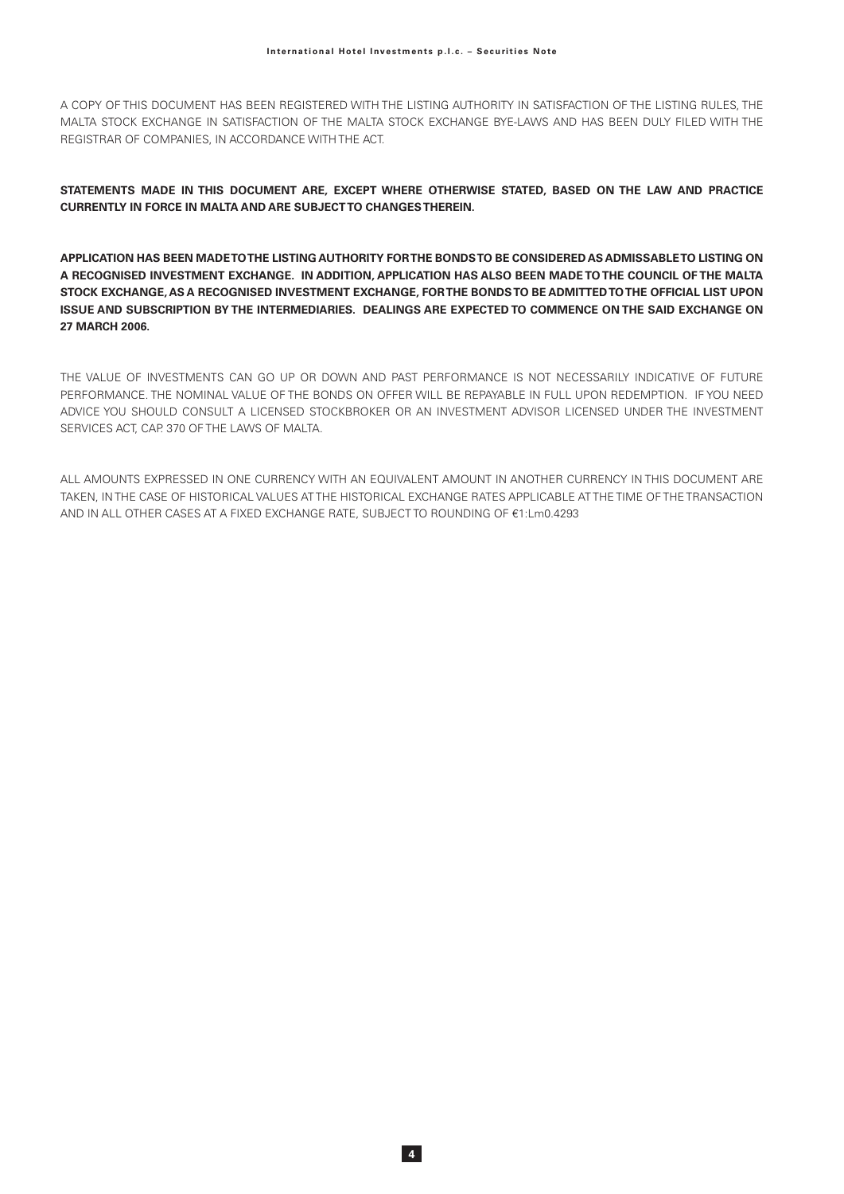A COPY OF THIS DOCUMENT HAS BEEN REGISTERED WITH THE LISTING AUTHORITY IN SATISFACTION OF THE LISTING RULES, THE MALTA STOCK EXCHANGE IN SATISFACTION OF THE MALTA STOCK EXCHANGE BYE-LAWS AND HAS BEEN DULY FILED WITH THE REGISTRAR OF COMPANIES, IN ACCORDANCE WITH THE ACT.

**STATEMENTS MADE IN THIS DOCUMENT ARE, EXCEPT WHERE OTHERWISE STATED, BASED ON THE LAW AND PRACTICE CURRENTLY IN FORCE IN MALTA AND ARE SUBJECT TO CHANGES THEREIN.**

**APPLICATION HAS BEEN MADE TO THE LISTING AUTHORITY FOR THE BONDS TO BE CONSIDERED AS ADMISSABLE TO LISTING ON A RECOGNISED INVESTMENT EXCHANGE. IN ADDITION, APPLICATION HAS ALSO BEEN MADE TO THE COUNCIL OF THE MALTA STOCK EXCHANGE, AS A RECOGNISED INVESTMENT EXCHANGE, FOR THE BONDS TO BE ADMITTED TO THE OFFICIAL LIST UPON ISSUE AND SUBSCRIPTION BY THE INTERMEDIARIES. DEALINGS ARE EXPECTED TO COMMENCE ON THE SAID EXCHANGE ON 27 MARCH 2006.**

THE VALUE OF INVESTMENTS CAN GO UP OR DOWN AND PAST PERFORMANCE IS NOT NECESSARILY INDICATIVE OF FUTURE PERFORMANCE. THE NOMINAL VALUE OF THE BONDS ON OFFER WILL BE REPAYABLE IN FULL UPON REDEMPTION. IF YOU NEED ADVICE YOU SHOULD CONSULT A LICENSED STOCKBROKER OR AN INVESTMENT ADVISOR LICENSED UNDER THE INVESTMENT SERVICES ACT, CAP. 370 OF THE LAWS OF MALTA.

ALL AMOUNTS EXPRESSED IN ONE CURRENCY WITH AN EQUIVALENT AMOUNT IN ANOTHER CURRENCY IN THIS DOCUMENT ARE TAKEN, IN THE CASE OF HISTORICAL VALUES AT THE HISTORICAL EXCHANGE RATES APPLICABLE AT THE TIME OF THE TRANSACTION AND IN ALL OTHER CASES AT A FIXED EXCHANGE RATE, SUBJECT TO ROUNDING OF €1:Lm0.4293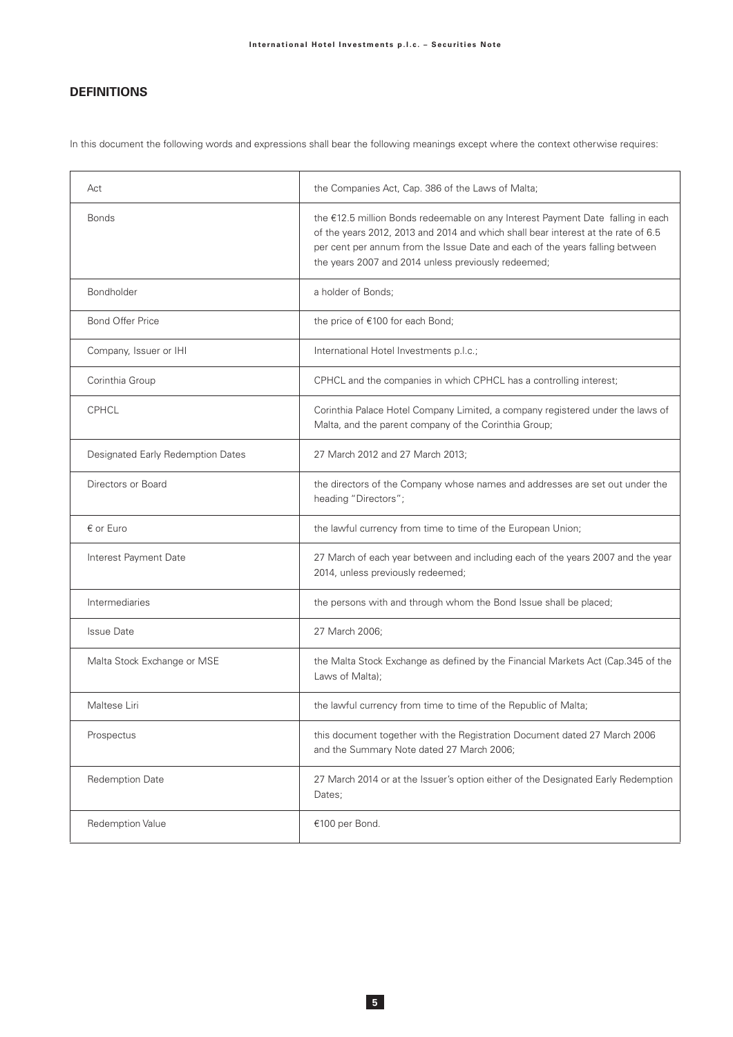## DEFINITIONS

In this document the following words and expressions shall bear the following meanings except where the context otherwise requires:

| | |
|---|---|
| Act | the Companies Act, Cap. 386 of the Laws of Malta; |
| Bonds | the €12.5 million Bonds redeemable on any Interest Payment Date falling in each of the years 2012, 2013 and 2014 and which shall bear interest at the rate of 6.5 per cent per annum from the Issue Date and each of the years falling between the years 2007 and 2014 unless previously redeemed; |
| Bondholder | a holder of Bonds; |
| Bond Offer Price | the price of €100 for each Bond; |
| Company, Issuer or IHI | International Hotel Investments p.l.c.; |
| Corinthia Group | CPHCL and the companies in which CPHCL has a controlling interest; |
| CPHCL | Corinthia Palace Hotel Company Limited, a company registered under the laws of Malta, and the parent company of the Corinthia Group; |
| Designated Early Redemption Dates | 27 March 2012 and 27 March 2013; |
| Directors or Board | the directors of the Company whose names and addresses are set out under the heading "Directors"; |
| € or Euro | the lawful currency from time to time of the European Union; |
| Interest Payment Date | 27 March of each year between and including each of the years 2007 and the year 2014, unless previously redeemed; |
| Intermediaries | the persons with and through whom the Bond Issue shall be placed; |
| Issue Date | 27 March 2006; |
| Malta Stock Exchange or MSE | the Malta Stock Exchange as defined by the Financial Markets Act (Cap.345 of the Laws of Malta); |
| Maltese Liri | the lawful currency from time to time of the Republic of Malta; |
| Prospectus | this document together with the Registration Document dated 27 March 2006 and the Summary Note dated 27 March 2006; |
| Redemption Date | 27 March 2014 or at the Issuer's option either of the Designated Early Redemption Dates; |
| Redemption Value | €100 per Bond. |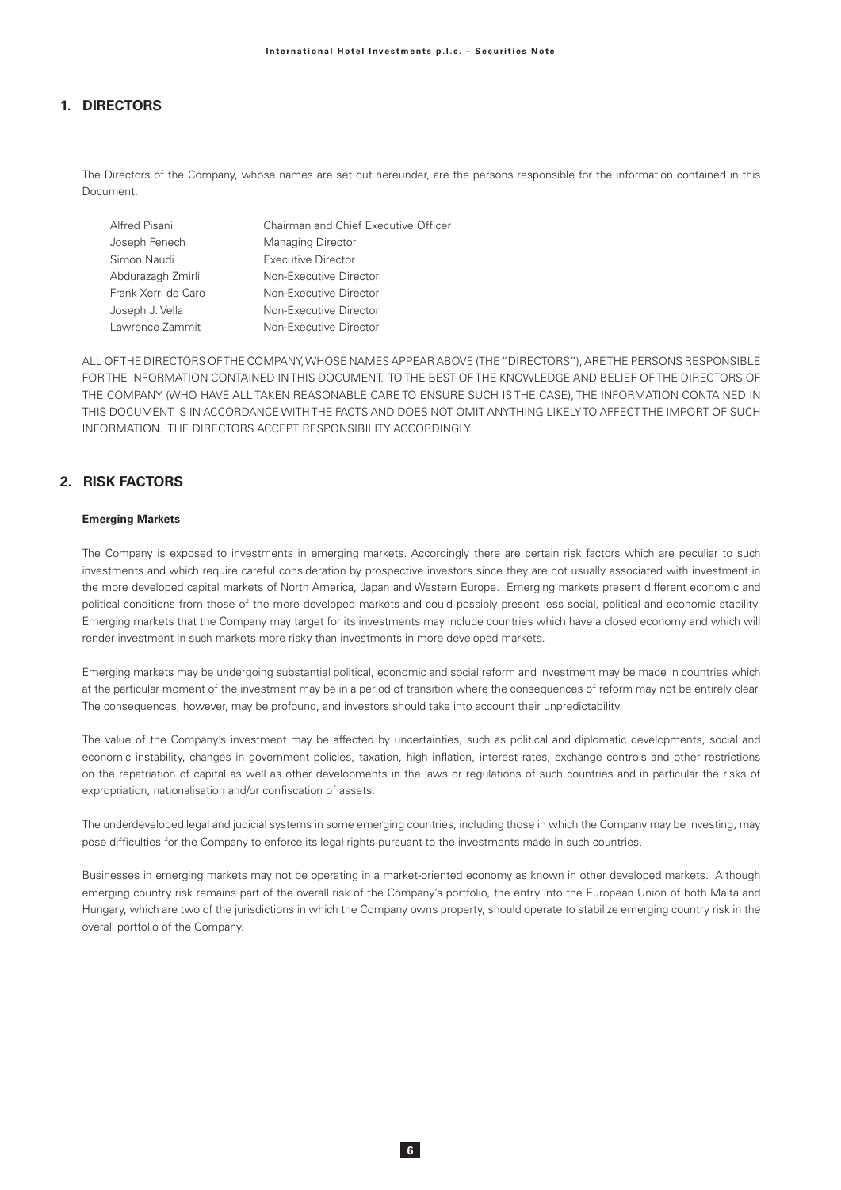## 1. DIRECTORS

The Directors of the Company, whose names are set out hereunder, are the persons responsible for the information contained in this Document.

| | |
|---|---|
| Alfred Pisani | Chairman and Chief Executive Officer |
| Joseph Fenech | Managing Director |
| Simon Naudi | Executive Director |
| Abdurazagh Zmirli | Non-Executive Director |
| Frank Xerri de Caro | Non-Executive Director |
| Joseph J. Vella | Non-Executive Director |
| Lawrence Zammit | Non-Executive Director |

ALL OF THE DIRECTORS OF THE COMPANY, WHOSE NAMES APPEAR ABOVE (THE "DIRECTORS"), ARE THE PERSONS RESPONSIBLE FOR THE INFORMATION CONTAINED IN THIS DOCUMENT. TO THE BEST OF THE KNOWLEDGE AND BELIEF OF THE DIRECTORS OF THE COMPANY (WHO HAVE ALL TAKEN REASONABLE CARE TO ENSURE SUCH IS THE CASE), THE INFORMATION CONTAINED IN THIS DOCUMENT IS IN ACCORDANCE WITH THE FACTS AND DOES NOT OMIT ANYTHING LIKELY TO AFFECT THE IMPORT OF SUCH INFORMATION. THE DIRECTORS ACCEPT RESPONSIBILITY ACCORDINGLY.

## 2. RISK FACTORS

**Emerging Markets**

The Company is exposed to investments in emerging markets. Accordingly there are certain risk factors which are peculiar to such investments and which require careful consideration by prospective investors since they are not usually associated with investment in the more developed capital markets of North America, Japan and Western Europe. Emerging markets present different economic and political conditions from those of the more developed markets and could possibly present less social, political and economic stability. Emerging markets that the Company may target for its investments may include countries which have a closed economy and which will render investment in such markets more risky than investments in more developed markets.

Emerging markets may be undergoing substantial political, economic and social reform and investment may be made in countries which at the particular moment of the investment may be in a period of transition where the consequences of reform may not be entirely clear. The consequences, however, may be profound, and investors should take into account their unpredictability.

The value of the Company's investment may be affected by uncertainties, such as political and diplomatic developments, social and economic instability, changes in government policies, taxation, high inflation, interest rates, exchange controls and other restrictions on the repatriation of capital as well as other developments in the laws or regulations of such countries and in particular the risks of expropriation, nationalisation and/or confiscation of assets.

The underdeveloped legal and judicial systems in some emerging countries, including those in which the Company may be investing, may pose difficulties for the Company to enforce its legal rights pursuant to the investments made in such countries.

Businesses in emerging markets may not be operating in a market-oriented economy as known in other developed markets. Although emerging country risk remains part of the overall risk of the Company's portfolio, the entry into the European Union of both Malta and Hungary, which are two of the jurisdictions in which the Company owns property, should operate to stabilize emerging country risk in the overall portfolio of the Company.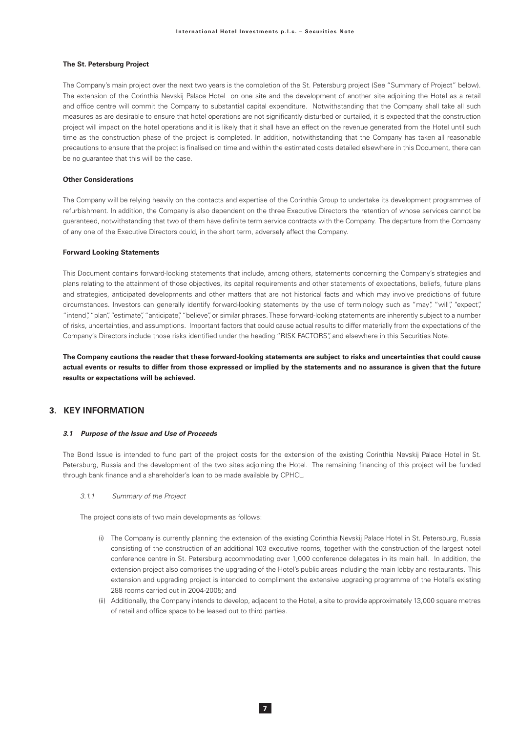**The St. Petersburg Project**

The Company's main project over the next two years is the completion of the St. Petersburg project (See "Summary of Project" below). The extension of the Corinthia Nevskij Palace Hotel on one site and the development of another site adjoining the Hotel as a retail and office centre will commit the Company to substantial capital expenditure. Notwithstanding that the Company shall take all such measures as are desirable to ensure that hotel operations are not significantly disturbed or curtailed, it is expected that the construction project will impact on the hotel operations and it is likely that it shall have an effect on the revenue generated from the Hotel until such time as the construction phase of the project is completed. In addition, notwithstanding that the Company has taken all reasonable precautions to ensure that the project is finalised on time and within the estimated costs detailed elsewhere in this Document, there can be no guarantee that this will be the case.

**Other Considerations**

The Company will be relying heavily on the contacts and expertise of the Corinthia Group to undertake its development programmes of refurbishment. In addition, the Company is also dependent on the three Executive Directors the retention of whose services cannot be guaranteed, notwithstanding that two of them have definite term service contracts with the Company. The departure from the Company of any one of the Executive Directors could, in the short term, adversely affect the Company.

**Forward Looking Statements**

This Document contains forward-looking statements that include, among others, statements concerning the Company's strategies and plans relating to the attainment of those objectives, its capital requirements and other statements of expectations, beliefs, future plans and strategies, anticipated developments and other matters that are not historical facts and which may involve predictions of future circumstances. Investors can generally identify forward-looking statements by the use of terminology such as "may", "will", "expect", "intend", "plan", "estimate", "anticipate", "believe", or similar phrases. These forward-looking statements are inherently subject to a number of risks, uncertainties, and assumptions. Important factors that could cause actual results to differ materially from the expectations of the Company's Directors include those risks identified under the heading "RISK FACTORS", and elsewhere in this Securities Note.

**The Company cautions the reader that these forward-looking statements are subject to risks and uncertainties that could cause actual events or results to differ from those expressed or implied by the statements and no assurance is given that the future results or expectations will be achieved.**

## 3. KEY INFORMATION

### *3.1 Purpose of the Issue and Use of Proceeds*

The Bond Issue is intended to fund part of the project costs for the extension of the existing Corinthia Nevskij Palace Hotel in St. Petersburg, Russia and the development of the two sites adjoining the Hotel. The remaining financing of this project will be funded through bank finance and a shareholder's loan to be made available by CPHCL.

*3.1.1 Summary of the Project*

The project consists of two main developments as follows:

(i) The Company is currently planning the extension of the existing Corinthia Nevskij Palace Hotel in St. Petersburg, Russia consisting of the construction of an additional 103 executive rooms, together with the construction of the largest hotel conference centre in St. Petersburg accommodating over 1,000 conference delegates in its main hall. In addition, the extension project also comprises the upgrading of the Hotel's public areas including the main lobby and restaurants. This extension and upgrading project is intended to compliment the extensive upgrading programme of the Hotel's existing 288 rooms carried out in 2004-2005; and

(ii) Additionally, the Company intends to develop, adjacent to the Hotel, a site to provide approximately 13,000 square metres of retail and office space to be leased out to third parties.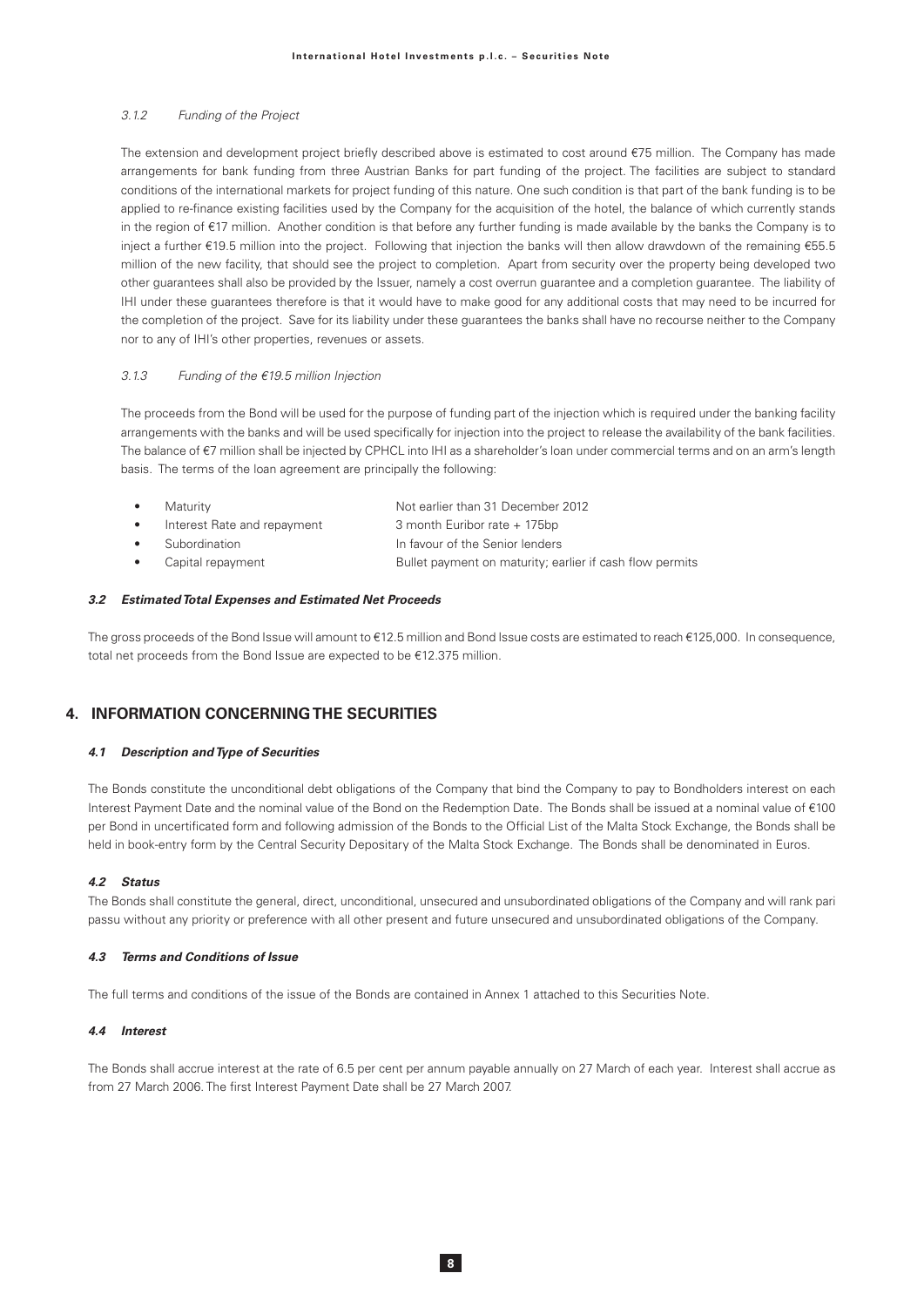#### *3.1.2 Funding of the Project*

The extension and development project briefly described above is estimated to cost around €75 million. The Company has made arrangements for bank funding from three Austrian Banks for part funding of the project. The facilities are subject to standard conditions of the international markets for project funding of this nature. One such condition is that part of the bank funding is to be applied to re-finance existing facilities used by the Company for the acquisition of the hotel, the balance of which currently stands in the region of €17 million. Another condition is that before any further funding is made available by the banks the Company is to inject a further €19.5 million into the project. Following that injection the banks will then allow drawdown of the remaining €55.5 million of the new facility, that should see the project to completion. Apart from security over the property being developed two other guarantees shall also be provided by the Issuer, namely a cost overrun guarantee and a completion guarantee. The liability of IHI under these guarantees therefore is that it would have to make good for any additional costs that may need to be incurred for the completion of the project. Save for its liability under these guarantees the banks shall have no recourse neither to the Company nor to any of IHI's other properties, revenues or assets.

#### *3.1.3 Funding of the €19.5 million Injection*

The proceeds from the Bond will be used for the purpose of funding part of the injection which is required under the banking facility arrangements with the banks and will be used specifically for injection into the project to release the availability of the bank facilities. The balance of €7 million shall be injected by CPHCL into IHI as a shareholder's loan under commercial terms and on an arm's length basis. The terms of the loan agreement are principally the following:

- Maturity — Not earlier than 31 December 2012
- Interest Rate and repayment — 3 month Euribor rate + 175bp
- Subordination — In favour of the Senior lenders
- Capital repayment — Bullet payment on maturity; earlier if cash flow permits

### *3.2 Estimated Total Expenses and Estimated Net Proceeds*

The gross proceeds of the Bond Issue will amount to €12.5 million and Bond Issue costs are estimated to reach €125,000. In consequence, total net proceeds from the Bond Issue are expected to be €12.375 million.

## 4. INFORMATION CONCERNING THE SECURITIES

### *4.1 Description and Type of Securities*

The Bonds constitute the unconditional debt obligations of the Company that bind the Company to pay to Bondholders interest on each Interest Payment Date and the nominal value of the Bond on the Redemption Date. The Bonds shall be issued at a nominal value of €100 per Bond in uncertificated form and following admission of the Bonds to the Official List of the Malta Stock Exchange, the Bonds shall be held in book-entry form by the Central Security Depositary of the Malta Stock Exchange. The Bonds shall be denominated in Euros.

### *4.2 Status*

The Bonds shall constitute the general, direct, unconditional, unsecured and unsubordinated obligations of the Company and will rank pari passu without any priority or preference with all other present and future unsecured and unsubordinated obligations of the Company.

### *4.3 Terms and Conditions of Issue*

The full terms and conditions of the issue of the Bonds are contained in Annex 1 attached to this Securities Note.

### *4.4 Interest*

The Bonds shall accrue interest at the rate of 6.5 per cent per annum payable annually on 27 March of each year. Interest shall accrue as from 27 March 2006. The first Interest Payment Date shall be 27 March 2007.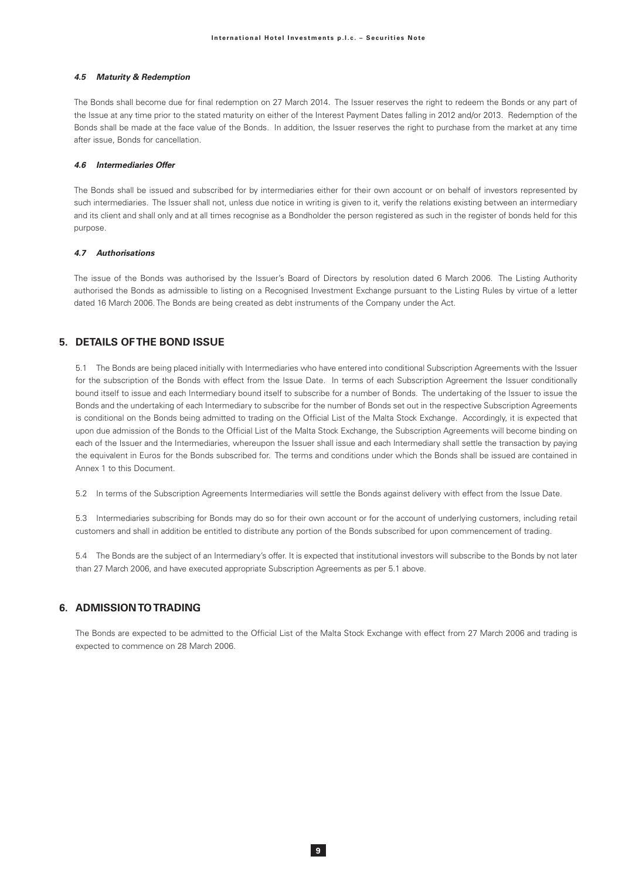#### *4.5 Maturity & Redemption*

The Bonds shall become due for final redemption on 27 March 2014. The Issuer reserves the right to redeem the Bonds or any part of the Issue at any time prior to the stated maturity on either of the Interest Payment Dates falling in 2012 and/or 2013. Redemption of the Bonds shall be made at the face value of the Bonds. In addition, the Issuer reserves the right to purchase from the market at any time after issue, Bonds for cancellation.

#### *4.6 Intermediaries Offer*

The Bonds shall be issued and subscribed for by intermediaries either for their own account or on behalf of investors represented by such intermediaries. The Issuer shall not, unless due notice in writing is given to it, verify the relations existing between an intermediary and its client and shall only and at all times recognise as a Bondholder the person registered as such in the register of bonds held for this purpose.

#### *4.7 Authorisations*

The issue of the Bonds was authorised by the Issuer's Board of Directors by resolution dated 6 March 2006. The Listing Authority authorised the Bonds as admissible to listing on a Recognised Investment Exchange pursuant to the Listing Rules by virtue of a letter dated 16 March 2006. The Bonds are being created as debt instruments of the Company under the Act.

## 5. DETAILS OF THE BOND ISSUE

5.1 The Bonds are being placed initially with Intermediaries who have entered into conditional Subscription Agreements with the Issuer for the subscription of the Bonds with effect from the Issue Date. In terms of each Subscription Agreement the Issuer conditionally bound itself to issue and each Intermediary bound itself to subscribe for a number of Bonds. The undertaking of the Issuer to issue the Bonds and the undertaking of each Intermediary to subscribe for the number of Bonds set out in the respective Subscription Agreements is conditional on the Bonds being admitted to trading on the Official List of the Malta Stock Exchange. Accordingly, it is expected that upon due admission of the Bonds to the Official List of the Malta Stock Exchange, the Subscription Agreements will become binding on each of the Issuer and the Intermediaries, whereupon the Issuer shall issue and each Intermediary shall settle the transaction by paying the equivalent in Euros for the Bonds subscribed for. The terms and conditions under which the Bonds shall be issued are contained in Annex 1 to this Document.

5.2 In terms of the Subscription Agreements Intermediaries will settle the Bonds against delivery with effect from the Issue Date.

5.3 Intermediaries subscribing for Bonds may do so for their own account or for the account of underlying customers, including retail customers and shall in addition be entitled to distribute any portion of the Bonds subscribed for upon commencement of trading.

5.4 The Bonds are the subject of an Intermediary's offer. It is expected that institutional investors will subscribe to the Bonds by not later than 27 March 2006, and have executed appropriate Subscription Agreements as per 5.1 above.

## 6. ADMISSION TO TRADING

The Bonds are expected to be admitted to the Official List of the Malta Stock Exchange with effect from 27 March 2006 and trading is expected to commence on 28 March 2006.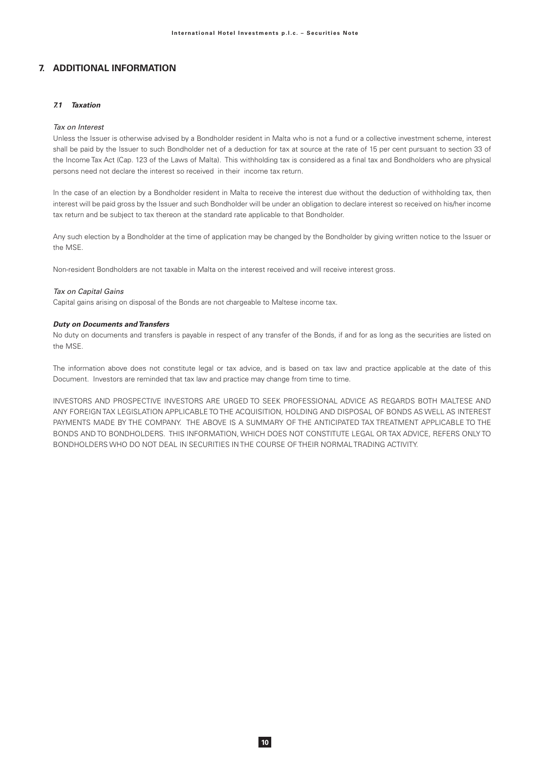## 7. ADDITIONAL INFORMATION

### *7.1 Taxation*

*Tax on Interest*

Unless the Issuer is otherwise advised by a Bondholder resident in Malta who is not a fund or a collective investment scheme, interest shall be paid by the Issuer to such Bondholder net of a deduction for tax at source at the rate of 15 per cent pursuant to section 33 of the Income Tax Act (Cap. 123 of the Laws of Malta). This withholding tax is considered as a final tax and Bondholders who are physical persons need not declare the interest so received in their income tax return.

In the case of an election by a Bondholder resident in Malta to receive the interest due without the deduction of withholding tax, then interest will be paid gross by the Issuer and such Bondholder will be under an obligation to declare interest so received on his/her income tax return and be subject to tax thereon at the standard rate applicable to that Bondholder.

Any such election by a Bondholder at the time of application may be changed by the Bondholder by giving written notice to the Issuer or the MSE.

Non-resident Bondholders are not taxable in Malta on the interest received and will receive interest gross.

*Tax on Capital Gains*

Capital gains arising on disposal of the Bonds are not chargeable to Maltese income tax.

***Duty on Documents and Transfers***

No duty on documents and transfers is payable in respect of any transfer of the Bonds, if and for as long as the securities are listed on the MSE.

The information above does not constitute legal or tax advice, and is based on tax law and practice applicable at the date of this Document. Investors are reminded that tax law and practice may change from time to time.

INVESTORS AND PROSPECTIVE INVESTORS ARE URGED TO SEEK PROFESSIONAL ADVICE AS REGARDS BOTH MALTESE AND ANY FOREIGN TAX LEGISLATION APPLICABLE TO THE ACQUISITION, HOLDING AND DISPOSAL OF BONDS AS WELL AS INTEREST PAYMENTS MADE BY THE COMPANY. THE ABOVE IS A SUMMARY OF THE ANTICIPATED TAX TREATMENT APPLICABLE TO THE BONDS AND TO BONDHOLDERS. THIS INFORMATION, WHICH DOES NOT CONSTITUTE LEGAL OR TAX ADVICE, REFERS ONLY TO BONDHOLDERS WHO DO NOT DEAL IN SECURITIES IN THE COURSE OF THEIR NORMAL TRADING ACTIVITY.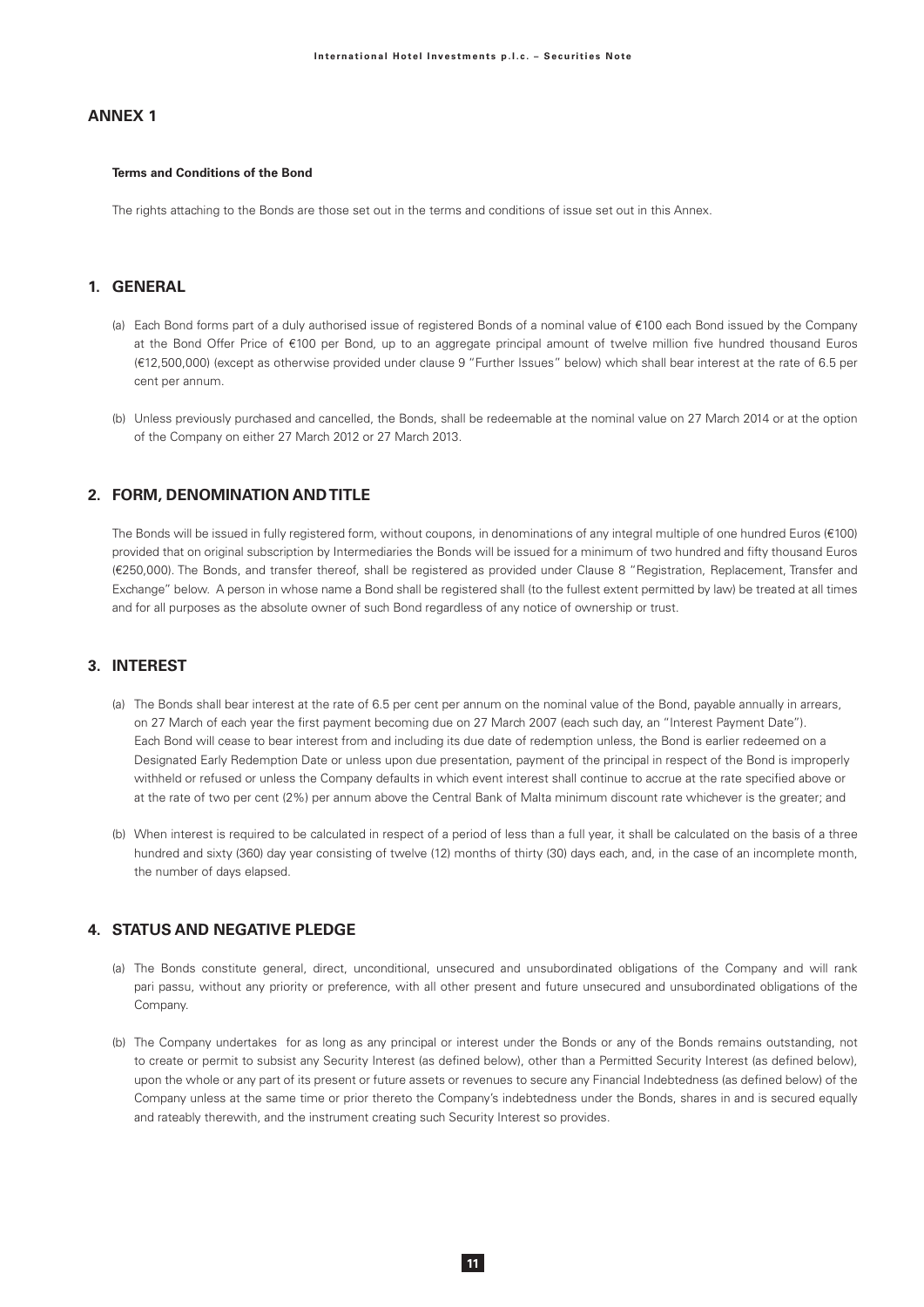## ANNEX 1

**Terms and Conditions of the Bond**

The rights attaching to the Bonds are those set out in the terms and conditions of issue set out in this Annex.

## 1. GENERAL

(a) Each Bond forms part of a duly authorised issue of registered Bonds of a nominal value of €100 each Bond issued by the Company at the Bond Offer Price of €100 per Bond, up to an aggregate principal amount of twelve million five hundred thousand Euros (€12,500,000) (except as otherwise provided under clause 9 "Further Issues" below) which shall bear interest at the rate of 6.5 per cent per annum.

(b) Unless previously purchased and cancelled, the Bonds, shall be redeemable at the nominal value on 27 March 2014 or at the option of the Company on either 27 March 2012 or 27 March 2013.

## 2. FORM, DENOMINATION AND TITLE

The Bonds will be issued in fully registered form, without coupons, in denominations of any integral multiple of one hundred Euros (€100) provided that on original subscription by Intermediaries the Bonds will be issued for a minimum of two hundred and fifty thousand Euros (€250,000). The Bonds, and transfer thereof, shall be registered as provided under Clause 8 "Registration, Replacement, Transfer and Exchange" below. A person in whose name a Bond shall be registered shall (to the fullest extent permitted by law) be treated at all times and for all purposes as the absolute owner of such Bond regardless of any notice of ownership or trust.

## 3. INTEREST

(a) The Bonds shall bear interest at the rate of 6.5 per cent per annum on the nominal value of the Bond, payable annually in arrears, on 27 March of each year the first payment becoming due on 27 March 2007 (each such day, an "Interest Payment Date"). Each Bond will cease to bear interest from and including its due date of redemption unless, the Bond is earlier redeemed on a Designated Early Redemption Date or unless upon due presentation, payment of the principal in respect of the Bond is improperly withheld or refused or unless the Company defaults in which event interest shall continue to accrue at the rate specified above or at the rate of two per cent (2%) per annum above the Central Bank of Malta minimum discount rate whichever is the greater; and

(b) When interest is required to be calculated in respect of a period of less than a full year, it shall be calculated on the basis of a three hundred and sixty (360) day year consisting of twelve (12) months of thirty (30) days each, and, in the case of an incomplete month, the number of days elapsed.

## 4. STATUS AND NEGATIVE PLEDGE

(a) The Bonds constitute general, direct, unconditional, unsecured and unsubordinated obligations of the Company and will rank pari passu, without any priority or preference, with all other present and future unsecured and unsubordinated obligations of the Company.

(b) The Company undertakes for as long as any principal or interest under the Bonds or any of the Bonds remains outstanding, not to create or permit to subsist any Security Interest (as defined below), other than a Permitted Security Interest (as defined below), upon the whole or any part of its present or future assets or revenues to secure any Financial Indebtedness (as defined below) of the Company unless at the same time or prior thereto the Company's indebtedness under the Bonds, shares in and is secured equally and rateably therewith, and the instrument creating such Security Interest so provides.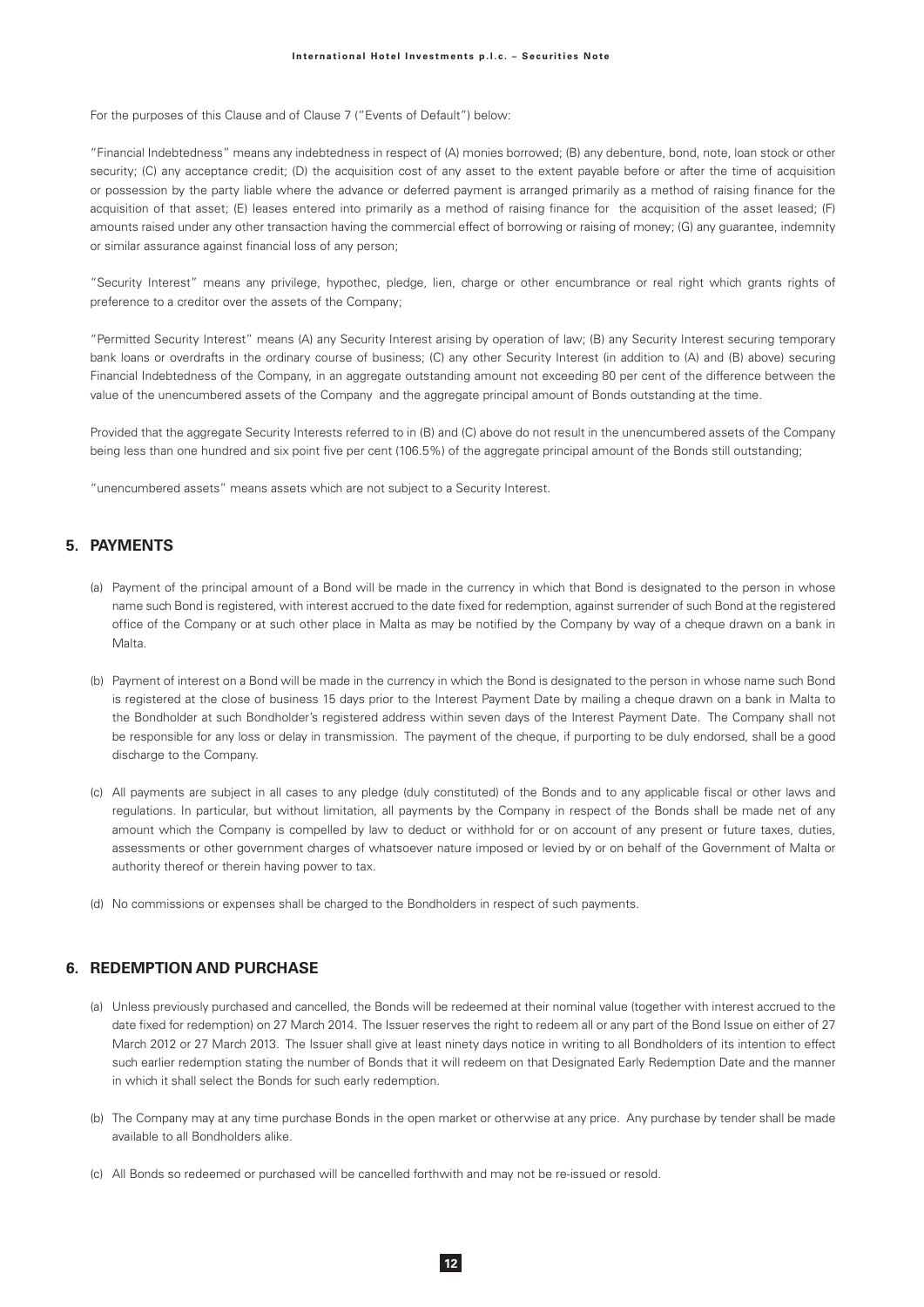For the purposes of this Clause and of Clause 7 ("Events of Default") below:

"Financial Indebtedness" means any indebtedness in respect of (A) monies borrowed; (B) any debenture, bond, note, loan stock or other security; (C) any acceptance credit; (D) the acquisition cost of any asset to the extent payable before or after the time of acquisition or possession by the party liable where the advance or deferred payment is arranged primarily as a method of raising finance for the acquisition of that asset; (E) leases entered into primarily as a method of raising finance for the acquisition of the asset leased; (F) amounts raised under any other transaction having the commercial effect of borrowing or raising of money; (G) any guarantee, indemnity or similar assurance against financial loss of any person;

"Security Interest" means any privilege, hypothec, pledge, lien, charge or other encumbrance or real right which grants rights of preference to a creditor over the assets of the Company;

"Permitted Security Interest" means (A) any Security Interest arising by operation of law; (B) any Security Interest securing temporary bank loans or overdrafts in the ordinary course of business; (C) any other Security Interest (in addition to (A) and (B) above) securing Financial Indebtedness of the Company, in an aggregate outstanding amount not exceeding 80 per cent of the difference between the value of the unencumbered assets of the Company and the aggregate principal amount of Bonds outstanding at the time.

Provided that the aggregate Security Interests referred to in (B) and (C) above do not result in the unencumbered assets of the Company being less than one hundred and six point five per cent (106.5%) of the aggregate principal amount of the Bonds still outstanding;

"unencumbered assets" means assets which are not subject to a Security Interest.

## 5. PAYMENTS

(a) Payment of the principal amount of a Bond will be made in the currency in which that Bond is designated to the person in whose name such Bond is registered, with interest accrued to the date fixed for redemption, against surrender of such Bond at the registered office of the Company or at such other place in Malta as may be notified by the Company by way of a cheque drawn on a bank in Malta.

(b) Payment of interest on a Bond will be made in the currency in which the Bond is designated to the person in whose name such Bond is registered at the close of business 15 days prior to the Interest Payment Date by mailing a cheque drawn on a bank in Malta to the Bondholder at such Bondholder's registered address within seven days of the Interest Payment Date. The Company shall not be responsible for any loss or delay in transmission. The payment of the cheque, if purporting to be duly endorsed, shall be a good discharge to the Company.

(c) All payments are subject in all cases to any pledge (duly constituted) of the Bonds and to any applicable fiscal or other laws and regulations. In particular, but without limitation, all payments by the Company in respect of the Bonds shall be made net of any amount which the Company is compelled by law to deduct or withhold for or on account of any present or future taxes, duties, assessments or other government charges of whatsoever nature imposed or levied by or on behalf of the Government of Malta or authority thereof or therein having power to tax.

(d) No commissions or expenses shall be charged to the Bondholders in respect of such payments.

## 6. REDEMPTION AND PURCHASE

(a) Unless previously purchased and cancelled, the Bonds will be redeemed at their nominal value (together with interest accrued to the date fixed for redemption) on 27 March 2014. The Issuer reserves the right to redeem all or any part of the Bond Issue on either of 27 March 2012 or 27 March 2013. The Issuer shall give at least ninety days notice in writing to all Bondholders of its intention to effect such earlier redemption stating the number of Bonds that it will redeem on that Designated Early Redemption Date and the manner in which it shall select the Bonds for such early redemption.

(b) The Company may at any time purchase Bonds in the open market or otherwise at any price. Any purchase by tender shall be made available to all Bondholders alike.

(c) All Bonds so redeemed or purchased will be cancelled forthwith and may not be re-issued or resold.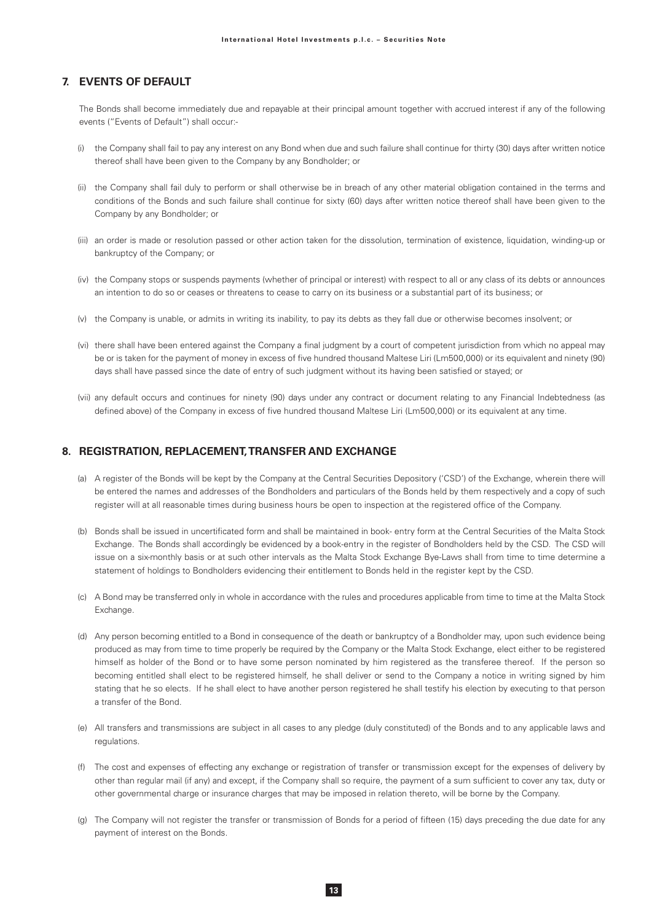## 7. EVENTS OF DEFAULT

The Bonds shall become immediately due and repayable at their principal amount together with accrued interest if any of the following events ("Events of Default") shall occur:-

(i) the Company shall fail to pay any interest on any Bond when due and such failure shall continue for thirty (30) days after written notice thereof shall have been given to the Company by any Bondholder; or

(ii) the Company shall fail duly to perform or shall otherwise be in breach of any other material obligation contained in the terms and conditions of the Bonds and such failure shall continue for sixty (60) days after written notice thereof shall have been given to the Company by any Bondholder; or

(iii) an order is made or resolution passed or other action taken for the dissolution, termination of existence, liquidation, winding-up or bankruptcy of the Company; or

(iv) the Company stops or suspends payments (whether of principal or interest) with respect to all or any class of its debts or announces an intention to do so or ceases or threatens to cease to carry on its business or a substantial part of its business; or

(v) the Company is unable, or admits in writing its inability, to pay its debts as they fall due or otherwise becomes insolvent; or

(vi) there shall have been entered against the Company a final judgment by a court of competent jurisdiction from which no appeal may be or is taken for the payment of money in excess of five hundred thousand Maltese Liri (Lm500,000) or its equivalent and ninety (90) days shall have passed since the date of entry of such judgment without its having been satisfied or stayed; or

(vii) any default occurs and continues for ninety (90) days under any contract or document relating to any Financial Indebtedness (as defined above) of the Company in excess of five hundred thousand Maltese Liri (Lm500,000) or its equivalent at any time.

## 8. REGISTRATION, REPLACEMENT, TRANSFER AND EXCHANGE

(a) A register of the Bonds will be kept by the Company at the Central Securities Depository ('CSD') of the Exchange, wherein there will be entered the names and addresses of the Bondholders and particulars of the Bonds held by them respectively and a copy of such register will at all reasonable times during business hours be open to inspection at the registered office of the Company.

(b) Bonds shall be issued in uncertificated form and shall be maintained in book- entry form at the Central Securities of the Malta Stock Exchange. The Bonds shall accordingly be evidenced by a book-entry in the register of Bondholders held by the CSD. The CSD will issue on a six-monthly basis or at such other intervals as the Malta Stock Exchange Bye-Laws shall from time to time determine a statement of holdings to Bondholders evidencing their entitlement to Bonds held in the register kept by the CSD.

(c) A Bond may be transferred only in whole in accordance with the rules and procedures applicable from time to time at the Malta Stock Exchange.

(d) Any person becoming entitled to a Bond in consequence of the death or bankruptcy of a Bondholder may, upon such evidence being produced as may from time to time properly be required by the Company or the Malta Stock Exchange, elect either to be registered himself as holder of the Bond or to have some person nominated by him registered as the transferee thereof. If the person so becoming entitled shall elect to be registered himself, he shall deliver or send to the Company a notice in writing signed by him stating that he so elects. If he shall elect to have another person registered he shall testify his election by executing to that person a transfer of the Bond.

(e) All transfers and transmissions are subject in all cases to any pledge (duly constituted) of the Bonds and to any applicable laws and regulations.

(f) The cost and expenses of effecting any exchange or registration of transfer or transmission except for the expenses of delivery by other than regular mail (if any) and except, if the Company shall so require, the payment of a sum sufficient to cover any tax, duty or other governmental charge or insurance charges that may be imposed in relation thereto, will be borne by the Company.

(g) The Company will not register the transfer or transmission of Bonds for a period of fifteen (15) days preceding the due date for any payment of interest on the Bonds.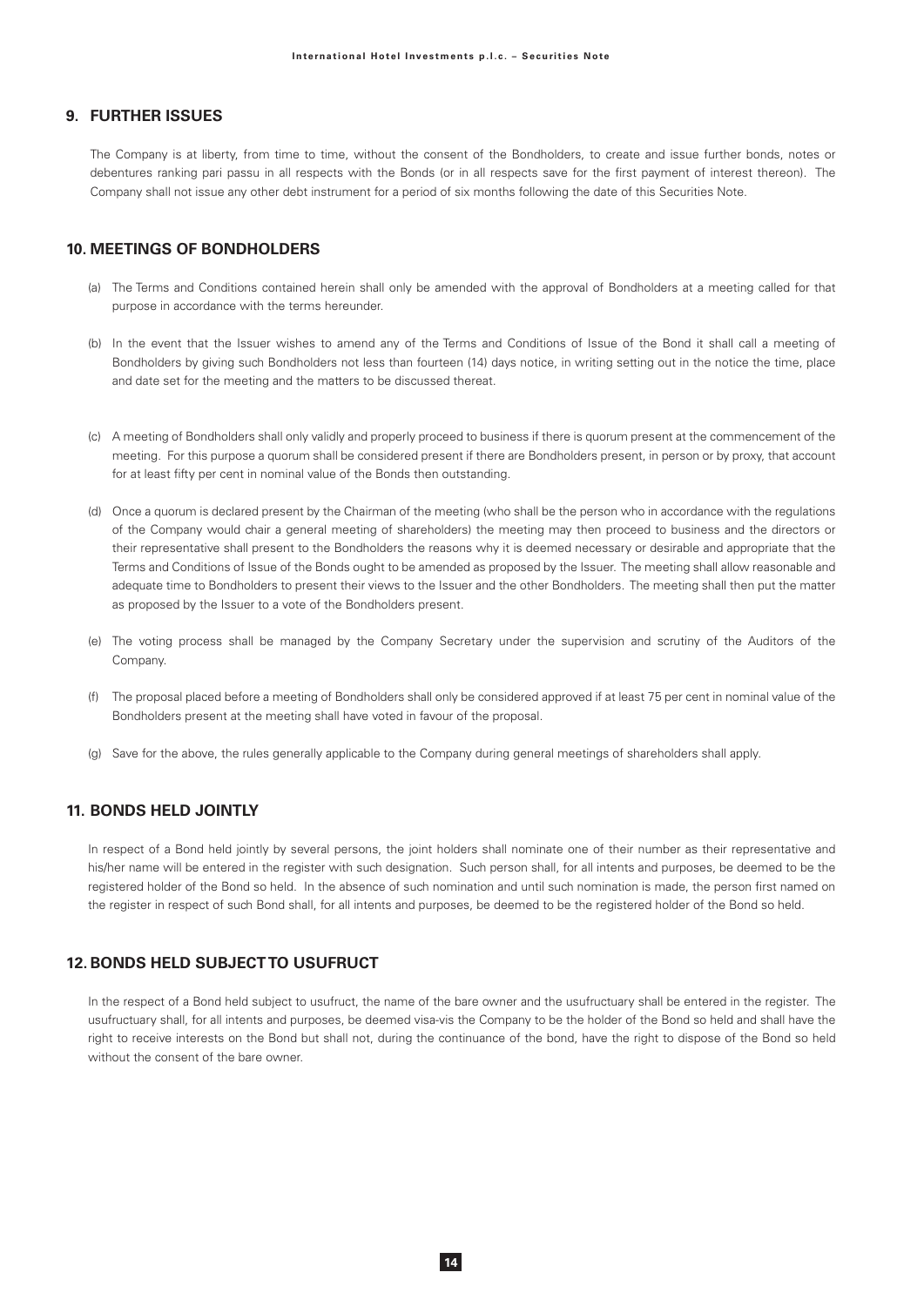## 9. FURTHER ISSUES

The Company is at liberty, from time to time, without the consent of the Bondholders, to create and issue further bonds, notes or debentures ranking pari passu in all respects with the Bonds (or in all respects save for the first payment of interest thereon). The Company shall not issue any other debt instrument for a period of six months following the date of this Securities Note.

## 10. MEETINGS OF BONDHOLDERS

(a) The Terms and Conditions contained herein shall only be amended with the approval of Bondholders at a meeting called for that purpose in accordance with the terms hereunder.

(b) In the event that the Issuer wishes to amend any of the Terms and Conditions of Issue of the Bond it shall call a meeting of Bondholders by giving such Bondholders not less than fourteen (14) days notice, in writing setting out in the notice the time, place and date set for the meeting and the matters to be discussed thereat.

(c) A meeting of Bondholders shall only validly and properly proceed to business if there is quorum present at the commencement of the meeting. For this purpose a quorum shall be considered present if there are Bondholders present, in person or by proxy, that account for at least fifty per cent in nominal value of the Bonds then outstanding.

(d) Once a quorum is declared present by the Chairman of the meeting (who shall be the person who in accordance with the regulations of the Company would chair a general meeting of shareholders) the meeting may then proceed to business and the directors or their representative shall present to the Bondholders the reasons why it is deemed necessary or desirable and appropriate that the Terms and Conditions of Issue of the Bonds ought to be amended as proposed by the Issuer. The meeting shall allow reasonable and adequate time to Bondholders to present their views to the Issuer and the other Bondholders. The meeting shall then put the matter as proposed by the Issuer to a vote of the Bondholders present.

(e) The voting process shall be managed by the Company Secretary under the supervision and scrutiny of the Auditors of the Company.

(f) The proposal placed before a meeting of Bondholders shall only be considered approved if at least 75 per cent in nominal value of the Bondholders present at the meeting shall have voted in favour of the proposal.

(g) Save for the above, the rules generally applicable to the Company during general meetings of shareholders shall apply.

## 11. BONDS HELD JOINTLY

In respect of a Bond held jointly by several persons, the joint holders shall nominate one of their number as their representative and his/her name will be entered in the register with such designation. Such person shall, for all intents and purposes, be deemed to be the registered holder of the Bond so held. In the absence of such nomination and until such nomination is made, the person first named on the register in respect of such Bond shall, for all intents and purposes, be deemed to be the registered holder of the Bond so held.

## 12. BONDS HELD SUBJECT TO USUFRUCT

In the respect of a Bond held subject to usufruct, the name of the bare owner and the usufructuary shall be entered in the register. The usufructuary shall, for all intents and purposes, be deemed visa-vis the Company to be the holder of the Bond so held and shall have the right to receive interests on the Bond but shall not, during the continuance of the bond, have the right to dispose of the Bond so held without the consent of the bare owner.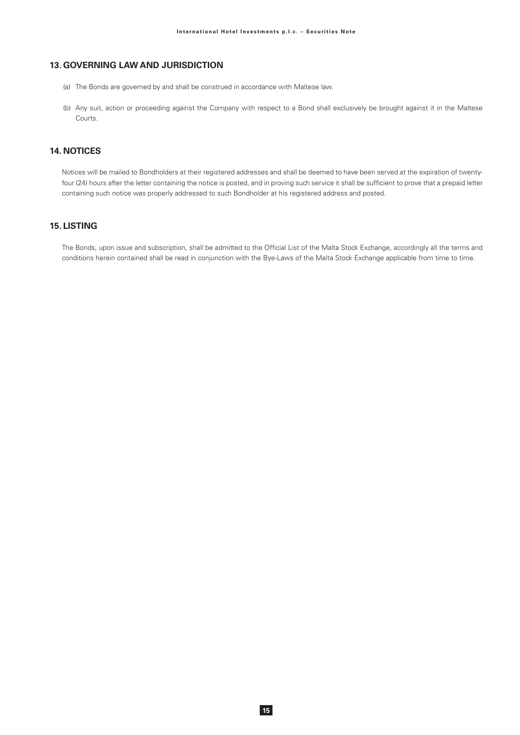## 13. GOVERNING LAW AND JURISDICTION

(a) The Bonds are governed by and shall be construed in accordance with Maltese law.

(b) Any suit, action or proceeding against the Company with respect to a Bond shall exclusively be brought against it in the Maltese Courts.

## 14. NOTICES

Notices will be mailed to Bondholders at their registered addresses and shall be deemed to have been served at the expiration of twenty-four (24) hours after the letter containing the notice is posted, and in proving such service it shall be sufficient to prove that a prepaid letter containing such notice was properly addressed to such Bondholder at his registered address and posted.

## 15. LISTING

The Bonds, upon issue and subscription, shall be admitted to the Official List of the Malta Stock Exchange, accordingly all the terms and conditions herein contained shall be read in conjunction with the Bye-Laws of the Malta Stock Exchange applicable from time to time.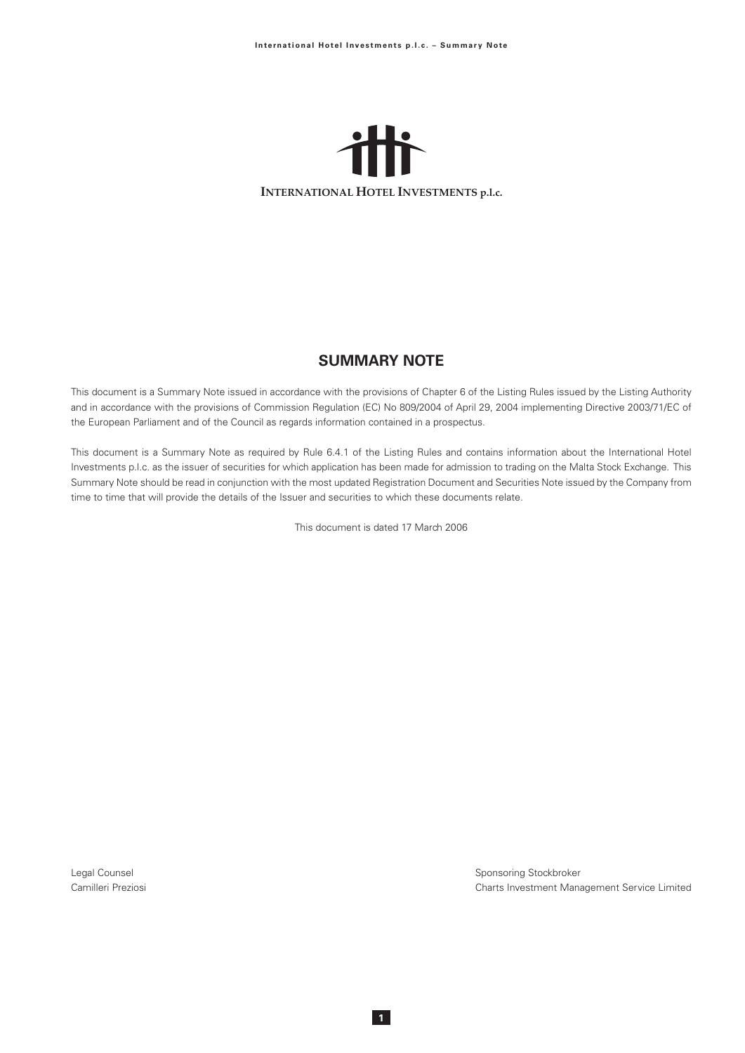**INTERNATIONAL HOTEL INVESTMENTS p.l.c.**

# SUMMARY NOTE

This document is a Summary Note issued in accordance with the provisions of Chapter 6 of the Listing Rules issued by the Listing Authority and in accordance with the provisions of Commission Regulation (EC) No 809/2004 of April 29, 2004 implementing Directive 2003/71/EC of the European Parliament and of the Council as regards information contained in a prospectus.

This document is a Summary Note as required by Rule 6.4.1 of the Listing Rules and contains information about the International Hotel Investments p.l.c. as the issuer of securities for which application has been made for admission to trading on the Malta Stock Exchange. This Summary Note should be read in conjunction with the most updated Registration Document and Securities Note issued by the Company from time to time that will provide the details of the Issuer and securities to which these documents relate.

This document is dated 17 March 2006

Legal Counsel
Camilleri Preziosi

Sponsoring Stockbroker
Charts Investment Management Service Limited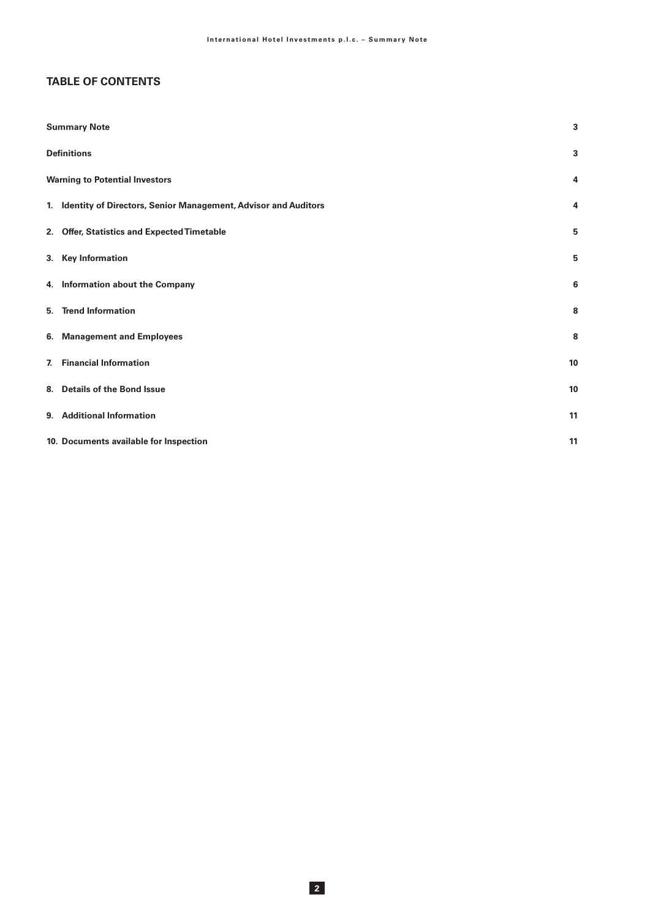## TABLE OF CONTENTS

| | |
|---|---|
| **Summary Note** | **3** |
| **Definitions** | **3** |
| **Warning to Potential Investors** | **4** |
| **1. Identity of Directors, Senior Management, Advisor and Auditors** | **4** |
| **2. Offer, Statistics and Expected Timetable** | **5** |
| **3. Key Information** | **5** |
| **4. Information about the Company** | **6** |
| **5. Trend Information** | **8** |
| **6. Management and Employees** | **8** |
| **7. Financial Information** | **10** |
| **8. Details of the Bond Issue** | **10** |
| **9. Additional Information** | **11** |
| **10. Documents available for Inspection** | **11** |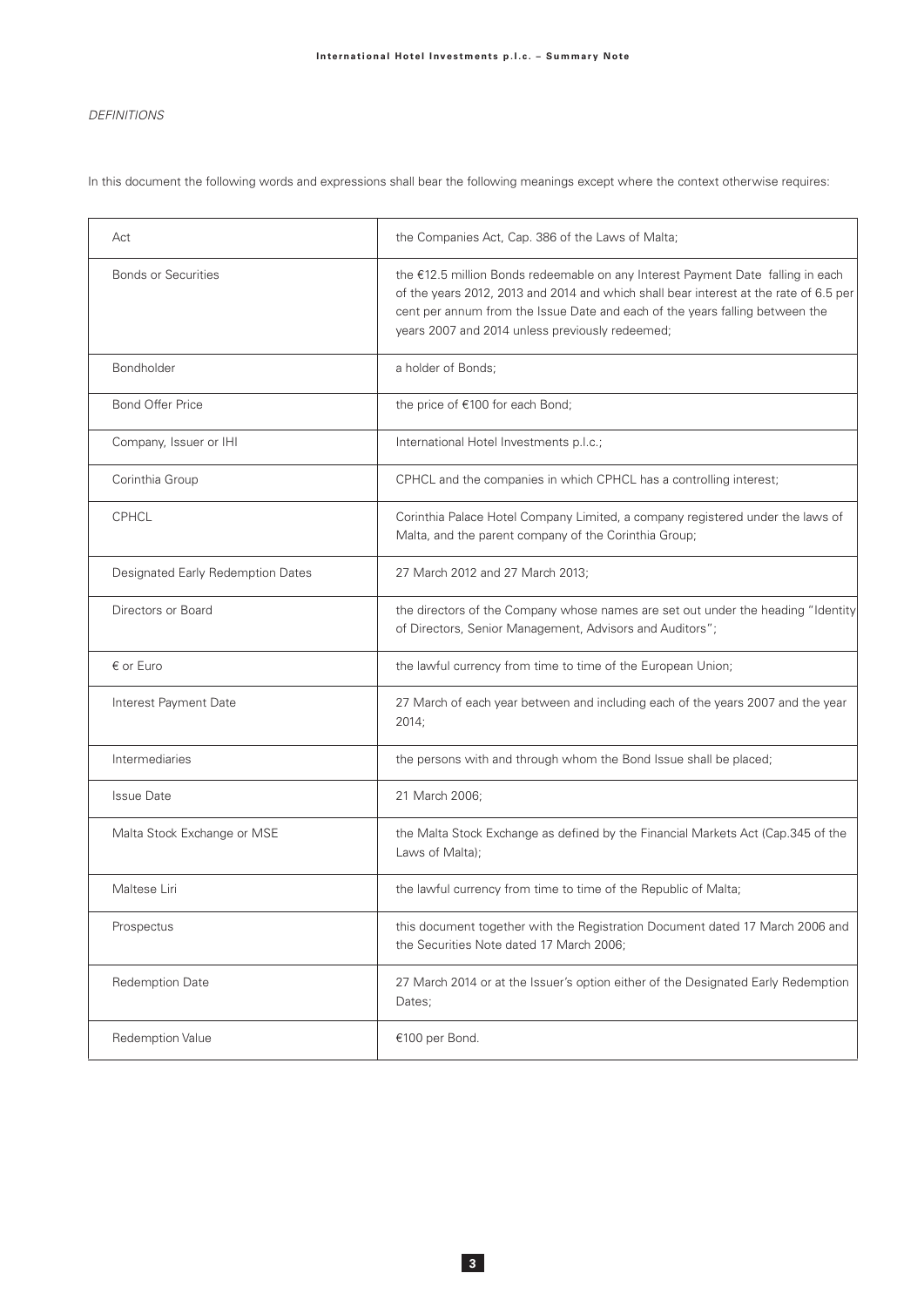*DEFINITIONS*

In this document the following words and expressions shall bear the following meanings except where the context otherwise requires:

| | |
|---|---|
| Act | the Companies Act, Cap. 386 of the Laws of Malta; |
| Bonds or Securities | the €12.5 million Bonds redeemable on any Interest Payment Date falling in each of the years 2012, 2013 and 2014 and which shall bear interest at the rate of 6.5 per cent per annum from the Issue Date and each of the years falling between the years 2007 and 2014 unless previously redeemed; |
| Bondholder | a holder of Bonds; |
| Bond Offer Price | the price of €100 for each Bond; |
| Company, Issuer or IHI | International Hotel Investments p.l.c.; |
| Corinthia Group | CPHCL and the companies in which CPHCL has a controlling interest; |
| CPHCL | Corinthia Palace Hotel Company Limited, a company registered under the laws of Malta, and the parent company of the Corinthia Group; |
| Designated Early Redemption Dates | 27 March 2012 and 27 March 2013; |
| Directors or Board | the directors of the Company whose names are set out under the heading "Identity of Directors, Senior Management, Advisors and Auditors"; |
| € or Euro | the lawful currency from time to time of the European Union; |
| Interest Payment Date | 27 March of each year between and including each of the years 2007 and the year 2014; |
| Intermediaries | the persons with and through whom the Bond Issue shall be placed; |
| Issue Date | 21 March 2006; |
| Malta Stock Exchange or MSE | the Malta Stock Exchange as defined by the Financial Markets Act (Cap.345 of the Laws of Malta); |
| Maltese Liri | the lawful currency from time to time of the Republic of Malta; |
| Prospectus | this document together with the Registration Document dated 17 March 2006 and the Securities Note dated 17 March 2006; |
| Redemption Date | 27 March 2014 or at the Issuer's option either of the Designated Early Redemption Dates; |
| Redemption Value | €100 per Bond. |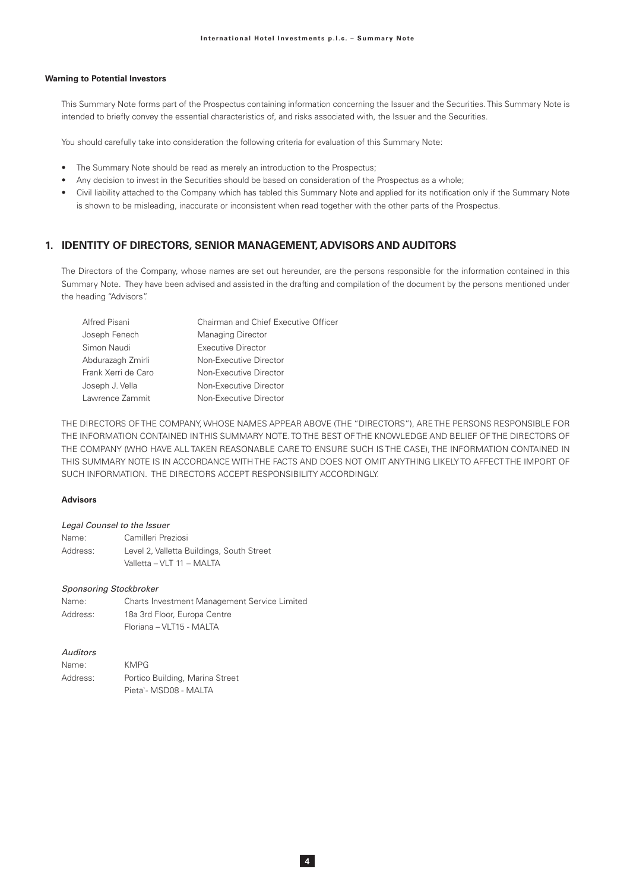**Warning to Potential Investors**

This Summary Note forms part of the Prospectus containing information concerning the Issuer and the Securities. This Summary Note is intended to briefly convey the essential characteristics of, and risks associated with, the Issuer and the Securities.

You should carefully take into consideration the following criteria for evaluation of this Summary Note:

- The Summary Note should be read as merely an introduction to the Prospectus;
- Any decision to invest in the Securities should be based on consideration of the Prospectus as a whole;
- Civil liability attached to the Company which has tabled this Summary Note and applied for its notification only if the Summary Note is shown to be misleading, inaccurate or inconsistent when read together with the other parts of the Prospectus.

## 1. IDENTITY OF DIRECTORS, SENIOR MANAGEMENT, ADVISORS AND AUDITORS

The Directors of the Company, whose names are set out hereunder, are the persons responsible for the information contained in this Summary Note. They have been advised and assisted in the drafting and compilation of the document by the persons mentioned under the heading "Advisors".

| | |
|---|---|
| Alfred Pisani | Chairman and Chief Executive Officer |
| Joseph Fenech | Managing Director |
| Simon Naudi | Executive Director |
| Abdurazagh Zmirli | Non-Executive Director |
| Frank Xerri de Caro | Non-Executive Director |
| Joseph J. Vella | Non-Executive Director |
| Lawrence Zammit | Non-Executive Director |

THE DIRECTORS OF THE COMPANY, WHOSE NAMES APPEAR ABOVE (THE "DIRECTORS"), ARE THE PERSONS RESPONSIBLE FOR THE INFORMATION CONTAINED IN THIS SUMMARY NOTE. TO THE BEST OF THE KNOWLEDGE AND BELIEF OF THE DIRECTORS OF THE COMPANY (WHO HAVE ALL TAKEN REASONABLE CARE TO ENSURE SUCH IS THE CASE), THE INFORMATION CONTAINED IN THIS SUMMARY NOTE IS IN ACCORDANCE WITH THE FACTS AND DOES NOT OMIT ANYTHING LIKELY TO AFFECT THE IMPORT OF SUCH INFORMATION. THE DIRECTORS ACCEPT RESPONSIBILITY ACCORDINGLY.

**Advisors**

*Legal Counsel to the Issuer*

Name: Camilleri Preziosi
Address: Level 2, Valletta Buildings, South Street
Valletta – VLT 11 – MALTA

*Sponsoring Stockbroker*

Name: Charts Investment Management Service Limited
Address: 18a 3rd Floor, Europa Centre
Floriana – VLT15 - MALTA

*Auditors*

Name: KMPG
Address: Portico Building, Marina Street
Pieta`- MSD08 - MALTA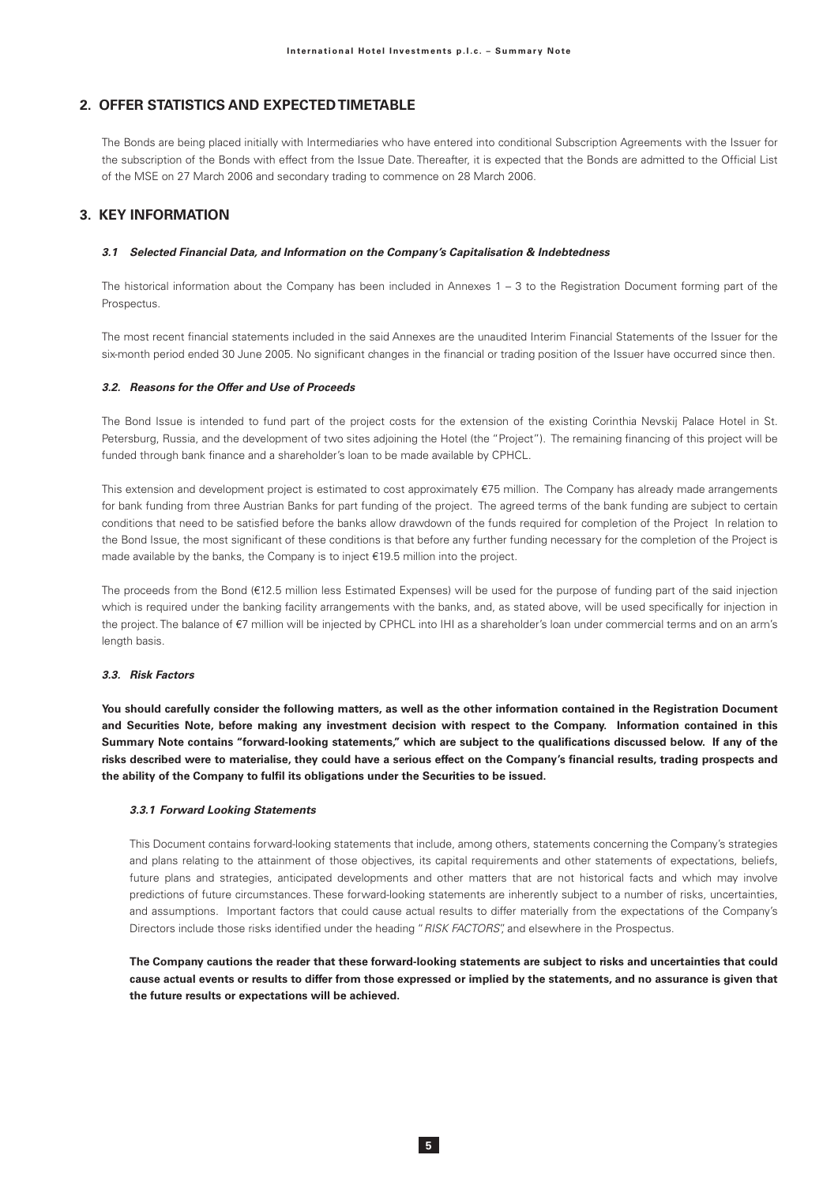## 2. OFFER STATISTICS AND EXPECTED TIMETABLE

The Bonds are being placed initially with Intermediaries who have entered into conditional Subscription Agreements with the Issuer for the subscription of the Bonds with effect from the Issue Date. Thereafter, it is expected that the Bonds are admitted to the Official List of the MSE on 27 March 2006 and secondary trading to commence on 28 March 2006.

## 3. KEY INFORMATION

#### *3.1 Selected Financial Data, and Information on the Company's Capitalisation & Indebtedness*

The historical information about the Company has been included in Annexes 1 – 3 to the Registration Document forming part of the Prospectus.

The most recent financial statements included in the said Annexes are the unaudited Interim Financial Statements of the Issuer for the six-month period ended 30 June 2005. No significant changes in the financial or trading position of the Issuer have occurred since then.

#### *3.2. Reasons for the Offer and Use of Proceeds*

The Bond Issue is intended to fund part of the project costs for the extension of the existing Corinthia Nevskij Palace Hotel in St. Petersburg, Russia, and the development of two sites adjoining the Hotel (the "Project"). The remaining financing of this project will be funded through bank finance and a shareholder's loan to be made available by CPHCL.

This extension and development project is estimated to cost approximately €75 million. The Company has already made arrangements for bank funding from three Austrian Banks for part funding of the project. The agreed terms of the bank funding are subject to certain conditions that need to be satisfied before the banks allow drawdown of the funds required for completion of the Project In relation to the Bond Issue, the most significant of these conditions is that before any further funding necessary for the completion of the Project is made available by the banks, the Company is to inject €19.5 million into the project.

The proceeds from the Bond (€12.5 million less Estimated Expenses) will be used for the purpose of funding part of the said injection which is required under the banking facility arrangements with the banks, and, as stated above, will be used specifically for injection in the project. The balance of €7 million will be injected by CPHCL into IHI as a shareholder's loan under commercial terms and on an arm's length basis.

#### *3.3. Risk Factors*

**You should carefully consider the following matters, as well as the other information contained in the Registration Document and Securities Note, before making any investment decision with respect to the Company. Information contained in this Summary Note contains "forward-looking statements," which are subject to the qualifications discussed below. If any of the risks described were to materialise, they could have a serious effect on the Company's financial results, trading prospects and the ability of the Company to fulfil its obligations under the Securities to be issued.**

##### *3.3.1 Forward Looking Statements*

This Document contains forward-looking statements that include, among others, statements concerning the Company's strategies and plans relating to the attainment of those objectives, its capital requirements and other statements of expectations, beliefs, future plans and strategies, anticipated developments and other matters that are not historical facts and which may involve predictions of future circumstances. These forward-looking statements are inherently subject to a number of risks, uncertainties, and assumptions. Important factors that could cause actual results to differ materially from the expectations of the Company's Directors include those risks identified under the heading "*RISK FACTORS*", and elsewhere in the Prospectus.

**The Company cautions the reader that these forward-looking statements are subject to risks and uncertainties that could cause actual events or results to differ from those expressed or implied by the statements, and no assurance is given that the future results or expectations will be achieved.**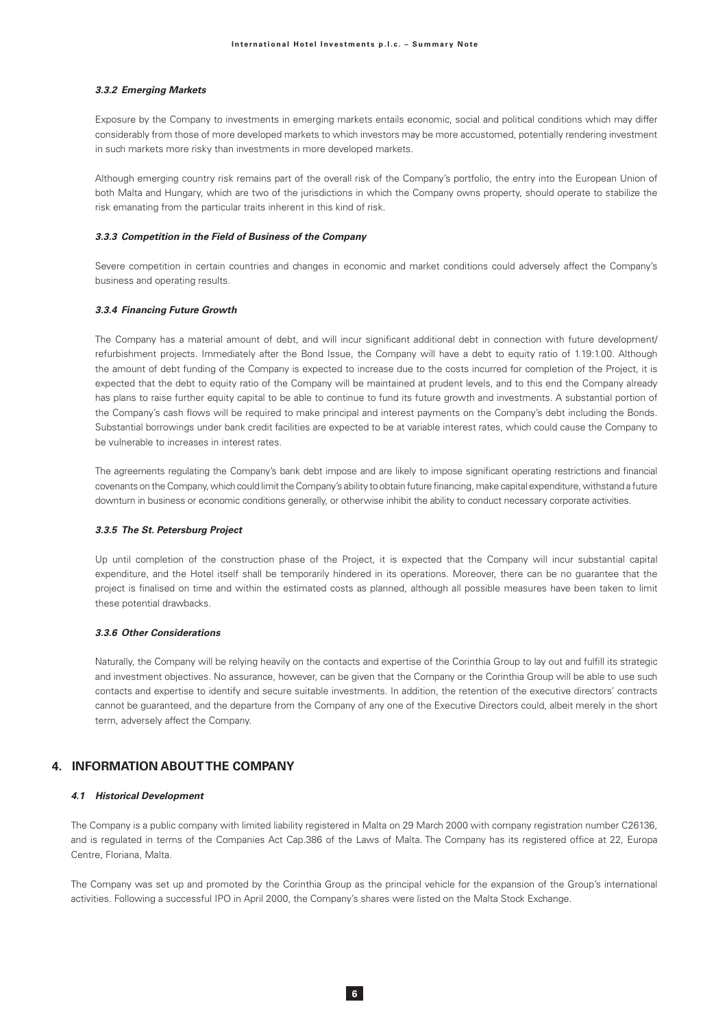#### *3.3.2 Emerging Markets*

Exposure by the Company to investments in emerging markets entails economic, social and political conditions which may differ considerably from those of more developed markets to which investors may be more accustomed, potentially rendering investment in such markets more risky than investments in more developed markets.

Although emerging country risk remains part of the overall risk of the Company's portfolio, the entry into the European Union of both Malta and Hungary, which are two of the jurisdictions in which the Company owns property, should operate to stabilize the risk emanating from the particular traits inherent in this kind of risk.

#### *3.3.3 Competition in the Field of Business of the Company*

Severe competition in certain countries and changes in economic and market conditions could adversely affect the Company's business and operating results.

#### *3.3.4 Financing Future Growth*

The Company has a material amount of debt, and will incur significant additional debt in connection with future development/ refurbishment projects. Immediately after the Bond Issue, the Company will have a debt to equity ratio of 1.19:1.00. Although the amount of debt funding of the Company is expected to increase due to the costs incurred for completion of the Project, it is expected that the debt to equity ratio of the Company will be maintained at prudent levels, and to this end the Company already has plans to raise further equity capital to be able to continue to fund its future growth and investments. A substantial portion of the Company's cash flows will be required to make principal and interest payments on the Company's debt including the Bonds. Substantial borrowings under bank credit facilities are expected to be at variable interest rates, which could cause the Company to be vulnerable to increases in interest rates.

The agreements regulating the Company's bank debt impose and are likely to impose significant operating restrictions and financial covenants on the Company, which could limit the Company's ability to obtain future financing, make capital expenditure, withstand a future downturn in business or economic conditions generally, or otherwise inhibit the ability to conduct necessary corporate activities.

#### *3.3.5 The St. Petersburg Project*

Up until completion of the construction phase of the Project, it is expected that the Company will incur substantial capital expenditure, and the Hotel itself shall be temporarily hindered in its operations. Moreover, there can be no guarantee that the project is finalised on time and within the estimated costs as planned, although all possible measures have been taken to limit these potential drawbacks.

#### *3.3.6 Other Considerations*

Naturally, the Company will be relying heavily on the contacts and expertise of the Corinthia Group to lay out and fulfill its strategic and investment objectives. No assurance, however, can be given that the Company or the Corinthia Group will be able to use such contacts and expertise to identify and secure suitable investments. In addition, the retention of the executive directors' contracts cannot be guaranteed, and the departure from the Company of any one of the Executive Directors could, albeit merely in the short term, adversely affect the Company.

## 4. INFORMATION ABOUT THE COMPANY

### *4.1 Historical Development*

The Company is a public company with limited liability registered in Malta on 29 March 2000 with company registration number C26136, and is regulated in terms of the Companies Act Cap.386 of the Laws of Malta. The Company has its registered office at 22, Europa Centre, Floriana, Malta.

The Company was set up and promoted by the Corinthia Group as the principal vehicle for the expansion of the Group's international activities. Following a successful IPO in April 2000, the Company's shares were listed on the Malta Stock Exchange.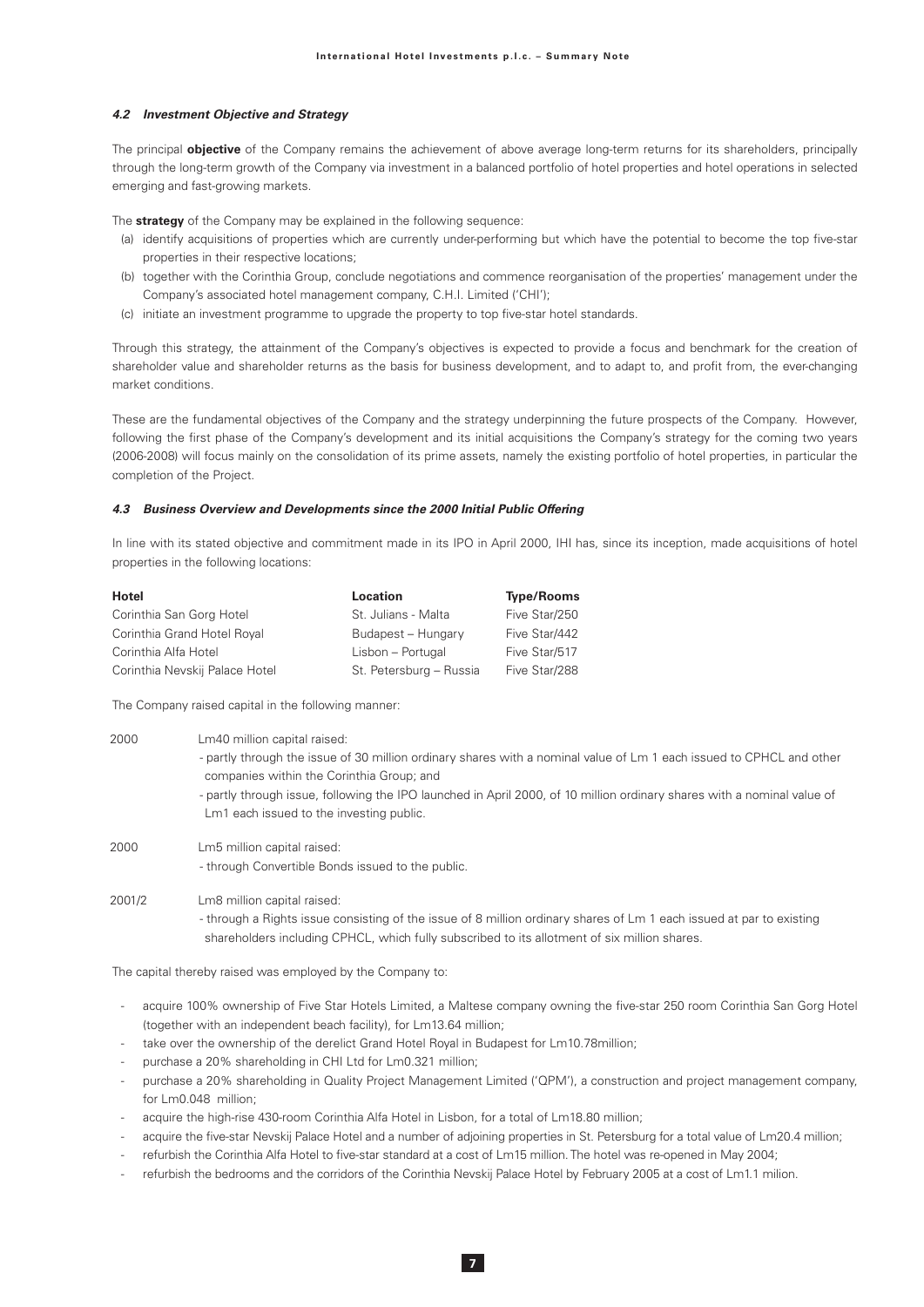#### *4.2 Investment Objective and Strategy*

The principal **objective** of the Company remains the achievement of above average long-term returns for its shareholders, principally through the long-term growth of the Company via investment in a balanced portfolio of hotel properties and hotel operations in selected emerging and fast-growing markets.

The **strategy** of the Company may be explained in the following sequence:

(a) identify acquisitions of properties which are currently under-performing but which have the potential to become the top five-star properties in their respective locations;

(b) together with the Corinthia Group, conclude negotiations and commence reorganisation of the properties' management under the Company's associated hotel management company, C.H.I. Limited ('CHI');

(c) initiate an investment programme to upgrade the property to top five-star hotel standards.

Through this strategy, the attainment of the Company's objectives is expected to provide a focus and benchmark for the creation of shareholder value and shareholder returns as the basis for business development, and to adapt to, and profit from, the ever-changing market conditions.

These are the fundamental objectives of the Company and the strategy underpinning the future prospects of the Company. However, following the first phase of the Company's development and its initial acquisitions the Company's strategy for the coming two years (2006-2008) will focus mainly on the consolidation of its prime assets, namely the existing portfolio of hotel properties, in particular the completion of the Project.

#### *4.3 Business Overview and Developments since the 2000 Initial Public Offering*

In line with its stated objective and commitment made in its IPO in April 2000, IHI has, since its inception, made acquisitions of hotel properties in the following locations:

| **Hotel** | **Location** | **Type/Rooms** |
|---|---|---|
| Corinthia San Gorg Hotel | St. Julians - Malta | Five Star/250 |
| Corinthia Grand Hotel Royal | Budapest – Hungary | Five Star/442 |
| Corinthia Alfa Hotel | Lisbon – Portugal | Five Star/517 |
| Corinthia Nevskij Palace Hotel | St. Petersburg – Russia | Five Star/288 |

The Company raised capital in the following manner:

| | |
|---|---|
| 2000 | Lm40 million capital raised:<br>- partly through the issue of 30 million ordinary shares with a nominal value of Lm 1 each issued to CPHCL and other companies within the Corinthia Group; and<br>- partly through issue, following the IPO launched in April 2000, of 10 million ordinary shares with a nominal value of Lm1 each issued to the investing public. |
| 2000 | Lm5 million capital raised:<br>- through Convertible Bonds issued to the public. |
| 2001/2 | Lm8 million capital raised:<br>- through a Rights issue consisting of the issue of 8 million ordinary shares of Lm 1 each issued at par to existing shareholders including CPHCL, which fully subscribed to its allotment of six million shares. |

The capital thereby raised was employed by the Company to:

- acquire 100% ownership of Five Star Hotels Limited, a Maltese company owning the five-star 250 room Corinthia San Gorg Hotel (together with an independent beach facility), for Lm13.64 million;
- take over the ownership of the derelict Grand Hotel Royal in Budapest for Lm10.78million;
- purchase a 20% shareholding in CHI Ltd for Lm0.321 million;
- purchase a 20% shareholding in Quality Project Management Limited ('QPM'), a construction and project management company, for Lm0.048 million;
- acquire the high-rise 430-room Corinthia Alfa Hotel in Lisbon, for a total of Lm18.80 million;
- acquire the five-star Nevskij Palace Hotel and a number of adjoining properties in St. Petersburg for a total value of Lm20.4 million;
- refurbish the Corinthia Alfa Hotel to five-star standard at a cost of Lm15 million. The hotel was re-opened in May 2004;
- refurbish the bedrooms and the corridors of the Corinthia Nevskij Palace Hotel by February 2005 at a cost of Lm1.1 milion.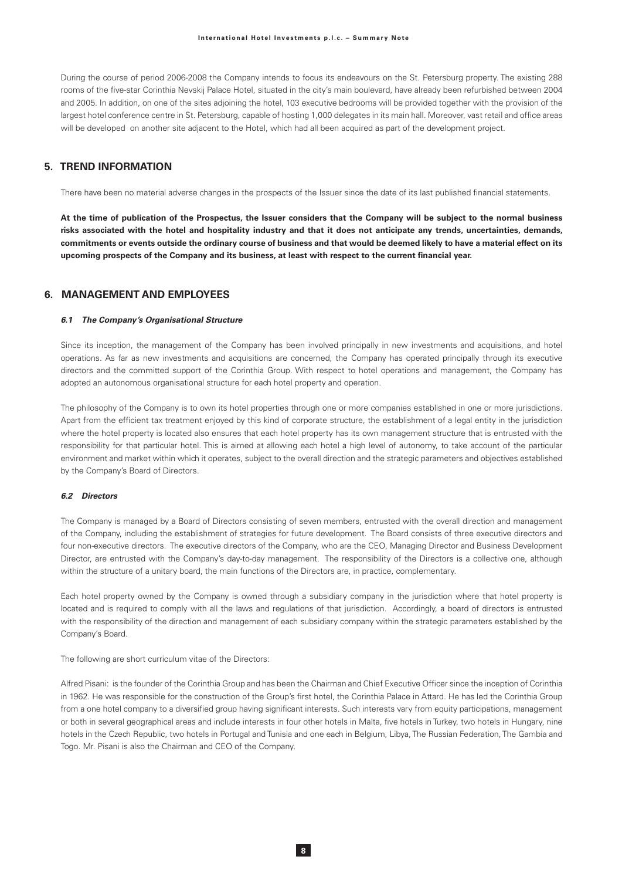During the course of period 2006-2008 the Company intends to focus its endeavours on the St. Petersburg property. The existing 288 rooms of the five-star Corinthia Nevskij Palace Hotel, situated in the city's main boulevard, have already been refurbished between 2004 and 2005. In addition, on one of the sites adjoining the hotel, 103 executive bedrooms will be provided together with the provision of the largest hotel conference centre in St. Petersburg, capable of hosting 1,000 delegates in its main hall. Moreover, vast retail and office areas will be developed on another site adjacent to the Hotel, which had all been acquired as part of the development project.

## 5. TREND INFORMATION

There have been no material adverse changes in the prospects of the Issuer since the date of its last published financial statements.

**At the time of publication of the Prospectus, the Issuer considers that the Company will be subject to the normal business risks associated with the hotel and hospitality industry and that it does not anticipate any trends, uncertainties, demands, commitments or events outside the ordinary course of business and that would be deemed likely to have a material effect on its upcoming prospects of the Company and its business, at least with respect to the current financial year.**

## 6. MANAGEMENT AND EMPLOYEES

### *6.1 The Company's Organisational Structure*

Since its inception, the management of the Company has been involved principally in new investments and acquisitions, and hotel operations. As far as new investments and acquisitions are concerned, the Company has operated principally through its executive directors and the committed support of the Corinthia Group. With respect to hotel operations and management, the Company has adopted an autonomous organisational structure for each hotel property and operation.

The philosophy of the Company is to own its hotel properties through one or more companies established in one or more jurisdictions. Apart from the efficient tax treatment enjoyed by this kind of corporate structure, the establishment of a legal entity in the jurisdiction where the hotel property is located also ensures that each hotel property has its own management structure that is entrusted with the responsibility for that particular hotel. This is aimed at allowing each hotel a high level of autonomy, to take account of the particular environment and market within which it operates, subject to the overall direction and the strategic parameters and objectives established by the Company's Board of Directors.

### *6.2 Directors*

The Company is managed by a Board of Directors consisting of seven members, entrusted with the overall direction and management of the Company, including the establishment of strategies for future development. The Board consists of three executive directors and four non-executive directors. The executive directors of the Company, who are the CEO, Managing Director and Business Development Director, are entrusted with the Company's day-to-day management. The responsibility of the Directors is a collective one, although within the structure of a unitary board, the main functions of the Directors are, in practice, complementary.

Each hotel property owned by the Company is owned through a subsidiary company in the jurisdiction where that hotel property is located and is required to comply with all the laws and regulations of that jurisdiction. Accordingly, a board of directors is entrusted with the responsibility of the direction and management of each subsidiary company within the strategic parameters established by the Company's Board.

The following are short curriculum vitae of the Directors:

Alfred Pisani: is the founder of the Corinthia Group and has been the Chairman and Chief Executive Officer since the inception of Corinthia in 1962. He was responsible for the construction of the Group's first hotel, the Corinthia Palace in Attard. He has led the Corinthia Group from a one hotel company to a diversified group having significant interests. Such interests vary from equity participations, management or both in several geographical areas and include interests in four other hotels in Malta, five hotels in Turkey, two hotels in Hungary, nine hotels in the Czech Republic, two hotels in Portugal and Tunisia and one each in Belgium, Libya, The Russian Federation, The Gambia and Togo. Mr. Pisani is also the Chairman and CEO of the Company.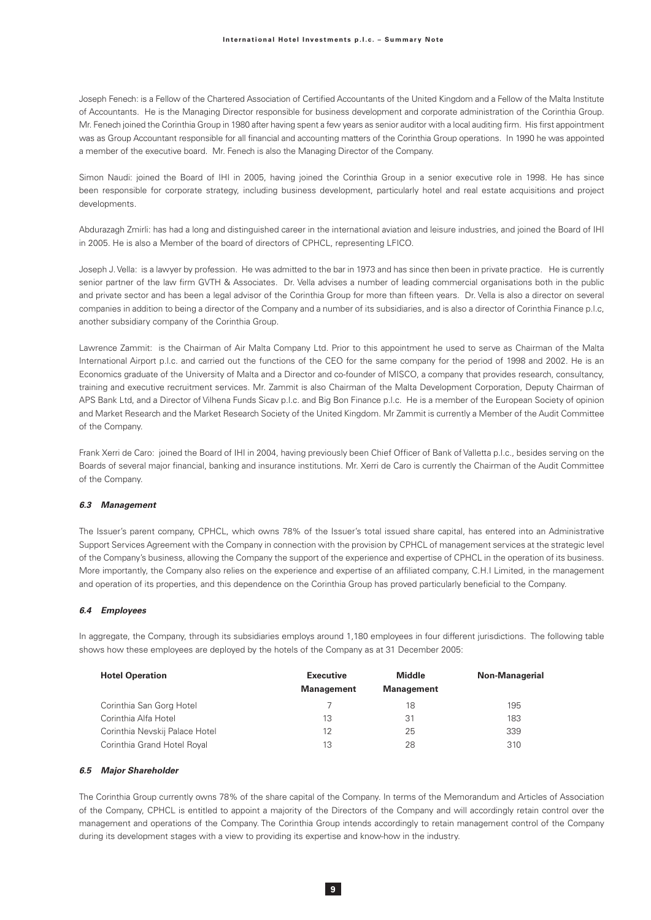Joseph Fenech: is a Fellow of the Chartered Association of Certified Accountants of the United Kingdom and a Fellow of the Malta Institute of Accountants. He is the Managing Director responsible for business development and corporate administration of the Corinthia Group. Mr. Fenech joined the Corinthia Group in 1980 after having spent a few years as senior auditor with a local auditing firm. His first appointment was as Group Accountant responsible for all financial and accounting matters of the Corinthia Group operations. In 1990 he was appointed a member of the executive board. Mr. Fenech is also the Managing Director of the Company.

Simon Naudi: joined the Board of IHI in 2005, having joined the Corinthia Group in a senior executive role in 1998. He has since been responsible for corporate strategy, including business development, particularly hotel and real estate acquisitions and project developments.

Abdurazagh Zmirli: has had a long and distinguished career in the international aviation and leisure industries, and joined the Board of IHI in 2005. He is also a Member of the board of directors of CPHCL, representing LFICO.

Joseph J. Vella: is a lawyer by profession. He was admitted to the bar in 1973 and has since then been in private practice. He is currently senior partner of the law firm GVTH & Associates. Dr. Vella advises a number of leading commercial organisations both in the public and private sector and has been a legal advisor of the Corinthia Group for more than fifteen years. Dr. Vella is also a director on several companies in addition to being a director of the Company and a number of its subsidiaries, and is also a director of Corinthia Finance p.l.c, another subsidiary company of the Corinthia Group.

Lawrence Zammit: is the Chairman of Air Malta Company Ltd. Prior to this appointment he used to serve as Chairman of the Malta International Airport p.l.c. and carried out the functions of the CEO for the same company for the period of 1998 and 2002. He is an Economics graduate of the University of Malta and a Director and co-founder of MISCO, a company that provides research, consultancy, training and executive recruitment services. Mr. Zammit is also Chairman of the Malta Development Corporation, Deputy Chairman of APS Bank Ltd, and a Director of Vilhena Funds Sicav p.l.c. and Big Bon Finance p.l.c. He is a member of the European Society of opinion and Market Research and the Market Research Society of the United Kingdom. Mr Zammit is currently a Member of the Audit Committee of the Company.

Frank Xerri de Caro: joined the Board of IHI in 2004, having previously been Chief Officer of Bank of Valletta p.l.c., besides serving on the Boards of several major financial, banking and insurance institutions. Mr. Xerri de Caro is currently the Chairman of the Audit Committee of the Company.

### *6.3 Management*

The Issuer's parent company, CPHCL, which owns 78% of the Issuer's total issued share capital, has entered into an Administrative Support Services Agreement with the Company in connection with the provision by CPHCL of management services at the strategic level of the Company's business, allowing the Company the support of the experience and expertise of CPHCL in the operation of its business. More importantly, the Company also relies on the experience and expertise of an affiliated company, C.H.I Limited, in the management and operation of its properties, and this dependence on the Corinthia Group has proved particularly beneficial to the Company.

### *6.4 Employees*

In aggregate, the Company, through its subsidiaries employs around 1,180 employees in four different jurisdictions. The following table shows how these employees are deployed by the hotels of the Company as at 31 December 2005:

| Hotel Operation | Executive Management | Middle Management | Non-Managerial |
|---|---|---|---|
| Corinthia San Gorg Hotel | 7 | 18 | 195 |
| Corinthia Alfa Hotel | 13 | 31 | 183 |
| Corinthia Nevskij Palace Hotel | 12 | 25 | 339 |
| Corinthia Grand Hotel Royal | 13 | 28 | 310 |

### *6.5 Major Shareholder*

The Corinthia Group currently owns 78% of the share capital of the Company. In terms of the Memorandum and Articles of Association of the Company, CPHCL is entitled to appoint a majority of the Directors of the Company and will accordingly retain control over the management and operations of the Company. The Corinthia Group intends accordingly to retain management control of the Company during its development stages with a view to providing its expertise and know-how in the industry.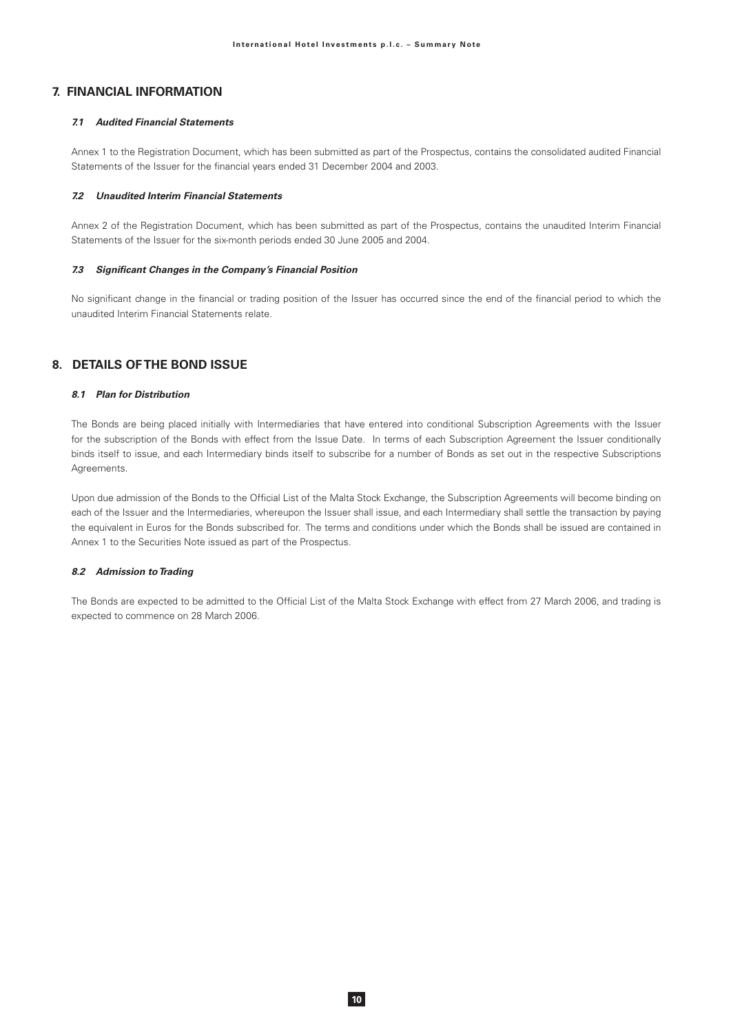## 7. FINANCIAL INFORMATION

### *7.1 Audited Financial Statements*

Annex 1 to the Registration Document, which has been submitted as part of the Prospectus, contains the consolidated audited Financial Statements of the Issuer for the financial years ended 31 December 2004 and 2003.

### *7.2 Unaudited Interim Financial Statements*

Annex 2 of the Registration Document, which has been submitted as part of the Prospectus, contains the unaudited Interim Financial Statements of the Issuer for the six-month periods ended 30 June 2005 and 2004.

### *7.3 Significant Changes in the Company's Financial Position*

No significant change in the financial or trading position of the Issuer has occurred since the end of the financial period to which the unaudited Interim Financial Statements relate.

## 8. DETAILS OF THE BOND ISSUE

### *8.1 Plan for Distribution*

The Bonds are being placed initially with Intermediaries that have entered into conditional Subscription Agreements with the Issuer for the subscription of the Bonds with effect from the Issue Date. In terms of each Subscription Agreement the Issuer conditionally binds itself to issue, and each Intermediary binds itself to subscribe for a number of Bonds as set out in the respective Subscriptions Agreements.

Upon due admission of the Bonds to the Official List of the Malta Stock Exchange, the Subscription Agreements will become binding on each of the Issuer and the Intermediaries, whereupon the Issuer shall issue, and each Intermediary shall settle the transaction by paying the equivalent in Euros for the Bonds subscribed for. The terms and conditions under which the Bonds shall be issued are contained in Annex 1 to the Securities Note issued as part of the Prospectus.

### *8.2 Admission to Trading*

The Bonds are expected to be admitted to the Official List of the Malta Stock Exchange with effect from 27 March 2006, and trading is expected to commence on 28 March 2006.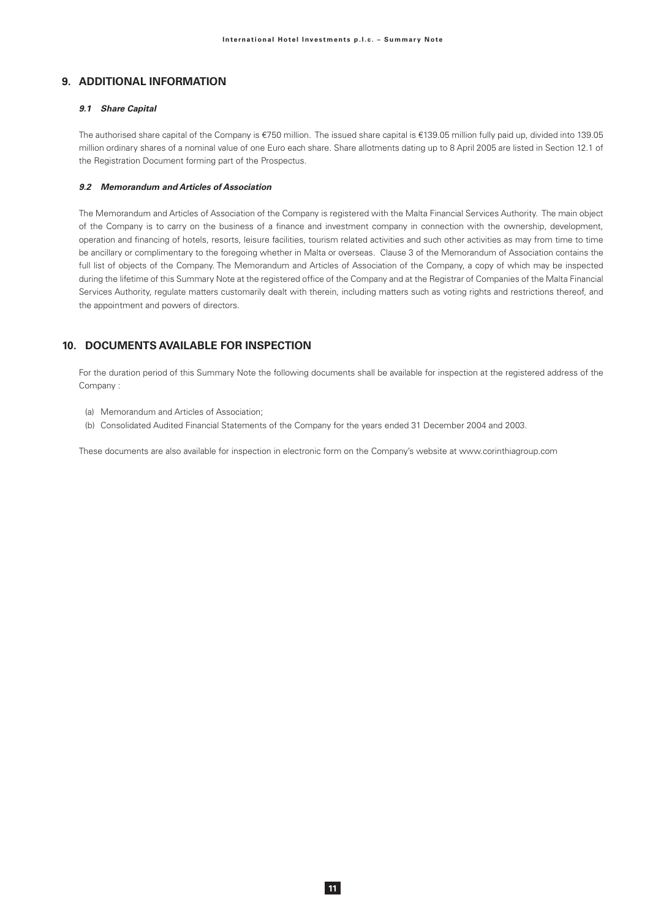## 9. ADDITIONAL INFORMATION

#### *9.1 Share Capital*

The authorised share capital of the Company is €750 million. The issued share capital is €139.05 million fully paid up, divided into 139.05 million ordinary shares of a nominal value of one Euro each share. Share allotments dating up to 8 April 2005 are listed in Section 12.1 of the Registration Document forming part of the Prospectus.

#### *9.2 Memorandum and Articles of Association*

The Memorandum and Articles of Association of the Company is registered with the Malta Financial Services Authority. The main object of the Company is to carry on the business of a finance and investment company in connection with the ownership, development, operation and financing of hotels, resorts, leisure facilities, tourism related activities and such other activities as may from time to time be ancillary or complimentary to the foregoing whether in Malta or overseas. Clause 3 of the Memorandum of Association contains the full list of objects of the Company. The Memorandum and Articles of Association of the Company, a copy of which may be inspected during the lifetime of this Summary Note at the registered office of the Company and at the Registrar of Companies of the Malta Financial Services Authority, regulate matters customarily dealt with therein, including matters such as voting rights and restrictions thereof, and the appointment and powers of directors.

## 10. DOCUMENTS AVAILABLE FOR INSPECTION

For the duration period of this Summary Note the following documents shall be available for inspection at the registered address of the Company :

(a) Memorandum and Articles of Association;
(b) Consolidated Audited Financial Statements of the Company for the years ended 31 December 2004 and 2003.

These documents are also available for inspection in electronic form on the Company's website at www.corinthiagroup.com